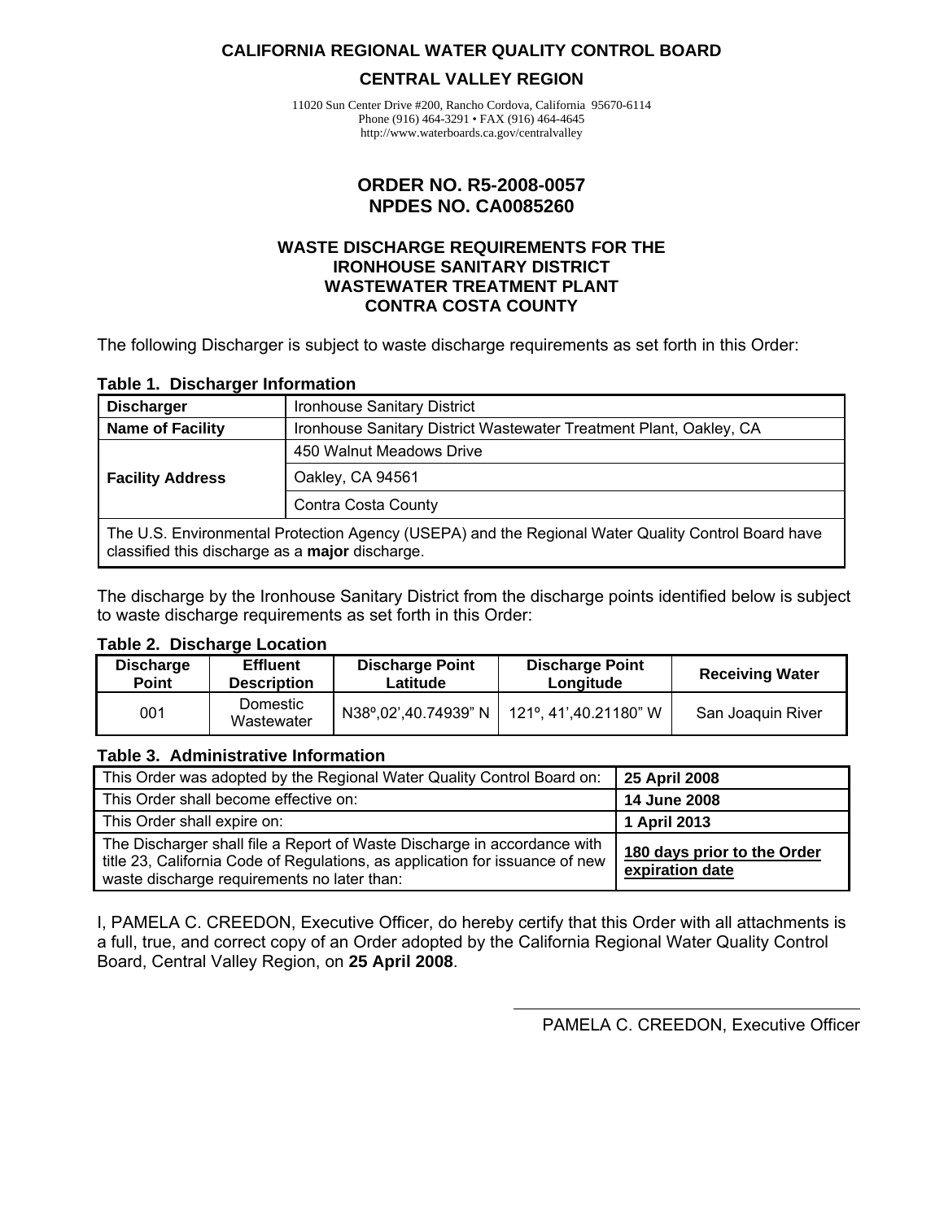**CALIFORNIA REGIONAL WATER QUALITY CONTROL BOARD**

**CENTRAL VALLEY REGION**

11020 Sun Center Drive #200, Rancho Cordova, California 95670-6114
Phone (916) 464-3291 • FAX (916) 464-4645
http://www.waterboards.ca.gov/centralvalley

# ORDER NO. R5-2008-0057
# NPDES NO. CA0085260

## WASTE DISCHARGE REQUIREMENTS FOR THE IRONHOUSE SANITARY DISTRICT WASTEWATER TREATMENT PLANT CONTRA COSTA COUNTY

The following Discharger is subject to waste discharge requirements as set forth in this Order:

**Table 1. Discharger Information**

| **Discharger** | Ironhouse Sanitary District |
|---|---|
| **Name of Facility** | Ironhouse Sanitary District Wastewater Treatment Plant, Oakley, CA |
| **Facility Address** | 450 Walnut Meadows Drive |
| | Oakley, CA 94561 |
| | Contra Costa County |
| The U.S. Environmental Protection Agency (USEPA) and the Regional Water Quality Control Board have classified this discharge as a **major** discharge. | |

The discharge by the Ironhouse Sanitary District from the discharge points identified below is subject to waste discharge requirements as set forth in this Order:

**Table 2. Discharge Location**

| Discharge Point | Effluent Description | Discharge Point Latitude | Discharge Point Longitude | Receiving Water |
|---|---|---|---|---|
| 001 | Domestic Wastewater | N38º,02',40.74939" N | 121º, 41',40.21180" W | San Joaquin River |

**Table 3. Administrative Information**

| This Order was adopted by the Regional Water Quality Control Board on: | **25 April 2008** |
|---|---|
| This Order shall become effective on: | **14 June 2008** |
| This Order shall expire on: | **1 April 2013** |
| The Discharger shall file a Report of Waste Discharge in accordance with title 23, California Code of Regulations, as application for issuance of new waste discharge requirements no later than: | **180 days prior to the Order expiration date** |

I, PAMELA C. CREEDON, Executive Officer, do hereby certify that this Order with all attachments is a full, true, and correct copy of an Order adopted by the California Regional Water Quality Control Board, Central Valley Region, on **25 April 2008**.

PAMELA C. CREEDON, Executive Officer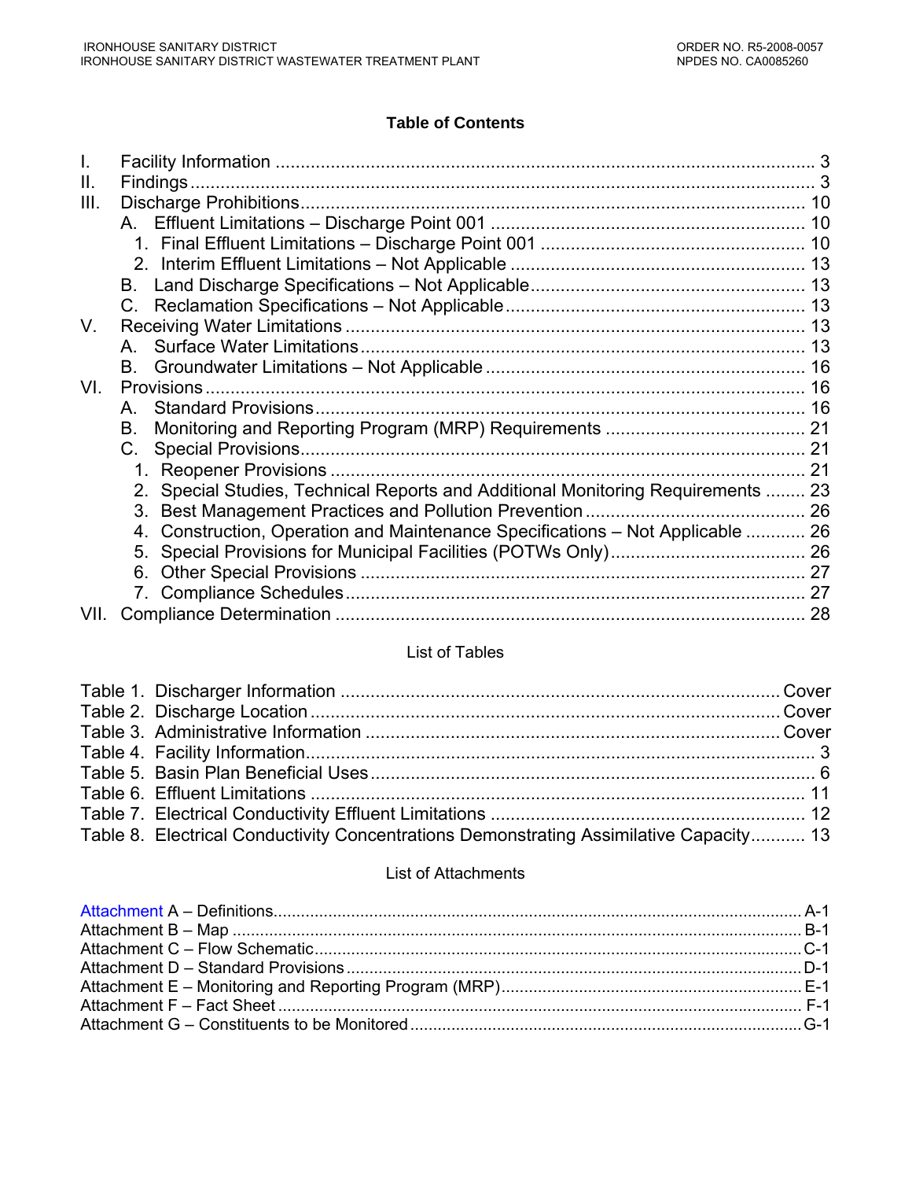## Table of Contents

I. Facility Information ........................................................................................................ 3
II. Findings........................................................................................................................... 3
III. Discharge Prohibitions.................................................................................................... 10
   A. Effluent Limitations – Discharge Point 001 .............................................................. 10
      1. Final Effluent Limitations – Discharge Point 001 .................................................... 10
      2. Interim Effluent Limitations – Not Applicable .......................................................... 13
   B. Land Discharge Specifications – Not Applicable....................................................... 13
   C. Reclamation Specifications – Not Applicable............................................................ 13
V. Receiving Water Limitations ........................................................................................... 13
   A. Surface Water Limitations......................................................................................... 13
   B. Groundwater Limitations – Not Applicable ................................................................ 16
VI. Provisions ....................................................................................................................... 16
   A. Standard Provisions................................................................................................... 16
   B. Monitoring and Reporting Program (MRP) Requirements ........................................ 21
   C. Special Provisions..................................................................................................... 21
      1. Reopener Provisions .............................................................................................. 21
      2. Special Studies, Technical Reports and Additional Monitoring Requirements ........ 23
      3. Best Management Practices and Pollution Prevention ............................................ 26
      4. Construction, Operation and Maintenance Specifications – Not Applicable ............ 26
      5. Special Provisions for Municipal Facilities (POTWs Only)....................................... 26
      6. Other Special Provisions ........................................................................................ 27
      7. Compliance Schedules........................................................................................... 27
VII. Compliance Determination ............................................................................................. 28

### List of Tables

Table 1. Discharger Information ......................................................................................Cover
Table 2. Discharge Location............................................................................................Cover
Table 3. Administrative Information ..................................................................................Cover
Table 4. Facility Information..................................................................................................... 3
Table 5. Basin Plan Beneficial Uses........................................................................................ 6
Table 6. Effluent Limitations .................................................................................................. 11
Table 7. Electrical Conductivity Effluent Limitations ............................................................... 12
Table 8. Electrical Conductivity Concentrations Demonstrating Assimilative Capacity........... 13

### List of Attachments

Attachment A – Definitions.................................................................................................. A-1
Attachment B – Map ........................................................................................................... B-1
Attachment C – Flow Schematic......................................................................................... C-1
Attachment D – Standard Provisions .................................................................................. D-1
Attachment E – Monitoring and Reporting Program (MRP)................................................. E-1
Attachment F – Fact Sheet ................................................................................................. F-1
Attachment G – Constituents to be Monitored .................................................................... G-1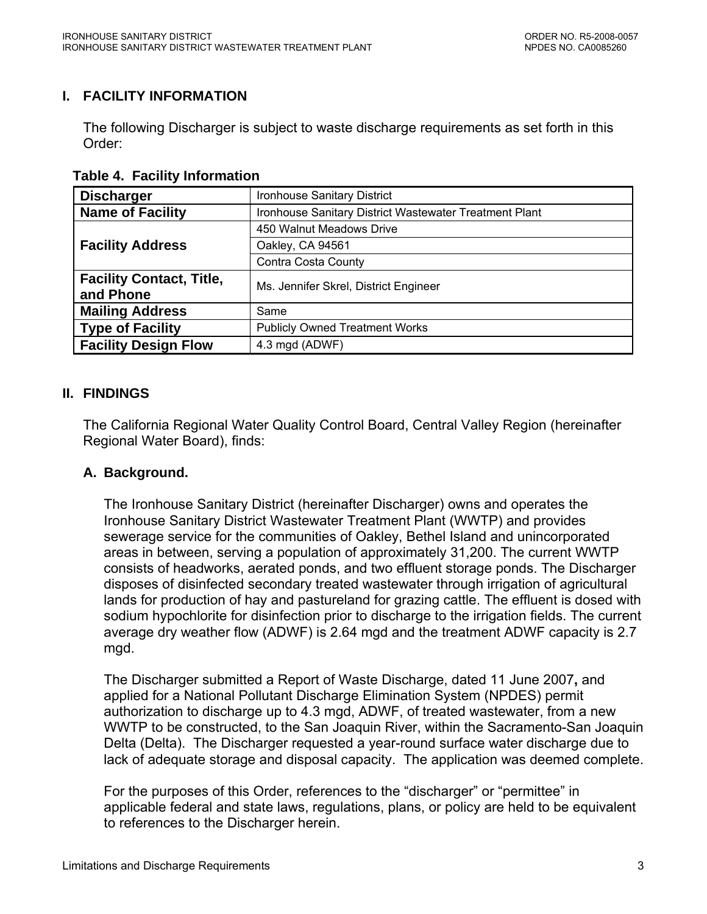# I. FACILITY INFORMATION

The following Discharger is subject to waste discharge requirements as set forth in this Order:

**Table 4. Facility Information**

| | |
|---|---|
| **Discharger** | Ironhouse Sanitary District |
| **Name of Facility** | Ironhouse Sanitary District Wastewater Treatment Plant |
| **Facility Address** | 450 Walnut Meadows Drive |
| | Oakley, CA 94561 |
| | Contra Costa County |
| **Facility Contact, Title, and Phone** | Ms. Jennifer Skrel, District Engineer |
| **Mailing Address** | Same |
| **Type of Facility** | Publicly Owned Treatment Works |
| **Facility Design Flow** | 4.3 mgd (ADWF) |

# II. FINDINGS

The California Regional Water Quality Control Board, Central Valley Region (hereinafter Regional Water Board), finds:

## A. Background.

The Ironhouse Sanitary District (hereinafter Discharger) owns and operates the Ironhouse Sanitary District Wastewater Treatment Plant (WWTP) and provides sewerage service for the communities of Oakley, Bethel Island and unincorporated areas in between, serving a population of approximately 31,200. The current WWTP consists of headworks, aerated ponds, and two effluent storage ponds. The Discharger disposes of disinfected secondary treated wastewater through irrigation of agricultural lands for production of hay and pastureland for grazing cattle. The effluent is dosed with sodium hypochlorite for disinfection prior to discharge to the irrigation fields. The current average dry weather flow (ADWF) is 2.64 mgd and the treatment ADWF capacity is 2.7 mgd.

The Discharger submitted a Report of Waste Discharge, dated 11 June 2007**,** and applied for a National Pollutant Discharge Elimination System (NPDES) permit authorization to discharge up to 4.3 mgd, ADWF, of treated wastewater, from a new WWTP to be constructed, to the San Joaquin River, within the Sacramento-San Joaquin Delta (Delta). The Discharger requested a year-round surface water discharge due to lack of adequate storage and disposal capacity. The application was deemed complete.

For the purposes of this Order, references to the "discharger" or "permittee" in applicable federal and state laws, regulations, plans, or policy are held to be equivalent to references to the Discharger herein.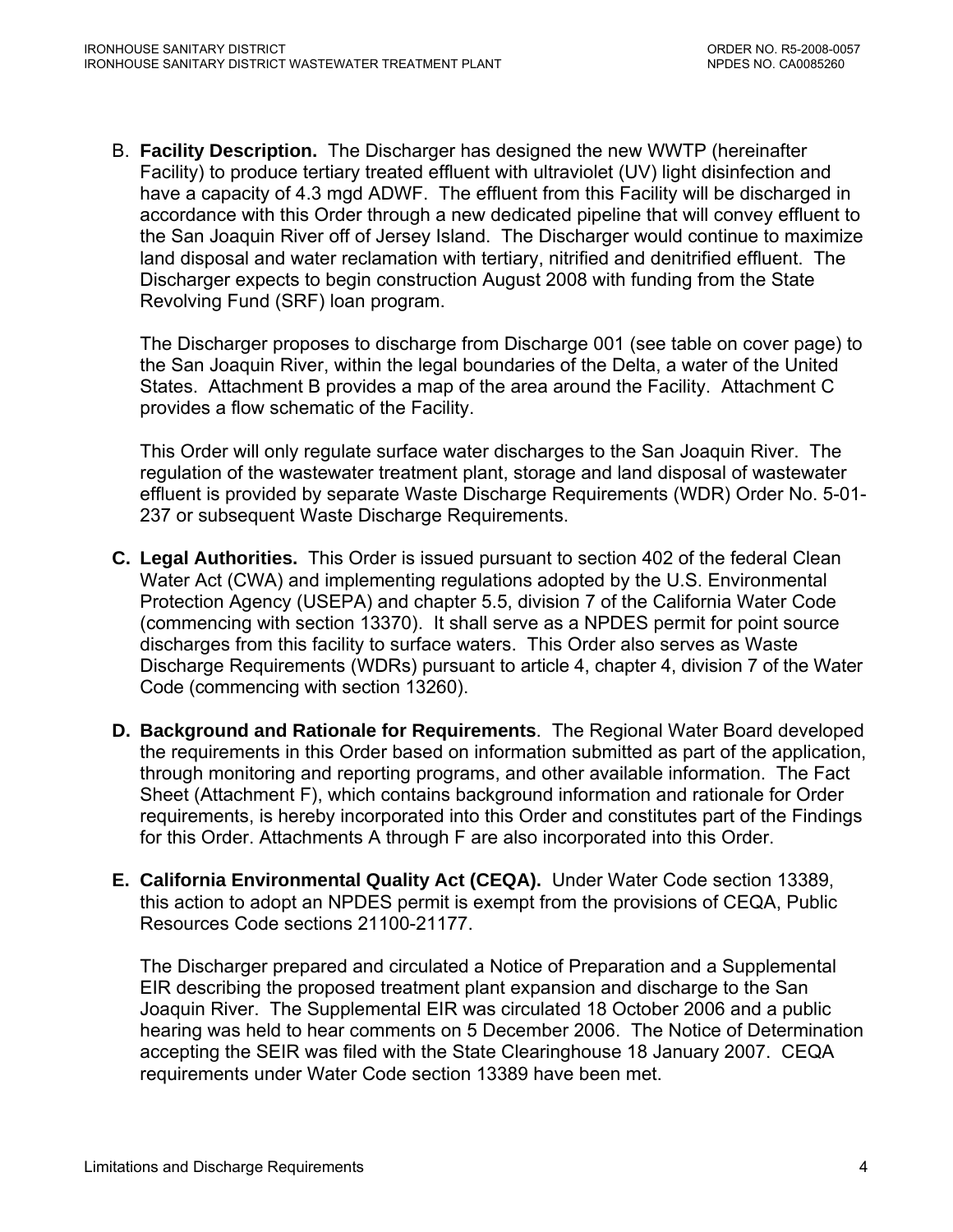B. **Facility Description.** The Discharger has designed the new WWTP (hereinafter Facility) to produce tertiary treated effluent with ultraviolet (UV) light disinfection and have a capacity of 4.3 mgd ADWF. The effluent from this Facility will be discharged in accordance with this Order through a new dedicated pipeline that will convey effluent to the San Joaquin River off of Jersey Island. The Discharger would continue to maximize land disposal and water reclamation with tertiary, nitrified and denitrified effluent. The Discharger expects to begin construction August 2008 with funding from the State Revolving Fund (SRF) loan program.

The Discharger proposes to discharge from Discharge 001 (see table on cover page) to the San Joaquin River, within the legal boundaries of the Delta, a water of the United States. Attachment B provides a map of the area around the Facility. Attachment C provides a flow schematic of the Facility.

This Order will only regulate surface water discharges to the San Joaquin River. The regulation of the wastewater treatment plant, storage and land disposal of wastewater effluent is provided by separate Waste Discharge Requirements (WDR) Order No. 5-01-237 or subsequent Waste Discharge Requirements.

**C. Legal Authorities.** This Order is issued pursuant to section 402 of the federal Clean Water Act (CWA) and implementing regulations adopted by the U.S. Environmental Protection Agency (USEPA) and chapter 5.5, division 7 of the California Water Code (commencing with section 13370). It shall serve as a NPDES permit for point source discharges from this facility to surface waters. This Order also serves as Waste Discharge Requirements (WDRs) pursuant to article 4, chapter 4, division 7 of the Water Code (commencing with section 13260).

**D. Background and Rationale for Requirements**. The Regional Water Board developed the requirements in this Order based on information submitted as part of the application, through monitoring and reporting programs, and other available information. The Fact Sheet (Attachment F), which contains background information and rationale for Order requirements, is hereby incorporated into this Order and constitutes part of the Findings for this Order. Attachments A through F are also incorporated into this Order.

**E. California Environmental Quality Act (CEQA).** Under Water Code section 13389, this action to adopt an NPDES permit is exempt from the provisions of CEQA, Public Resources Code sections 21100-21177.

The Discharger prepared and circulated a Notice of Preparation and a Supplemental EIR describing the proposed treatment plant expansion and discharge to the San Joaquin River. The Supplemental EIR was circulated 18 October 2006 and a public hearing was held to hear comments on 5 December 2006. The Notice of Determination accepting the SEIR was filed with the State Clearinghouse 18 January 2007. CEQA requirements under Water Code section 13389 have been met.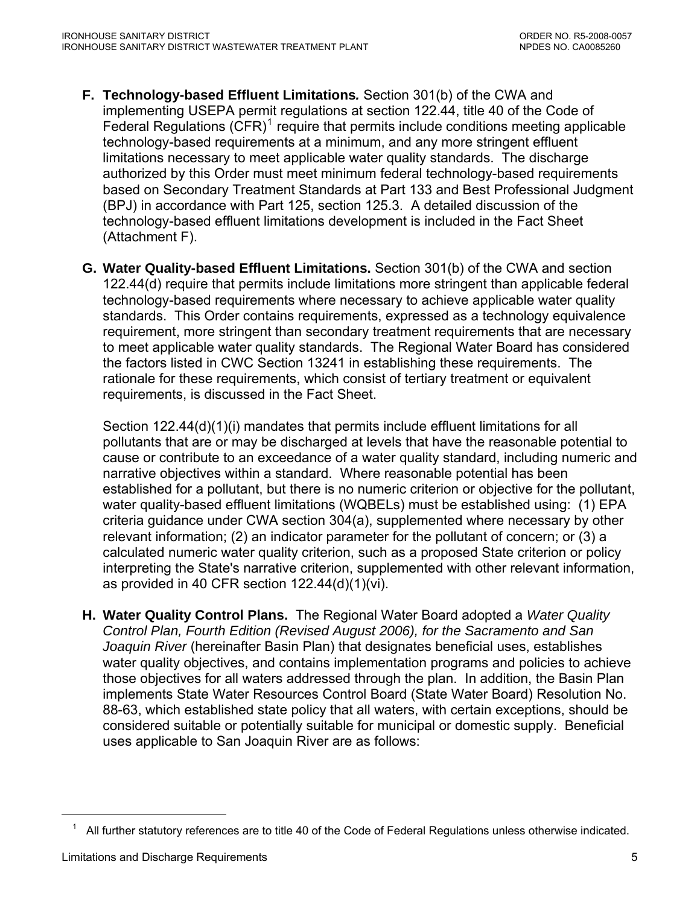**F. Technology-based Effluent Limitations.** Section 301(b) of the CWA and implementing USEPA permit regulations at section 122.44, title 40 of the Code of Federal Regulations (CFR)[1] require that permits include conditions meeting applicable technology-based requirements at a minimum, and any more stringent effluent limitations necessary to meet applicable water quality standards. The discharge authorized by this Order must meet minimum federal technology-based requirements based on Secondary Treatment Standards at Part 133 and Best Professional Judgment (BPJ) in accordance with Part 125, section 125.3. A detailed discussion of the technology-based effluent limitations development is included in the Fact Sheet (Attachment F).

**G. Water Quality-based Effluent Limitations.** Section 301(b) of the CWA and section 122.44(d) require that permits include limitations more stringent than applicable federal technology-based requirements where necessary to achieve applicable water quality standards. This Order contains requirements, expressed as a technology equivalence requirement, more stringent than secondary treatment requirements that are necessary to meet applicable water quality standards. The Regional Water Board has considered the factors listed in CWC Section 13241 in establishing these requirements. The rationale for these requirements, which consist of tertiary treatment or equivalent requirements, is discussed in the Fact Sheet.

Section 122.44(d)(1)(i) mandates that permits include effluent limitations for all pollutants that are or may be discharged at levels that have the reasonable potential to cause or contribute to an exceedance of a water quality standard, including numeric and narrative objectives within a standard. Where reasonable potential has been established for a pollutant, but there is no numeric criterion or objective for the pollutant, water quality-based effluent limitations (WQBELs) must be established using: (1) EPA criteria guidance under CWA section 304(a), supplemented where necessary by other relevant information; (2) an indicator parameter for the pollutant of concern; or (3) a calculated numeric water quality criterion, such as a proposed State criterion or policy interpreting the State's narrative criterion, supplemented with other relevant information, as provided in 40 CFR section 122.44(d)(1)(vi).

**H. Water Quality Control Plans.** The Regional Water Board adopted a *Water Quality Control Plan, Fourth Edition (Revised August 2006), for the Sacramento and San Joaquin River* (hereinafter Basin Plan) that designates beneficial uses, establishes water quality objectives, and contains implementation programs and policies to achieve those objectives for all waters addressed through the plan. In addition, the Basin Plan implements State Water Resources Control Board (State Water Board) Resolution No. 88-63, which established state policy that all waters, with certain exceptions, should be considered suitable or potentially suitable for municipal or domestic supply. Beneficial uses applicable to San Joaquin River are as follows:

---

[1] All further statutory references are to title 40 of the Code of Federal Regulations unless otherwise indicated.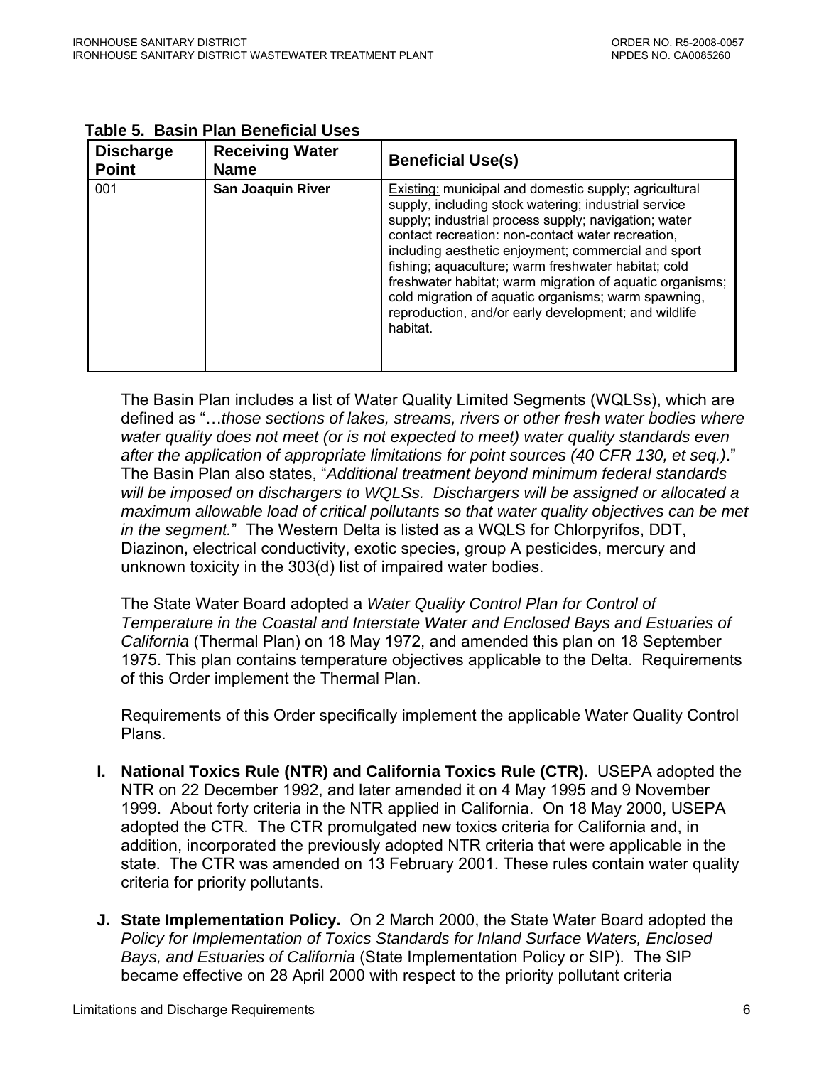**Table 5. Basin Plan Beneficial Uses**

| Discharge Point | Receiving Water Name | Beneficial Use(s) |
|---|---|---|
| 001 | **San Joaquin River** | Existing: municipal and domestic supply; agricultural supply, including stock watering; industrial service supply; industrial process supply; navigation; water contact recreation: non-contact water recreation, including aesthetic enjoyment; commercial and sport fishing; aquaculture; warm freshwater habitat; cold freshwater habitat; warm migration of aquatic organisms; cold migration of aquatic organisms; warm spawning, reproduction, and/or early development; and wildlife habitat. |

The Basin Plan includes a list of Water Quality Limited Segments (WQLSs), which are defined as "…*those sections of lakes, streams, rivers or other fresh water bodies where water quality does not meet (or is not expected to meet) water quality standards even after the application of appropriate limitations for point sources (40 CFR 130, et seq.)*." The Basin Plan also states, "*Additional treatment beyond minimum federal standards will be imposed on dischargers to WQLSs. Dischargers will be assigned or allocated a maximum allowable load of critical pollutants so that water quality objectives can be met in the segment.*" The Western Delta is listed as a WQLS for Chlorpyrifos, DDT, Diazinon, electrical conductivity, exotic species, group A pesticides, mercury and unknown toxicity in the 303(d) list of impaired water bodies.

The State Water Board adopted a *Water Quality Control Plan for Control of Temperature in the Coastal and Interstate Water and Enclosed Bays and Estuaries of California* (Thermal Plan) on 18 May 1972, and amended this plan on 18 September 1975. This plan contains temperature objectives applicable to the Delta. Requirements of this Order implement the Thermal Plan.

Requirements of this Order specifically implement the applicable Water Quality Control Plans.

**I. National Toxics Rule (NTR) and California Toxics Rule (CTR).** USEPA adopted the NTR on 22 December 1992, and later amended it on 4 May 1995 and 9 November 1999. About forty criteria in the NTR applied in California. On 18 May 2000, USEPA adopted the CTR. The CTR promulgated new toxics criteria for California and, in addition, incorporated the previously adopted NTR criteria that were applicable in the state. The CTR was amended on 13 February 2001. These rules contain water quality criteria for priority pollutants.

**J. State Implementation Policy.** On 2 March 2000, the State Water Board adopted the *Policy for Implementation of Toxics Standards for Inland Surface Waters, Enclosed Bays, and Estuaries of California* (State Implementation Policy or SIP). The SIP became effective on 28 April 2000 with respect to the priority pollutant criteria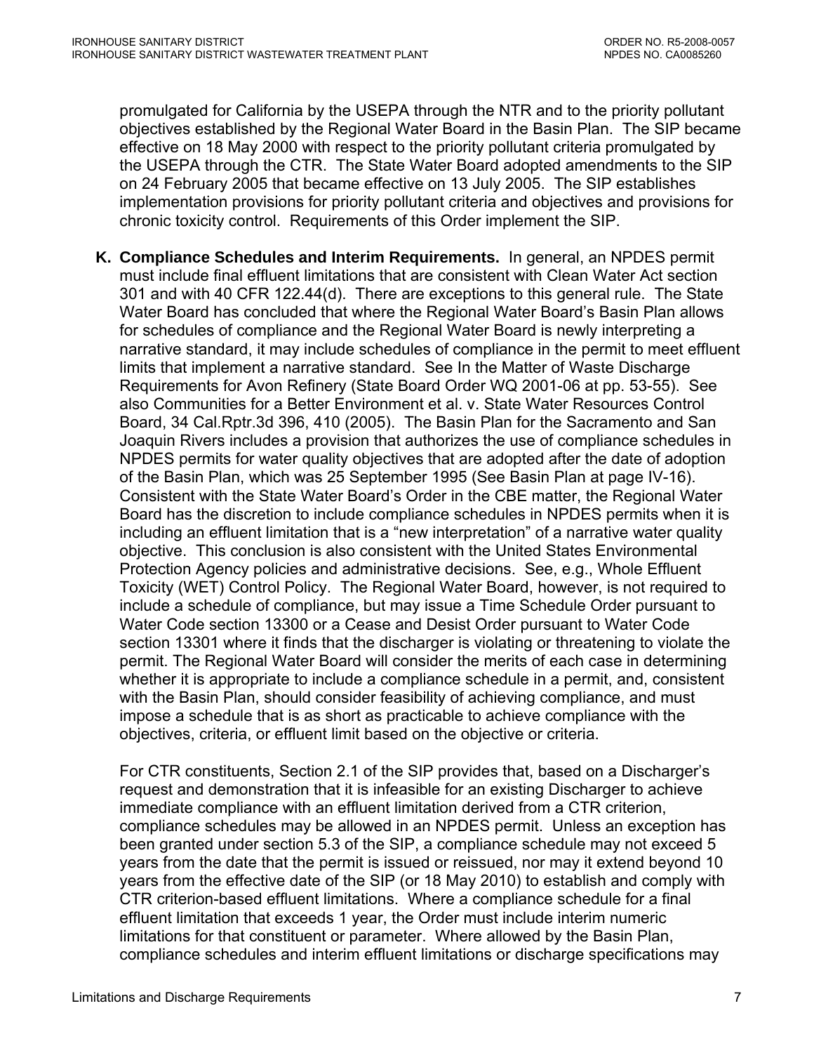promulgated for California by the USEPA through the NTR and to the priority pollutant objectives established by the Regional Water Board in the Basin Plan. The SIP became effective on 18 May 2000 with respect to the priority pollutant criteria promulgated by the USEPA through the CTR. The State Water Board adopted amendments to the SIP on 24 February 2005 that became effective on 13 July 2005. The SIP establishes implementation provisions for priority pollutant criteria and objectives and provisions for chronic toxicity control. Requirements of this Order implement the SIP.

**K. Compliance Schedules and Interim Requirements.** In general, an NPDES permit must include final effluent limitations that are consistent with Clean Water Act section 301 and with 40 CFR 122.44(d). There are exceptions to this general rule. The State Water Board has concluded that where the Regional Water Board's Basin Plan allows for schedules of compliance and the Regional Water Board is newly interpreting a narrative standard, it may include schedules of compliance in the permit to meet effluent limits that implement a narrative standard. See In the Matter of Waste Discharge Requirements for Avon Refinery (State Board Order WQ 2001-06 at pp. 53-55). See also Communities for a Better Environment et al. v. State Water Resources Control Board, 34 Cal.Rptr.3d 396, 410 (2005). The Basin Plan for the Sacramento and San Joaquin Rivers includes a provision that authorizes the use of compliance schedules in NPDES permits for water quality objectives that are adopted after the date of adoption of the Basin Plan, which was 25 September 1995 (See Basin Plan at page IV-16). Consistent with the State Water Board's Order in the CBE matter, the Regional Water Board has the discretion to include compliance schedules in NPDES permits when it is including an effluent limitation that is a "new interpretation" of a narrative water quality objective. This conclusion is also consistent with the United States Environmental Protection Agency policies and administrative decisions. See, e.g., Whole Effluent Toxicity (WET) Control Policy. The Regional Water Board, however, is not required to include a schedule of compliance, but may issue a Time Schedule Order pursuant to Water Code section 13300 or a Cease and Desist Order pursuant to Water Code section 13301 where it finds that the discharger is violating or threatening to violate the permit. The Regional Water Board will consider the merits of each case in determining whether it is appropriate to include a compliance schedule in a permit, and, consistent with the Basin Plan, should consider feasibility of achieving compliance, and must impose a schedule that is as short as practicable to achieve compliance with the objectives, criteria, or effluent limit based on the objective or criteria.

For CTR constituents, Section 2.1 of the SIP provides that, based on a Discharger's request and demonstration that it is infeasible for an existing Discharger to achieve immediate compliance with an effluent limitation derived from a CTR criterion, compliance schedules may be allowed in an NPDES permit. Unless an exception has been granted under section 5.3 of the SIP, a compliance schedule may not exceed 5 years from the date that the permit is issued or reissued, nor may it extend beyond 10 years from the effective date of the SIP (or 18 May 2010) to establish and comply with CTR criterion-based effluent limitations. Where a compliance schedule for a final effluent limitation that exceeds 1 year, the Order must include interim numeric limitations for that constituent or parameter. Where allowed by the Basin Plan, compliance schedules and interim effluent limitations or discharge specifications may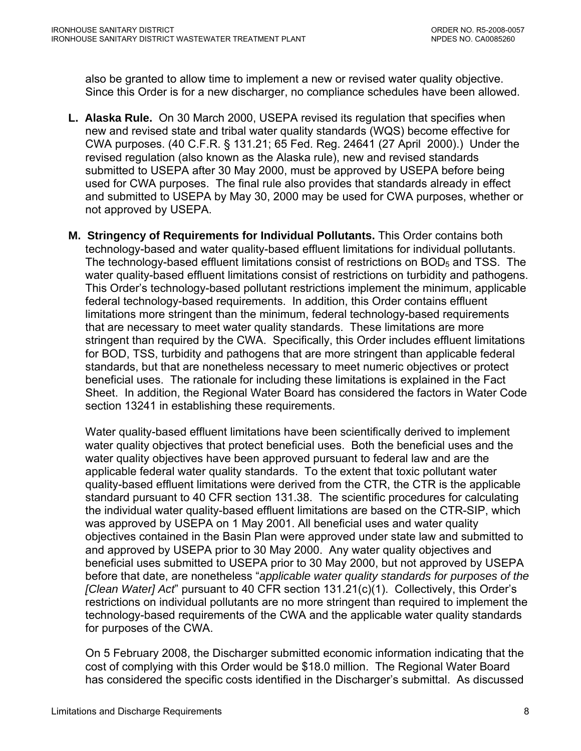also be granted to allow time to implement a new or revised water quality objective. Since this Order is for a new discharger, no compliance schedules have been allowed.

**L. Alaska Rule.** On 30 March 2000, USEPA revised its regulation that specifies when new and revised state and tribal water quality standards (WQS) become effective for CWA purposes. (40 C.F.R. § 131.21; 65 Fed. Reg. 24641 (27 April 2000).) Under the revised regulation (also known as the Alaska rule), new and revised standards submitted to USEPA after 30 May 2000, must be approved by USEPA before being used for CWA purposes. The final rule also provides that standards already in effect and submitted to USEPA by May 30, 2000 may be used for CWA purposes, whether or not approved by USEPA.

**M. Stringency of Requirements for Individual Pollutants.** This Order contains both technology-based and water quality-based effluent limitations for individual pollutants. The technology-based effluent limitations consist of restrictions on $BOD_5$ and TSS. The water quality-based effluent limitations consist of restrictions on turbidity and pathogens. This Order's technology-based pollutant restrictions implement the minimum, applicable federal technology-based requirements. In addition, this Order contains effluent limitations more stringent than the minimum, federal technology-based requirements that are necessary to meet water quality standards. These limitations are more stringent than required by the CWA. Specifically, this Order includes effluent limitations for BOD, TSS, turbidity and pathogens that are more stringent than applicable federal standards, but that are nonetheless necessary to meet numeric objectives or protect beneficial uses. The rationale for including these limitations is explained in the Fact Sheet. In addition, the Regional Water Board has considered the factors in Water Code section 13241 in establishing these requirements.

Water quality-based effluent limitations have been scientifically derived to implement water quality objectives that protect beneficial uses. Both the beneficial uses and the water quality objectives have been approved pursuant to federal law and are the applicable federal water quality standards. To the extent that toxic pollutant water quality-based effluent limitations were derived from the CTR, the CTR is the applicable standard pursuant to 40 CFR section 131.38. The scientific procedures for calculating the individual water quality-based effluent limitations are based on the CTR-SIP, which was approved by USEPA on 1 May 2001. All beneficial uses and water quality objectives contained in the Basin Plan were approved under state law and submitted to and approved by USEPA prior to 30 May 2000. Any water quality objectives and beneficial uses submitted to USEPA prior to 30 May 2000, but not approved by USEPA before that date, are nonetheless "*applicable water quality standards for purposes of the [Clean Water] Act*" pursuant to 40 CFR section 131.21(c)(1). Collectively, this Order's restrictions on individual pollutants are no more stringent than required to implement the technology-based requirements of the CWA and the applicable water quality standards for purposes of the CWA.

On 5 February 2008, the Discharger submitted economic information indicating that the cost of complying with this Order would be $18.0 million. The Regional Water Board has considered the specific costs identified in the Discharger's submittal. As discussed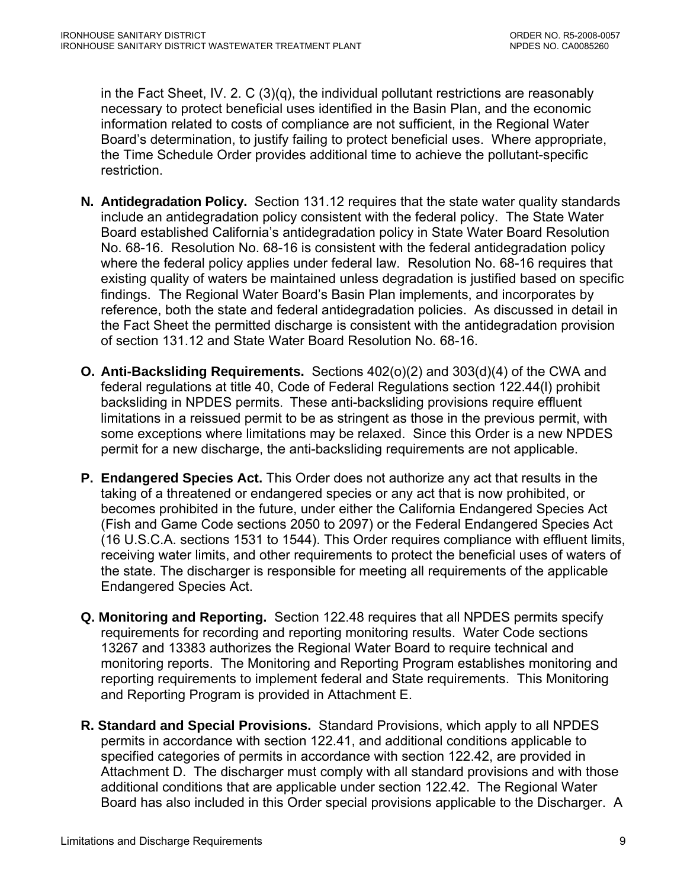in the Fact Sheet, IV. 2. C (3)(q), the individual pollutant restrictions are reasonably necessary to protect beneficial uses identified in the Basin Plan, and the economic information related to costs of compliance are not sufficient, in the Regional Water Board's determination, to justify failing to protect beneficial uses. Where appropriate, the Time Schedule Order provides additional time to achieve the pollutant-specific restriction.

**N. Antidegradation Policy.** Section 131.12 requires that the state water quality standards include an antidegradation policy consistent with the federal policy. The State Water Board established California's antidegradation policy in State Water Board Resolution No. 68-16. Resolution No. 68-16 is consistent with the federal antidegradation policy where the federal policy applies under federal law. Resolution No. 68-16 requires that existing quality of waters be maintained unless degradation is justified based on specific findings. The Regional Water Board's Basin Plan implements, and incorporates by reference, both the state and federal antidegradation policies. As discussed in detail in the Fact Sheet the permitted discharge is consistent with the antidegradation provision of section 131.12 and State Water Board Resolution No. 68-16.

**O. Anti-Backsliding Requirements.** Sections 402(o)(2) and 303(d)(4) of the CWA and federal regulations at title 40, Code of Federal Regulations section 122.44(l) prohibit backsliding in NPDES permits. These anti-backsliding provisions require effluent limitations in a reissued permit to be as stringent as those in the previous permit, with some exceptions where limitations may be relaxed. Since this Order is a new NPDES permit for a new discharge, the anti-backsliding requirements are not applicable.

**P. Endangered Species Act.** This Order does not authorize any act that results in the taking of a threatened or endangered species or any act that is now prohibited, or becomes prohibited in the future, under either the California Endangered Species Act (Fish and Game Code sections 2050 to 2097) or the Federal Endangered Species Act (16 U.S.C.A. sections 1531 to 1544). This Order requires compliance with effluent limits, receiving water limits, and other requirements to protect the beneficial uses of waters of the state. The discharger is responsible for meeting all requirements of the applicable Endangered Species Act.

**Q. Monitoring and Reporting.** Section 122.48 requires that all NPDES permits specify requirements for recording and reporting monitoring results. Water Code sections 13267 and 13383 authorizes the Regional Water Board to require technical and monitoring reports. The Monitoring and Reporting Program establishes monitoring and reporting requirements to implement federal and State requirements. This Monitoring and Reporting Program is provided in Attachment E.

**R. Standard and Special Provisions.** Standard Provisions, which apply to all NPDES permits in accordance with section 122.41, and additional conditions applicable to specified categories of permits in accordance with section 122.42, are provided in Attachment D. The discharger must comply with all standard provisions and with those additional conditions that are applicable under section 122.42. The Regional Water Board has also included in this Order special provisions applicable to the Discharger. A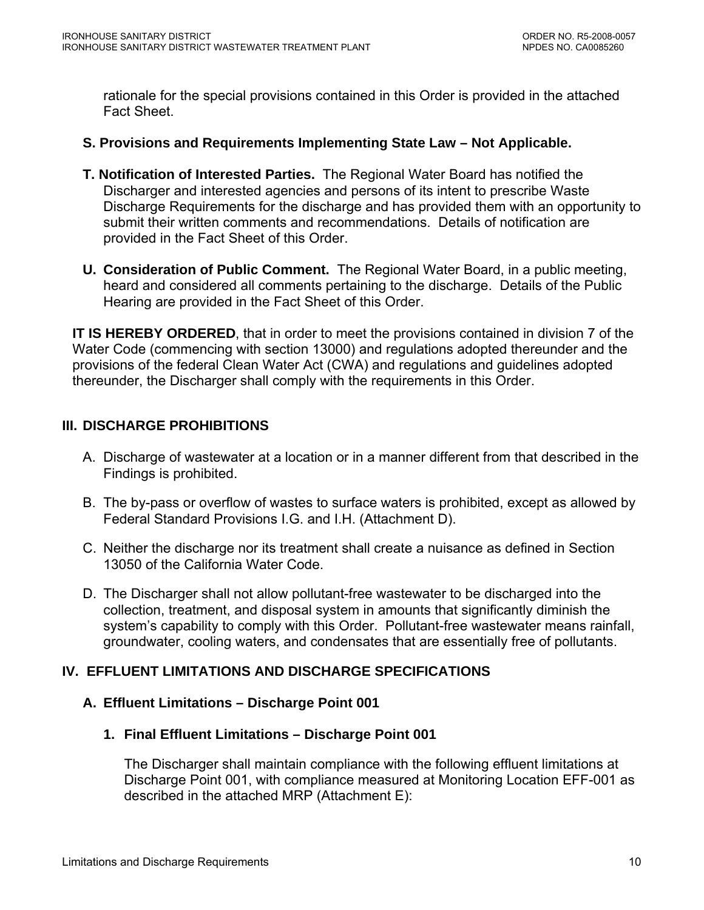rationale for the special provisions contained in this Order is provided in the attached Fact Sheet.

**S. Provisions and Requirements Implementing State Law – Not Applicable.**

**T. Notification of Interested Parties.** The Regional Water Board has notified the Discharger and interested agencies and persons of its intent to prescribe Waste Discharge Requirements for the discharge and has provided them with an opportunity to submit their written comments and recommendations. Details of notification are provided in the Fact Sheet of this Order.

**U. Consideration of Public Comment.** The Regional Water Board, in a public meeting, heard and considered all comments pertaining to the discharge. Details of the Public Hearing are provided in the Fact Sheet of this Order.

**IT IS HEREBY ORDERED**, that in order to meet the provisions contained in division 7 of the Water Code (commencing with section 13000) and regulations adopted thereunder and the provisions of the federal Clean Water Act (CWA) and regulations and guidelines adopted thereunder, the Discharger shall comply with the requirements in this Order.

## III. DISCHARGE PROHIBITIONS

A. Discharge of wastewater at a location or in a manner different from that described in the Findings is prohibited.

B. The by-pass or overflow of wastes to surface waters is prohibited, except as allowed by Federal Standard Provisions I.G. and I.H. (Attachment D).

C. Neither the discharge nor its treatment shall create a nuisance as defined in Section 13050 of the California Water Code.

D. The Discharger shall not allow pollutant-free wastewater to be discharged into the collection, treatment, and disposal system in amounts that significantly diminish the system's capability to comply with this Order. Pollutant-free wastewater means rainfall, groundwater, cooling waters, and condensates that are essentially free of pollutants.

## IV. EFFLUENT LIMITATIONS AND DISCHARGE SPECIFICATIONS

### A. Effluent Limitations – Discharge Point 001

#### 1. Final Effluent Limitations – Discharge Point 001

The Discharger shall maintain compliance with the following effluent limitations at Discharge Point 001, with compliance measured at Monitoring Location EFF-001 as described in the attached MRP (Attachment E):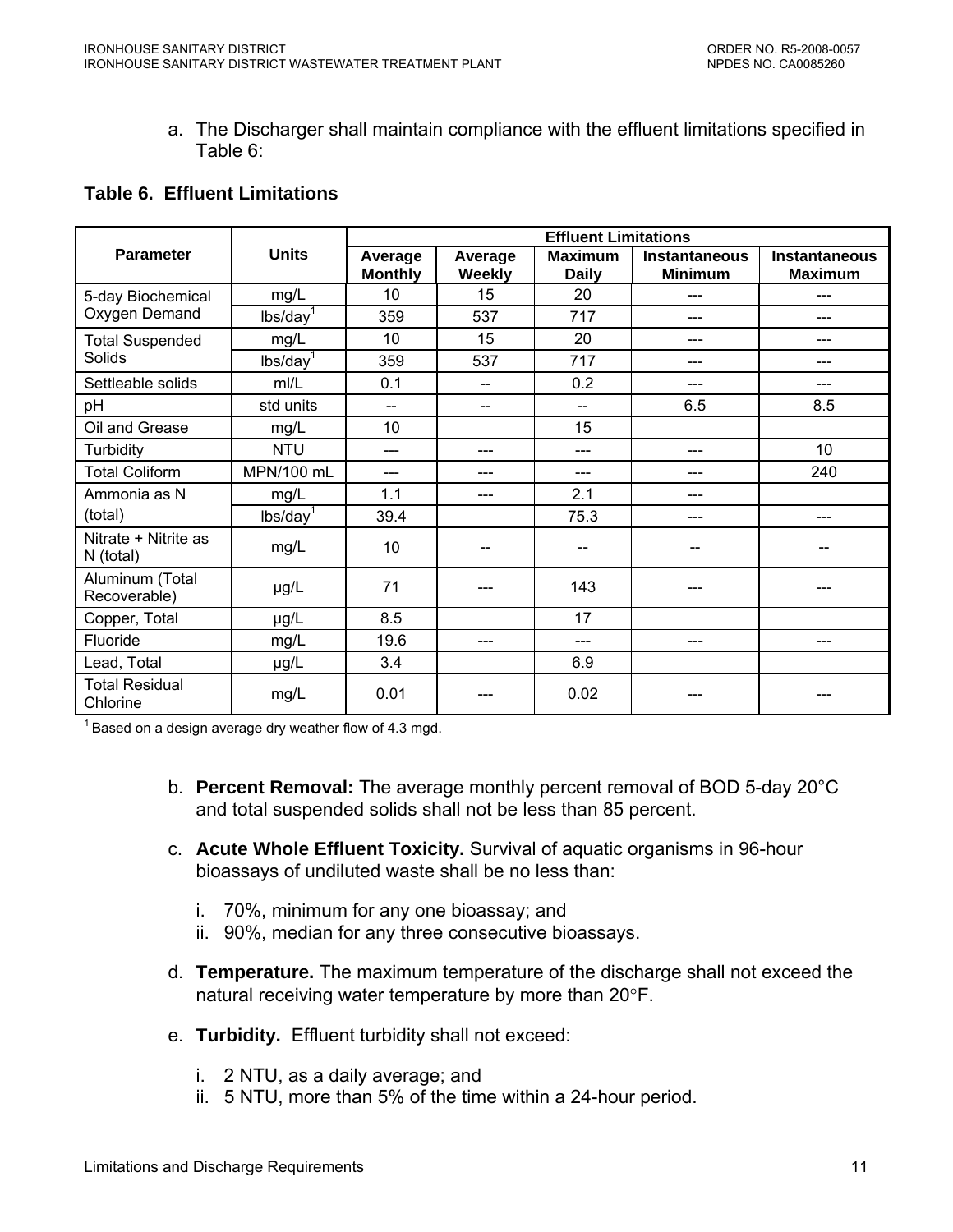a. The Discharger shall maintain compliance with the effluent limitations specified in Table 6:

**Table 6. Effluent Limitations**

| Parameter | Units | Effluent Limitations | | | | |
|---|---|---|---|---|---|---|
| | | Average Monthly | Average Weekly | Maximum Daily | Instantaneous Minimum | Instantaneous Maximum |
| 5-day Biochemical Oxygen Demand | mg/L | 10 | 15 | 20 | --- | --- |
| | lbs/day[1] | 359 | 537 | 717 | --- | --- |
| Total Suspended Solids | mg/L | 10 | 15 | 20 | --- | --- |
| | lbs/day[1] | 359 | 537 | 717 | --- | --- |
| Settleable solids | ml/L | 0.1 | -- | 0.2 | --- | --- |
| pH | std units | -- | -- | -- | 6.5 | 8.5 |
| Oil and Grease | mg/L | 10 | | 15 | | |
| Turbidity | NTU | --- | --- | --- | --- | 10 |
| Total Coliform | MPN/100 mL | --- | --- | --- | --- | 240 |
| Ammonia as N (total) | mg/L | 1.1 | --- | 2.1 | --- | |
| | lbs/day[1] | 39.4 | | 75.3 | --- | --- |
| Nitrate + Nitrite as N (total) | mg/L | 10 | -- | -- | -- | -- |
| Aluminum (Total Recoverable) | µg/L | 71 | --- | 143 | --- | --- |
| Copper, Total | µg/L | 8.5 | | 17 | | |
| Fluoride | mg/L | 19.6 | --- | --- | --- | --- |
| Lead, Total | µg/L | 3.4 | | 6.9 | | |
| Total Residual Chlorine | mg/L | 0.01 | --- | 0.02 | --- | --- |

[1] Based on a design average dry weather flow of 4.3 mgd.

b. **Percent Removal:** The average monthly percent removal of BOD 5-day 20°C and total suspended solids shall not be less than 85 percent.

c. **Acute Whole Effluent Toxicity.** Survival of aquatic organisms in 96-hour bioassays of undiluted waste shall be no less than:

   i. 70%, minimum for any one bioassay; and
   ii. 90%, median for any three consecutive bioassays.

d. **Temperature.** The maximum temperature of the discharge shall not exceed the natural receiving water temperature by more than 20°F.

e. **Turbidity.** Effluent turbidity shall not exceed:

   i. 2 NTU, as a daily average; and
   ii. 5 NTU, more than 5% of the time within a 24-hour period.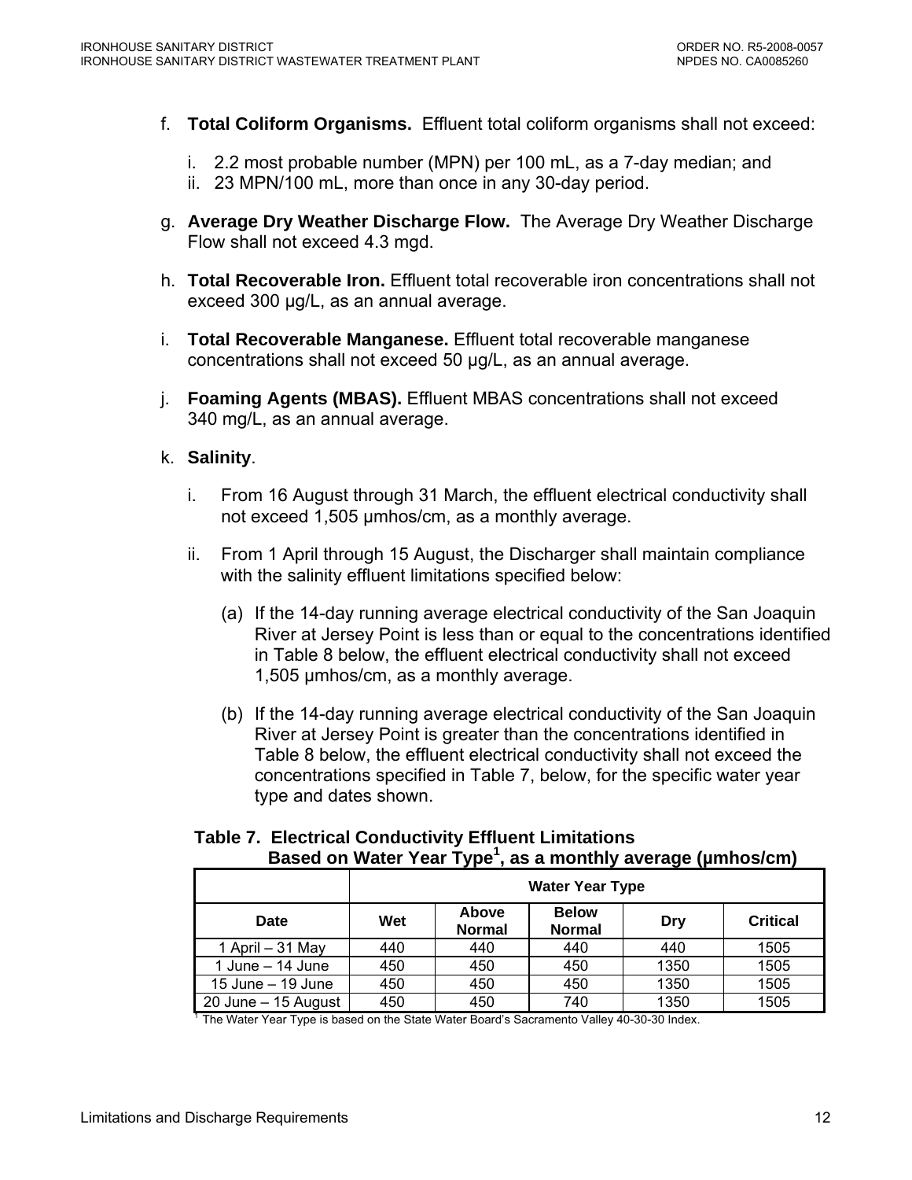f. **Total Coliform Organisms.** Effluent total coliform organisms shall not exceed:

   i. 2.2 most probable number (MPN) per 100 mL, as a 7-day median; and
   ii. 23 MPN/100 mL, more than once in any 30-day period.

g. **Average Dry Weather Discharge Flow.** The Average Dry Weather Discharge Flow shall not exceed 4.3 mgd.

h. **Total Recoverable Iron.** Effluent total recoverable iron concentrations shall not exceed 300 µg/L, as an annual average.

i. **Total Recoverable Manganese.** Effluent total recoverable manganese concentrations shall not exceed 50 µg/L, as an annual average.

j. **Foaming Agents (MBAS).** Effluent MBAS concentrations shall not exceed 340 mg/L, as an annual average.

k. **Salinity**.

   i. From 16 August through 31 March, the effluent electrical conductivity shall not exceed 1,505 µmhos/cm, as a monthly average.

   ii. From 1 April through 15 August, the Discharger shall maintain compliance with the salinity effluent limitations specified below:

      (a) If the 14-day running average electrical conductivity of the San Joaquin River at Jersey Point is less than or equal to the concentrations identified in Table 8 below, the effluent electrical conductivity shall not exceed 1,505 µmhos/cm, as a monthly average.

      (b) If the 14-day running average electrical conductivity of the San Joaquin River at Jersey Point is greater than the concentrations identified in Table 8 below, the effluent electrical conductivity shall not exceed the concentrations specified in Table 7, below, for the specific water year type and dates shown.

**Table 7. Electrical Conductivity Effluent Limitations Based on Water Year Type[1], as a monthly average (µmhos/cm)**

| | Water Year Type | | | | |
|---|---|---|---|---|---|
| Date | Wet | Above Normal | Below Normal | Dry | Critical |
| 1 April – 31 May | 440 | 440 | 440 | 440 | 1505 |
| 1 June – 14 June | 450 | 450 | 450 | 1350 | 1505 |
| 15 June – 19 June | 450 | 450 | 450 | 1350 | 1505 |
| 20 June – 15 August | 450 | 450 | 740 | 1350 | 1505 |

[1] The Water Year Type is based on the State Water Board's Sacramento Valley 40-30-30 Index.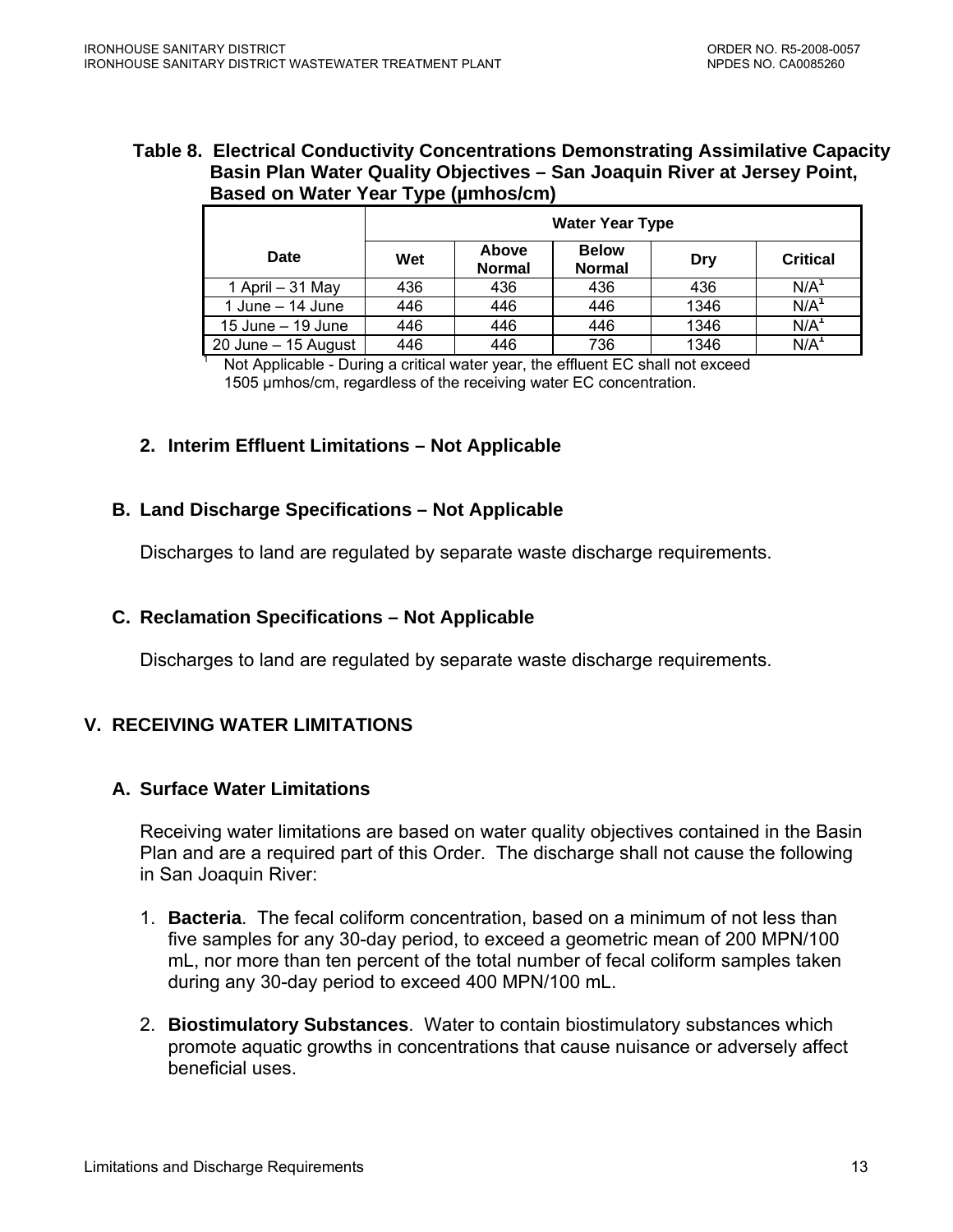**Table 8. Electrical Conductivity Concentrations Demonstrating Assimilative Capacity Basin Plan Water Quality Objectives – San Joaquin River at Jersey Point, Based on Water Year Type (µmhos/cm)**

| Date | Water Year Type | | | | |
|---|---|---|---|---|---|
| | Wet | Above Normal | Below Normal | Dry | Critical |
| 1 April – 31 May | 436 | 436 | 436 | 436 | N/A[1] |
| 1 June – 14 June | 446 | 446 | 446 | 1346 | N/A[1] |
| 15 June – 19 June | 446 | 446 | 446 | 1346 | N/A[1] |
| 20 June – 15 August | 446 | 446 | 736 | 1346 | N/A[1] |

[1] Not Applicable - During a critical water year, the effluent EC shall not exceed 1505 µmhos/cm, regardless of the receiving water EC concentration.

### 2. Interim Effluent Limitations – Not Applicable

## B. Land Discharge Specifications – Not Applicable

Discharges to land are regulated by separate waste discharge requirements.

## C. Reclamation Specifications – Not Applicable

Discharges to land are regulated by separate waste discharge requirements.

# V. RECEIVING WATER LIMITATIONS

## A. Surface Water Limitations

Receiving water limitations are based on water quality objectives contained in the Basin Plan and are a required part of this Order. The discharge shall not cause the following in San Joaquin River:

1. **Bacteria**. The fecal coliform concentration, based on a minimum of not less than five samples for any 30-day period, to exceed a geometric mean of 200 MPN/100 mL, nor more than ten percent of the total number of fecal coliform samples taken during any 30-day period to exceed 400 MPN/100 mL.

2. **Biostimulatory Substances**. Water to contain biostimulatory substances which promote aquatic growths in concentrations that cause nuisance or adversely affect beneficial uses.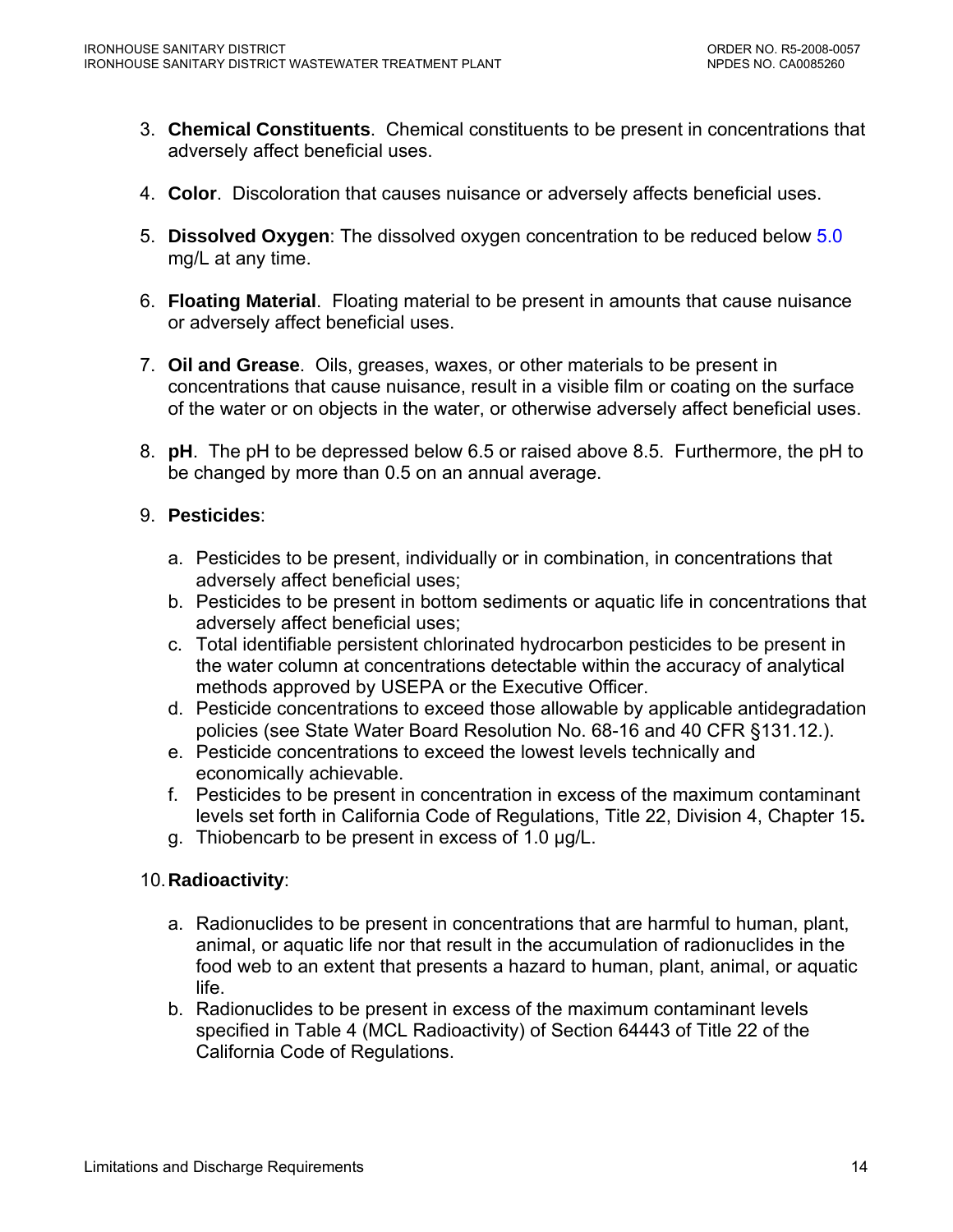3. **Chemical Constituents**. Chemical constituents to be present in concentrations that adversely affect beneficial uses.

4. **Color**. Discoloration that causes nuisance or adversely affects beneficial uses.

5. **Dissolved Oxygen**: The dissolved oxygen concentration to be reduced below 5.0 mg/L at any time.

6. **Floating Material**. Floating material to be present in amounts that cause nuisance or adversely affect beneficial uses.

7. **Oil and Grease**. Oils, greases, waxes, or other materials to be present in concentrations that cause nuisance, result in a visible film or coating on the surface of the water or on objects in the water, or otherwise adversely affect beneficial uses.

8. **pH**. The pH to be depressed below 6.5 or raised above 8.5. Furthermore, the pH to be changed by more than 0.5 on an annual average.

9. **Pesticides**:

   a. Pesticides to be present, individually or in combination, in concentrations that adversely affect beneficial uses;
   b. Pesticides to be present in bottom sediments or aquatic life in concentrations that adversely affect beneficial uses;
   c. Total identifiable persistent chlorinated hydrocarbon pesticides to be present in the water column at concentrations detectable within the accuracy of analytical methods approved by USEPA or the Executive Officer.
   d. Pesticide concentrations to exceed those allowable by applicable antidegradation policies (see State Water Board Resolution No. 68-16 and 40 CFR §131.12.).
   e. Pesticide concentrations to exceed the lowest levels technically and economically achievable.
   f. Pesticides to be present in concentration in excess of the maximum contaminant levels set forth in California Code of Regulations, Title 22, Division 4, Chapter 15**.**
   g. Thiobencarb to be present in excess of 1.0 µg/L.

10. **Radioactivity**:

    a. Radionuclides to be present in concentrations that are harmful to human, plant, animal, or aquatic life nor that result in the accumulation of radionuclides in the food web to an extent that presents a hazard to human, plant, animal, or aquatic life.
    b. Radionuclides to be present in excess of the maximum contaminant levels specified in Table 4 (MCL Radioactivity) of Section 64443 of Title 22 of the California Code of Regulations.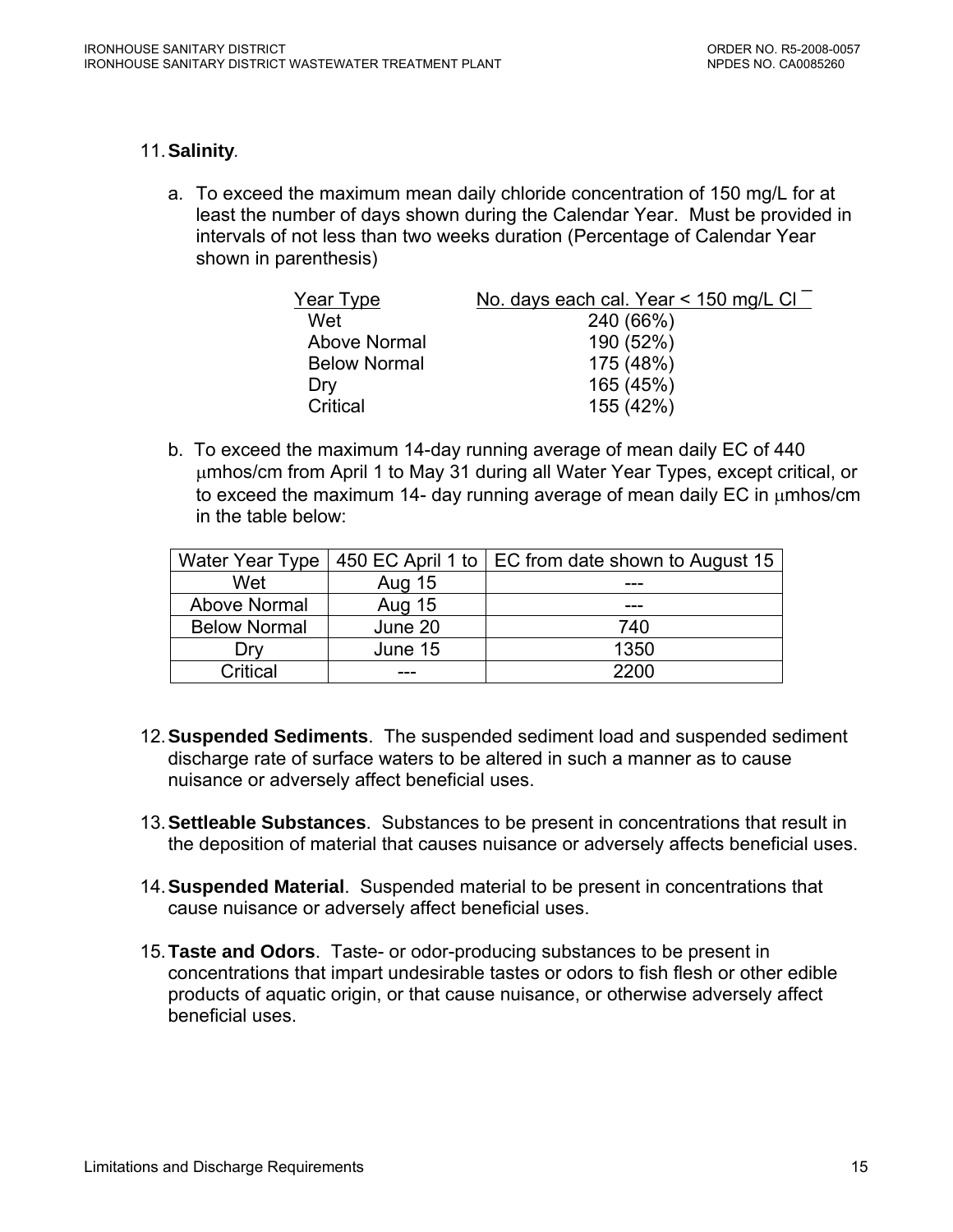11. **Salinity**.

    a. To exceed the maximum mean daily chloride concentration of 150 mg/L for at least the number of days shown during the Calendar Year. Must be provided in intervals of not less than two weeks duration (Percentage of Calendar Year shown in parenthesis)

    | Year Type | No. days each cal. Year < 150 mg/L $Cl^-$ |
    |---|---|
    | Wet | 240 (66%) |
    | Above Normal | 190 (52%) |
    | Below Normal | 175 (48%) |
    | Dry | 165 (45%) |
    | Critical | 155 (42%) |

    b. To exceed the maximum 14-day running average of mean daily EC of 440 μmhos/cm from April 1 to May 31 during all Water Year Types, except critical, or to exceed the maximum 14- day running average of mean daily EC in μmhos/cm in the table below:

    | Water Year Type | 450 EC April 1 to | EC from date shown to August 15 |
    |---|---|---|
    | Wet | Aug 15 | --- |
    | Above Normal | Aug 15 | --- |
    | Below Normal | June 20 | 740 |
    | Dry | June 15 | 1350 |
    | Critical | --- | 2200 |

12. **Suspended Sediments**. The suspended sediment load and suspended sediment discharge rate of surface waters to be altered in such a manner as to cause nuisance or adversely affect beneficial uses.

13. **Settleable Substances**. Substances to be present in concentrations that result in the deposition of material that causes nuisance or adversely affects beneficial uses.

14. **Suspended Material**. Suspended material to be present in concentrations that cause nuisance or adversely affect beneficial uses.

15. **Taste and Odors**. Taste- or odor-producing substances to be present in concentrations that impart undesirable tastes or odors to fish flesh or other edible products of aquatic origin, or that cause nuisance, or otherwise adversely affect beneficial uses.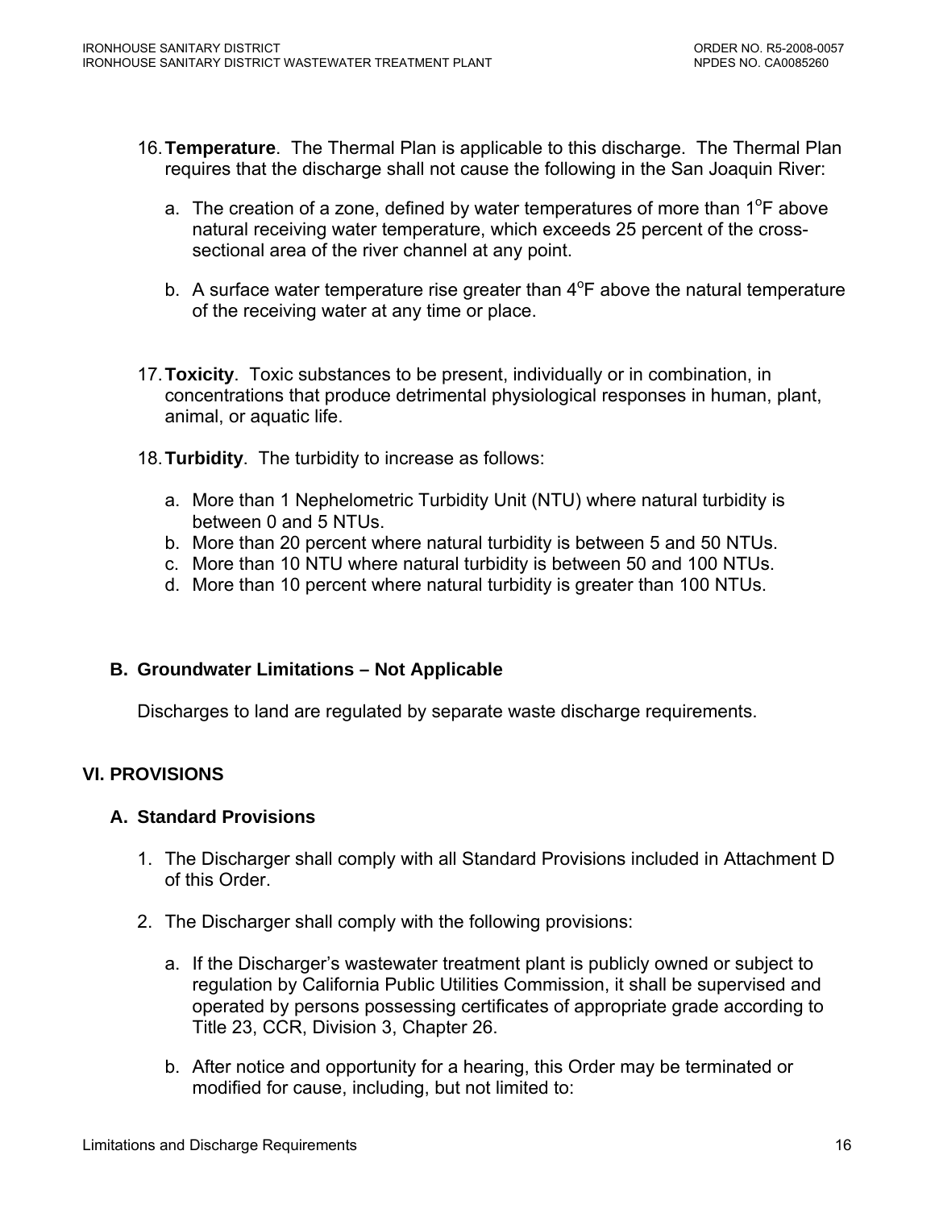16. **Temperature**. The Thermal Plan is applicable to this discharge. The Thermal Plan requires that the discharge shall not cause the following in the San Joaquin River:

    a. The creation of a zone, defined by water temperatures of more than 1°F above natural receiving water temperature, which exceeds 25 percent of the cross-sectional area of the river channel at any point.

    b. A surface water temperature rise greater than 4°F above the natural temperature of the receiving water at any time or place.

17. **Toxicity**. Toxic substances to be present, individually or in combination, in concentrations that produce detrimental physiological responses in human, plant, animal, or aquatic life.

18. **Turbidity**. The turbidity to increase as follows:

    a. More than 1 Nephelometric Turbidity Unit (NTU) where natural turbidity is between 0 and 5 NTUs.
    b. More than 20 percent where natural turbidity is between 5 and 50 NTUs.
    c. More than 10 NTU where natural turbidity is between 50 and 100 NTUs.
    d. More than 10 percent where natural turbidity is greater than 100 NTUs.

### B. Groundwater Limitations – Not Applicable

Discharges to land are regulated by separate waste discharge requirements.

## VI. PROVISIONS

### A. Standard Provisions

1. The Discharger shall comply with all Standard Provisions included in Attachment D of this Order.

2. The Discharger shall comply with the following provisions:

    a. If the Discharger's wastewater treatment plant is publicly owned or subject to regulation by California Public Utilities Commission, it shall be supervised and operated by persons possessing certificates of appropriate grade according to Title 23, CCR, Division 3, Chapter 26.

    b. After notice and opportunity for a hearing, this Order may be terminated or modified for cause, including, but not limited to: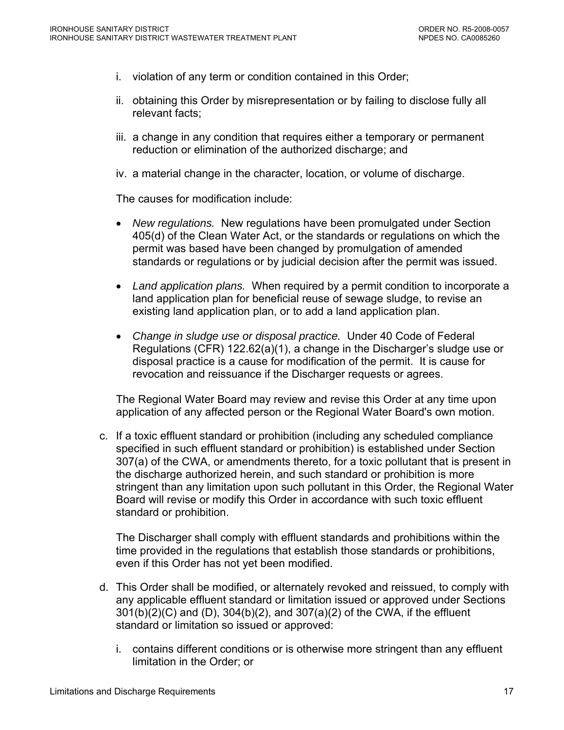i. violation of any term or condition contained in this Order;

ii. obtaining this Order by misrepresentation or by failing to disclose fully all relevant facts;

iii. a change in any condition that requires either a temporary or permanent reduction or elimination of the authorized discharge; and

iv. a material change in the character, location, or volume of discharge.

The causes for modification include:

- *New regulations.* New regulations have been promulgated under Section 405(d) of the Clean Water Act, or the standards or regulations on which the permit was based have been changed by promulgation of amended standards or regulations or by judicial decision after the permit was issued.
- *Land application plans.* When required by a permit condition to incorporate a land application plan for beneficial reuse of sewage sludge, to revise an existing land application plan, or to add a land application plan.
- *Change in sludge use or disposal practice.* Under 40 Code of Federal Regulations (CFR) 122.62(a)(1), a change in the Discharger's sludge use or disposal practice is a cause for modification of the permit. It is cause for revocation and reissuance if the Discharger requests or agrees.

The Regional Water Board may review and revise this Order at any time upon application of any affected person or the Regional Water Board's own motion.

c. If a toxic effluent standard or prohibition (including any scheduled compliance specified in such effluent standard or prohibition) is established under Section 307(a) of the CWA, or amendments thereto, for a toxic pollutant that is present in the discharge authorized herein, and such standard or prohibition is more stringent than any limitation upon such pollutant in this Order, the Regional Water Board will revise or modify this Order in accordance with such toxic effluent standard or prohibition.

   The Discharger shall comply with effluent standards and prohibitions within the time provided in the regulations that establish those standards or prohibitions, even if this Order has not yet been modified.

d. This Order shall be modified, or alternately revoked and reissued, to comply with any applicable effluent standard or limitation issued or approved under Sections 301(b)(2)(C) and (D), 304(b)(2), and 307(a)(2) of the CWA, if the effluent standard or limitation so issued or approved:

   i. contains different conditions or is otherwise more stringent than any effluent limitation in the Order; or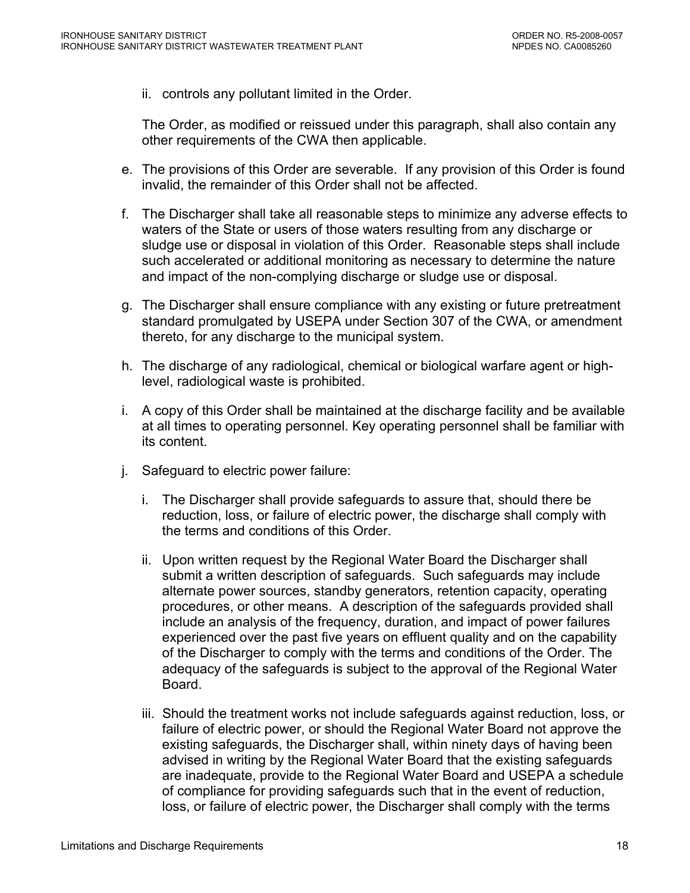ii. controls any pollutant limited in the Order.

The Order, as modified or reissued under this paragraph, shall also contain any other requirements of the CWA then applicable.

e. The provisions of this Order are severable. If any provision of this Order is found invalid, the remainder of this Order shall not be affected.

f. The Discharger shall take all reasonable steps to minimize any adverse effects to waters of the State or users of those waters resulting from any discharge or sludge use or disposal in violation of this Order. Reasonable steps shall include such accelerated or additional monitoring as necessary to determine the nature and impact of the non-complying discharge or sludge use or disposal.

g. The Discharger shall ensure compliance with any existing or future pretreatment standard promulgated by USEPA under Section 307 of the CWA, or amendment thereto, for any discharge to the municipal system.

h. The discharge of any radiological, chemical or biological warfare agent or high-level, radiological waste is prohibited.

i. A copy of this Order shall be maintained at the discharge facility and be available at all times to operating personnel. Key operating personnel shall be familiar with its content.

j. Safeguard to electric power failure:

   i. The Discharger shall provide safeguards to assure that, should there be reduction, loss, or failure of electric power, the discharge shall comply with the terms and conditions of this Order.

   ii. Upon written request by the Regional Water Board the Discharger shall submit a written description of safeguards. Such safeguards may include alternate power sources, standby generators, retention capacity, operating procedures, or other means. A description of the safeguards provided shall include an analysis of the frequency, duration, and impact of power failures experienced over the past five years on effluent quality and on the capability of the Discharger to comply with the terms and conditions of the Order. The adequacy of the safeguards is subject to the approval of the Regional Water Board.

   iii. Should the treatment works not include safeguards against reduction, loss, or failure of electric power, or should the Regional Water Board not approve the existing safeguards, the Discharger shall, within ninety days of having been advised in writing by the Regional Water Board that the existing safeguards are inadequate, provide to the Regional Water Board and USEPA a schedule of compliance for providing safeguards such that in the event of reduction, loss, or failure of electric power, the Discharger shall comply with the terms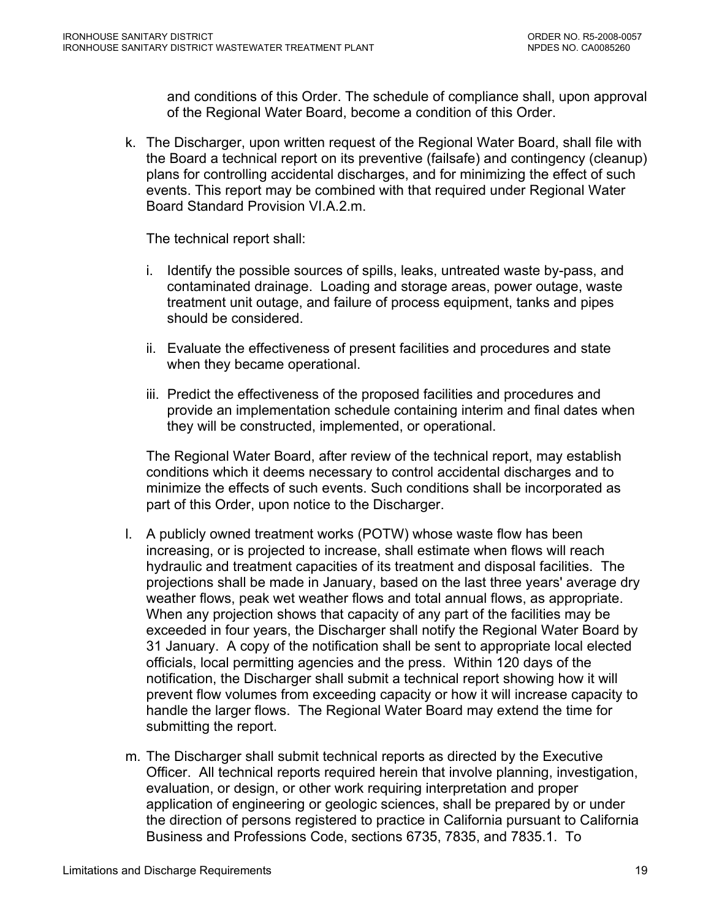and conditions of this Order. The schedule of compliance shall, upon approval of the Regional Water Board, become a condition of this Order.

k. The Discharger, upon written request of the Regional Water Board, shall file with the Board a technical report on its preventive (failsafe) and contingency (cleanup) plans for controlling accidental discharges, and for minimizing the effect of such events. This report may be combined with that required under Regional Water Board Standard Provision VI.A.2.m.

   The technical report shall:

   i. Identify the possible sources of spills, leaks, untreated waste by-pass, and contaminated drainage. Loading and storage areas, power outage, waste treatment unit outage, and failure of process equipment, tanks and pipes should be considered.

   ii. Evaluate the effectiveness of present facilities and procedures and state when they became operational.

   iii. Predict the effectiveness of the proposed facilities and procedures and provide an implementation schedule containing interim and final dates when they will be constructed, implemented, or operational.

   The Regional Water Board, after review of the technical report, may establish conditions which it deems necessary to control accidental discharges and to minimize the effects of such events. Such conditions shall be incorporated as part of this Order, upon notice to the Discharger.

l. A publicly owned treatment works (POTW) whose waste flow has been increasing, or is projected to increase, shall estimate when flows will reach hydraulic and treatment capacities of its treatment and disposal facilities. The projections shall be made in January, based on the last three years' average dry weather flows, peak wet weather flows and total annual flows, as appropriate. When any projection shows that capacity of any part of the facilities may be exceeded in four years, the Discharger shall notify the Regional Water Board by 31 January. A copy of the notification shall be sent to appropriate local elected officials, local permitting agencies and the press. Within 120 days of the notification, the Discharger shall submit a technical report showing how it will prevent flow volumes from exceeding capacity or how it will increase capacity to handle the larger flows. The Regional Water Board may extend the time for submitting the report.

m. The Discharger shall submit technical reports as directed by the Executive Officer. All technical reports required herein that involve planning, investigation, evaluation, or design, or other work requiring interpretation and proper application of engineering or geologic sciences, shall be prepared by or under the direction of persons registered to practice in California pursuant to California Business and Professions Code, sections 6735, 7835, and 7835.1. To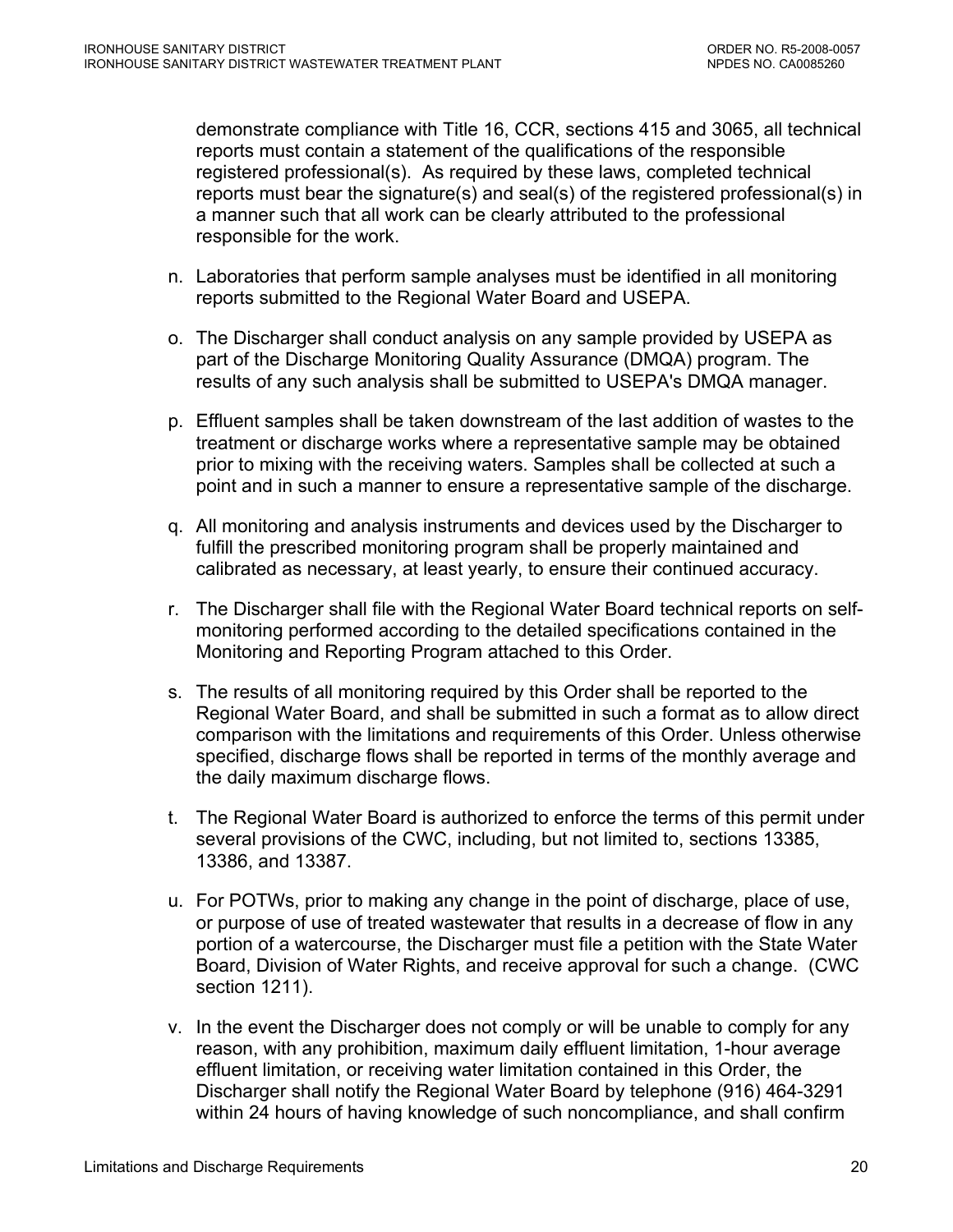demonstrate compliance with Title 16, CCR, sections 415 and 3065, all technical reports must contain a statement of the qualifications of the responsible registered professional(s). As required by these laws, completed technical reports must bear the signature(s) and seal(s) of the registered professional(s) in a manner such that all work can be clearly attributed to the professional responsible for the work.

n. Laboratories that perform sample analyses must be identified in all monitoring reports submitted to the Regional Water Board and USEPA.

o. The Discharger shall conduct analysis on any sample provided by USEPA as part of the Discharge Monitoring Quality Assurance (DMQA) program. The results of any such analysis shall be submitted to USEPA's DMQA manager.

p. Effluent samples shall be taken downstream of the last addition of wastes to the treatment or discharge works where a representative sample may be obtained prior to mixing with the receiving waters. Samples shall be collected at such a point and in such a manner to ensure a representative sample of the discharge.

q. All monitoring and analysis instruments and devices used by the Discharger to fulfill the prescribed monitoring program shall be properly maintained and calibrated as necessary, at least yearly, to ensure their continued accuracy.

r. The Discharger shall file with the Regional Water Board technical reports on self-monitoring performed according to the detailed specifications contained in the Monitoring and Reporting Program attached to this Order.

s. The results of all monitoring required by this Order shall be reported to the Regional Water Board, and shall be submitted in such a format as to allow direct comparison with the limitations and requirements of this Order. Unless otherwise specified, discharge flows shall be reported in terms of the monthly average and the daily maximum discharge flows.

t. The Regional Water Board is authorized to enforce the terms of this permit under several provisions of the CWC, including, but not limited to, sections 13385, 13386, and 13387.

u. For POTWs, prior to making any change in the point of discharge, place of use, or purpose of use of treated wastewater that results in a decrease of flow in any portion of a watercourse, the Discharger must file a petition with the State Water Board, Division of Water Rights, and receive approval for such a change. (CWC section 1211).

v. In the event the Discharger does not comply or will be unable to comply for any reason, with any prohibition, maximum daily effluent limitation, 1-hour average effluent limitation, or receiving water limitation contained in this Order, the Discharger shall notify the Regional Water Board by telephone (916) 464-3291 within 24 hours of having knowledge of such noncompliance, and shall confirm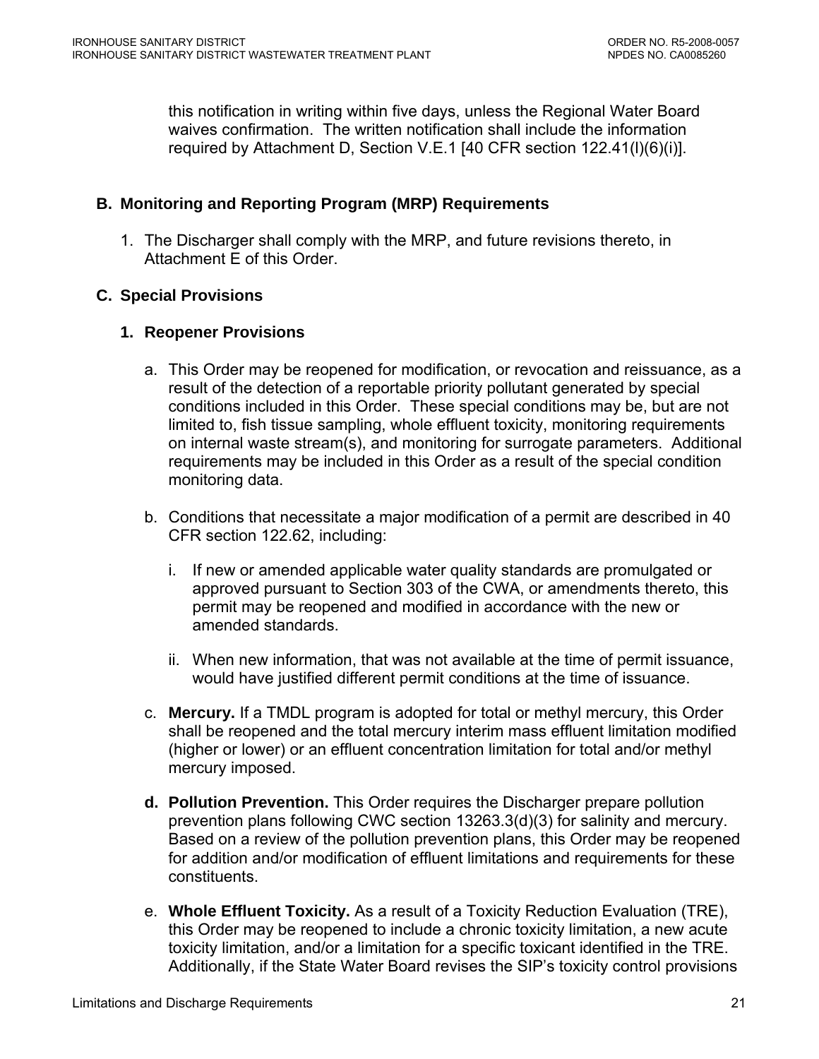this notification in writing within five days, unless the Regional Water Board waives confirmation. The written notification shall include the information required by Attachment D, Section V.E.1 [40 CFR section 122.41(l)(6)(i)].

## B. Monitoring and Reporting Program (MRP) Requirements

1. The Discharger shall comply with the MRP, and future revisions thereto, in Attachment E of this Order.

## C. Special Provisions

### 1. Reopener Provisions

a. This Order may be reopened for modification, or revocation and reissuance, as a result of the detection of a reportable priority pollutant generated by special conditions included in this Order. These special conditions may be, but are not limited to, fish tissue sampling, whole effluent toxicity, monitoring requirements on internal waste stream(s), and monitoring for surrogate parameters. Additional requirements may be included in this Order as a result of the special condition monitoring data.

b. Conditions that necessitate a major modification of a permit are described in 40 CFR section 122.62, including:

   i. If new or amended applicable water quality standards are promulgated or approved pursuant to Section 303 of the CWA, or amendments thereto, this permit may be reopened and modified in accordance with the new or amended standards.

   ii. When new information, that was not available at the time of permit issuance, would have justified different permit conditions at the time of issuance.

c. **Mercury.** If a TMDL program is adopted for total or methyl mercury, this Order shall be reopened and the total mercury interim mass effluent limitation modified (higher or lower) or an effluent concentration limitation for total and/or methyl mercury imposed.

**d. Pollution Prevention.** This Order requires the Discharger prepare pollution prevention plans following CWC section 13263.3(d)(3) for salinity and mercury. Based on a review of the pollution prevention plans, this Order may be reopened for addition and/or modification of effluent limitations and requirements for these constituents.

e. **Whole Effluent Toxicity.** As a result of a Toxicity Reduction Evaluation (TRE), this Order may be reopened to include a chronic toxicity limitation, a new acute toxicity limitation, and/or a limitation for a specific toxicant identified in the TRE. Additionally, if the State Water Board revises the SIP's toxicity control provisions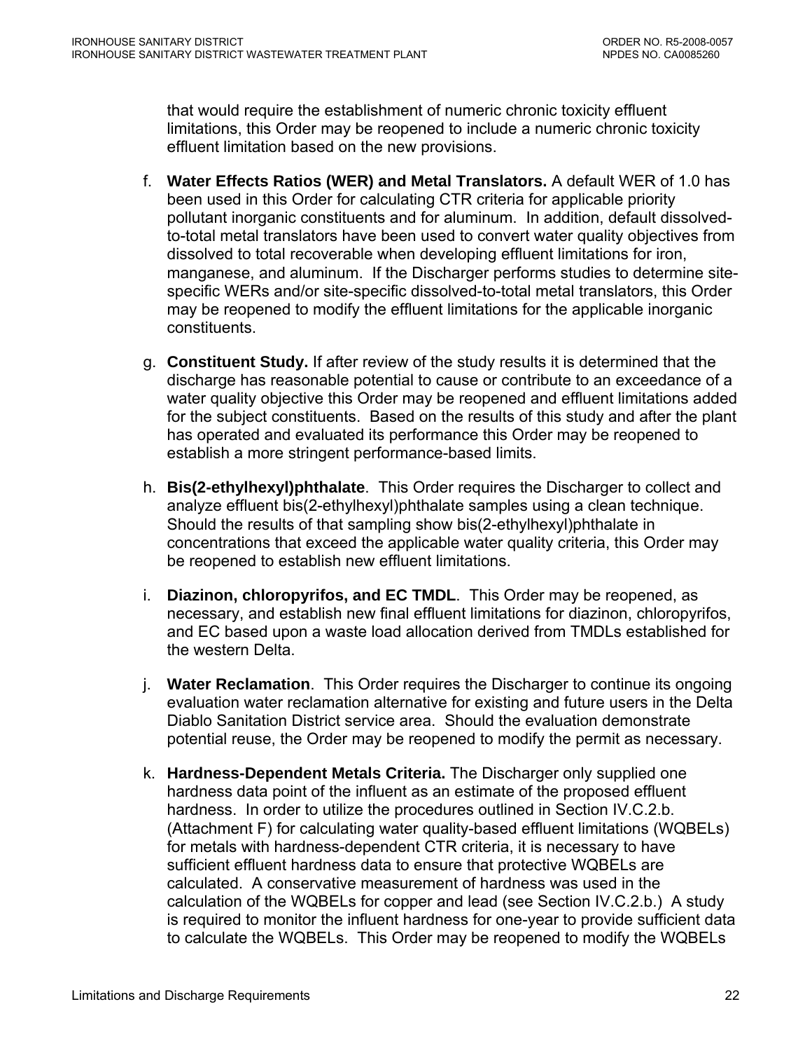that would require the establishment of numeric chronic toxicity effluent limitations, this Order may be reopened to include a numeric chronic toxicity effluent limitation based on the new provisions.

f. **Water Effects Ratios (WER) and Metal Translators.** A default WER of 1.0 has been used in this Order for calculating CTR criteria for applicable priority pollutant inorganic constituents and for aluminum. In addition, default dissolved-to-total metal translators have been used to convert water quality objectives from dissolved to total recoverable when developing effluent limitations for iron, manganese, and aluminum. If the Discharger performs studies to determine site-specific WERs and/or site-specific dissolved-to-total metal translators, this Order may be reopened to modify the effluent limitations for the applicable inorganic constituents.

g. **Constituent Study.** If after review of the study results it is determined that the discharge has reasonable potential to cause or contribute to an exceedance of a water quality objective this Order may be reopened and effluent limitations added for the subject constituents. Based on the results of this study and after the plant has operated and evaluated its performance this Order may be reopened to establish a more stringent performance-based limits.

h. **Bis(2-ethylhexyl)phthalate**. This Order requires the Discharger to collect and analyze effluent bis(2-ethylhexyl)phthalate samples using a clean technique. Should the results of that sampling show bis(2-ethylhexyl)phthalate in concentrations that exceed the applicable water quality criteria, this Order may be reopened to establish new effluent limitations.

i. **Diazinon, chloropyrifos, and EC TMDL**. This Order may be reopened, as necessary, and establish new final effluent limitations for diazinon, chloropyrifos, and EC based upon a waste load allocation derived from TMDLs established for the western Delta.

j. **Water Reclamation**. This Order requires the Discharger to continue its ongoing evaluation water reclamation alternative for existing and future users in the Delta Diablo Sanitation District service area. Should the evaluation demonstrate potential reuse, the Order may be reopened to modify the permit as necessary.

k. **Hardness-Dependent Metals Criteria.** The Discharger only supplied one hardness data point of the influent as an estimate of the proposed effluent hardness. In order to utilize the procedures outlined in Section IV.C.2.b. (Attachment F) for calculating water quality-based effluent limitations (WQBELs) for metals with hardness-dependent CTR criteria, it is necessary to have sufficient effluent hardness data to ensure that protective WQBELs are calculated. A conservative measurement of hardness was used in the calculation of the WQBELs for copper and lead (see Section IV.C.2.b.) A study is required to monitor the influent hardness for one-year to provide sufficient data to calculate the WQBELs. This Order may be reopened to modify the WQBELs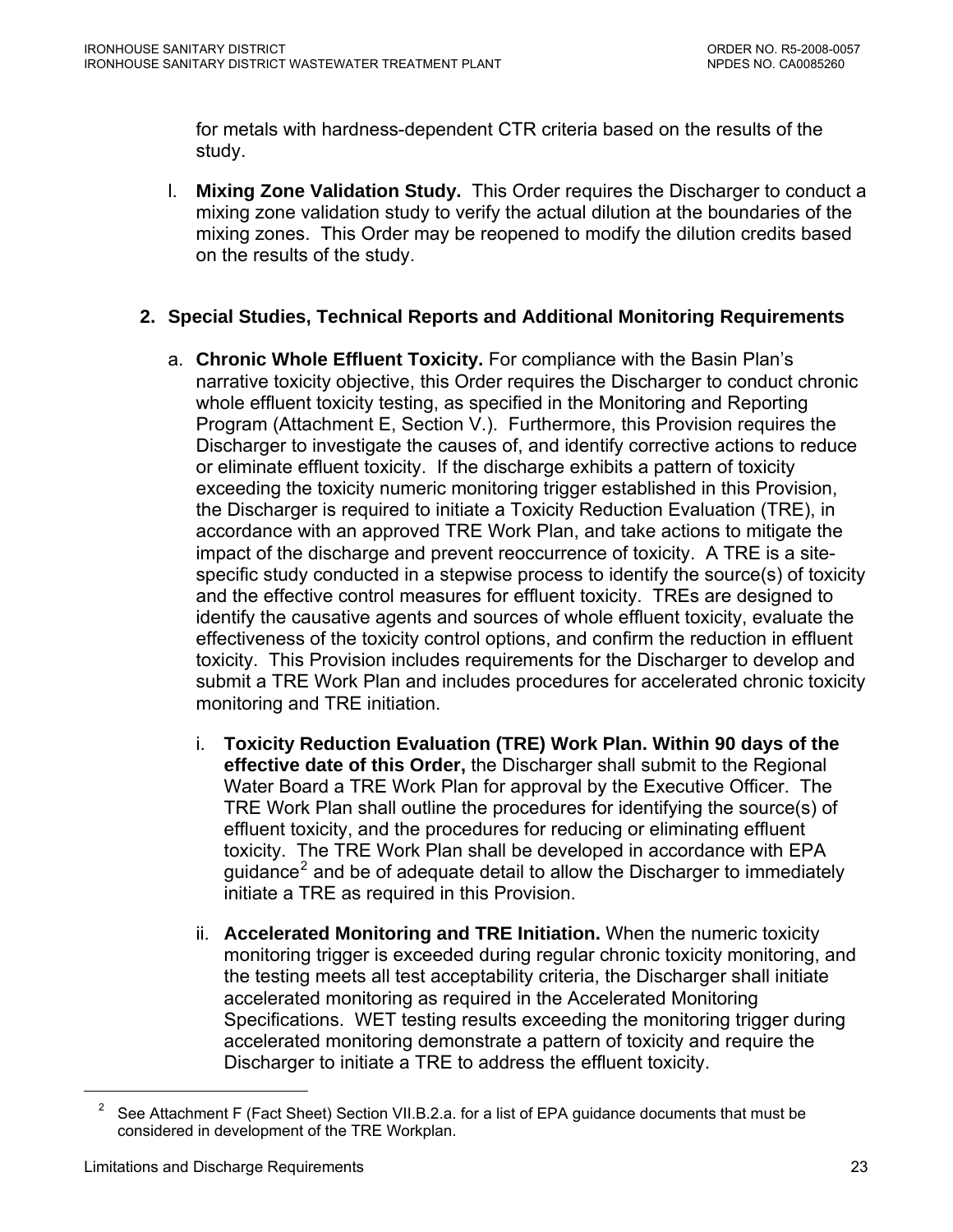for metals with hardness-dependent CTR criteria based on the results of the study.

l. **Mixing Zone Validation Study.** This Order requires the Discharger to conduct a mixing zone validation study to verify the actual dilution at the boundaries of the mixing zones. This Order may be reopened to modify the dilution credits based on the results of the study.

**2. Special Studies, Technical Reports and Additional Monitoring Requirements**

a. **Chronic Whole Effluent Toxicity.** For compliance with the Basin Plan's narrative toxicity objective, this Order requires the Discharger to conduct chronic whole effluent toxicity testing, as specified in the Monitoring and Reporting Program (Attachment E, Section V.). Furthermore, this Provision requires the Discharger to investigate the causes of, and identify corrective actions to reduce or eliminate effluent toxicity. If the discharge exhibits a pattern of toxicity exceeding the toxicity numeric monitoring trigger established in this Provision, the Discharger is required to initiate a Toxicity Reduction Evaluation (TRE), in accordance with an approved TRE Work Plan, and take actions to mitigate the impact of the discharge and prevent reoccurrence of toxicity. A TRE is a site-specific study conducted in a stepwise process to identify the source(s) of toxicity and the effective control measures for effluent toxicity. TREs are designed to identify the causative agents and sources of whole effluent toxicity, evaluate the effectiveness of the toxicity control options, and confirm the reduction in effluent toxicity. This Provision includes requirements for the Discharger to develop and submit a TRE Work Plan and includes procedures for accelerated chronic toxicity monitoring and TRE initiation.

i. **Toxicity Reduction Evaluation (TRE) Work Plan. Within 90 days of the effective date of this Order,** the Discharger shall submit to the Regional Water Board a TRE Work Plan for approval by the Executive Officer. The TRE Work Plan shall outline the procedures for identifying the source(s) of effluent toxicity, and the procedures for reducing or eliminating effluent toxicity. The TRE Work Plan shall be developed in accordance with EPA guidance[2] and be of adequate detail to allow the Discharger to immediately initiate a TRE as required in this Provision.

ii. **Accelerated Monitoring and TRE Initiation.** When the numeric toxicity monitoring trigger is exceeded during regular chronic toxicity monitoring, and the testing meets all test acceptability criteria, the Discharger shall initiate accelerated monitoring as required in the Accelerated Monitoring Specifications. WET testing results exceeding the monitoring trigger during accelerated monitoring demonstrate a pattern of toxicity and require the Discharger to initiate a TRE to address the effluent toxicity.

---

[2] See Attachment F (Fact Sheet) Section VII.B.2.a. for a list of EPA guidance documents that must be considered in development of the TRE Workplan.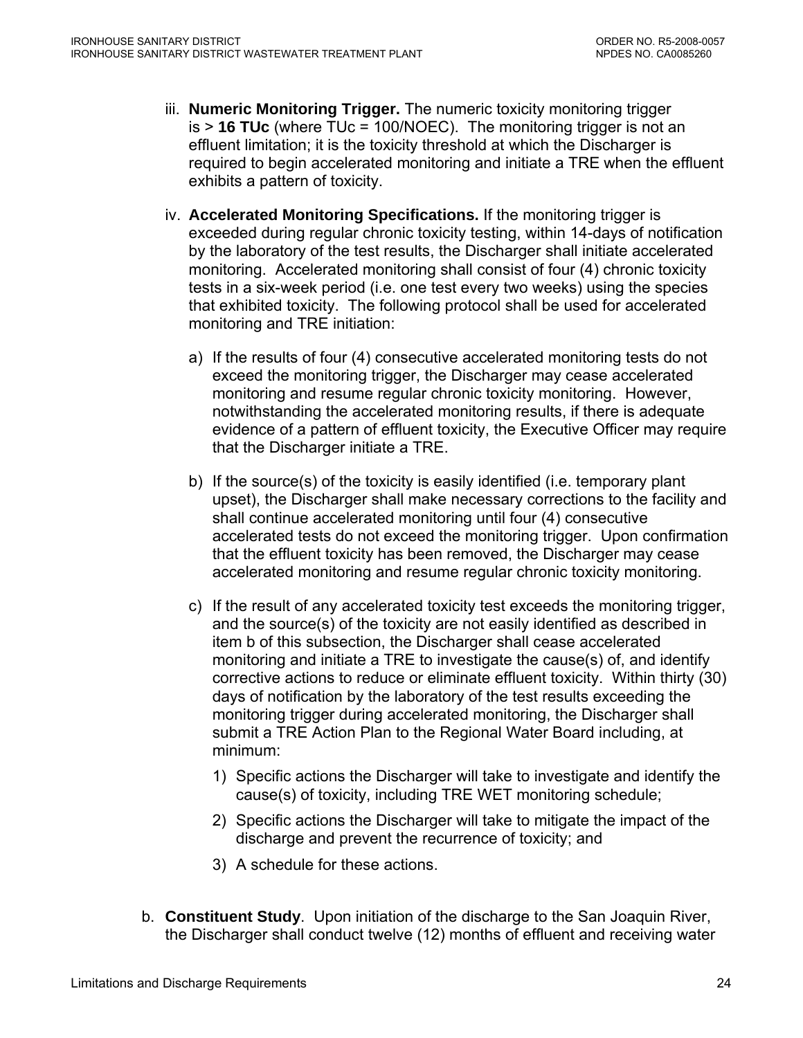iii. **Numeric Monitoring Trigger.** The numeric toxicity monitoring trigger is > **16 TUc** (where TUc = 100/NOEC). The monitoring trigger is not an effluent limitation; it is the toxicity threshold at which the Discharger is required to begin accelerated monitoring and initiate a TRE when the effluent exhibits a pattern of toxicity.

iv. **Accelerated Monitoring Specifications.** If the monitoring trigger is exceeded during regular chronic toxicity testing, within 14-days of notification by the laboratory of the test results, the Discharger shall initiate accelerated monitoring. Accelerated monitoring shall consist of four (4) chronic toxicity tests in a six-week period (i.e. one test every two weeks) using the species that exhibited toxicity. The following protocol shall be used for accelerated monitoring and TRE initiation:

   a) If the results of four (4) consecutive accelerated monitoring tests do not exceed the monitoring trigger, the Discharger may cease accelerated monitoring and resume regular chronic toxicity monitoring. However, notwithstanding the accelerated monitoring results, if there is adequate evidence of a pattern of effluent toxicity, the Executive Officer may require that the Discharger initiate a TRE.

   b) If the source(s) of the toxicity is easily identified (i.e. temporary plant upset), the Discharger shall make necessary corrections to the facility and shall continue accelerated monitoring until four (4) consecutive accelerated tests do not exceed the monitoring trigger. Upon confirmation that the effluent toxicity has been removed, the Discharger may cease accelerated monitoring and resume regular chronic toxicity monitoring.

   c) If the result of any accelerated toxicity test exceeds the monitoring trigger, and the source(s) of the toxicity are not easily identified as described in item b of this subsection, the Discharger shall cease accelerated monitoring and initiate a TRE to investigate the cause(s) of, and identify corrective actions to reduce or eliminate effluent toxicity. Within thirty (30) days of notification by the laboratory of the test results exceeding the monitoring trigger during accelerated monitoring, the Discharger shall submit a TRE Action Plan to the Regional Water Board including, at minimum:

      1) Specific actions the Discharger will take to investigate and identify the cause(s) of toxicity, including TRE WET monitoring schedule;

      2) Specific actions the Discharger will take to mitigate the impact of the discharge and prevent the recurrence of toxicity; and

      3) A schedule for these actions.

b. **Constituent Study**. Upon initiation of the discharge to the San Joaquin River, the Discharger shall conduct twelve (12) months of effluent and receiving water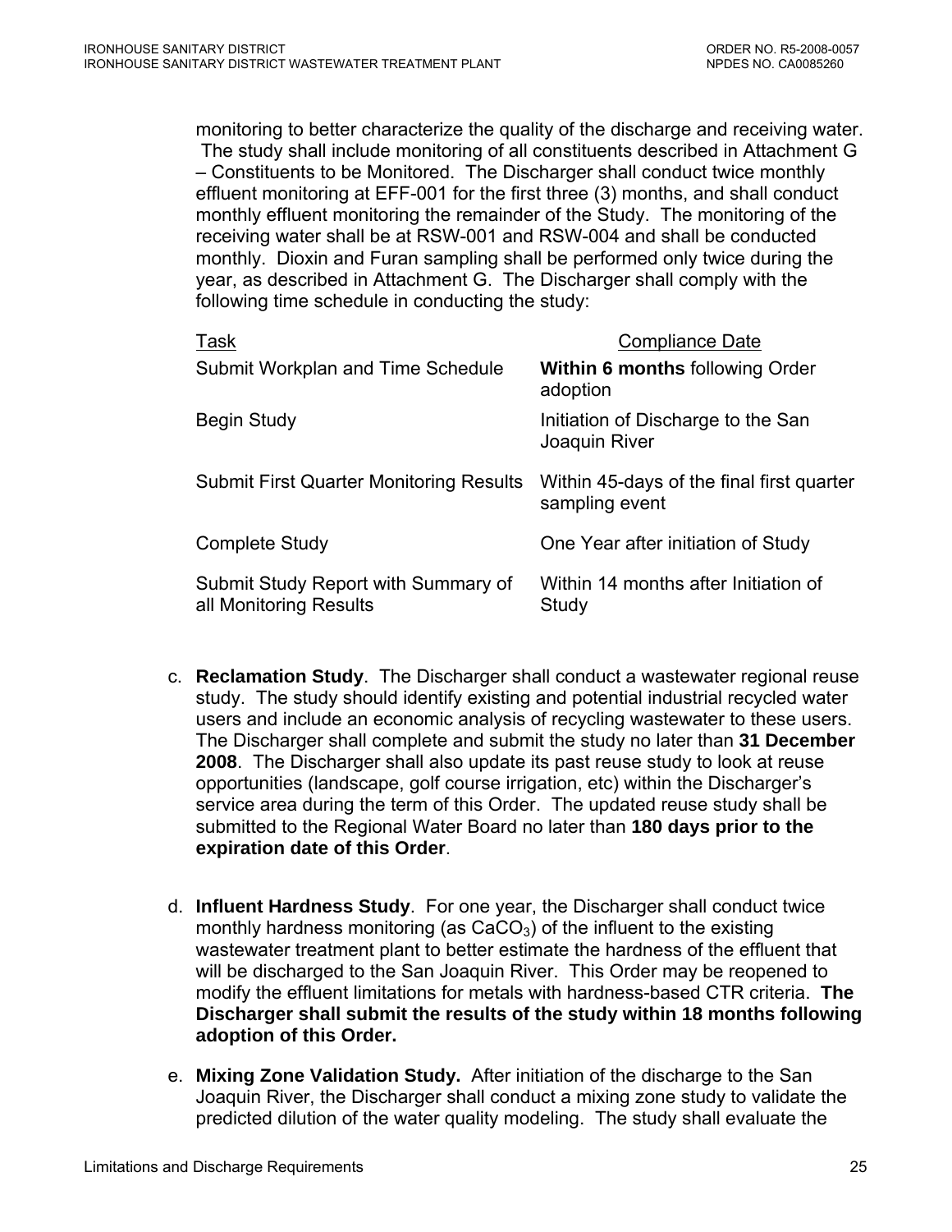monitoring to better characterize the quality of the discharge and receiving water. The study shall include monitoring of all constituents described in Attachment G – Constituents to be Monitored. The Discharger shall conduct twice monthly effluent monitoring at EFF-001 for the first three (3) months, and shall conduct monthly effluent monitoring the remainder of the Study. The monitoring of the receiving water shall be at RSW-001 and RSW-004 and shall be conducted monthly. Dioxin and Furan sampling shall be performed only twice during the year, as described in Attachment G. The Discharger shall comply with the following time schedule in conducting the study:

| Task | Compliance Date |
| --- | --- |
| Submit Workplan and Time Schedule | **Within 6 months** following Order adoption |
| Begin Study | Initiation of Discharge to the San Joaquin River |
| Submit First Quarter Monitoring Results | Within 45-days of the final first quarter sampling event |
| Complete Study | One Year after initiation of Study |
| Submit Study Report with Summary of all Monitoring Results | Within 14 months after Initiation of Study |

c. **Reclamation Study**. The Discharger shall conduct a wastewater regional reuse study. The study should identify existing and potential industrial recycled water users and include an economic analysis of recycling wastewater to these users. The Discharger shall complete and submit the study no later than **31 December 2008**. The Discharger shall also update its past reuse study to look at reuse opportunities (landscape, golf course irrigation, etc) within the Discharger's service area during the term of this Order. The updated reuse study shall be submitted to the Regional Water Board no later than **180 days prior to the expiration date of this Order**.

d. **Influent Hardness Study**. For one year, the Discharger shall conduct twice monthly hardness monitoring (as $CaCO_3$) of the influent to the existing wastewater treatment plant to better estimate the hardness of the effluent that will be discharged to the San Joaquin River. This Order may be reopened to modify the effluent limitations for metals with hardness-based CTR criteria. **The Discharger shall submit the results of the study within 18 months following adoption of this Order.**

e. **Mixing Zone Validation Study.** After initiation of the discharge to the San Joaquin River, the Discharger shall conduct a mixing zone study to validate the predicted dilution of the water quality modeling. The study shall evaluate the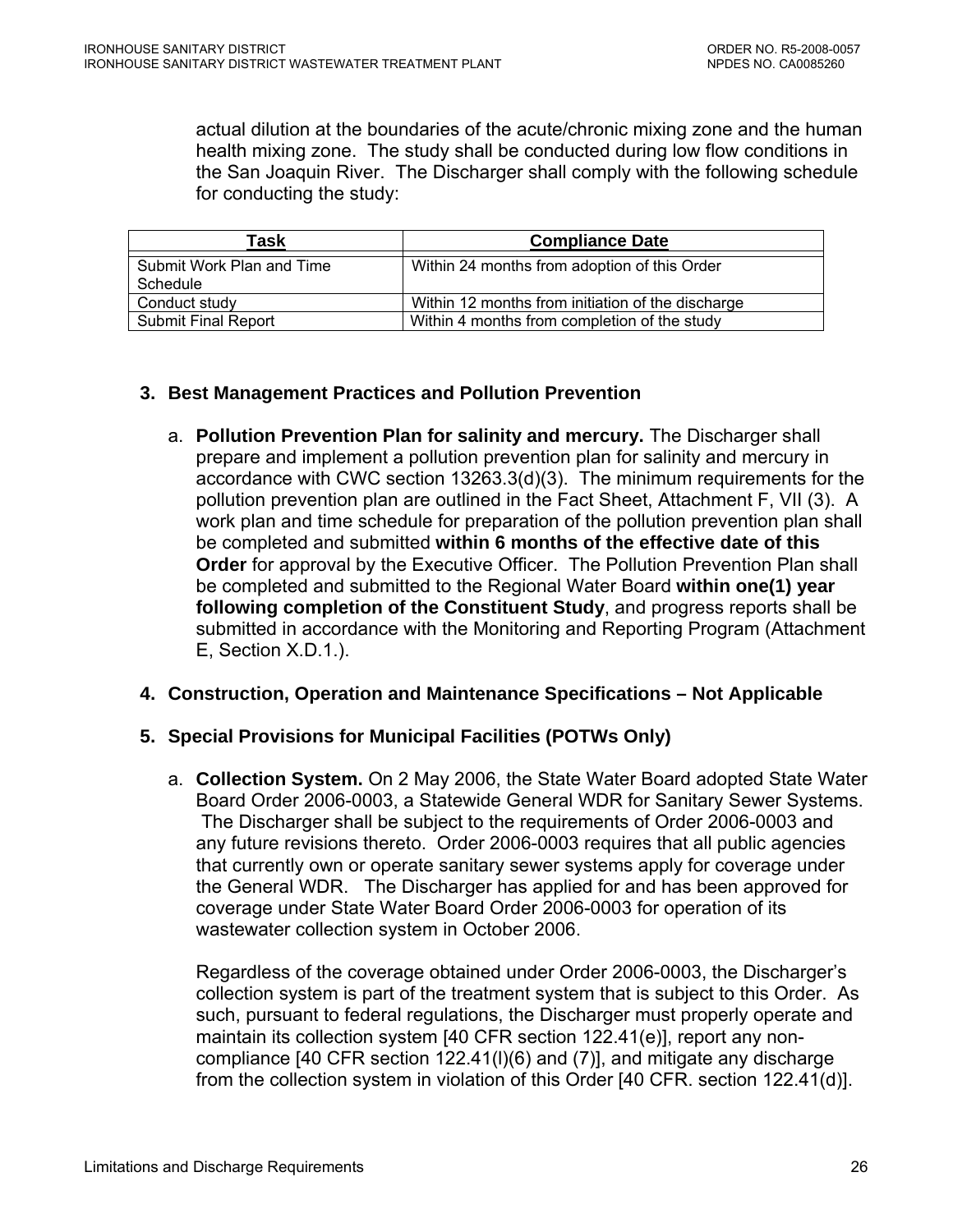actual dilution at the boundaries of the acute/chronic mixing zone and the human health mixing zone. The study shall be conducted during low flow conditions in the San Joaquin River. The Discharger shall comply with the following schedule for conducting the study:

| Task | Compliance Date |
|---|---|
| Submit Work Plan and Time Schedule | Within 24 months from adoption of this Order |
| Conduct study | Within 12 months from initiation of the discharge |
| Submit Final Report | Within 4 months from completion of the study |

### 3. Best Management Practices and Pollution Prevention

a. **Pollution Prevention Plan for salinity and mercury.** The Discharger shall prepare and implement a pollution prevention plan for salinity and mercury in accordance with CWC section 13263.3(d)(3). The minimum requirements for the pollution prevention plan are outlined in the Fact Sheet, Attachment F, VII (3). A work plan and time schedule for preparation of the pollution prevention plan shall be completed and submitted **within 6 months of the effective date of this Order** for approval by the Executive Officer. The Pollution Prevention Plan shall be completed and submitted to the Regional Water Board **within one(1) year following completion of the Constituent Study**, and progress reports shall be submitted in accordance with the Monitoring and Reporting Program (Attachment E, Section X.D.1.).

### 4. Construction, Operation and Maintenance Specifications – Not Applicable

### 5. Special Provisions for Municipal Facilities (POTWs Only)

a. **Collection System.** On 2 May 2006, the State Water Board adopted State Water Board Order 2006-0003, a Statewide General WDR for Sanitary Sewer Systems. The Discharger shall be subject to the requirements of Order 2006-0003 and any future revisions thereto. Order 2006-0003 requires that all public agencies that currently own or operate sanitary sewer systems apply for coverage under the General WDR. The Discharger has applied for and has been approved for coverage under State Water Board Order 2006-0003 for operation of its wastewater collection system in October 2006.

Regardless of the coverage obtained under Order 2006-0003, the Discharger's collection system is part of the treatment system that is subject to this Order. As such, pursuant to federal regulations, the Discharger must properly operate and maintain its collection system [40 CFR section 122.41(e)], report any non-compliance [40 CFR section 122.41(l)(6) and (7)], and mitigate any discharge from the collection system in violation of this Order [40 CFR. section 122.41(d)].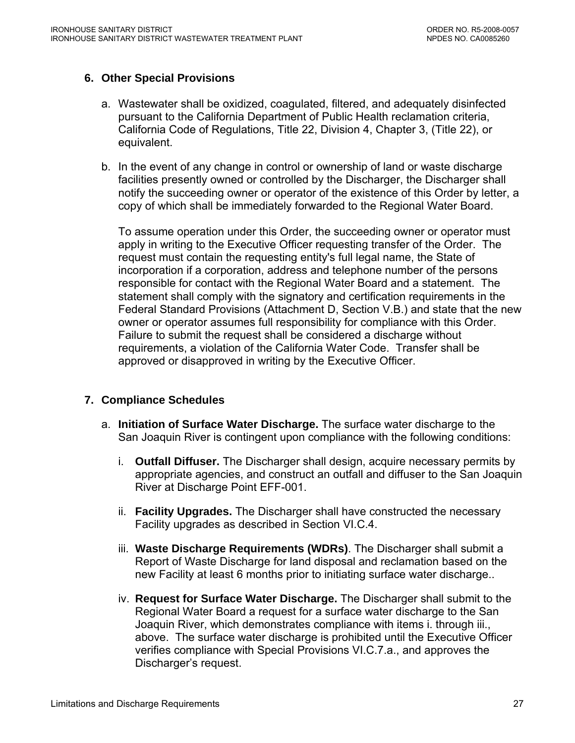### 6. Other Special Provisions

a. Wastewater shall be oxidized, coagulated, filtered, and adequately disinfected pursuant to the California Department of Public Health reclamation criteria, California Code of Regulations, Title 22, Division 4, Chapter 3, (Title 22), or equivalent.

b. In the event of any change in control or ownership of land or waste discharge facilities presently owned or controlled by the Discharger, the Discharger shall notify the succeeding owner or operator of the existence of this Order by letter, a copy of which shall be immediately forwarded to the Regional Water Board.

   To assume operation under this Order, the succeeding owner or operator must apply in writing to the Executive Officer requesting transfer of the Order. The request must contain the requesting entity's full legal name, the State of incorporation if a corporation, address and telephone number of the persons responsible for contact with the Regional Water Board and a statement. The statement shall comply with the signatory and certification requirements in the Federal Standard Provisions (Attachment D, Section V.B.) and state that the new owner or operator assumes full responsibility for compliance with this Order. Failure to submit the request shall be considered a discharge without requirements, a violation of the California Water Code. Transfer shall be approved or disapproved in writing by the Executive Officer.

### 7. Compliance Schedules

a. **Initiation of Surface Water Discharge.** The surface water discharge to the San Joaquin River is contingent upon compliance with the following conditions:

   i. **Outfall Diffuser.** The Discharger shall design, acquire necessary permits by appropriate agencies, and construct an outfall and diffuser to the San Joaquin River at Discharge Point EFF-001.

   ii. **Facility Upgrades.** The Discharger shall have constructed the necessary Facility upgrades as described in Section VI.C.4.

   iii. **Waste Discharge Requirements (WDRs)**. The Discharger shall submit a Report of Waste Discharge for land disposal and reclamation based on the new Facility at least 6 months prior to initiating surface water discharge..

   iv. **Request for Surface Water Discharge.** The Discharger shall submit to the Regional Water Board a request for a surface water discharge to the San Joaquin River, which demonstrates compliance with items i. through iii., above. The surface water discharge is prohibited until the Executive Officer verifies compliance with Special Provisions VI.C.7.a., and approves the Discharger's request.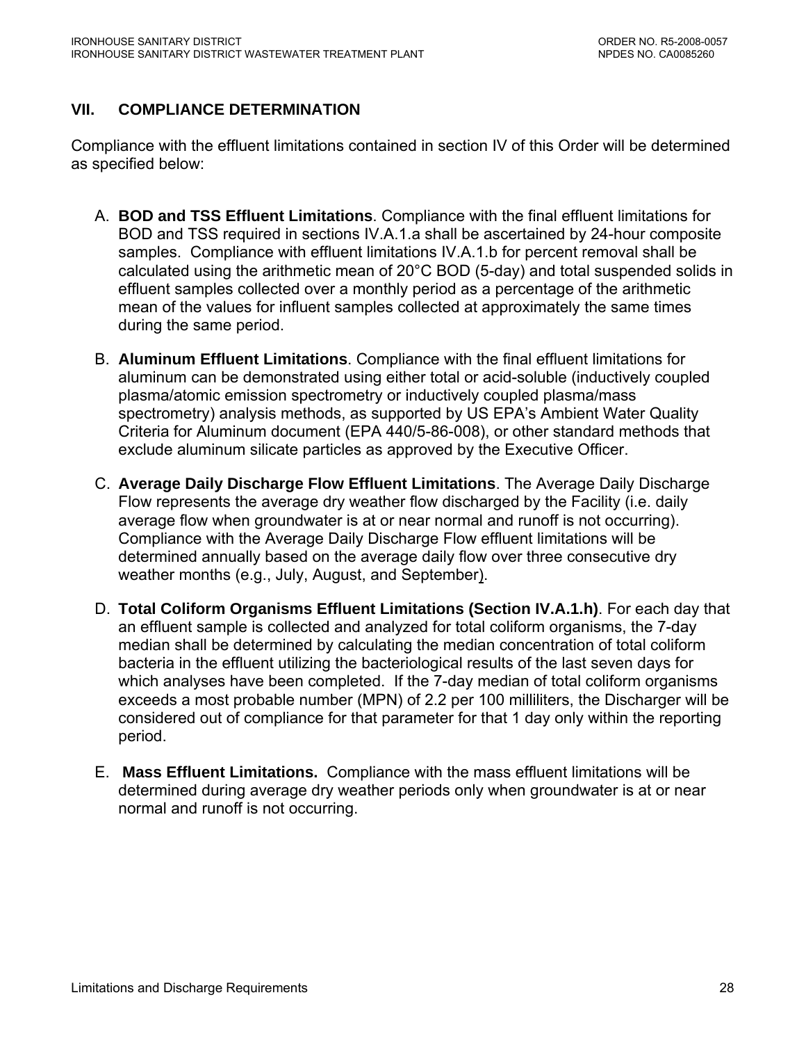## VII. COMPLIANCE DETERMINATION

Compliance with the effluent limitations contained in section IV of this Order will be determined as specified below:

A. **BOD and TSS Effluent Limitations**. Compliance with the final effluent limitations for BOD and TSS required in sections IV.A.1.a shall be ascertained by 24-hour composite samples. Compliance with effluent limitations IV.A.1.b for percent removal shall be calculated using the arithmetic mean of 20°C BOD (5-day) and total suspended solids in effluent samples collected over a monthly period as a percentage of the arithmetic mean of the values for influent samples collected at approximately the same times during the same period.

B. **Aluminum Effluent Limitations**. Compliance with the final effluent limitations for aluminum can be demonstrated using either total or acid-soluble (inductively coupled plasma/atomic emission spectrometry or inductively coupled plasma/mass spectrometry) analysis methods, as supported by US EPA's Ambient Water Quality Criteria for Aluminum document (EPA 440/5-86-008), or other standard methods that exclude aluminum silicate particles as approved by the Executive Officer.

C. **Average Daily Discharge Flow Effluent Limitations**. The Average Daily Discharge Flow represents the average dry weather flow discharged by the Facility (i.e. daily average flow when groundwater is at or near normal and runoff is not occurring). Compliance with the Average Daily Discharge Flow effluent limitations will be determined annually based on the average daily flow over three consecutive dry weather months (e.g., July, August, and September).

D. **Total Coliform Organisms Effluent Limitations (Section IV.A.1.h)**. For each day that an effluent sample is collected and analyzed for total coliform organisms, the 7-day median shall be determined by calculating the median concentration of total coliform bacteria in the effluent utilizing the bacteriological results of the last seven days for which analyses have been completed. If the 7-day median of total coliform organisms exceeds a most probable number (MPN) of 2.2 per 100 milliliters, the Discharger will be considered out of compliance for that parameter for that 1 day only within the reporting period.

E. **Mass Effluent Limitations.** Compliance with the mass effluent limitations will be determined during average dry weather periods only when groundwater is at or near normal and runoff is not occurring.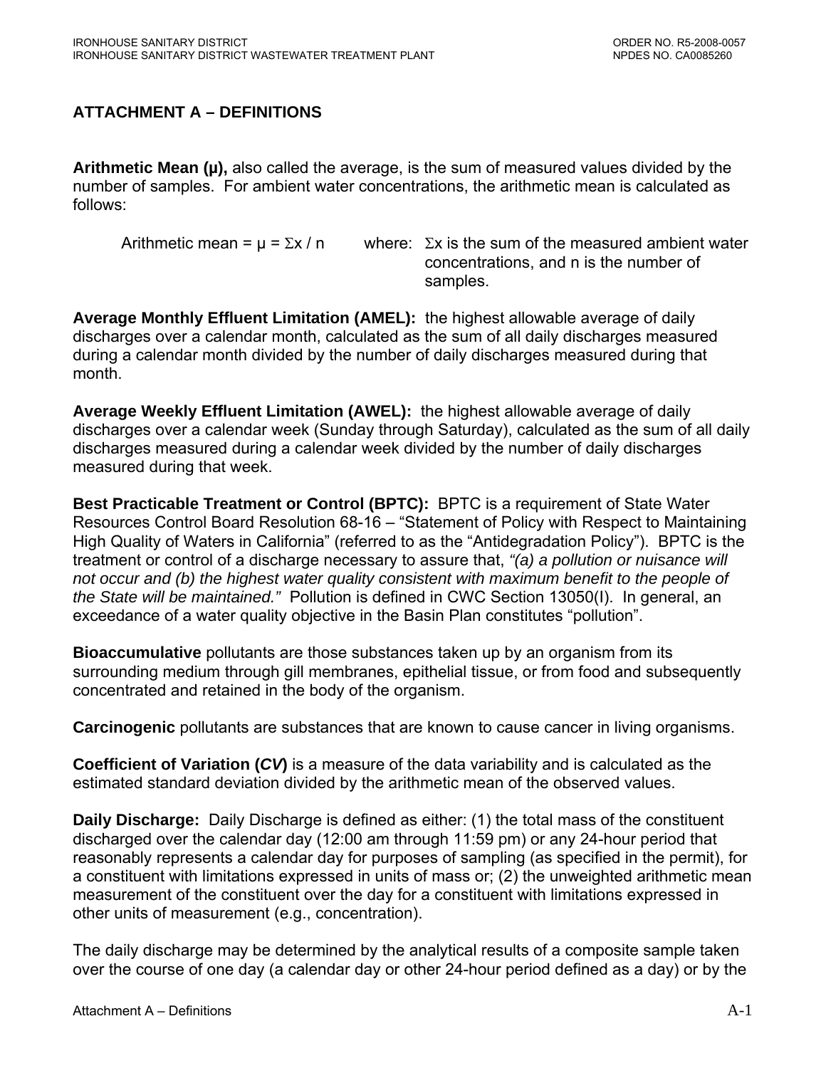## ATTACHMENT A – DEFINITIONS

**Arithmetic Mean (μ),** also called the average, is the sum of measured values divided by the number of samples. For ambient water concentrations, the arithmetic mean is calculated as follows:

Arithmetic mean = $\mu = \Sigma x / n$ where: $\Sigma x$ is the sum of the measured ambient water concentrations, and n is the number of samples.

**Average Monthly Effluent Limitation (AMEL):** the highest allowable average of daily discharges over a calendar month, calculated as the sum of all daily discharges measured during a calendar month divided by the number of daily discharges measured during that month.

**Average Weekly Effluent Limitation (AWEL):** the highest allowable average of daily discharges over a calendar week (Sunday through Saturday), calculated as the sum of all daily discharges measured during a calendar week divided by the number of daily discharges measured during that week.

**Best Practicable Treatment or Control (BPTC):** BPTC is a requirement of State Water Resources Control Board Resolution 68-16 – "Statement of Policy with Respect to Maintaining High Quality of Waters in California" (referred to as the "Antidegradation Policy"). BPTC is the treatment or control of a discharge necessary to assure that, *"(a) a pollution or nuisance will not occur and (b) the highest water quality consistent with maximum benefit to the people of the State will be maintained."* Pollution is defined in CWC Section 13050(I). In general, an exceedance of a water quality objective in the Basin Plan constitutes "pollution".

**Bioaccumulative** pollutants are those substances taken up by an organism from its surrounding medium through gill membranes, epithelial tissue, or from food and subsequently concentrated and retained in the body of the organism.

**Carcinogenic** pollutants are substances that are known to cause cancer in living organisms.

**Coefficient of Variation (*CV*)** is a measure of the data variability and is calculated as the estimated standard deviation divided by the arithmetic mean of the observed values.

**Daily Discharge:** Daily Discharge is defined as either: (1) the total mass of the constituent discharged over the calendar day (12:00 am through 11:59 pm) or any 24-hour period that reasonably represents a calendar day for purposes of sampling (as specified in the permit), for a constituent with limitations expressed in units of mass or; (2) the unweighted arithmetic mean measurement of the constituent over the day for a constituent with limitations expressed in other units of measurement (e.g., concentration).

The daily discharge may be determined by the analytical results of a composite sample taken over the course of one day (a calendar day or other 24-hour period defined as a day) or by the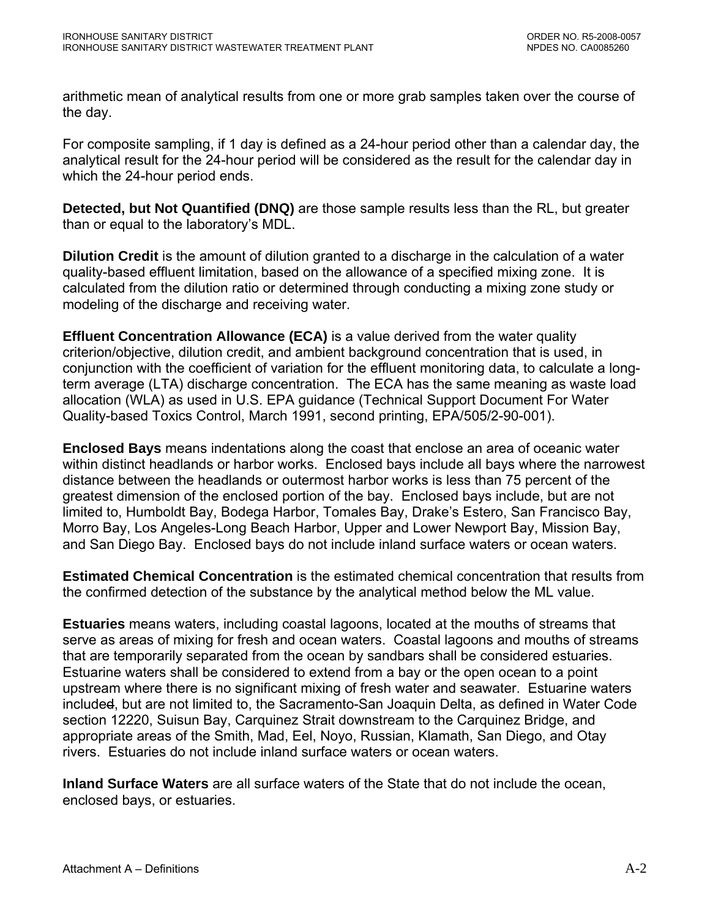arithmetic mean of analytical results from one or more grab samples taken over the course of the day.

For composite sampling, if 1 day is defined as a 24-hour period other than a calendar day, the analytical result for the 24-hour period will be considered as the result for the calendar day in which the 24-hour period ends.

**Detected, but Not Quantified (DNQ)** are those sample results less than the RL, but greater than or equal to the laboratory's MDL.

**Dilution Credit** is the amount of dilution granted to a discharge in the calculation of a water quality-based effluent limitation, based on the allowance of a specified mixing zone. It is calculated from the dilution ratio or determined through conducting a mixing zone study or modeling of the discharge and receiving water.

**Effluent Concentration Allowance (ECA)** is a value derived from the water quality criterion/objective, dilution credit, and ambient background concentration that is used, in conjunction with the coefficient of variation for the effluent monitoring data, to calculate a long-term average (LTA) discharge concentration. The ECA has the same meaning as waste load allocation (WLA) as used in U.S. EPA guidance (Technical Support Document For Water Quality-based Toxics Control, March 1991, second printing, EPA/505/2-90-001).

**Enclosed Bays** means indentations along the coast that enclose an area of oceanic water within distinct headlands or harbor works. Enclosed bays include all bays where the narrowest distance between the headlands or outermost harbor works is less than 75 percent of the greatest dimension of the enclosed portion of the bay. Enclosed bays include, but are not limited to, Humboldt Bay, Bodega Harbor, Tomales Bay, Drake's Estero, San Francisco Bay, Morro Bay, Los Angeles-Long Beach Harbor, Upper and Lower Newport Bay, Mission Bay, and San Diego Bay. Enclosed bays do not include inland surface waters or ocean waters.

**Estimated Chemical Concentration** is the estimated chemical concentration that results from the confirmed detection of the substance by the analytical method below the ML value.

**Estuaries** means waters, including coastal lagoons, located at the mouths of streams that serve as areas of mixing for fresh and ocean waters. Coastal lagoons and mouths of streams that are temporarily separated from the ocean by sandbars shall be considered estuaries. Estuarine waters shall be considered to extend from a bay or the open ocean to a point upstream where there is no significant mixing of fresh water and seawater. Estuarine waters included, but are not limited to, the Sacramento-San Joaquin Delta, as defined in Water Code section 12220, Suisun Bay, Carquinez Strait downstream to the Carquinez Bridge, and appropriate areas of the Smith, Mad, Eel, Noyo, Russian, Klamath, San Diego, and Otay rivers. Estuaries do not include inland surface waters or ocean waters.

**Inland Surface Waters** are all surface waters of the State that do not include the ocean, enclosed bays, or estuaries.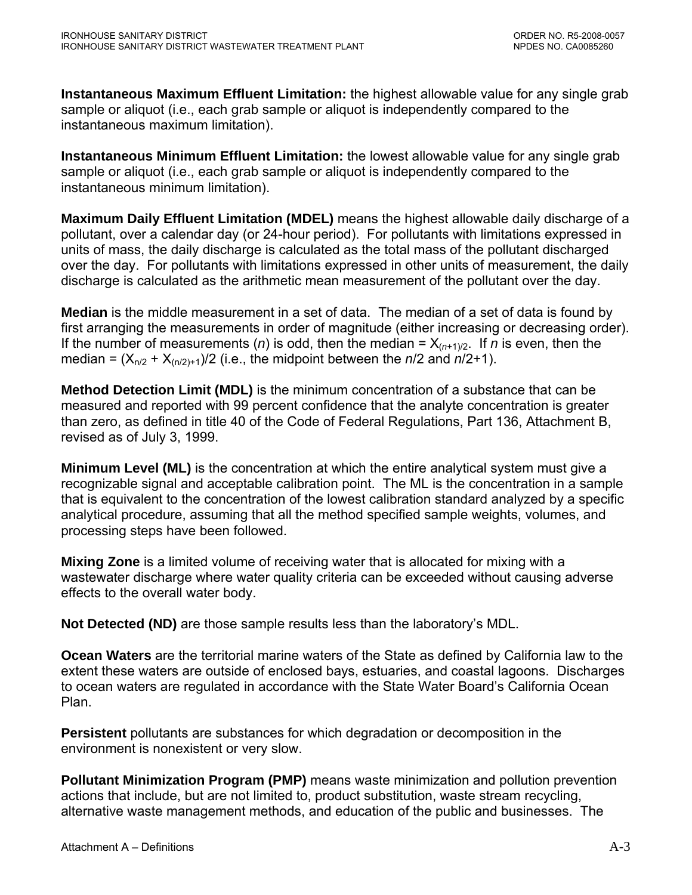**Instantaneous Maximum Effluent Limitation:** the highest allowable value for any single grab sample or aliquot (i.e., each grab sample or aliquot is independently compared to the instantaneous maximum limitation).

**Instantaneous Minimum Effluent Limitation:** the lowest allowable value for any single grab sample or aliquot (i.e., each grab sample or aliquot is independently compared to the instantaneous minimum limitation).

**Maximum Daily Effluent Limitation (MDEL)** means the highest allowable daily discharge of a pollutant, over a calendar day (or 24-hour period). For pollutants with limitations expressed in units of mass, the daily discharge is calculated as the total mass of the pollutant discharged over the day. For pollutants with limitations expressed in other units of measurement, the daily discharge is calculated as the arithmetic mean measurement of the pollutant over the day.

**Median** is the middle measurement in a set of data. The median of a set of data is found by first arranging the measurements in order of magnitude (either increasing or decreasing order). If the number of measurements (*n*) is odd, then the median = $X_{(n+1)/2}$. If *n* is even, then the median = $(X_{n/2} + X_{(n/2)+1})/2$ (i.e., the midpoint between the *n*/2 and *n*/2+1).

**Method Detection Limit (MDL)** is the minimum concentration of a substance that can be measured and reported with 99 percent confidence that the analyte concentration is greater than zero, as defined in title 40 of the Code of Federal Regulations, Part 136, Attachment B, revised as of July 3, 1999.

**Minimum Level (ML)** is the concentration at which the entire analytical system must give a recognizable signal and acceptable calibration point. The ML is the concentration in a sample that is equivalent to the concentration of the lowest calibration standard analyzed by a specific analytical procedure, assuming that all the method specified sample weights, volumes, and processing steps have been followed.

**Mixing Zone** is a limited volume of receiving water that is allocated for mixing with a wastewater discharge where water quality criteria can be exceeded without causing adverse effects to the overall water body.

**Not Detected (ND)** are those sample results less than the laboratory's MDL.

**Ocean Waters** are the territorial marine waters of the State as defined by California law to the extent these waters are outside of enclosed bays, estuaries, and coastal lagoons. Discharges to ocean waters are regulated in accordance with the State Water Board's California Ocean Plan.

**Persistent** pollutants are substances for which degradation or decomposition in the environment is nonexistent or very slow.

**Pollutant Minimization Program (PMP)** means waste minimization and pollution prevention actions that include, but are not limited to, product substitution, waste stream recycling, alternative waste management methods, and education of the public and businesses. The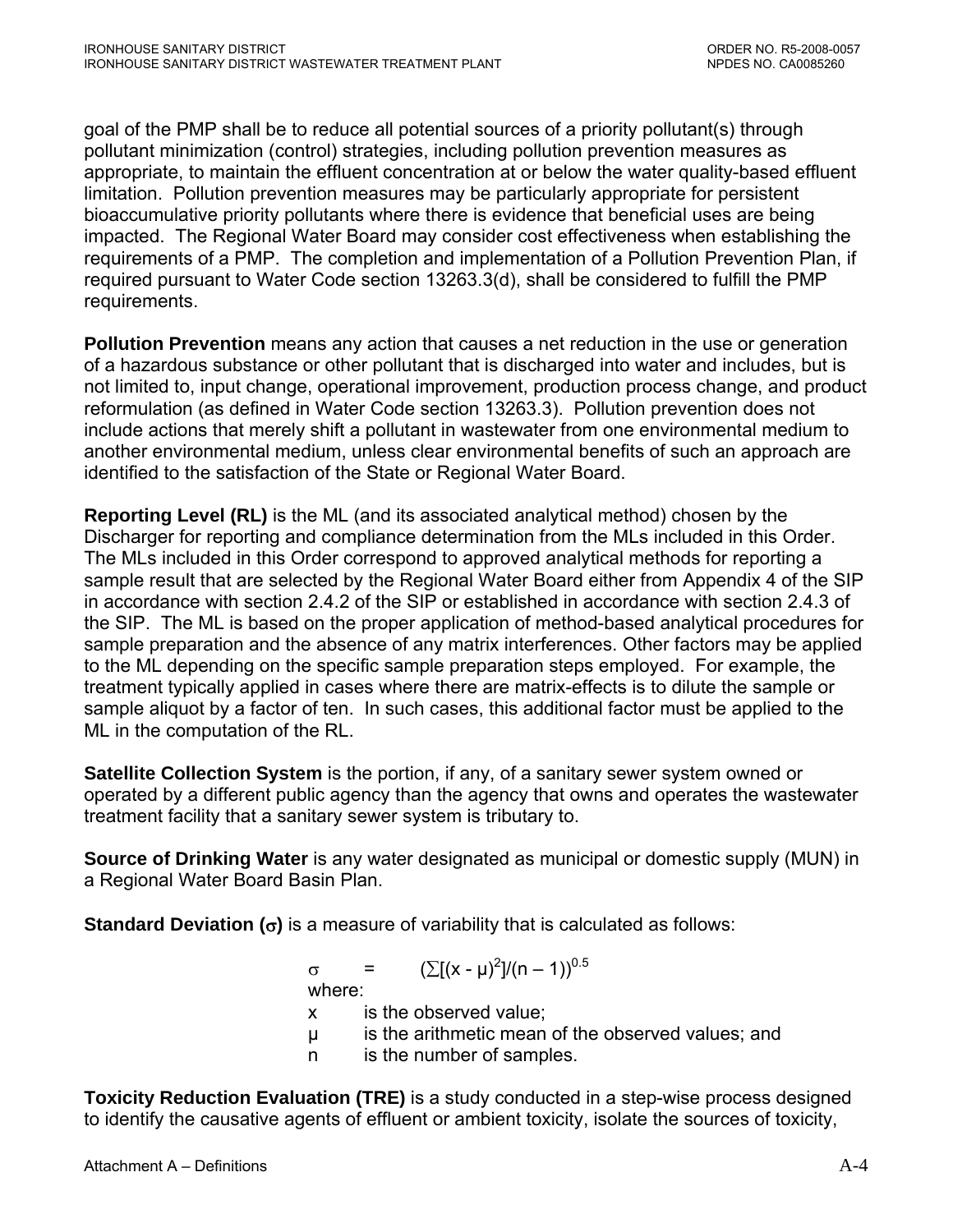goal of the PMP shall be to reduce all potential sources of a priority pollutant(s) through pollutant minimization (control) strategies, including pollution prevention measures as appropriate, to maintain the effluent concentration at or below the water quality-based effluent limitation. Pollution prevention measures may be particularly appropriate for persistent bioaccumulative priority pollutants where there is evidence that beneficial uses are being impacted. The Regional Water Board may consider cost effectiveness when establishing the requirements of a PMP. The completion and implementation of a Pollution Prevention Plan, if required pursuant to Water Code section 13263.3(d), shall be considered to fulfill the PMP requirements.

**Pollution Prevention** means any action that causes a net reduction in the use or generation of a hazardous substance or other pollutant that is discharged into water and includes, but is not limited to, input change, operational improvement, production process change, and product reformulation (as defined in Water Code section 13263.3). Pollution prevention does not include actions that merely shift a pollutant in wastewater from one environmental medium to another environmental medium, unless clear environmental benefits of such an approach are identified to the satisfaction of the State or Regional Water Board.

**Reporting Level (RL)** is the ML (and its associated analytical method) chosen by the Discharger for reporting and compliance determination from the MLs included in this Order. The MLs included in this Order correspond to approved analytical methods for reporting a sample result that are selected by the Regional Water Board either from Appendix 4 of the SIP in accordance with section 2.4.2 of the SIP or established in accordance with section 2.4.3 of the SIP. The ML is based on the proper application of method-based analytical procedures for sample preparation and the absence of any matrix interferences. Other factors may be applied to the ML depending on the specific sample preparation steps employed. For example, the treatment typically applied in cases where there are matrix-effects is to dilute the sample or sample aliquot by a factor of ten. In such cases, this additional factor must be applied to the ML in the computation of the RL.

**Satellite Collection System** is the portion, if any, of a sanitary sewer system owned or operated by a different public agency than the agency that owns and operates the wastewater treatment facility that a sanitary sewer system is tributary to.

**Source of Drinking Water** is any water designated as municipal or domestic supply (MUN) in a Regional Water Board Basin Plan.

**Standard Deviation ($\sigma$)** is a measure of variability that is calculated as follows:

$$\sigma = (\sum[(x - \mu)^2]/(n - 1))^{0.5}$$

where:

- $x$ is the observed value;
- $\mu$ is the arithmetic mean of the observed values; and
- $n$ is the number of samples.

**Toxicity Reduction Evaluation (TRE)** is a study conducted in a step-wise process designed to identify the causative agents of effluent or ambient toxicity, isolate the sources of toxicity,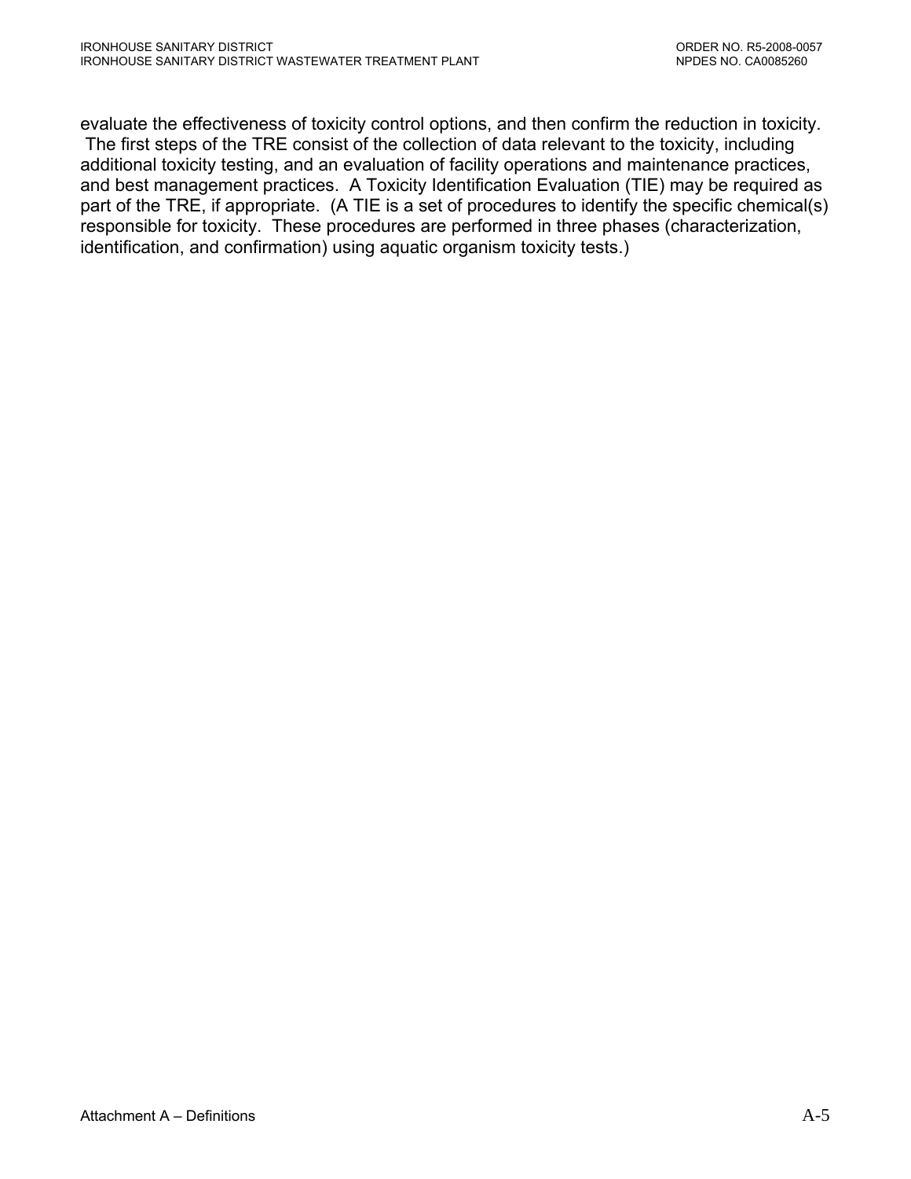evaluate the effectiveness of toxicity control options, and then confirm the reduction in toxicity. The first steps of the TRE consist of the collection of data relevant to the toxicity, including additional toxicity testing, and an evaluation of facility operations and maintenance practices, and best management practices. A Toxicity Identification Evaluation (TIE) may be required as part of the TRE, if appropriate. (A TIE is a set of procedures to identify the specific chemical(s) responsible for toxicity. These procedures are performed in three phases (characterization, identification, and confirmation) using aquatic organism toxicity tests.)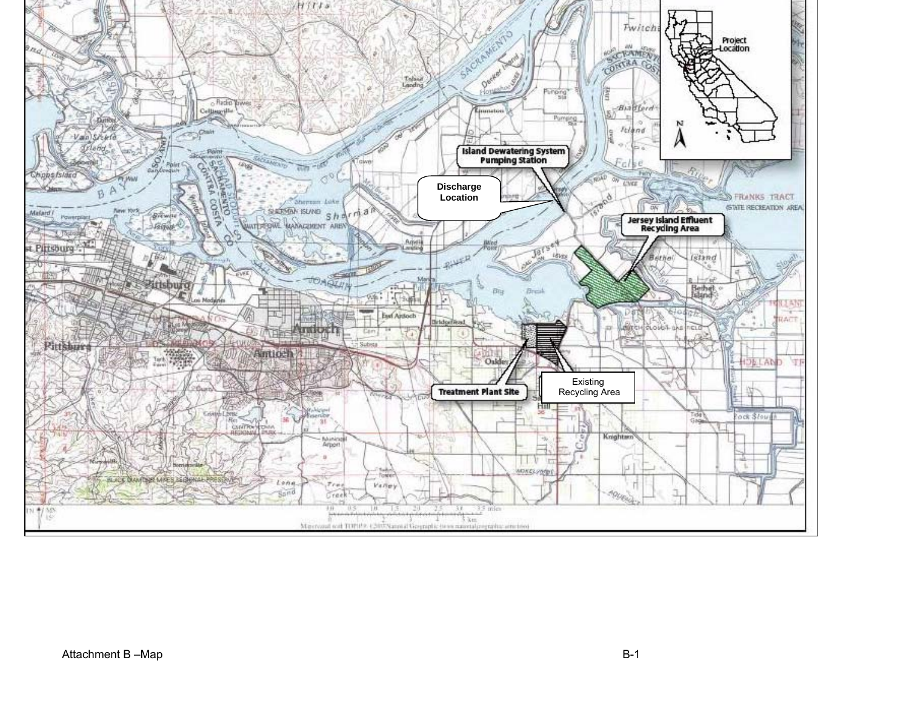Project Location

Island Dewatering System Pumping Station

Discharge Location

Jersey Island Effluent Recycling Area

Treatment Plant Site

Existing Recycling Area

Attachment B –Map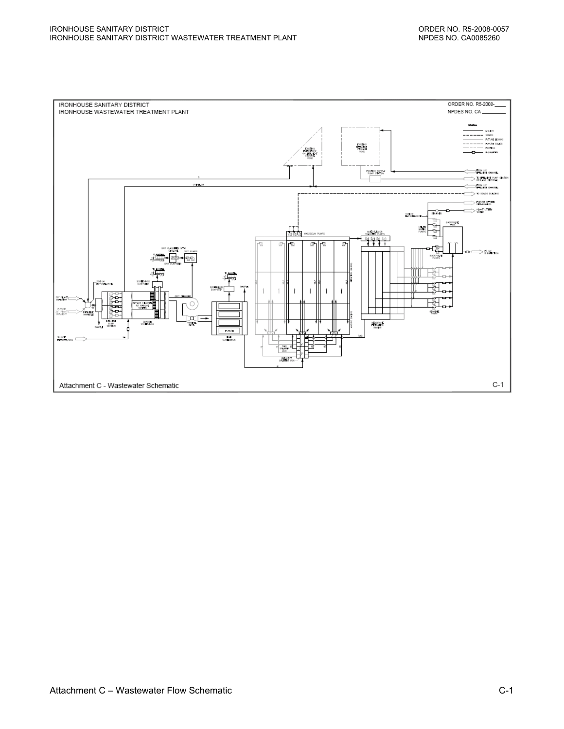IRONHOUSE SANITARY DISTRICT
IRONHOUSE WASTEWATER TREATMENT PLANT

ORDER NO. R5-2008-____
NPDES NO. CA ________

Attachment C - Wastewater Schematic

C-1

Attachment C – Wastewater Flow Schematic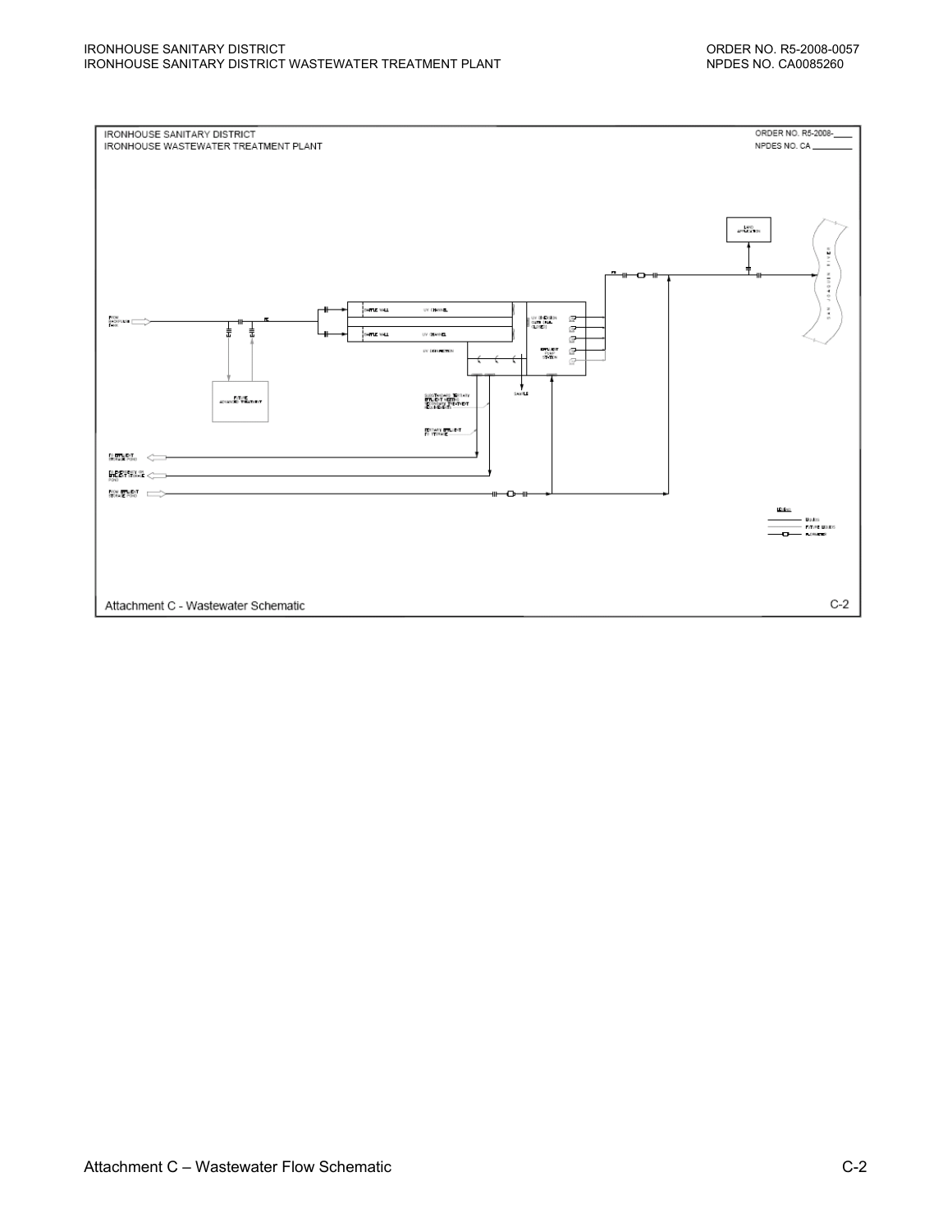IRONHOUSE SANITARY DISTRICT
IRONHOUSE WASTEWATER TREATMENT PLANT

ORDER NO. R5-2008-____
NPDES NO. CA ________

LAND APPLICATION

SAN JOAQUIN RIVER

FROM BACKPULSE TANK

BAFFLE WALL — UV CHANNEL

BAFFLE WALL — UV CHANNEL

UV DISINFECTION

UV DISINFECTION CONTROL PANEL

EFFLUENT PUMP STATION

SAMPLE

FUTURE ADVANCED TREATMENT

SUBSTANDARD TERTIARY EFFLUENT NEEDING SECONDARY TREATMENT

TERTIARY EFFLUENT TO STORAGE

TO EFFLUENT STORAGE POND

TO EMERGENCY OR EFFLUENT STORAGE POND

FROM EFFLUENT STORAGE POND

LEGEND:
EXISTING
FUTURE EXISTING
FLOWMETER

Attachment C - Wastewater Schematic

C-2

Attachment C – Wastewater Flow Schematic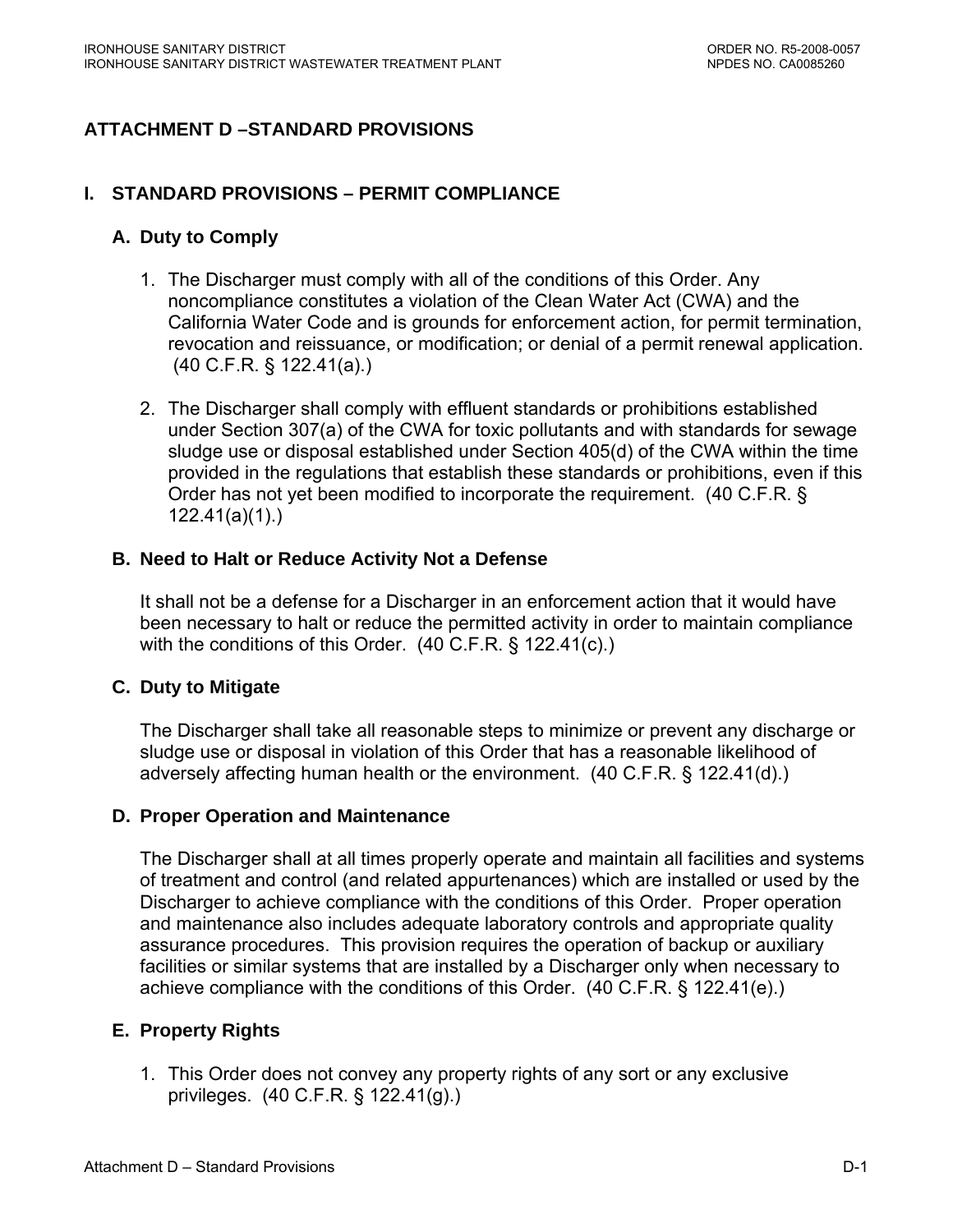# ATTACHMENT D –STANDARD PROVISIONS

## I. STANDARD PROVISIONS – PERMIT COMPLIANCE

### A. Duty to Comply

1. The Discharger must comply with all of the conditions of this Order. Any noncompliance constitutes a violation of the Clean Water Act (CWA) and the California Water Code and is grounds for enforcement action, for permit termination, revocation and reissuance, or modification; or denial of a permit renewal application. (40 C.F.R. § 122.41(a).)

2. The Discharger shall comply with effluent standards or prohibitions established under Section 307(a) of the CWA for toxic pollutants and with standards for sewage sludge use or disposal established under Section 405(d) of the CWA within the time provided in the regulations that establish these standards or prohibitions, even if this Order has not yet been modified to incorporate the requirement. (40 C.F.R. § 122.41(a)(1).)

### B. Need to Halt or Reduce Activity Not a Defense

It shall not be a defense for a Discharger in an enforcement action that it would have been necessary to halt or reduce the permitted activity in order to maintain compliance with the conditions of this Order. (40 C.F.R. § 122.41(c).)

### C. Duty to Mitigate

The Discharger shall take all reasonable steps to minimize or prevent any discharge or sludge use or disposal in violation of this Order that has a reasonable likelihood of adversely affecting human health or the environment. (40 C.F.R. § 122.41(d).)

### D. Proper Operation and Maintenance

The Discharger shall at all times properly operate and maintain all facilities and systems of treatment and control (and related appurtenances) which are installed or used by the Discharger to achieve compliance with the conditions of this Order. Proper operation and maintenance also includes adequate laboratory controls and appropriate quality assurance procedures. This provision requires the operation of backup or auxiliary facilities or similar systems that are installed by a Discharger only when necessary to achieve compliance with the conditions of this Order. (40 C.F.R. § 122.41(e).)

### E. Property Rights

1. This Order does not convey any property rights of any sort or any exclusive privileges. (40 C.F.R. § 122.41(g).)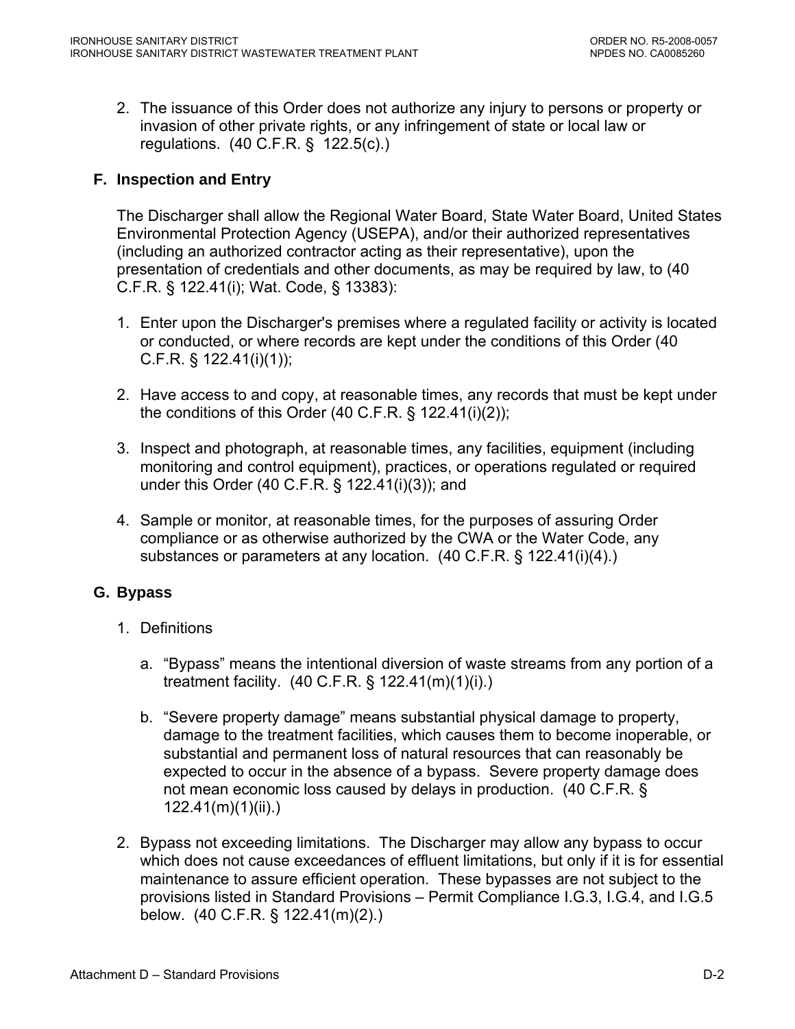2. The issuance of this Order does not authorize any injury to persons or property or invasion of other private rights, or any infringement of state or local law or regulations. (40 C.F.R. § 122.5(c).)

## F. Inspection and Entry

The Discharger shall allow the Regional Water Board, State Water Board, United States Environmental Protection Agency (USEPA), and/or their authorized representatives (including an authorized contractor acting as their representative), upon the presentation of credentials and other documents, as may be required by law, to (40 C.F.R. § 122.41(i); Wat. Code, § 13383):

1. Enter upon the Discharger's premises where a regulated facility or activity is located or conducted, or where records are kept under the conditions of this Order (40 C.F.R. § 122.41(i)(1));

2. Have access to and copy, at reasonable times, any records that must be kept under the conditions of this Order (40 C.F.R. § 122.41(i)(2));

3. Inspect and photograph, at reasonable times, any facilities, equipment (including monitoring and control equipment), practices, or operations regulated or required under this Order (40 C.F.R. § 122.41(i)(3)); and

4. Sample or monitor, at reasonable times, for the purposes of assuring Order compliance or as otherwise authorized by the CWA or the Water Code, any substances or parameters at any location. (40 C.F.R. § 122.41(i)(4).)

## G. Bypass

1. Definitions

   a. "Bypass" means the intentional diversion of waste streams from any portion of a treatment facility. (40 C.F.R. § 122.41(m)(1)(i).)

   b. "Severe property damage" means substantial physical damage to property, damage to the treatment facilities, which causes them to become inoperable, or substantial and permanent loss of natural resources that can reasonably be expected to occur in the absence of a bypass. Severe property damage does not mean economic loss caused by delays in production. (40 C.F.R. § 122.41(m)(1)(ii).)

2. Bypass not exceeding limitations. The Discharger may allow any bypass to occur which does not cause exceedances of effluent limitations, but only if it is for essential maintenance to assure efficient operation. These bypasses are not subject to the provisions listed in Standard Provisions – Permit Compliance I.G.3, I.G.4, and I.G.5 below. (40 C.F.R. § 122.41(m)(2).)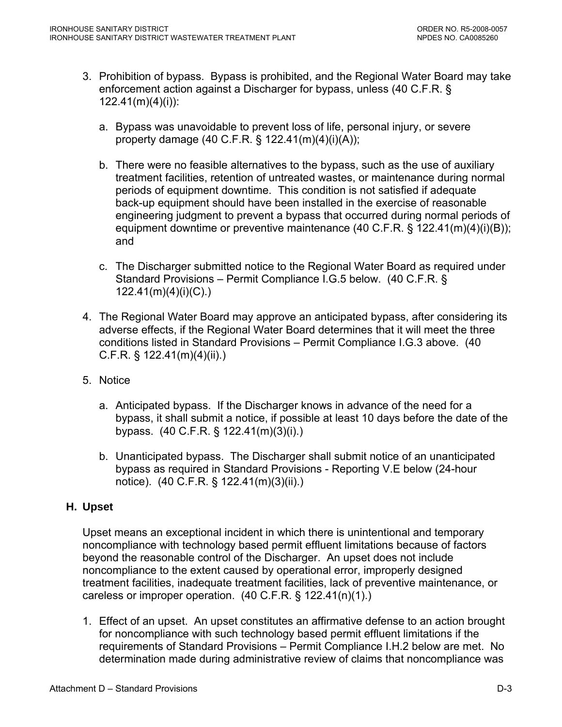3. Prohibition of bypass. Bypass is prohibited, and the Regional Water Board may take enforcement action against a Discharger for bypass, unless (40 C.F.R. § 122.41(m)(4)(i)):

   a. Bypass was unavoidable to prevent loss of life, personal injury, or severe property damage (40 C.F.R. § 122.41(m)(4)(i)(A));

   b. There were no feasible alternatives to the bypass, such as the use of auxiliary treatment facilities, retention of untreated wastes, or maintenance during normal periods of equipment downtime. This condition is not satisfied if adequate back-up equipment should have been installed in the exercise of reasonable engineering judgment to prevent a bypass that occurred during normal periods of equipment downtime or preventive maintenance (40 C.F.R. § 122.41(m)(4)(i)(B)); and

   c. The Discharger submitted notice to the Regional Water Board as required under Standard Provisions – Permit Compliance I.G.5 below. (40 C.F.R. § 122.41(m)(4)(i)(C).)

4. The Regional Water Board may approve an anticipated bypass, after considering its adverse effects, if the Regional Water Board determines that it will meet the three conditions listed in Standard Provisions – Permit Compliance I.G.3 above. (40 C.F.R. § 122.41(m)(4)(ii).)

5. Notice

   a. Anticipated bypass. If the Discharger knows in advance of the need for a bypass, it shall submit a notice, if possible at least 10 days before the date of the bypass. (40 C.F.R. § 122.41(m)(3)(i).)

   b. Unanticipated bypass. The Discharger shall submit notice of an unanticipated bypass as required in Standard Provisions - Reporting V.E below (24-hour notice). (40 C.F.R. § 122.41(m)(3)(ii).)

### H. Upset

Upset means an exceptional incident in which there is unintentional and temporary noncompliance with technology based permit effluent limitations because of factors beyond the reasonable control of the Discharger. An upset does not include noncompliance to the extent caused by operational error, improperly designed treatment facilities, inadequate treatment facilities, lack of preventive maintenance, or careless or improper operation. (40 C.F.R. § 122.41(n)(1).)

1. Effect of an upset. An upset constitutes an affirmative defense to an action brought for noncompliance with such technology based permit effluent limitations if the requirements of Standard Provisions – Permit Compliance I.H.2 below are met. No determination made during administrative review of claims that noncompliance was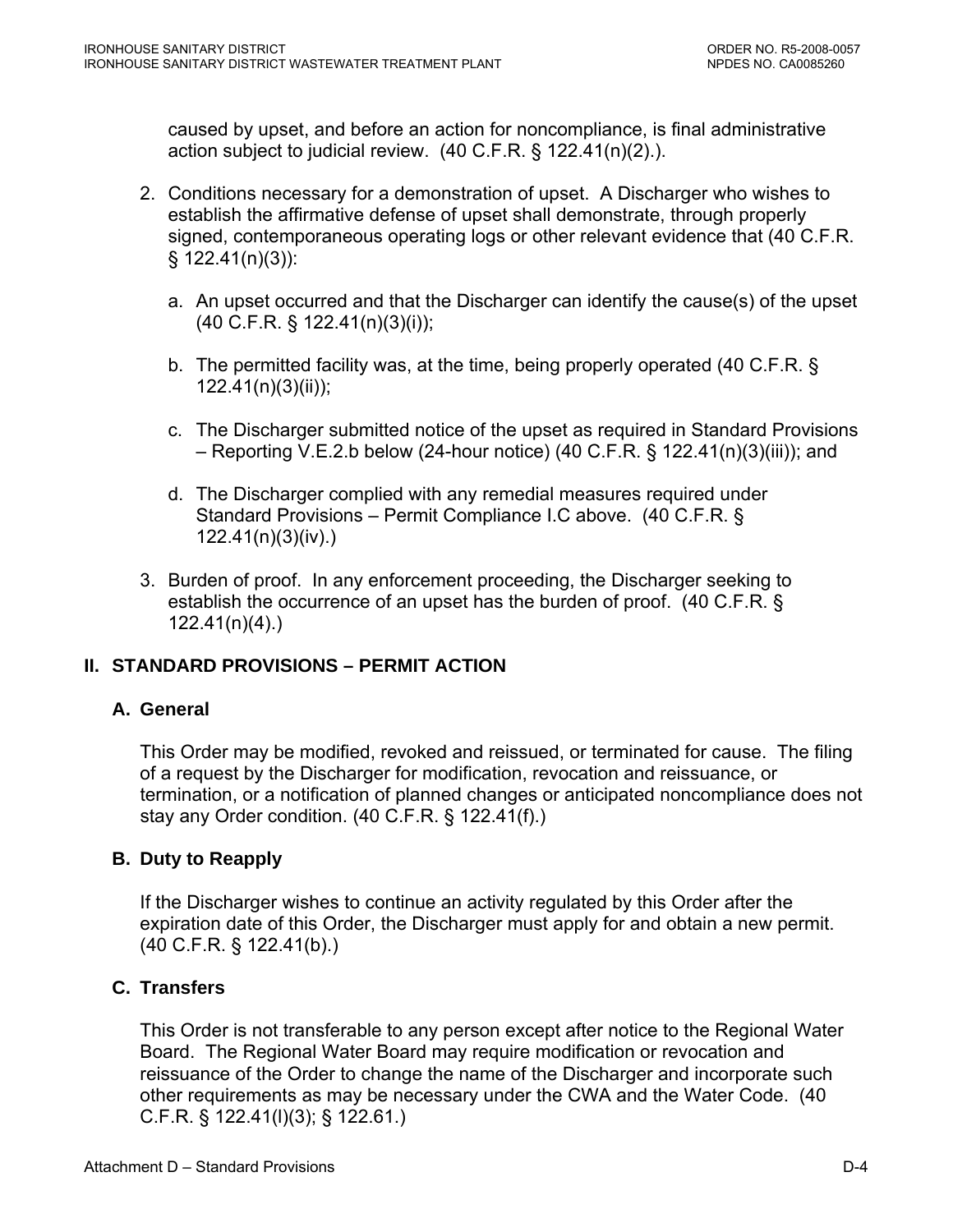caused by upset, and before an action for noncompliance, is final administrative action subject to judicial review. (40 C.F.R. § 122.41(n)(2).).

2. Conditions necessary for a demonstration of upset. A Discharger who wishes to establish the affirmative defense of upset shall demonstrate, through properly signed, contemporaneous operating logs or other relevant evidence that (40 C.F.R. § 122.41(n)(3)):

   a. An upset occurred and that the Discharger can identify the cause(s) of the upset (40 C.F.R. § 122.41(n)(3)(i));

   b. The permitted facility was, at the time, being properly operated (40 C.F.R. § 122.41(n)(3)(ii));

   c. The Discharger submitted notice of the upset as required in Standard Provisions – Reporting V.E.2.b below (24-hour notice) (40 C.F.R. § 122.41(n)(3)(iii)); and

   d. The Discharger complied with any remedial measures required under Standard Provisions – Permit Compliance I.C above. (40 C.F.R. § 122.41(n)(3)(iv).)

3. Burden of proof. In any enforcement proceeding, the Discharger seeking to establish the occurrence of an upset has the burden of proof. (40 C.F.R. § 122.41(n)(4).)

## II. STANDARD PROVISIONS – PERMIT ACTION

### A. General

This Order may be modified, revoked and reissued, or terminated for cause. The filing of a request by the Discharger for modification, revocation and reissuance, or termination, or a notification of planned changes or anticipated noncompliance does not stay any Order condition. (40 C.F.R. § 122.41(f).)

### B. Duty to Reapply

If the Discharger wishes to continue an activity regulated by this Order after the expiration date of this Order, the Discharger must apply for and obtain a new permit. (40 C.F.R. § 122.41(b).)

### C. Transfers

This Order is not transferable to any person except after notice to the Regional Water Board. The Regional Water Board may require modification or revocation and reissuance of the Order to change the name of the Discharger and incorporate such other requirements as may be necessary under the CWA and the Water Code. (40 C.F.R. § 122.41(l)(3); § 122.61.)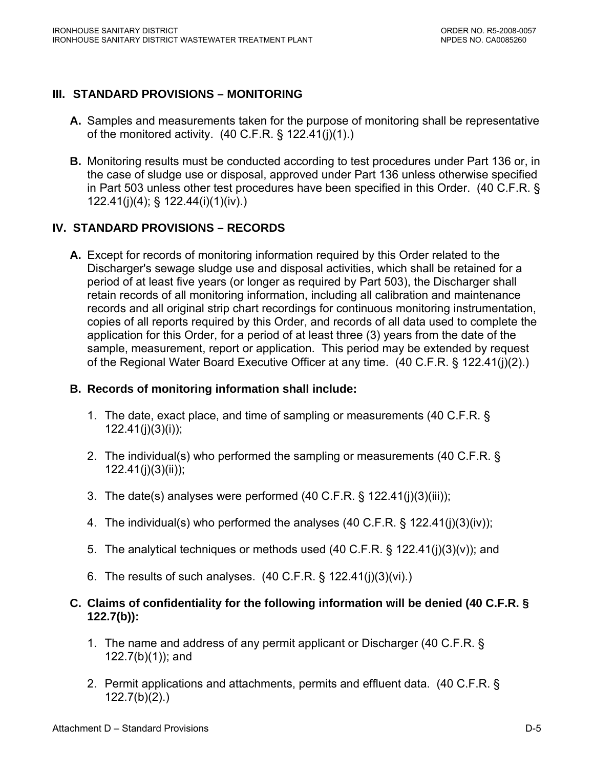## III. STANDARD PROVISIONS – MONITORING

**A.** Samples and measurements taken for the purpose of monitoring shall be representative of the monitored activity. (40 C.F.R. § 122.41(j)(1).)

**B.** Monitoring results must be conducted according to test procedures under Part 136 or, in the case of sludge use or disposal, approved under Part 136 unless otherwise specified in Part 503 unless other test procedures have been specified in this Order. (40 C.F.R. § 122.41(j)(4); § 122.44(i)(1)(iv).)

## IV. STANDARD PROVISIONS – RECORDS

**A.** Except for records of monitoring information required by this Order related to the Discharger's sewage sludge use and disposal activities, which shall be retained for a period of at least five years (or longer as required by Part 503), the Discharger shall retain records of all monitoring information, including all calibration and maintenance records and all original strip chart recordings for continuous monitoring instrumentation, copies of all reports required by this Order, and records of all data used to complete the application for this Order, for a period of at least three (3) years from the date of the sample, measurement, report or application. This period may be extended by request of the Regional Water Board Executive Officer at any time. (40 C.F.R. § 122.41(j)(2).)

**B. Records of monitoring information shall include:**

1. The date, exact place, and time of sampling or measurements (40 C.F.R. § 122.41(j)(3)(i));

2. The individual(s) who performed the sampling or measurements (40 C.F.R. § 122.41(j)(3)(ii));

3. The date(s) analyses were performed (40 C.F.R. § 122.41(j)(3)(iii));

4. The individual(s) who performed the analyses (40 C.F.R. § 122.41(j)(3)(iv));

5. The analytical techniques or methods used (40 C.F.R. § 122.41(j)(3)(v)); and

6. The results of such analyses. (40 C.F.R. § 122.41(j)(3)(vi).)

**C. Claims of confidentiality for the following information will be denied (40 C.F.R. § 122.7(b)):**

1. The name and address of any permit applicant or Discharger (40 C.F.R. § 122.7(b)(1)); and

2. Permit applications and attachments, permits and effluent data. (40 C.F.R. § 122.7(b)(2).)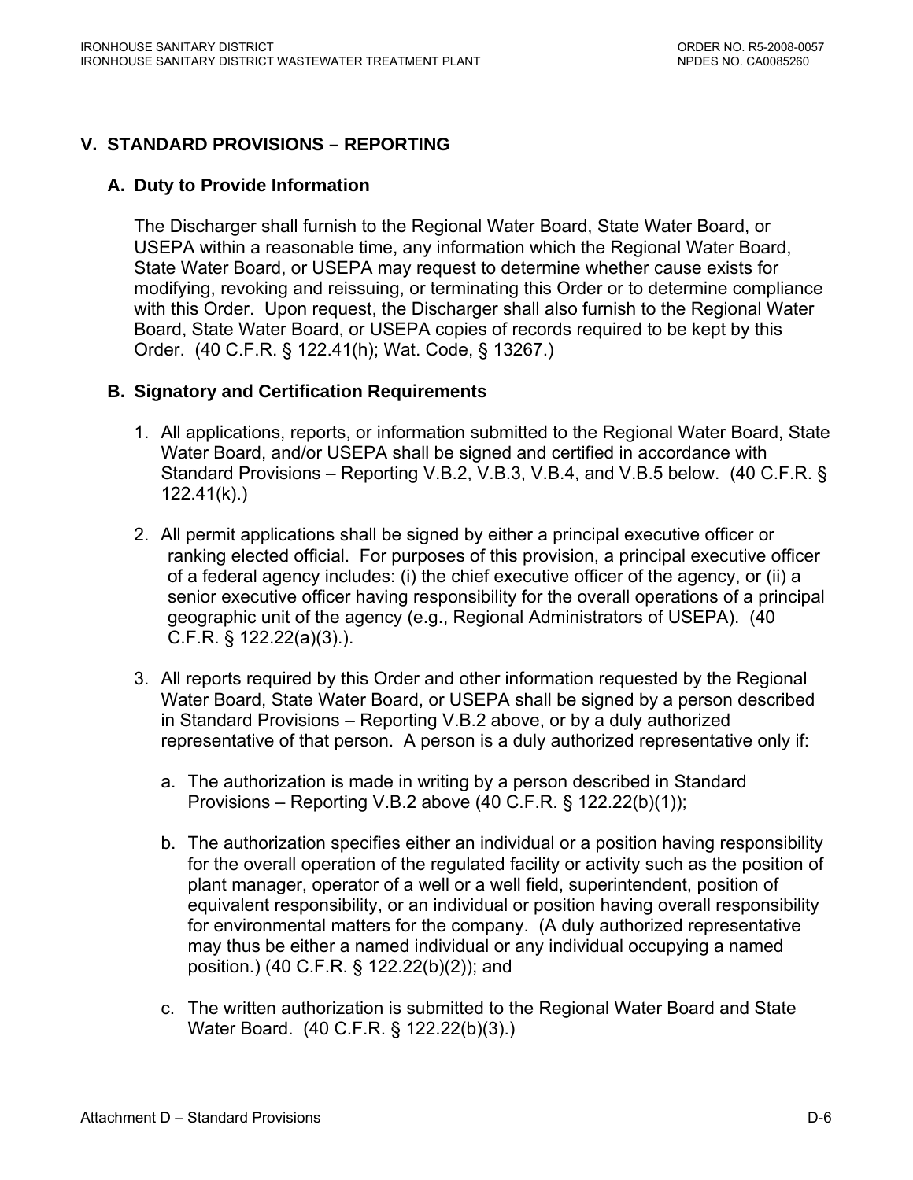## V. STANDARD PROVISIONS – REPORTING

### A. Duty to Provide Information

The Discharger shall furnish to the Regional Water Board, State Water Board, or USEPA within a reasonable time, any information which the Regional Water Board, State Water Board, or USEPA may request to determine whether cause exists for modifying, revoking and reissuing, or terminating this Order or to determine compliance with this Order. Upon request, the Discharger shall also furnish to the Regional Water Board, State Water Board, or USEPA copies of records required to be kept by this Order. (40 C.F.R. § 122.41(h); Wat. Code, § 13267.)

### B. Signatory and Certification Requirements

1. All applications, reports, or information submitted to the Regional Water Board, State Water Board, and/or USEPA shall be signed and certified in accordance with Standard Provisions – Reporting V.B.2, V.B.3, V.B.4, and V.B.5 below. (40 C.F.R. § 122.41(k).)

2. All permit applications shall be signed by either a principal executive officer or ranking elected official. For purposes of this provision, a principal executive officer of a federal agency includes: (i) the chief executive officer of the agency, or (ii) a senior executive officer having responsibility for the overall operations of a principal geographic unit of the agency (e.g., Regional Administrators of USEPA). (40 C.F.R. § 122.22(a)(3).).

3. All reports required by this Order and other information requested by the Regional Water Board, State Water Board, or USEPA shall be signed by a person described in Standard Provisions – Reporting V.B.2 above, or by a duly authorized representative of that person. A person is a duly authorized representative only if:

   a. The authorization is made in writing by a person described in Standard Provisions – Reporting V.B.2 above (40 C.F.R. § 122.22(b)(1));

   b. The authorization specifies either an individual or a position having responsibility for the overall operation of the regulated facility or activity such as the position of plant manager, operator of a well or a well field, superintendent, position of equivalent responsibility, or an individual or position having overall responsibility for environmental matters for the company. (A duly authorized representative may thus be either a named individual or any individual occupying a named position.) (40 C.F.R. § 122.22(b)(2)); and

   c. The written authorization is submitted to the Regional Water Board and State Water Board. (40 C.F.R. § 122.22(b)(3).)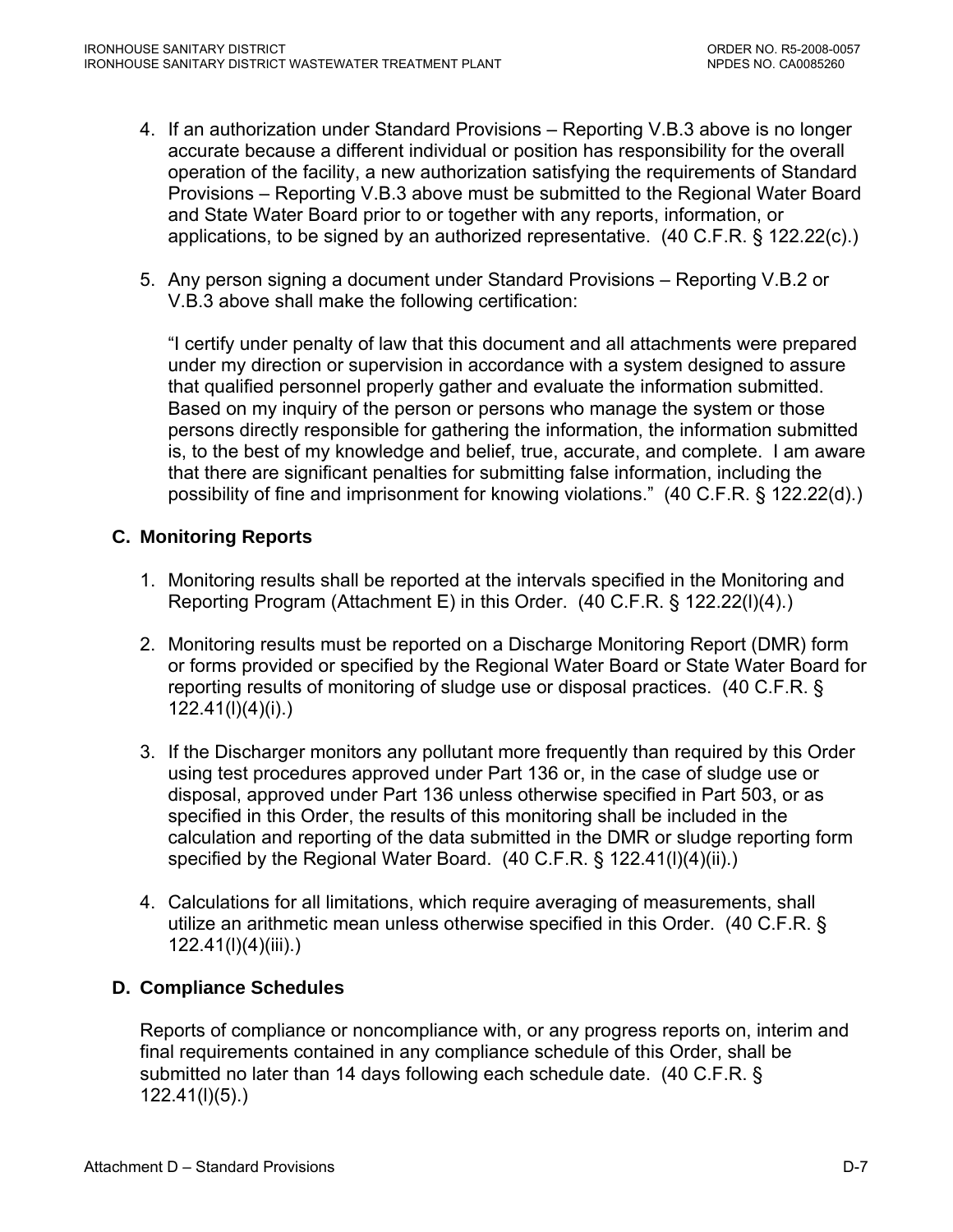4. If an authorization under Standard Provisions – Reporting V.B.3 above is no longer accurate because a different individual or position has responsibility for the overall operation of the facility, a new authorization satisfying the requirements of Standard Provisions – Reporting V.B.3 above must be submitted to the Regional Water Board and State Water Board prior to or together with any reports, information, or applications, to be signed by an authorized representative. (40 C.F.R. § 122.22(c).)

5. Any person signing a document under Standard Provisions – Reporting V.B.2 or V.B.3 above shall make the following certification:

   "I certify under penalty of law that this document and all attachments were prepared under my direction or supervision in accordance with a system designed to assure that qualified personnel properly gather and evaluate the information submitted. Based on my inquiry of the person or persons who manage the system or those persons directly responsible for gathering the information, the information submitted is, to the best of my knowledge and belief, true, accurate, and complete. I am aware that there are significant penalties for submitting false information, including the possibility of fine and imprisonment for knowing violations." (40 C.F.R. § 122.22(d).)

## C. Monitoring Reports

1. Monitoring results shall be reported at the intervals specified in the Monitoring and Reporting Program (Attachment E) in this Order. (40 C.F.R. § 122.22(l)(4).)

2. Monitoring results must be reported on a Discharge Monitoring Report (DMR) form or forms provided or specified by the Regional Water Board or State Water Board for reporting results of monitoring of sludge use or disposal practices. (40 C.F.R. § 122.41(l)(4)(i).)

3. If the Discharger monitors any pollutant more frequently than required by this Order using test procedures approved under Part 136 or, in the case of sludge use or disposal, approved under Part 136 unless otherwise specified in Part 503, or as specified in this Order, the results of this monitoring shall be included in the calculation and reporting of the data submitted in the DMR or sludge reporting form specified by the Regional Water Board. (40 C.F.R. § 122.41(l)(4)(ii).)

4. Calculations for all limitations, which require averaging of measurements, shall utilize an arithmetic mean unless otherwise specified in this Order. (40 C.F.R. § 122.41(l)(4)(iii).)

## D. Compliance Schedules

Reports of compliance or noncompliance with, or any progress reports on, interim and final requirements contained in any compliance schedule of this Order, shall be submitted no later than 14 days following each schedule date. (40 C.F.R. § 122.41(l)(5).)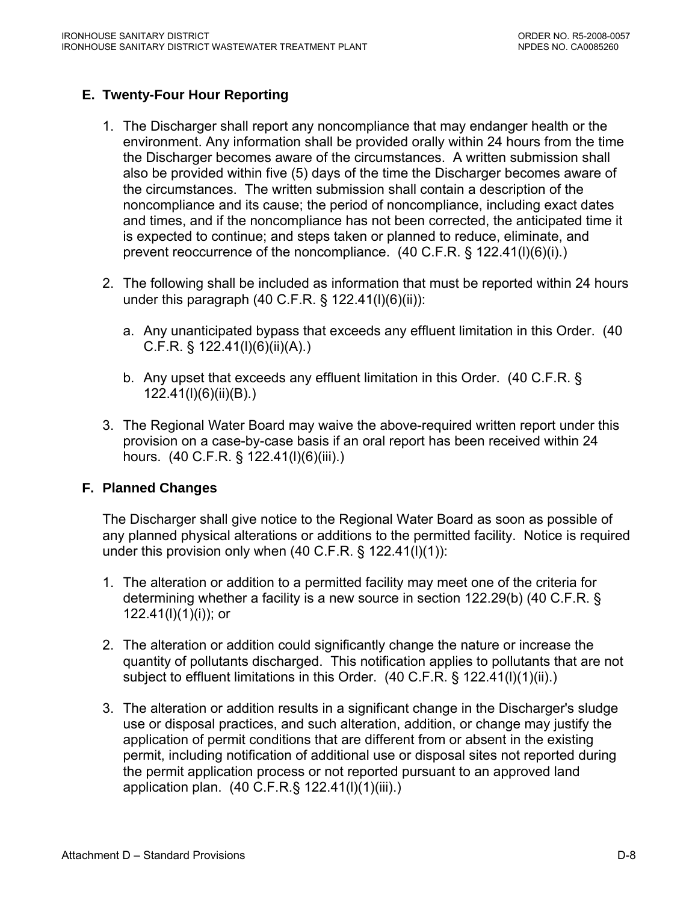## E. Twenty-Four Hour Reporting

1. The Discharger shall report any noncompliance that may endanger health or the environment. Any information shall be provided orally within 24 hours from the time the Discharger becomes aware of the circumstances. A written submission shall also be provided within five (5) days of the time the Discharger becomes aware of the circumstances. The written submission shall contain a description of the noncompliance and its cause; the period of noncompliance, including exact dates and times, and if the noncompliance has not been corrected, the anticipated time it is expected to continue; and steps taken or planned to reduce, eliminate, and prevent reoccurrence of the noncompliance. (40 C.F.R. § 122.41(l)(6)(i).)

2. The following shall be included as information that must be reported within 24 hours under this paragraph (40 C.F.R. § 122.41(l)(6)(ii)):

   a. Any unanticipated bypass that exceeds any effluent limitation in this Order. (40 C.F.R. § 122.41(l)(6)(ii)(A).)

   b. Any upset that exceeds any effluent limitation in this Order. (40 C.F.R. § 122.41(l)(6)(ii)(B).)

3. The Regional Water Board may waive the above-required written report under this provision on a case-by-case basis if an oral report has been received within 24 hours. (40 C.F.R. § 122.41(l)(6)(iii).)

## F. Planned Changes

The Discharger shall give notice to the Regional Water Board as soon as possible of any planned physical alterations or additions to the permitted facility. Notice is required under this provision only when (40 C.F.R. § 122.41(l)(1)):

1. The alteration or addition to a permitted facility may meet one of the criteria for determining whether a facility is a new source in section 122.29(b) (40 C.F.R. § 122.41(l)(1)(i)); or

2. The alteration or addition could significantly change the nature or increase the quantity of pollutants discharged. This notification applies to pollutants that are not subject to effluent limitations in this Order. (40 C.F.R. § 122.41(l)(1)(ii).)

3. The alteration or addition results in a significant change in the Discharger's sludge use or disposal practices, and such alteration, addition, or change may justify the application of permit conditions that are different from or absent in the existing permit, including notification of additional use or disposal sites not reported during the permit application process or not reported pursuant to an approved land application plan. (40 C.F.R.§ 122.41(l)(1)(iii).)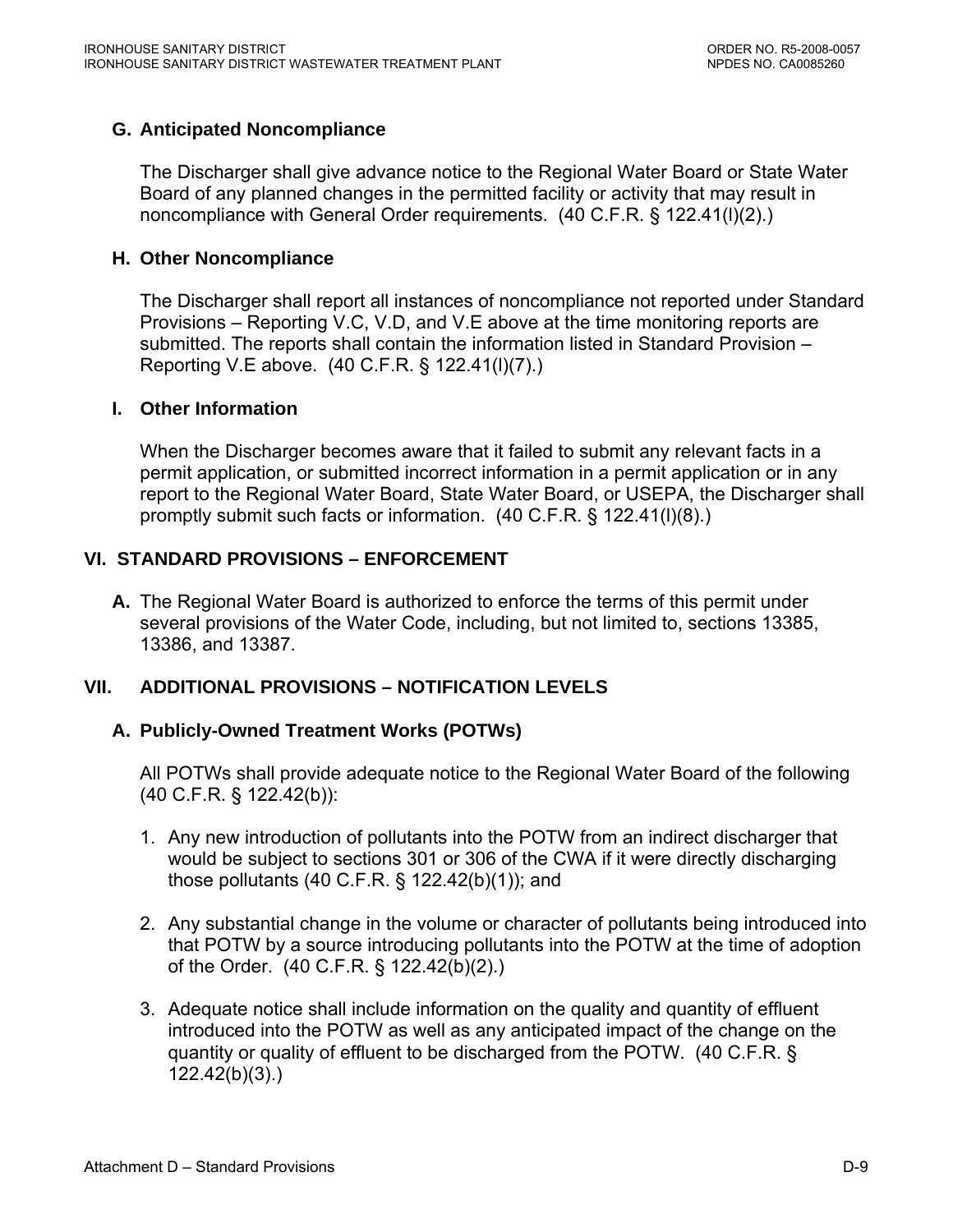### G. Anticipated Noncompliance

The Discharger shall give advance notice to the Regional Water Board or State Water Board of any planned changes in the permitted facility or activity that may result in noncompliance with General Order requirements. (40 C.F.R. § 122.41(l)(2).)

### H. Other Noncompliance

The Discharger shall report all instances of noncompliance not reported under Standard Provisions – Reporting V.C, V.D, and V.E above at the time monitoring reports are submitted. The reports shall contain the information listed in Standard Provision – Reporting V.E above. (40 C.F.R. § 122.41(l)(7).)

### I. Other Information

When the Discharger becomes aware that it failed to submit any relevant facts in a permit application, or submitted incorrect information in a permit application or in any report to the Regional Water Board, State Water Board, or USEPA, the Discharger shall promptly submit such facts or information. (40 C.F.R. § 122.41(l)(8).)

## VI. STANDARD PROVISIONS – ENFORCEMENT

**A.** The Regional Water Board is authorized to enforce the terms of this permit under several provisions of the Water Code, including, but not limited to, sections 13385, 13386, and 13387.

## VII. ADDITIONAL PROVISIONS – NOTIFICATION LEVELS

### A. Publicly-Owned Treatment Works (POTWs)

All POTWs shall provide adequate notice to the Regional Water Board of the following (40 C.F.R. § 122.42(b)):

1. Any new introduction of pollutants into the POTW from an indirect discharger that would be subject to sections 301 or 306 of the CWA if it were directly discharging those pollutants (40 C.F.R. § 122.42(b)(1)); and

2. Any substantial change in the volume or character of pollutants being introduced into that POTW by a source introducing pollutants into the POTW at the time of adoption of the Order. (40 C.F.R. § 122.42(b)(2).)

3. Adequate notice shall include information on the quality and quantity of effluent introduced into the POTW as well as any anticipated impact of the change on the quantity or quality of effluent to be discharged from the POTW. (40 C.F.R. § 122.42(b)(3).)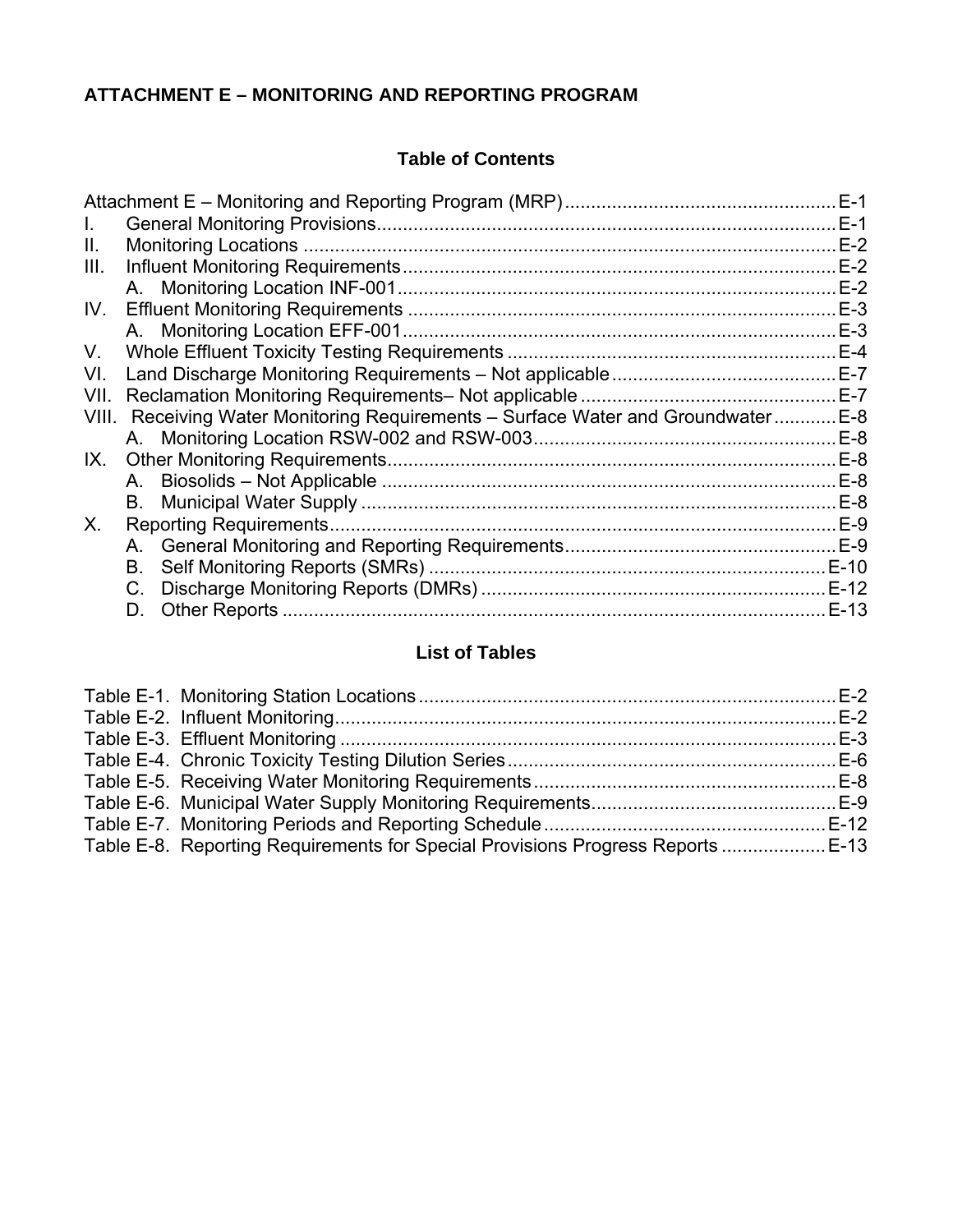**ATTACHMENT E – MONITORING AND REPORTING PROGRAM**

## Table of Contents

Attachment E – Monitoring and Reporting Program (MRP) .................................................... E-1
I. General Monitoring Provisions ........................................................................................ E-1
II. Monitoring Locations ...................................................................................................... E-2
III. Influent Monitoring Requirements .................................................................................. E-2
    A. Monitoring Location INF-001 ...................................................................................... E-2
IV. Effluent Monitoring Requirements ................................................................................. E-3
    A. Monitoring Location EFF-001 ..................................................................................... E-3
V. Whole Effluent Toxicity Testing Requirements ............................................................... E-4
VI. Land Discharge Monitoring Requirements – Not applicable ........................................... E-7
VII. Reclamation Monitoring Requirements– Not applicable ................................................ E-7
VIII. Receiving Water Monitoring Requirements – Surface Water and Groundwater ............ E-8
    A. Monitoring Location RSW-002 and RSW-003 ............................................................ E-8
IX. Other Monitoring Requirements ..................................................................................... E-8
    A. Biosolids – Not Applicable ......................................................................................... E-8
    B. Municipal Water Supply ............................................................................................. E-8
X. Reporting Requirements ................................................................................................. E-9
    A. General Monitoring and Reporting Requirements ...................................................... E-9
    B. Self Monitoring Reports (SMRs) ............................................................................... E-10
    C. Discharge Monitoring Reports (DMRs) ..................................................................... E-12
    D. Other Reports .......................................................................................................... E-13

## List of Tables

Table E-1. Monitoring Station Locations ................................................................................ E-2
Table E-2. Influent Monitoring ................................................................................................ E-2
Table E-3. Effluent Monitoring ............................................................................................... E-3
Table E-4. Chronic Toxicity Testing Dilution Series .............................................................. E-6
Table E-5. Receiving Water Monitoring Requirements .......................................................... E-8
Table E-6. Municipal Water Supply Monitoring Requirements ............................................... E-9
Table E-7. Monitoring Periods and Reporting Schedule ...................................................... E-12
Table E-8. Reporting Requirements for Special Provisions Progress Reports .................... E-13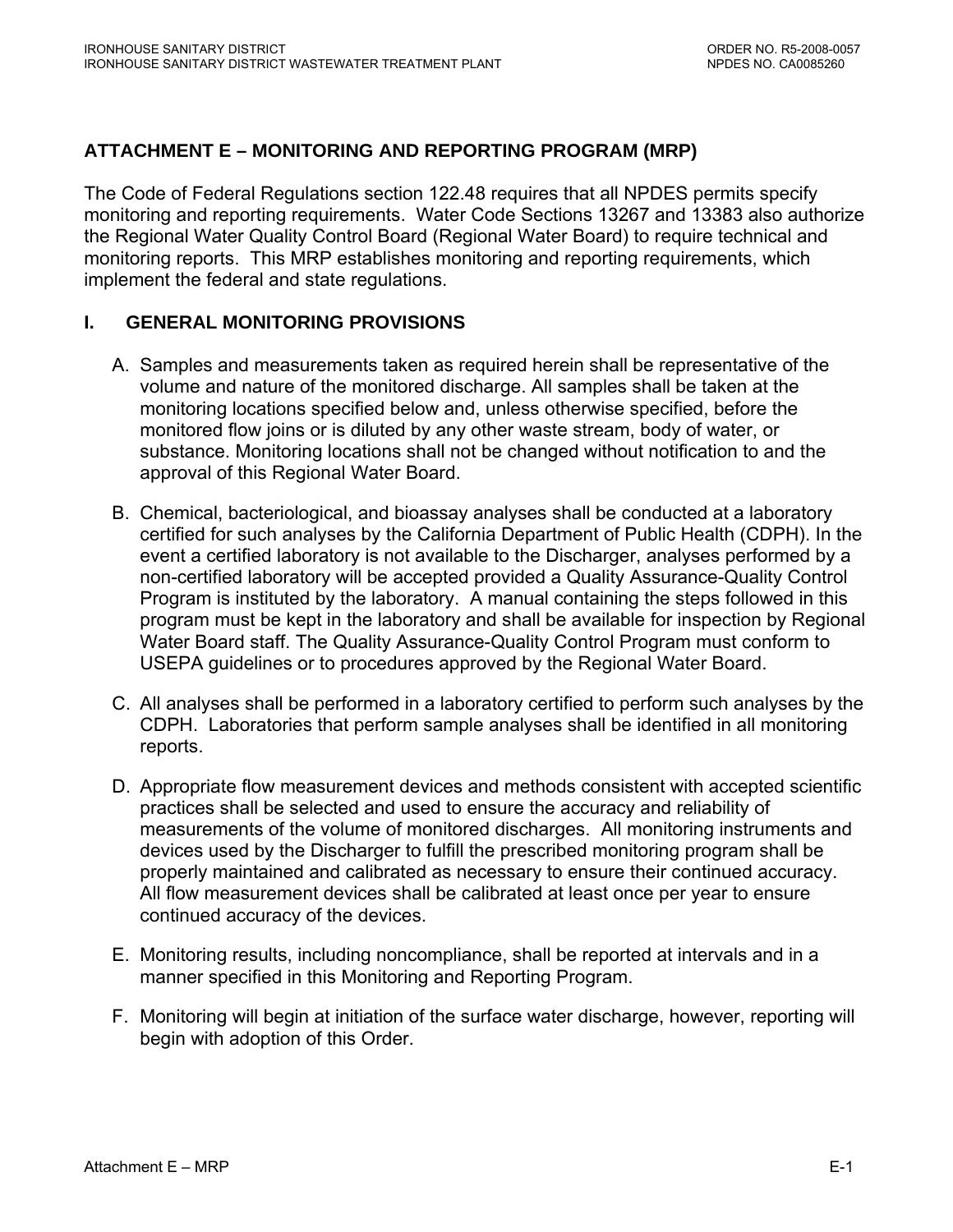## ATTACHMENT E – MONITORING AND REPORTING PROGRAM (MRP)

The Code of Federal Regulations section 122.48 requires that all NPDES permits specify monitoring and reporting requirements. Water Code Sections 13267 and 13383 also authorize the Regional Water Quality Control Board (Regional Water Board) to require technical and monitoring reports. This MRP establishes monitoring and reporting requirements, which implement the federal and state regulations.

### I. GENERAL MONITORING PROVISIONS

A. Samples and measurements taken as required herein shall be representative of the volume and nature of the monitored discharge. All samples shall be taken at the monitoring locations specified below and, unless otherwise specified, before the monitored flow joins or is diluted by any other waste stream, body of water, or substance. Monitoring locations shall not be changed without notification to and the approval of this Regional Water Board.

B. Chemical, bacteriological, and bioassay analyses shall be conducted at a laboratory certified for such analyses by the California Department of Public Health (CDPH). In the event a certified laboratory is not available to the Discharger, analyses performed by a non-certified laboratory will be accepted provided a Quality Assurance-Quality Control Program is instituted by the laboratory. A manual containing the steps followed in this program must be kept in the laboratory and shall be available for inspection by Regional Water Board staff. The Quality Assurance-Quality Control Program must conform to USEPA guidelines or to procedures approved by the Regional Water Board.

C. All analyses shall be performed in a laboratory certified to perform such analyses by the CDPH. Laboratories that perform sample analyses shall be identified in all monitoring reports.

D. Appropriate flow measurement devices and methods consistent with accepted scientific practices shall be selected and used to ensure the accuracy and reliability of measurements of the volume of monitored discharges. All monitoring instruments and devices used by the Discharger to fulfill the prescribed monitoring program shall be properly maintained and calibrated as necessary to ensure their continued accuracy. All flow measurement devices shall be calibrated at least once per year to ensure continued accuracy of the devices.

E. Monitoring results, including noncompliance, shall be reported at intervals and in a manner specified in this Monitoring and Reporting Program.

F. Monitoring will begin at initiation of the surface water discharge, however, reporting will begin with adoption of this Order.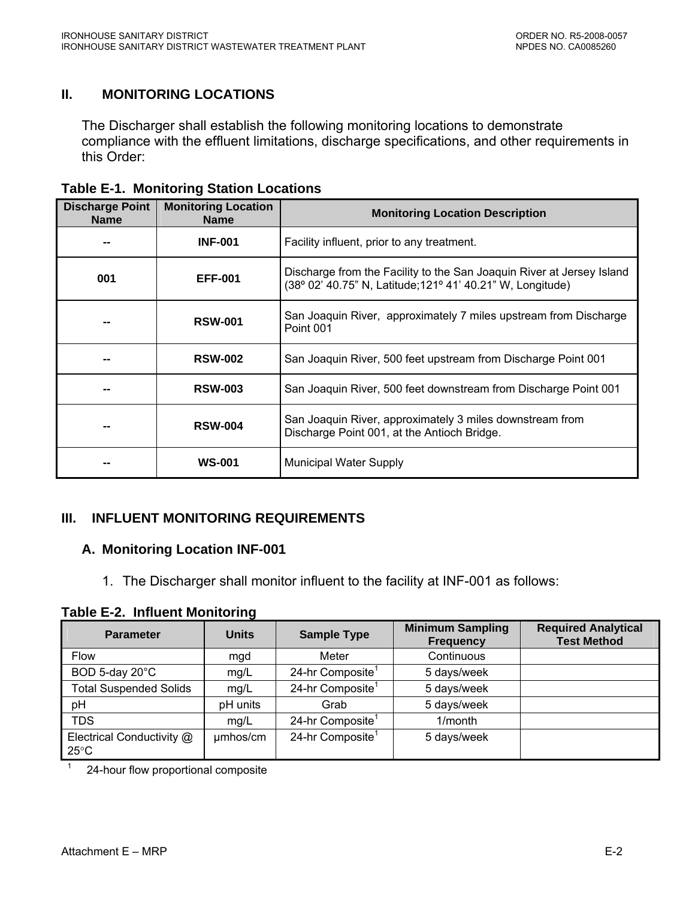## II. MONITORING LOCATIONS

The Discharger shall establish the following monitoring locations to demonstrate compliance with the effluent limitations, discharge specifications, and other requirements in this Order:

**Table E-1. Monitoring Station Locations**

| Discharge Point Name | Monitoring Location Name | Monitoring Location Description |
|---|---|---|
| -- | INF-001 | Facility influent, prior to any treatment. |
| 001 | EFF-001 | Discharge from the Facility to the San Joaquin River at Jersey Island (38º 02' 40.75" N, Latitude;121º 41' 40.21" W, Longitude) |
| -- | RSW-001 | San Joaquin River, approximately 7 miles upstream from Discharge Point 001 |
| -- | RSW-002 | San Joaquin River, 500 feet upstream from Discharge Point 001 |
| -- | RSW-003 | San Joaquin River, 500 feet downstream from Discharge Point 001 |
| -- | RSW-004 | San Joaquin River, approximately 3 miles downstream from Discharge Point 001, at the Antioch Bridge. |
| -- | WS-001 | Municipal Water Supply |

## III. INFLUENT MONITORING REQUIREMENTS

### A. Monitoring Location INF-001

1. The Discharger shall monitor influent to the facility at INF-001 as follows:

**Table E-2. Influent Monitoring**

| Parameter | Units | Sample Type | Minimum Sampling Frequency | Required Analytical Test Method |
|---|---|---|---|---|
| Flow | mgd | Meter | Continuous | |
| BOD 5-day 20°C | mg/L | 24-hr Composite[1] | 5 days/week | |
| Total Suspended Solids | mg/L | 24-hr Composite[1] | 5 days/week | |
| pH | pH units | Grab | 5 days/week | |
| TDS | mg/L | 24-hr Composite[1] | 1/month | |
| Electrical Conductivity @ 25°C | µmhos/cm | 24-hr Composite[1] | 5 days/week | |

[1] 24-hour flow proportional composite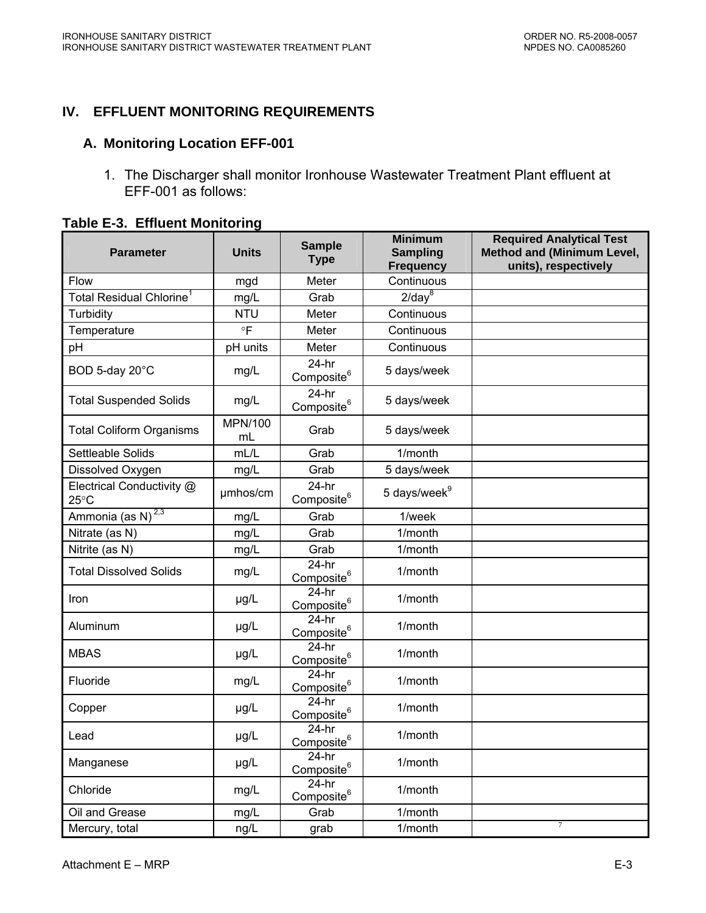## IV. EFFLUENT MONITORING REQUIREMENTS

### A. Monitoring Location EFF-001

1. The Discharger shall monitor Ironhouse Wastewater Treatment Plant effluent at EFF-001 as follows:

**Table E-3. Effluent Monitoring**

| Parameter | Units | Sample Type | Minimum Sampling Frequency | Required Analytical Test Method and (Minimum Level, units), respectively |
|---|---|---|---|---|
| Flow | mgd | Meter | Continuous | |
| Total Residual Chlorine[1] | mg/L | Grab | 2/day[8] | |
| Turbidity | NTU | Meter | Continuous | |
| Temperature | °F | Meter | Continuous | |
| pH | pH units | Meter | Continuous | |
| BOD 5-day 20°C | mg/L | 24-hr Composite[6] | 5 days/week | |
| Total Suspended Solids | mg/L | 24-hr Composite[6] | 5 days/week | |
| Total Coliform Organisms | MPN/100 mL | Grab | 5 days/week | |
| Settleable Solids | mL/L | Grab | 1/month | |
| Dissolved Oxygen | mg/L | Grab | 5 days/week | |
| Electrical Conductivity @ 25°C | µmhos/cm | 24-hr Composite[6] | 5 days/week[9] | |
| Ammonia (as N)[2,3] | mg/L | Grab | 1/week | |
| Nitrate (as N) | mg/L | Grab | 1/month | |
| Nitrite (as N) | mg/L | Grab | 1/month | |
| Total Dissolved Solids | mg/L | 24-hr Composite[6] | 1/month | |
| Iron | µg/L | 24-hr Composite[6] | 1/month | |
| Aluminum | µg/L | 24-hr Composite[6] | 1/month | |
| MBAS | µg/L | 24-hr Composite[6] | 1/month | |
| Fluoride | mg/L | 24-hr Composite[6] | 1/month | |
| Copper | µg/L | 24-hr Composite[6] | 1/month | |
| Lead | µg/L | 24-hr Composite[6] | 1/month | |
| Manganese | µg/L | 24-hr Composite[6] | 1/month | |
| Chloride | mg/L | 24-hr Composite[6] | 1/month | |
| Oil and Grease | mg/L | Grab | 1/month | |
| Mercury, total | ng/L | grab | 1/month | [7] |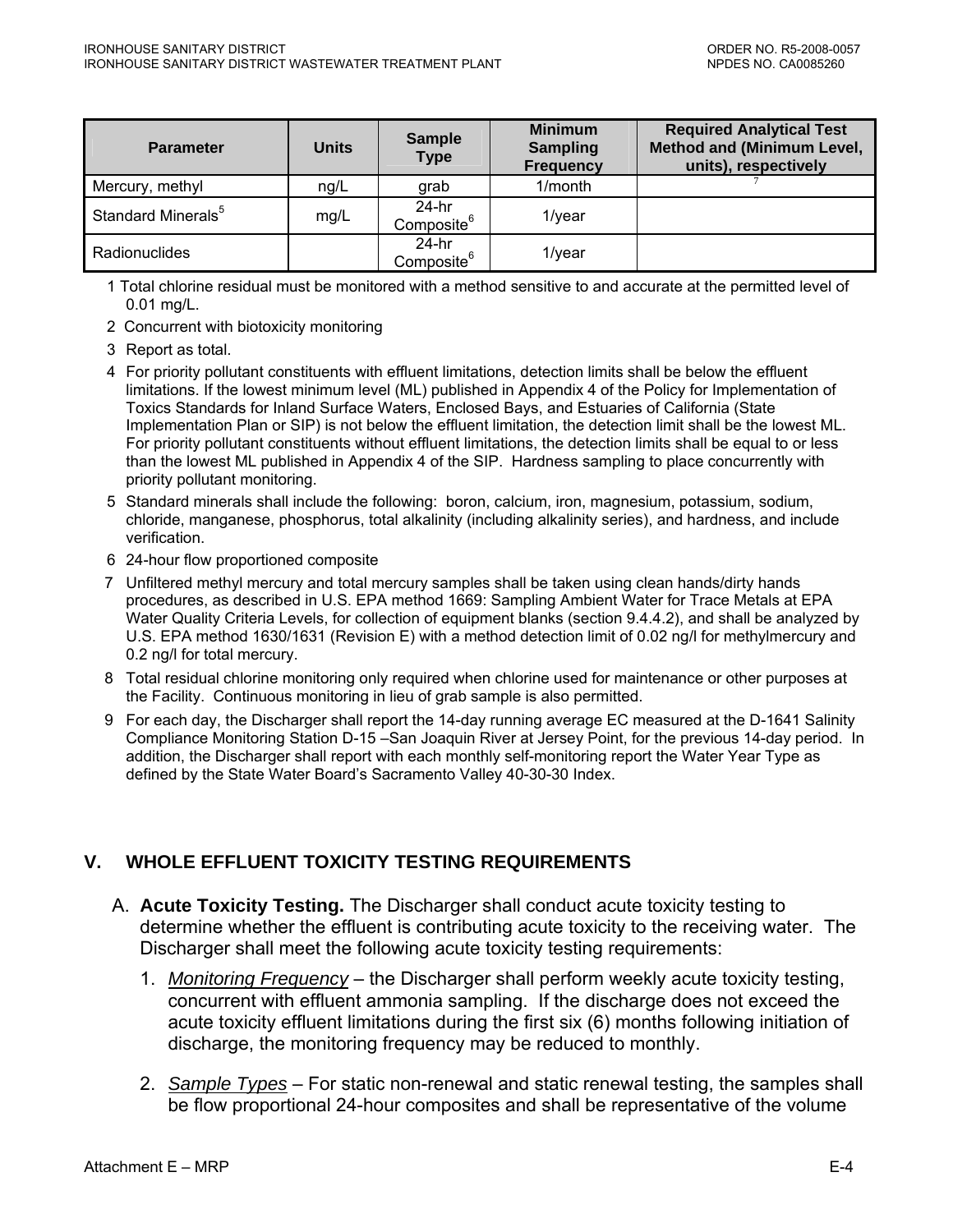| Parameter | Units | Sample Type | Minimum Sampling Frequency | Required Analytical Test Method and (Minimum Level, units), respectively |
|---|---|---|---|---|
| Mercury, methyl | ng/L | grab | 1/month | 7 |
| Standard Minerals[5] | mg/L | 24-hr Composite[6] | 1/year | |
| Radionuclides | | 24-hr Composite[6] | 1/year | |

1 Total chlorine residual must be monitored with a method sensitive to and accurate at the permitted level of 0.01 mg/L.

2 Concurrent with biotoxicity monitoring

3 Report as total.

4 For priority pollutant constituents with effluent limitations, detection limits shall be below the effluent limitations. If the lowest minimum level (ML) published in Appendix 4 of the Policy for Implementation of Toxics Standards for Inland Surface Waters, Enclosed Bays, and Estuaries of California (State Implementation Plan or SIP) is not below the effluent limitation, the detection limit shall be the lowest ML. For priority pollutant constituents without effluent limitations, the detection limits shall be equal to or less than the lowest ML published in Appendix 4 of the SIP. Hardness sampling to place concurrently with priority pollutant monitoring.

5 Standard minerals shall include the following: boron, calcium, iron, magnesium, potassium, sodium, chloride, manganese, phosphorus, total alkalinity (including alkalinity series), and hardness, and include verification.

6 24-hour flow proportioned composite

7 Unfiltered methyl mercury and total mercury samples shall be taken using clean hands/dirty hands procedures, as described in U.S. EPA method 1669: Sampling Ambient Water for Trace Metals at EPA Water Quality Criteria Levels, for collection of equipment blanks (section 9.4.4.2), and shall be analyzed by U.S. EPA method 1630/1631 (Revision E) with a method detection limit of 0.02 ng/l for methylmercury and 0.2 ng/l for total mercury.

8 Total residual chlorine monitoring only required when chlorine used for maintenance or other purposes at the Facility. Continuous monitoring in lieu of grab sample is also permitted.

9 For each day, the Discharger shall report the 14-day running average EC measured at the D-1641 Salinity Compliance Monitoring Station D-15 –San Joaquin River at Jersey Point, for the previous 14-day period. In addition, the Discharger shall report with each monthly self-monitoring report the Water Year Type as defined by the State Water Board's Sacramento Valley 40-30-30 Index.

## V. WHOLE EFFLUENT TOXICITY TESTING REQUIREMENTS

A. **Acute Toxicity Testing.** The Discharger shall conduct acute toxicity testing to determine whether the effluent is contributing acute toxicity to the receiving water. The Discharger shall meet the following acute toxicity testing requirements:

1. *Monitoring Frequency* – the Discharger shall perform weekly acute toxicity testing, concurrent with effluent ammonia sampling. If the discharge does not exceed the acute toxicity effluent limitations during the first six (6) months following initiation of discharge, the monitoring frequency may be reduced to monthly.

2. *Sample Types* – For static non-renewal and static renewal testing, the samples shall be flow proportional 24-hour composites and shall be representative of the volume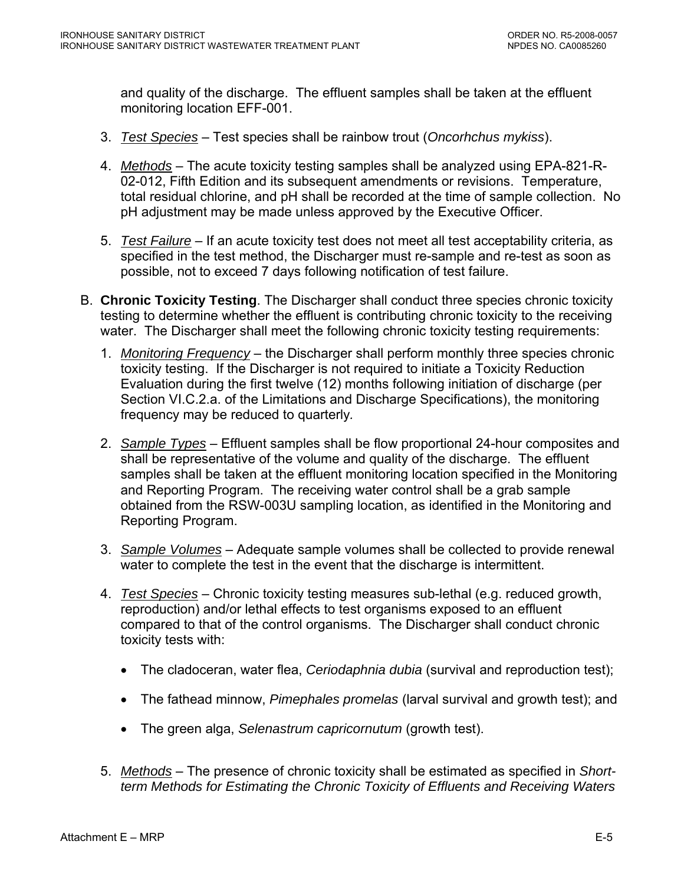and quality of the discharge. The effluent samples shall be taken at the effluent monitoring location EFF-001.

3. <u>*Test Species*</u> – Test species shall be rainbow trout (*Oncorhchus mykiss*).

4. <u>*Methods*</u> – The acute toxicity testing samples shall be analyzed using EPA-821-R-02-012, Fifth Edition and its subsequent amendments or revisions. Temperature, total residual chlorine, and pH shall be recorded at the time of sample collection. No pH adjustment may be made unless approved by the Executive Officer.

5. <u>*Test Failure*</u> – If an acute toxicity test does not meet all test acceptability criteria, as specified in the test method, the Discharger must re-sample and re-test as soon as possible, not to exceed 7 days following notification of test failure.

B. **Chronic Toxicity Testing**. The Discharger shall conduct three species chronic toxicity testing to determine whether the effluent is contributing chronic toxicity to the receiving water. The Discharger shall meet the following chronic toxicity testing requirements:

1. <u>*Monitoring Frequency*</u> – the Discharger shall perform monthly three species chronic toxicity testing. If the Discharger is not required to initiate a Toxicity Reduction Evaluation during the first twelve (12) months following initiation of discharge (per Section VI.C.2.a. of the Limitations and Discharge Specifications), the monitoring frequency may be reduced to quarterly.

2. <u>*Sample Types*</u> – Effluent samples shall be flow proportional 24-hour composites and shall be representative of the volume and quality of the discharge. The effluent samples shall be taken at the effluent monitoring location specified in the Monitoring and Reporting Program. The receiving water control shall be a grab sample obtained from the RSW-003U sampling location, as identified in the Monitoring and Reporting Program.

3. <u>*Sample Volumes*</u> – Adequate sample volumes shall be collected to provide renewal water to complete the test in the event that the discharge is intermittent.

4. <u>*Test Species*</u> – Chronic toxicity testing measures sub-lethal (e.g. reduced growth, reproduction) and/or lethal effects to test organisms exposed to an effluent compared to that of the control organisms. The Discharger shall conduct chronic toxicity tests with:

   - The cladoceran, water flea, *Ceriodaphnia dubia* (survival and reproduction test);
   - The fathead minnow, *Pimephales promelas* (larval survival and growth test); and
   - The green alga, *Selenastrum capricornutum* (growth test).

5. <u>*Methods*</u> – The presence of chronic toxicity shall be estimated as specified in *Short-term Methods for Estimating the Chronic Toxicity of Effluents and Receiving Waters*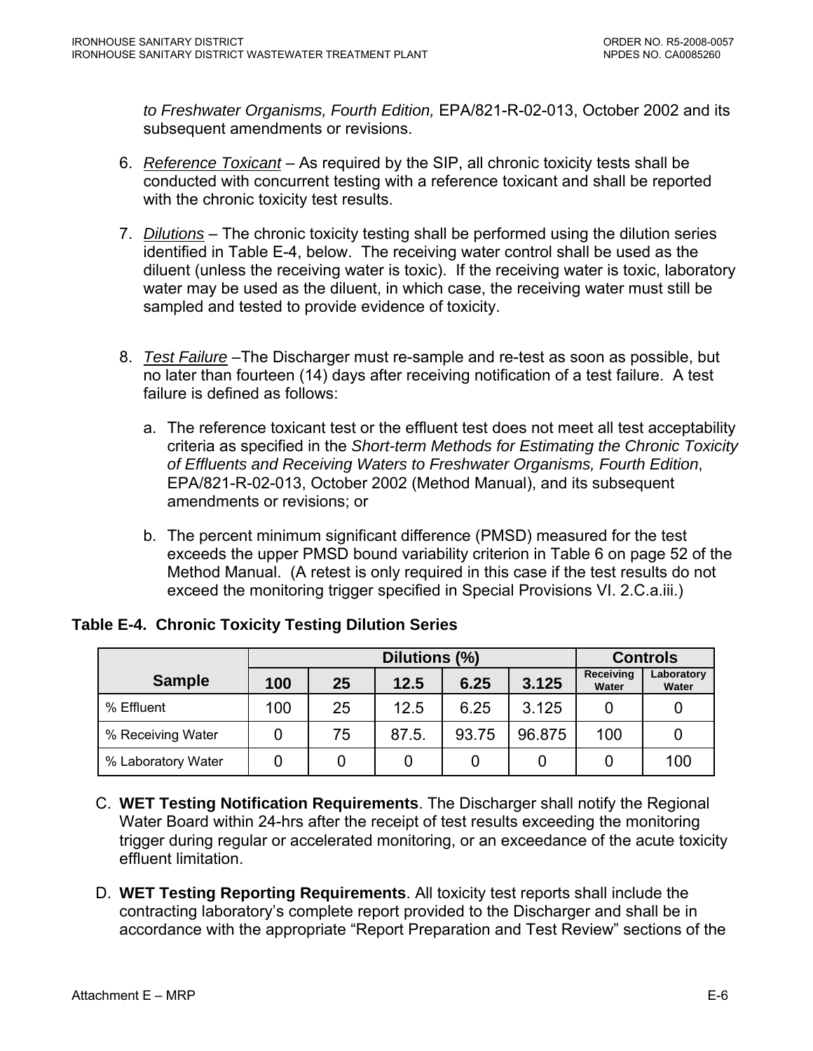*to Freshwater Organisms, Fourth Edition,* EPA/821-R-02-013, October 2002 and its subsequent amendments or revisions.

6. *Reference Toxicant* – As required by the SIP, all chronic toxicity tests shall be conducted with concurrent testing with a reference toxicant and shall be reported with the chronic toxicity test results.

7. *Dilutions* – The chronic toxicity testing shall be performed using the dilution series identified in Table E-4, below. The receiving water control shall be used as the diluent (unless the receiving water is toxic). If the receiving water is toxic, laboratory water may be used as the diluent, in which case, the receiving water must still be sampled and tested to provide evidence of toxicity.

8. *Test Failure* –The Discharger must re-sample and re-test as soon as possible, but no later than fourteen (14) days after receiving notification of a test failure. A test failure is defined as follows:

   a. The reference toxicant test or the effluent test does not meet all test acceptability criteria as specified in the *Short-term Methods for Estimating the Chronic Toxicity of Effluents and Receiving Waters to Freshwater Organisms, Fourth Edition*, EPA/821-R-02-013, October 2002 (Method Manual), and its subsequent amendments or revisions; or

   b. The percent minimum significant difference (PMSD) measured for the test exceeds the upper PMSD bound variability criterion in Table 6 on page 52 of the Method Manual. (A retest is only required in this case if the test results do not exceed the monitoring trigger specified in Special Provisions VI. 2.C.a.iii.)

**Table E-4. Chronic Toxicity Testing Dilution Series**

| Sample | Dilutions (%) | | | | | Controls | |
|---|---|---|---|---|---|---|---|
| | 100 | 25 | 12.5 | 6.25 | 3.125 | Receiving Water | Laboratory Water |
| % Effluent | 100 | 25 | 12.5 | 6.25 | 3.125 | 0 | 0 |
| % Receiving Water | 0 | 75 | 87.5. | 93.75 | 96.875 | 100 | 0 |
| % Laboratory Water | 0 | 0 | 0 | 0 | 0 | 0 | 100 |

C. **WET Testing Notification Requirements**. The Discharger shall notify the Regional Water Board within 24-hrs after the receipt of test results exceeding the monitoring trigger during regular or accelerated monitoring, or an exceedance of the acute toxicity effluent limitation.

D. **WET Testing Reporting Requirements**. All toxicity test reports shall include the contracting laboratory's complete report provided to the Discharger and shall be in accordance with the appropriate "Report Preparation and Test Review" sections of the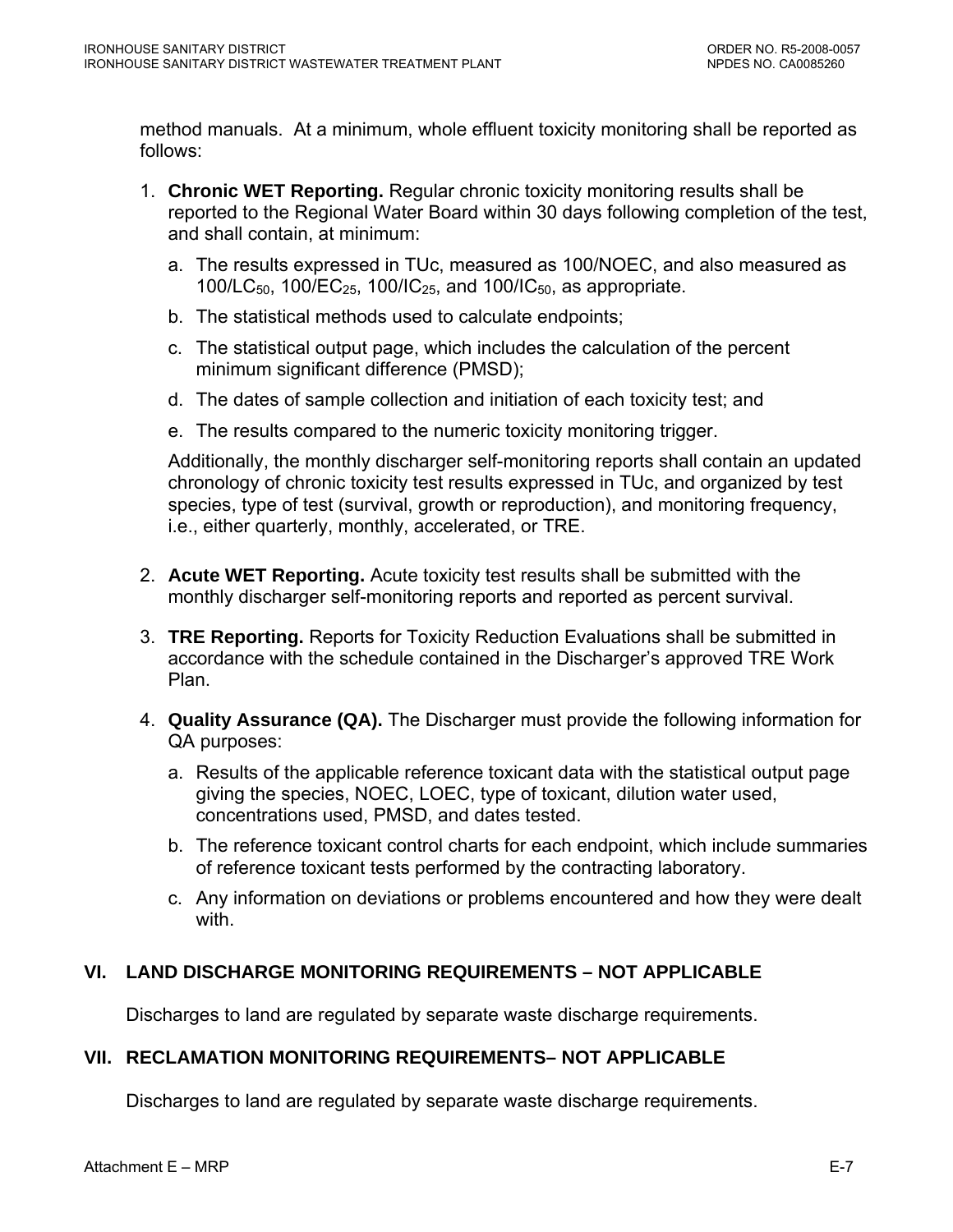method manuals. At a minimum, whole effluent toxicity monitoring shall be reported as follows:

1. **Chronic WET Reporting.** Regular chronic toxicity monitoring results shall be reported to the Regional Water Board within 30 days following completion of the test, and shall contain, at minimum:

   a. The results expressed in TUc, measured as 100/NOEC, and also measured as 100/$LC_{50}$, 100/$EC_{25}$, 100/$IC_{25}$, and 100/$IC_{50}$, as appropriate.

   b. The statistical methods used to calculate endpoints;

   c. The statistical output page, which includes the calculation of the percent minimum significant difference (PMSD);

   d. The dates of sample collection and initiation of each toxicity test; and

   e. The results compared to the numeric toxicity monitoring trigger.

   Additionally, the monthly discharger self-monitoring reports shall contain an updated chronology of chronic toxicity test results expressed in TUc, and organized by test species, type of test (survival, growth or reproduction), and monitoring frequency, i.e., either quarterly, monthly, accelerated, or TRE.

2. **Acute WET Reporting.** Acute toxicity test results shall be submitted with the monthly discharger self-monitoring reports and reported as percent survival.

3. **TRE Reporting.** Reports for Toxicity Reduction Evaluations shall be submitted in accordance with the schedule contained in the Discharger's approved TRE Work Plan.

4. **Quality Assurance (QA).** The Discharger must provide the following information for QA purposes:

   a. Results of the applicable reference toxicant data with the statistical output page giving the species, NOEC, LOEC, type of toxicant, dilution water used, concentrations used, PMSD, and dates tested.

   b. The reference toxicant control charts for each endpoint, which include summaries of reference toxicant tests performed by the contracting laboratory.

   c. Any information on deviations or problems encountered and how they were dealt with.

## VI. LAND DISCHARGE MONITORING REQUIREMENTS – NOT APPLICABLE

Discharges to land are regulated by separate waste discharge requirements.

## VII. RECLAMATION MONITORING REQUIREMENTS– NOT APPLICABLE

Discharges to land are regulated by separate waste discharge requirements.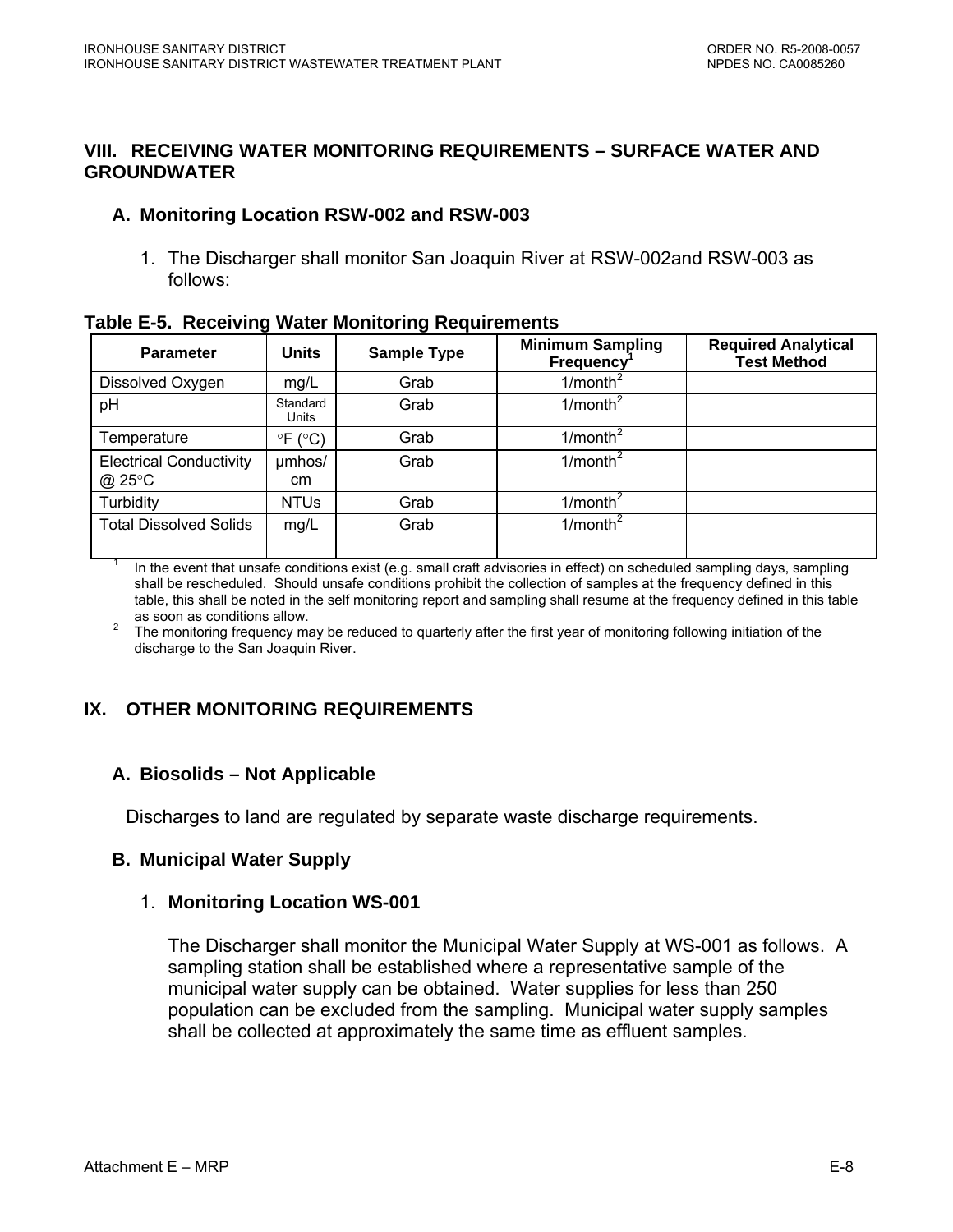## VIII. RECEIVING WATER MONITORING REQUIREMENTS – SURFACE WATER AND GROUNDWATER

### A. Monitoring Location RSW-002 and RSW-003

1. The Discharger shall monitor San Joaquin River at RSW-002and RSW-003 as follows:

**Table E-5. Receiving Water Monitoring Requirements**

| Parameter | Units | Sample Type | Minimum Sampling Frequency[1] | Required Analytical Test Method |
|---|---|---|---|---|
| Dissolved Oxygen | mg/L | Grab | 1/month[2] | |
| pH | Standard Units | Grab | 1/month[2] | |
| Temperature | °F (°C) | Grab | 1/month[2] | |
| Electrical Conductivity @ 25°C | µmhos/cm | Grab | 1/month[2] | |
| Turbidity | NTUs | Grab | 1/month[2] | |
| Total Dissolved Solids | mg/L | Grab | 1/month[2] | |
| | | | | |

[1] In the event that unsafe conditions exist (e.g. small craft advisories in effect) on scheduled sampling days, sampling shall be rescheduled. Should unsafe conditions prohibit the collection of samples at the frequency defined in this table, this shall be noted in the self monitoring report and sampling shall resume at the frequency defined in this table as soon as conditions allow.

[2] The monitoring frequency may be reduced to quarterly after the first year of monitoring following initiation of the discharge to the San Joaquin River.

## IX. OTHER MONITORING REQUIREMENTS

### A. Biosolids – Not Applicable

Discharges to land are regulated by separate waste discharge requirements.

### B. Municipal Water Supply

1. **Monitoring Location WS-001**

   The Discharger shall monitor the Municipal Water Supply at WS-001 as follows. A sampling station shall be established where a representative sample of the municipal water supply can be obtained. Water supplies for less than 250 population can be excluded from the sampling. Municipal water supply samples shall be collected at approximately the same time as effluent samples.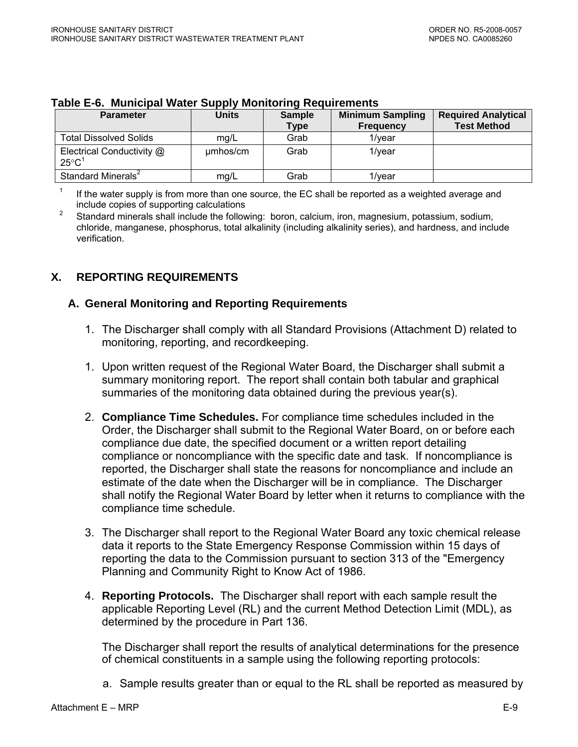**Table E-6. Municipal Water Supply Monitoring Requirements**

| Parameter | Units | Sample Type | Minimum Sampling Frequency | Required Analytical Test Method |
|---|---|---|---|---|
| Total Dissolved Solids | mg/L | Grab | 1/year | |
| Electrical Conductivity @ 25°C[1] | µmhos/cm | Grab | 1/year | |
| Standard Minerals[2] | mg/L | Grab | 1/year | |

[1] If the water supply is from more than one source, the EC shall be reported as a weighted average and include copies of supporting calculations

[2] Standard minerals shall include the following: boron, calcium, iron, magnesium, potassium, sodium, chloride, manganese, phosphorus, total alkalinity (including alkalinity series), and hardness, and include verification.

## X. REPORTING REQUIREMENTS

### A. General Monitoring and Reporting Requirements

1. The Discharger shall comply with all Standard Provisions (Attachment D) related to monitoring, reporting, and recordkeeping.

1. Upon written request of the Regional Water Board, the Discharger shall submit a summary monitoring report. The report shall contain both tabular and graphical summaries of the monitoring data obtained during the previous year(s).

2. **Compliance Time Schedules.** For compliance time schedules included in the Order, the Discharger shall submit to the Regional Water Board, on or before each compliance due date, the specified document or a written report detailing compliance or noncompliance with the specific date and task. If noncompliance is reported, the Discharger shall state the reasons for noncompliance and include an estimate of the date when the Discharger will be in compliance. The Discharger shall notify the Regional Water Board by letter when it returns to compliance with the compliance time schedule.

3. The Discharger shall report to the Regional Water Board any toxic chemical release data it reports to the State Emergency Response Commission within 15 days of reporting the data to the Commission pursuant to section 313 of the "Emergency Planning and Community Right to Know Act of 1986.

4. **Reporting Protocols.** The Discharger shall report with each sample result the applicable Reporting Level (RL) and the current Method Detection Limit (MDL), as determined by the procedure in Part 136.

   The Discharger shall report the results of analytical determinations for the presence of chemical constituents in a sample using the following reporting protocols:

   a. Sample results greater than or equal to the RL shall be reported as measured by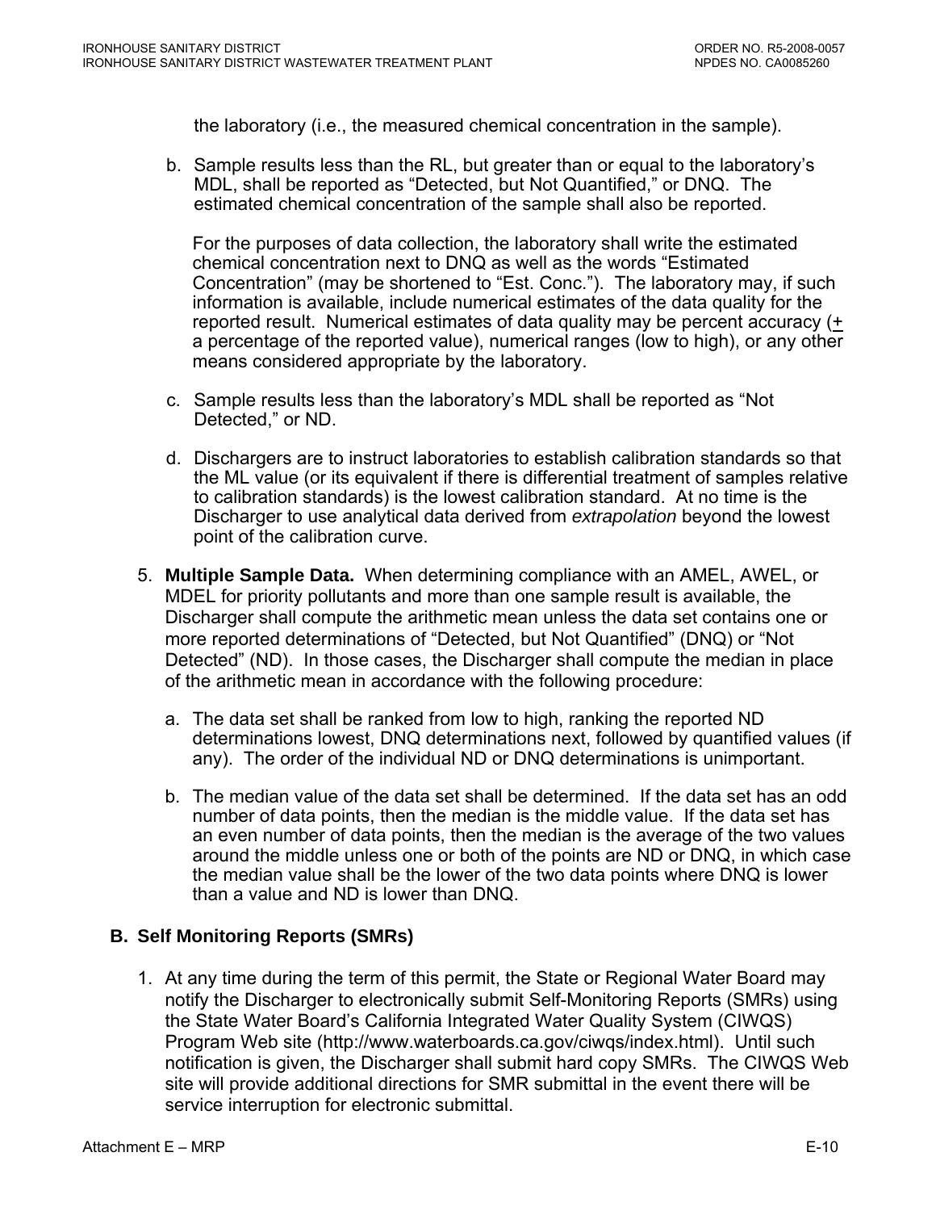the laboratory (i.e., the measured chemical concentration in the sample).

b. Sample results less than the RL, but greater than or equal to the laboratory's MDL, shall be reported as "Detected, but Not Quantified," or DNQ. The estimated chemical concentration of the sample shall also be reported.

   For the purposes of data collection, the laboratory shall write the estimated chemical concentration next to DNQ as well as the words "Estimated Concentration" (may be shortened to "Est. Conc."). The laboratory may, if such information is available, include numerical estimates of the data quality for the reported result. Numerical estimates of data quality may be percent accuracy (± a percentage of the reported value), numerical ranges (low to high), or any other means considered appropriate by the laboratory.

c. Sample results less than the laboratory's MDL shall be reported as "Not Detected," or ND.

d. Dischargers are to instruct laboratories to establish calibration standards so that the ML value (or its equivalent if there is differential treatment of samples relative to calibration standards) is the lowest calibration standard. At no time is the Discharger to use analytical data derived from *extrapolation* beyond the lowest point of the calibration curve.

5. **Multiple Sample Data.** When determining compliance with an AMEL, AWEL, or MDEL for priority pollutants and more than one sample result is available, the Discharger shall compute the arithmetic mean unless the data set contains one or more reported determinations of "Detected, but Not Quantified" (DNQ) or "Not Detected" (ND). In those cases, the Discharger shall compute the median in place of the arithmetic mean in accordance with the following procedure:

   a. The data set shall be ranked from low to high, ranking the reported ND determinations lowest, DNQ determinations next, followed by quantified values (if any). The order of the individual ND or DNQ determinations is unimportant.

   b. The median value of the data set shall be determined. If the data set has an odd number of data points, then the median is the middle value. If the data set has an even number of data points, then the median is the average of the two values around the middle unless one or both of the points are ND or DNQ, in which case the median value shall be the lower of the two data points where DNQ is lower than a value and ND is lower than DNQ.

## B. Self Monitoring Reports (SMRs)

1. At any time during the term of this permit, the State or Regional Water Board may notify the Discharger to electronically submit Self-Monitoring Reports (SMRs) using the State Water Board's California Integrated Water Quality System (CIWQS) Program Web site (http://www.waterboards.ca.gov/ciwqs/index.html). Until such notification is given, the Discharger shall submit hard copy SMRs. The CIWQS Web site will provide additional directions for SMR submittal in the event there will be service interruption for electronic submittal.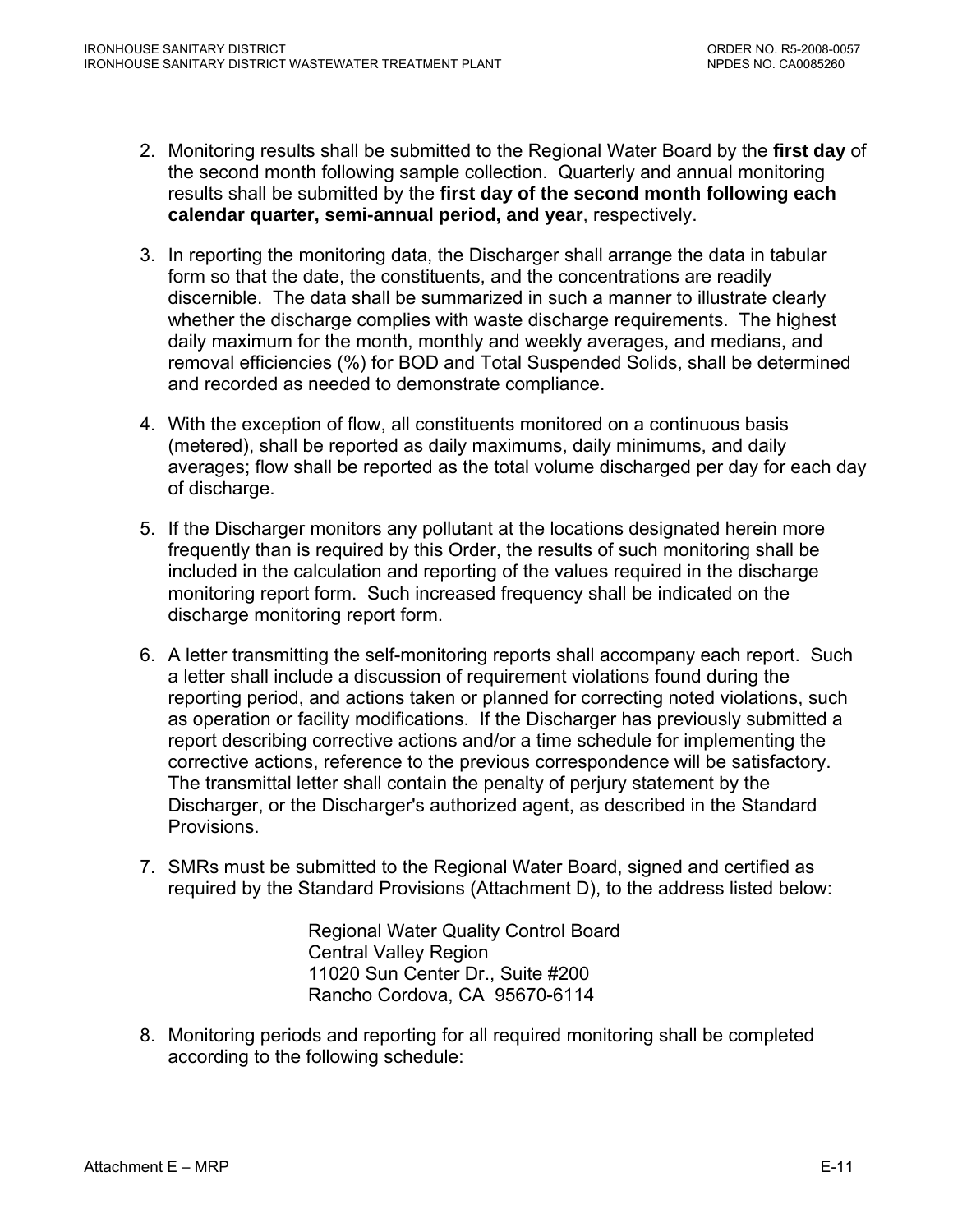2. Monitoring results shall be submitted to the Regional Water Board by the **first day** of the second month following sample collection. Quarterly and annual monitoring results shall be submitted by the **first day of the second month following each calendar quarter, semi-annual period, and year**, respectively.

3. In reporting the monitoring data, the Discharger shall arrange the data in tabular form so that the date, the constituents, and the concentrations are readily discernible. The data shall be summarized in such a manner to illustrate clearly whether the discharge complies with waste discharge requirements. The highest daily maximum for the month, monthly and weekly averages, and medians, and removal efficiencies (%) for BOD and Total Suspended Solids, shall be determined and recorded as needed to demonstrate compliance.

4. With the exception of flow, all constituents monitored on a continuous basis (metered), shall be reported as daily maximums, daily minimums, and daily averages; flow shall be reported as the total volume discharged per day for each day of discharge.

5. If the Discharger monitors any pollutant at the locations designated herein more frequently than is required by this Order, the results of such monitoring shall be included in the calculation and reporting of the values required in the discharge monitoring report form. Such increased frequency shall be indicated on the discharge monitoring report form.

6. A letter transmitting the self-monitoring reports shall accompany each report. Such a letter shall include a discussion of requirement violations found during the reporting period, and actions taken or planned for correcting noted violations, such as operation or facility modifications. If the Discharger has previously submitted a report describing corrective actions and/or a time schedule for implementing the corrective actions, reference to the previous correspondence will be satisfactory. The transmittal letter shall contain the penalty of perjury statement by the Discharger, or the Discharger's authorized agent, as described in the Standard Provisions.

7. SMRs must be submitted to the Regional Water Board, signed and certified as required by the Standard Provisions (Attachment D), to the address listed below:

   Regional Water Quality Control Board
   Central Valley Region
   11020 Sun Center Dr., Suite #200
   Rancho Cordova, CA 95670-6114

8. Monitoring periods and reporting for all required monitoring shall be completed according to the following schedule: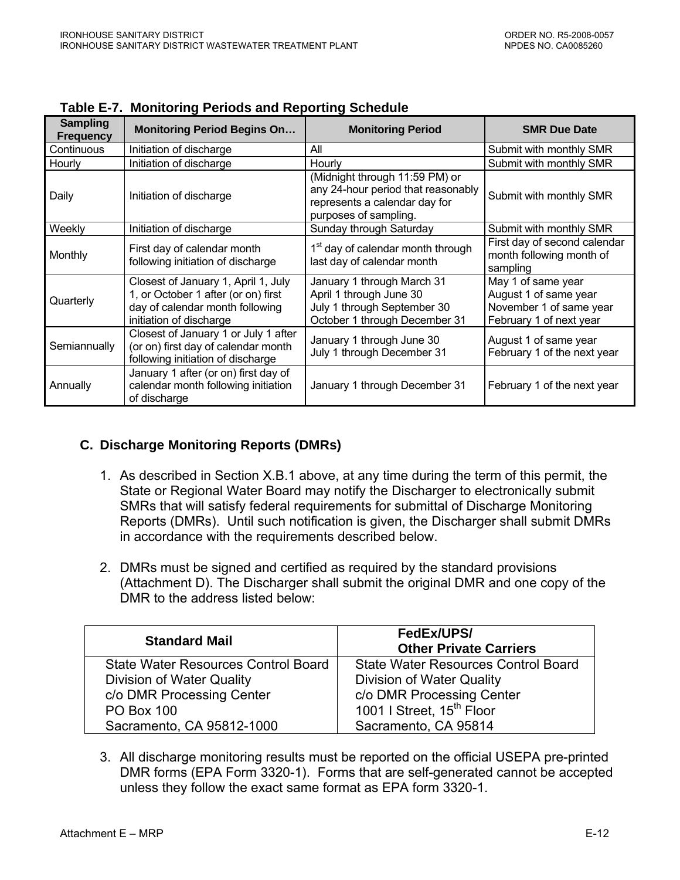**Table E-7. Monitoring Periods and Reporting Schedule**

| Sampling Frequency | Monitoring Period Begins On… | Monitoring Period | SMR Due Date |
|---|---|---|---|
| Continuous | Initiation of discharge | All | Submit with monthly SMR |
| Hourly | Initiation of discharge | Hourly | Submit with monthly SMR |
| Daily | Initiation of discharge | (Midnight through 11:59 PM) or any 24-hour period that reasonably represents a calendar day for purposes of sampling. | Submit with monthly SMR |
| Weekly | Initiation of discharge | Sunday through Saturday | Submit with monthly SMR |
| Monthly | First day of calendar month following initiation of discharge | 1st day of calendar month through last day of calendar month | First day of second calendar month following month of sampling |
| Quarterly | Closest of January 1, April 1, July 1, or October 1 after (or on) first day of calendar month following initiation of discharge | January 1 through March 31<br>April 1 through June 30<br>July 1 through September 30<br>October 1 through December 31 | May 1 of same year<br>August 1 of same year<br>November 1 of same year<br>February 1 of next year |
| Semiannually | Closest of January 1 or July 1 after (or on) first day of calendar month following initiation of discharge | January 1 through June 30<br>July 1 through December 31 | August 1 of same year<br>February 1 of the next year |
| Annually | January 1 after (or on) first day of calendar month following initiation of discharge | January 1 through December 31 | February 1 of the next year |

## C. Discharge Monitoring Reports (DMRs)

1. As described in Section X.B.1 above, at any time during the term of this permit, the State or Regional Water Board may notify the Discharger to electronically submit SMRs that will satisfy federal requirements for submittal of Discharge Monitoring Reports (DMRs). Until such notification is given, the Discharger shall submit DMRs in accordance with the requirements described below.

2. DMRs must be signed and certified as required by the standard provisions (Attachment D). The Discharger shall submit the original DMR and one copy of the DMR to the address listed below:

| Standard Mail | FedEx/UPS/ Other Private Carriers |
|---|---|
| State Water Resources Control Board<br>Division of Water Quality<br>c/o DMR Processing Center<br>PO Box 100<br>Sacramento, CA 95812-1000 | State Water Resources Control Board<br>Division of Water Quality<br>c/o DMR Processing Center<br>1001 I Street, 15th Floor<br>Sacramento, CA 95814 |

3. All discharge monitoring results must be reported on the official USEPA pre-printed DMR forms (EPA Form 3320-1). Forms that are self-generated cannot be accepted unless they follow the exact same format as EPA form 3320-1.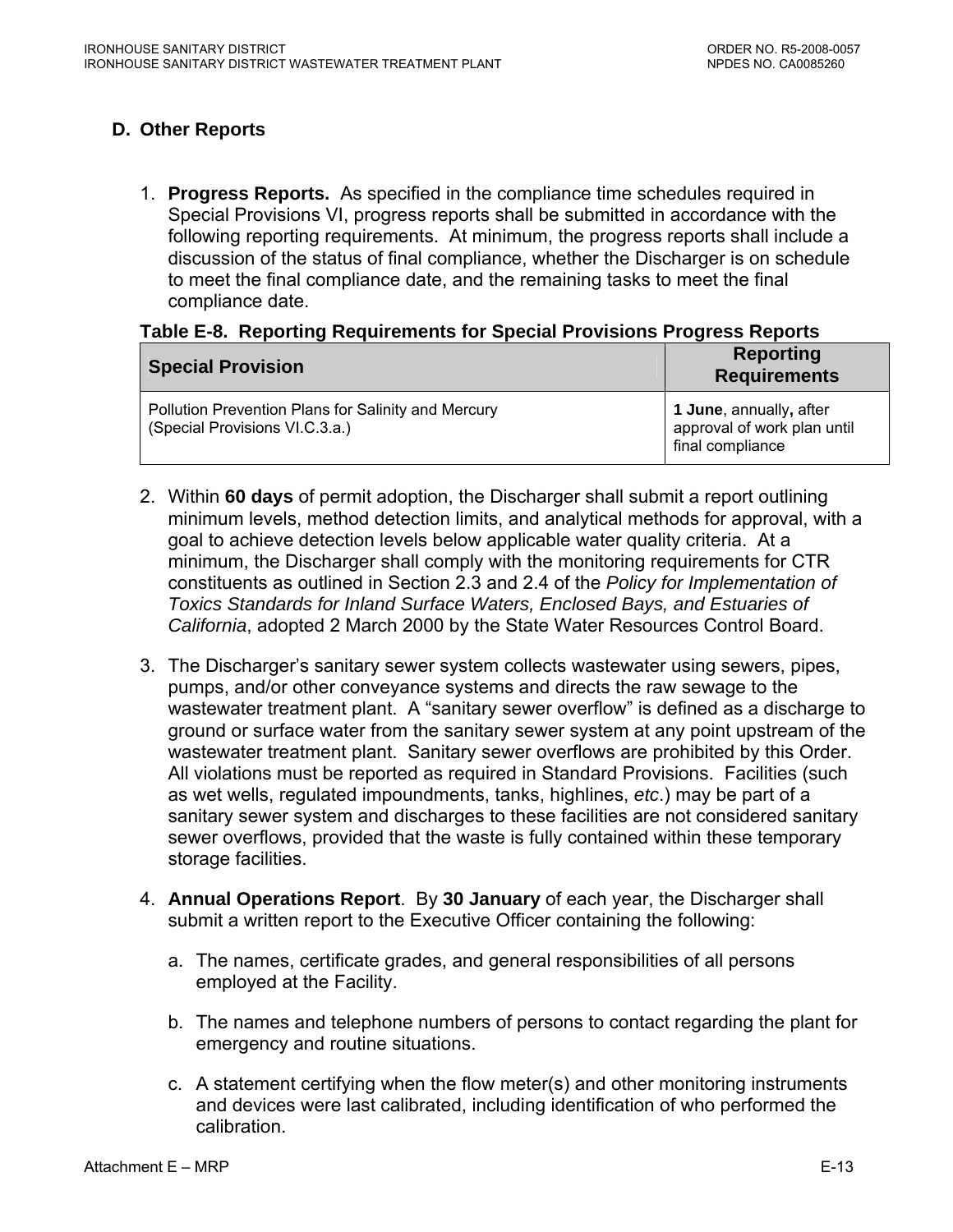## D. Other Reports

1. **Progress Reports.** As specified in the compliance time schedules required in Special Provisions VI, progress reports shall be submitted in accordance with the following reporting requirements. At minimum, the progress reports shall include a discussion of the status of final compliance, whether the Discharger is on schedule to meet the final compliance date, and the remaining tasks to meet the final compliance date.

**Table E-8. Reporting Requirements for Special Provisions Progress Reports**

| Special Provision | Reporting Requirements |
|---|---|
| Pollution Prevention Plans for Salinity and Mercury (Special Provisions VI.C.3.a.) | **1 June**, annually**,** after approval of work plan until final compliance |

2. Within **60 days** of permit adoption, the Discharger shall submit a report outlining minimum levels, method detection limits, and analytical methods for approval, with a goal to achieve detection levels below applicable water quality criteria. At a minimum, the Discharger shall comply with the monitoring requirements for CTR constituents as outlined in Section 2.3 and 2.4 of the *Policy for Implementation of Toxics Standards for Inland Surface Waters, Enclosed Bays, and Estuaries of California*, adopted 2 March 2000 by the State Water Resources Control Board.

3. The Discharger's sanitary sewer system collects wastewater using sewers, pipes, pumps, and/or other conveyance systems and directs the raw sewage to the wastewater treatment plant. A "sanitary sewer overflow" is defined as a discharge to ground or surface water from the sanitary sewer system at any point upstream of the wastewater treatment plant. Sanitary sewer overflows are prohibited by this Order. All violations must be reported as required in Standard Provisions. Facilities (such as wet wells, regulated impoundments, tanks, highlines, *etc*.) may be part of a sanitary sewer system and discharges to these facilities are not considered sanitary sewer overflows, provided that the waste is fully contained within these temporary storage facilities.

4. **Annual Operations Report**. By **30 January** of each year, the Discharger shall submit a written report to the Executive Officer containing the following:

   a. The names, certificate grades, and general responsibilities of all persons employed at the Facility.

   b. The names and telephone numbers of persons to contact regarding the plant for emergency and routine situations.

   c. A statement certifying when the flow meter(s) and other monitoring instruments and devices were last calibrated, including identification of who performed the calibration.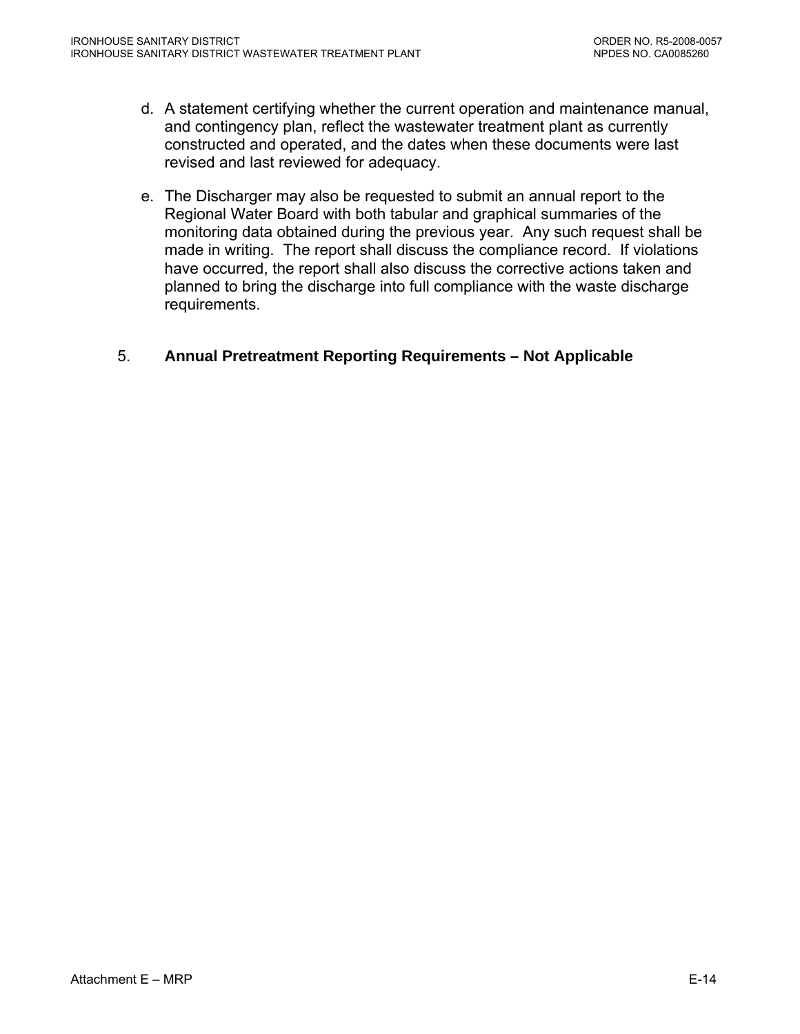d. A statement certifying whether the current operation and maintenance manual, and contingency plan, reflect the wastewater treatment plant as currently constructed and operated, and the dates when these documents were last revised and last reviewed for adequacy.

e. The Discharger may also be requested to submit an annual report to the Regional Water Board with both tabular and graphical summaries of the monitoring data obtained during the previous year. Any such request shall be made in writing. The report shall discuss the compliance record. If violations have occurred, the report shall also discuss the corrective actions taken and planned to bring the discharge into full compliance with the waste discharge requirements.

5. **Annual Pretreatment Reporting Requirements – Not Applicable**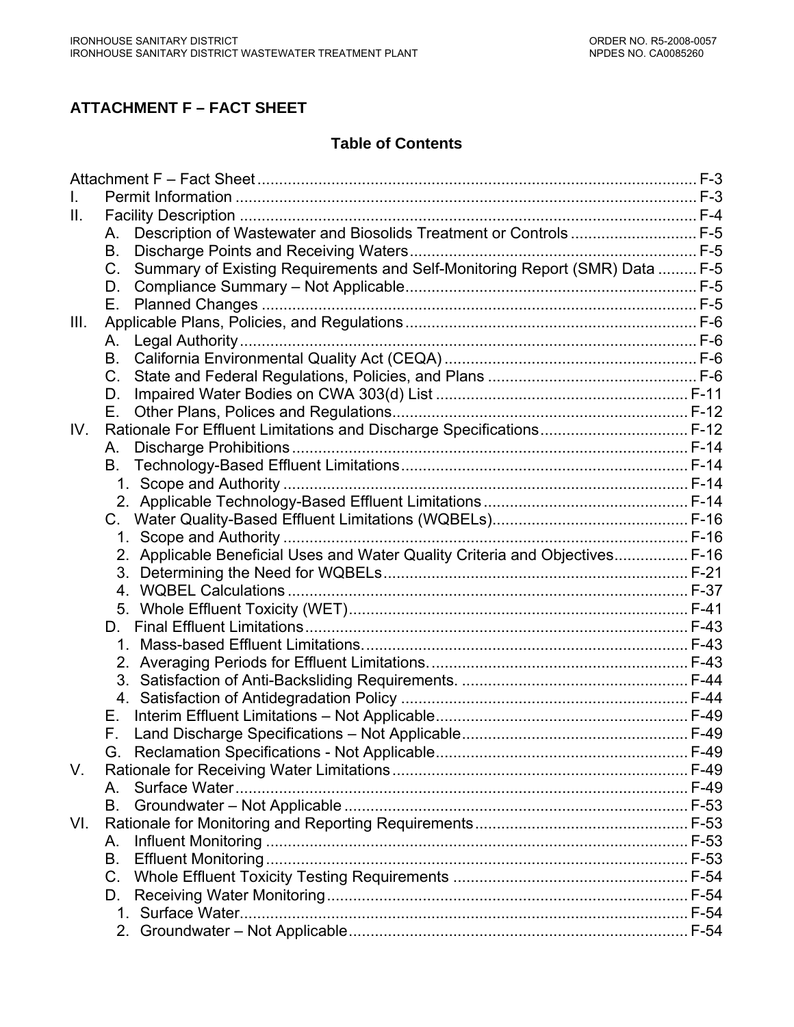# ATTACHMENT F – FACT SHEET

## Table of Contents

Attachment F – Fact Sheet ..... F-3

I. Permit Information ..... F-3

II. Facility Description ..... F-4

- A. Description of Wastewater and Biosolids Treatment or Controls ..... F-5
- B. Discharge Points and Receiving Waters ..... F-5
- C. Summary of Existing Requirements and Self-Monitoring Report (SMR) Data ..... F-5
- D. Compliance Summary – Not Applicable ..... F-5
- E. Planned Changes ..... F-5

III. Applicable Plans, Policies, and Regulations ..... F-6

- A. Legal Authority ..... F-6
- B. California Environmental Quality Act (CEQA) ..... F-6
- C. State and Federal Regulations, Policies, and Plans ..... F-6
- D. Impaired Water Bodies on CWA 303(d) List ..... F-11
- E. Other Plans, Polices and Regulations ..... F-12

IV. Rationale For Effluent Limitations and Discharge Specifications ..... F-12

- A. Discharge Prohibitions ..... F-14
- B. Technology-Based Effluent Limitations ..... F-14
  1. Scope and Authority ..... F-14
  2. Applicable Technology-Based Effluent Limitations ..... F-14
- C. Water Quality-Based Effluent Limitations (WQBELs) ..... F-16
  1. Scope and Authority ..... F-16
  2. Applicable Beneficial Uses and Water Quality Criteria and Objectives ..... F-16
  3. Determining the Need for WQBELs ..... F-21
  4. WQBEL Calculations ..... F-37
  5. Whole Effluent Toxicity (WET) ..... F-41
- D. Final Effluent Limitations ..... F-43
  1. Mass-based Effluent Limitations. ..... F-43
  2. Averaging Periods for Effluent Limitations. ..... F-43
  3. Satisfaction of Anti-Backsliding Requirements. ..... F-44
  4. Satisfaction of Antidegradation Policy ..... F-44
- E. Interim Effluent Limitations – Not Applicable ..... F-49
- F. Land Discharge Specifications – Not Applicable ..... F-49
- G. Reclamation Specifications - Not Applicable ..... F-49

V. Rationale for Receiving Water Limitations ..... F-49

- A. Surface Water ..... F-49
- B. Groundwater – Not Applicable ..... F-53

VI. Rationale for Monitoring and Reporting Requirements ..... F-53

- A. Influent Monitoring ..... F-53
- B. Effluent Monitoring ..... F-53
- C. Whole Effluent Toxicity Testing Requirements ..... F-54
- D. Receiving Water Monitoring ..... F-54
  1. Surface Water. ..... F-54
  2. Groundwater – Not Applicable ..... F-54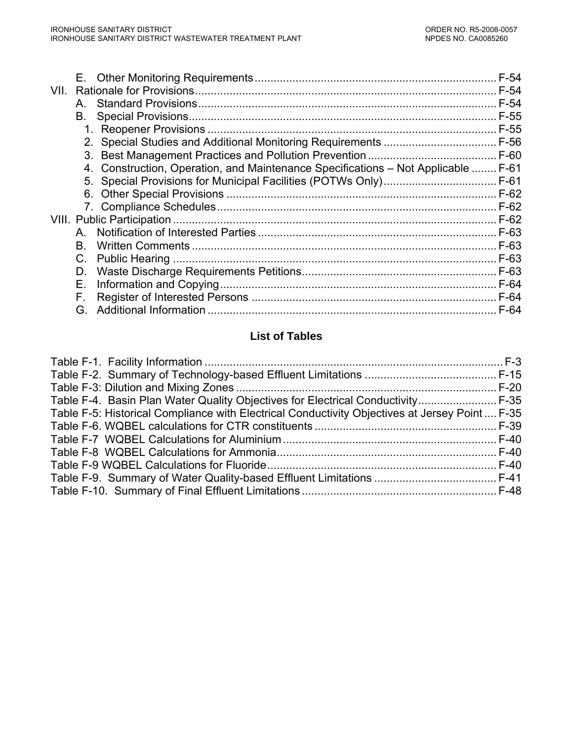E. Other Monitoring Requirements ............................................................................ F-54

VII. Rationale for Provisions ............................................................................................... F-54

A. Standard Provisions .............................................................................................. F-54

B. Special Provisions ................................................................................................. F-55

1. Reopener Provisions ........................................................................................... F-55
2. Special Studies and Additional Monitoring Requirements .................................... F-56
3. Best Management Practices and Pollution Prevention ......................................... F-60
4. Construction, Operation, and Maintenance Specifications – Not Applicable ........ F-61
5. Special Provisions for Municipal Facilities (POTWs Only) .................................... F-61
6. Other Special Provisions ..................................................................................... F-62
7. Compliance Schedules ........................................................................................ F-62

VIII. Public Participation ...................................................................................................... F-62

A. Notification of Interested Parties ........................................................................... F-63

B. Written Comments ................................................................................................ F-63

C. Public Hearing ...................................................................................................... F-63

D. Waste Discharge Requirements Petitions ............................................................. F-63

E. Information and Copying ....................................................................................... F-64

F. Register of Interested Persons .............................................................................. F-64

G. Additional Information ........................................................................................... F-64

## List of Tables

Table F-1. Facility Information ............................................................................................... F-3

Table F-2. Summary of Technology-based Effluent Limitations .......................................... F-15

Table F-3: Dilution and Mixing Zones .................................................................................. F-20

Table F-4. Basin Plan Water Quality Objectives for Electrical Conductivity ......................... F-35

Table F-5: Historical Compliance with Electrical Conductivity Objectives at Jersey Point .... F-35

Table F-6. WQBEL calculations for CTR constituents ......................................................... F-39

Table F-7 WQBEL Calculations for Aluminium .................................................................... F-40

Table F-8 WQBEL Calculations for Ammonia ...................................................................... F-40

Table F-9 WQBEL Calculations for Fluoride ........................................................................ F-40

Table F-9. Summary of Water Quality-based Effluent Limitations ....................................... F-41

Table F-10. Summary of Final Effluent Limitations ............................................................. F-48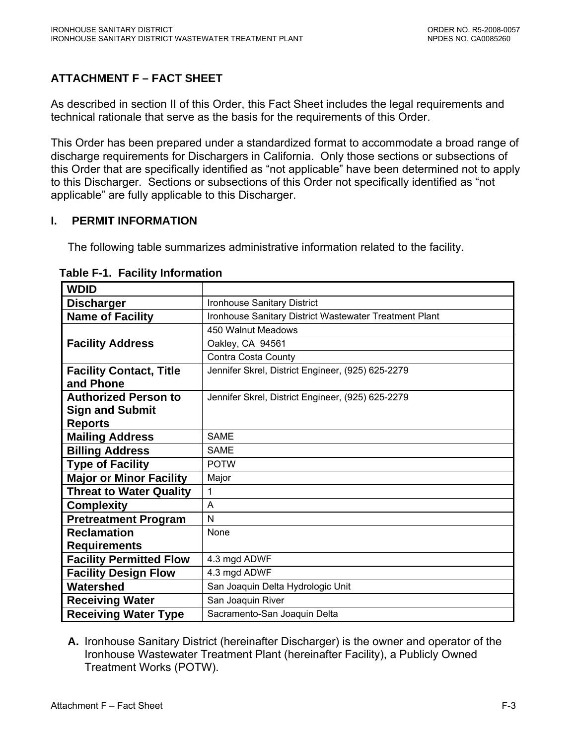## ATTACHMENT F – FACT SHEET

As described in section II of this Order, this Fact Sheet includes the legal requirements and technical rationale that serve as the basis for the requirements of this Order.

This Order has been prepared under a standardized format to accommodate a broad range of discharge requirements for Dischargers in California. Only those sections or subsections of this Order that are specifically identified as "not applicable" have been determined not to apply to this Discharger. Sections or subsections of this Order not specifically identified as "not applicable" are fully applicable to this Discharger.

## I. PERMIT INFORMATION

The following table summarizes administrative information related to the facility.

**Table F-1. Facility Information**

| | |
|---|---|
| **WDID** | |
| **Discharger** | Ironhouse Sanitary District |
| **Name of Facility** | Ironhouse Sanitary District Wastewater Treatment Plant |
| **Facility Address** | 450 Walnut Meadows |
| | Oakley, CA 94561 |
| | Contra Costa County |
| **Facility Contact, Title and Phone** | Jennifer Skrel, District Engineer, (925) 625-2279 |
| **Authorized Person to Sign and Submit Reports** | Jennifer Skrel, District Engineer, (925) 625-2279 |
| **Mailing Address** | SAME |
| **Billing Address** | SAME |
| **Type of Facility** | POTW |
| **Major or Minor Facility** | Major |
| **Threat to Water Quality** | 1 |
| **Complexity** | A |
| **Pretreatment Program** | N |
| **Reclamation Requirements** | None |
| **Facility Permitted Flow** | 4.3 mgd ADWF |
| **Facility Design Flow** | 4.3 mgd ADWF |
| **Watershed** | San Joaquin Delta Hydrologic Unit |
| **Receiving Water** | San Joaquin River |
| **Receiving Water Type** | Sacramento-San Joaquin Delta |

**A.** Ironhouse Sanitary District (hereinafter Discharger) is the owner and operator of the Ironhouse Wastewater Treatment Plant (hereinafter Facility), a Publicly Owned Treatment Works (POTW).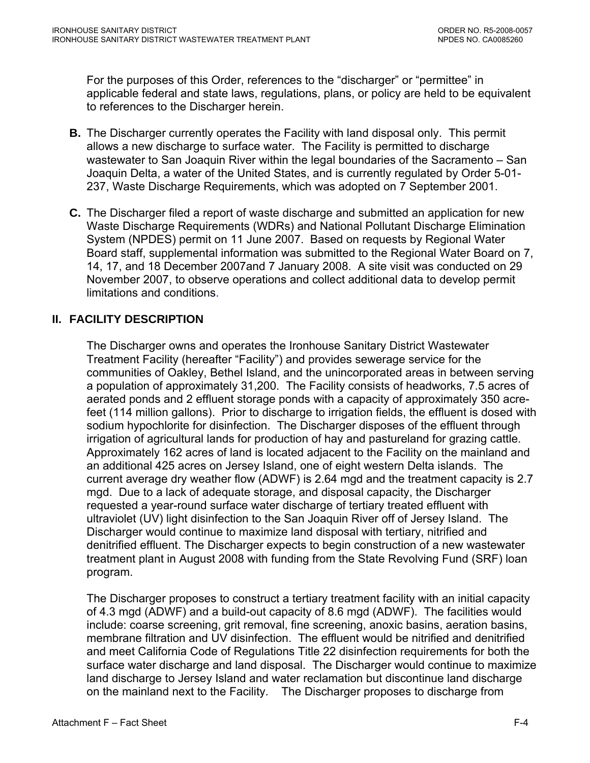For the purposes of this Order, references to the "discharger" or "permittee" in applicable federal and state laws, regulations, plans, or policy are held to be equivalent to references to the Discharger herein.

**B.** The Discharger currently operates the Facility with land disposal only. This permit allows a new discharge to surface water. The Facility is permitted to discharge wastewater to San Joaquin River within the legal boundaries of the Sacramento – San Joaquin Delta, a water of the United States, and is currently regulated by Order 5-01-237, Waste Discharge Requirements, which was adopted on 7 September 2001.

**C.** The Discharger filed a report of waste discharge and submitted an application for new Waste Discharge Requirements (WDRs) and National Pollutant Discharge Elimination System (NPDES) permit on 11 June 2007. Based on requests by Regional Water Board staff, supplemental information was submitted to the Regional Water Board on 7, 14, 17, and 18 December 2007and 7 January 2008. A site visit was conducted on 29 November 2007, to observe operations and collect additional data to develop permit limitations and conditions.

## II. FACILITY DESCRIPTION

The Discharger owns and operates the Ironhouse Sanitary District Wastewater Treatment Facility (hereafter "Facility") and provides sewerage service for the communities of Oakley, Bethel Island, and the unincorporated areas in between serving a population of approximately 31,200. The Facility consists of headworks, 7.5 acres of aerated ponds and 2 effluent storage ponds with a capacity of approximately 350 acre-feet (114 million gallons). Prior to discharge to irrigation fields, the effluent is dosed with sodium hypochlorite for disinfection. The Discharger disposes of the effluent through irrigation of agricultural lands for production of hay and pastureland for grazing cattle. Approximately 162 acres of land is located adjacent to the Facility on the mainland and an additional 425 acres on Jersey Island, one of eight western Delta islands. The current average dry weather flow (ADWF) is 2.64 mgd and the treatment capacity is 2.7 mgd. Due to a lack of adequate storage, and disposal capacity, the Discharger requested a year-round surface water discharge of tertiary treated effluent with ultraviolet (UV) light disinfection to the San Joaquin River off of Jersey Island. The Discharger would continue to maximize land disposal with tertiary, nitrified and denitrified effluent. The Discharger expects to begin construction of a new wastewater treatment plant in August 2008 with funding from the State Revolving Fund (SRF) loan program.

The Discharger proposes to construct a tertiary treatment facility with an initial capacity of 4.3 mgd (ADWF) and a build-out capacity of 8.6 mgd (ADWF). The facilities would include: coarse screening, grit removal, fine screening, anoxic basins, aeration basins, membrane filtration and UV disinfection. The effluent would be nitrified and denitrified and meet California Code of Regulations Title 22 disinfection requirements for both the surface water discharge and land disposal. The Discharger would continue to maximize land discharge to Jersey Island and water reclamation but discontinue land discharge on the mainland next to the Facility. The Discharger proposes to discharge from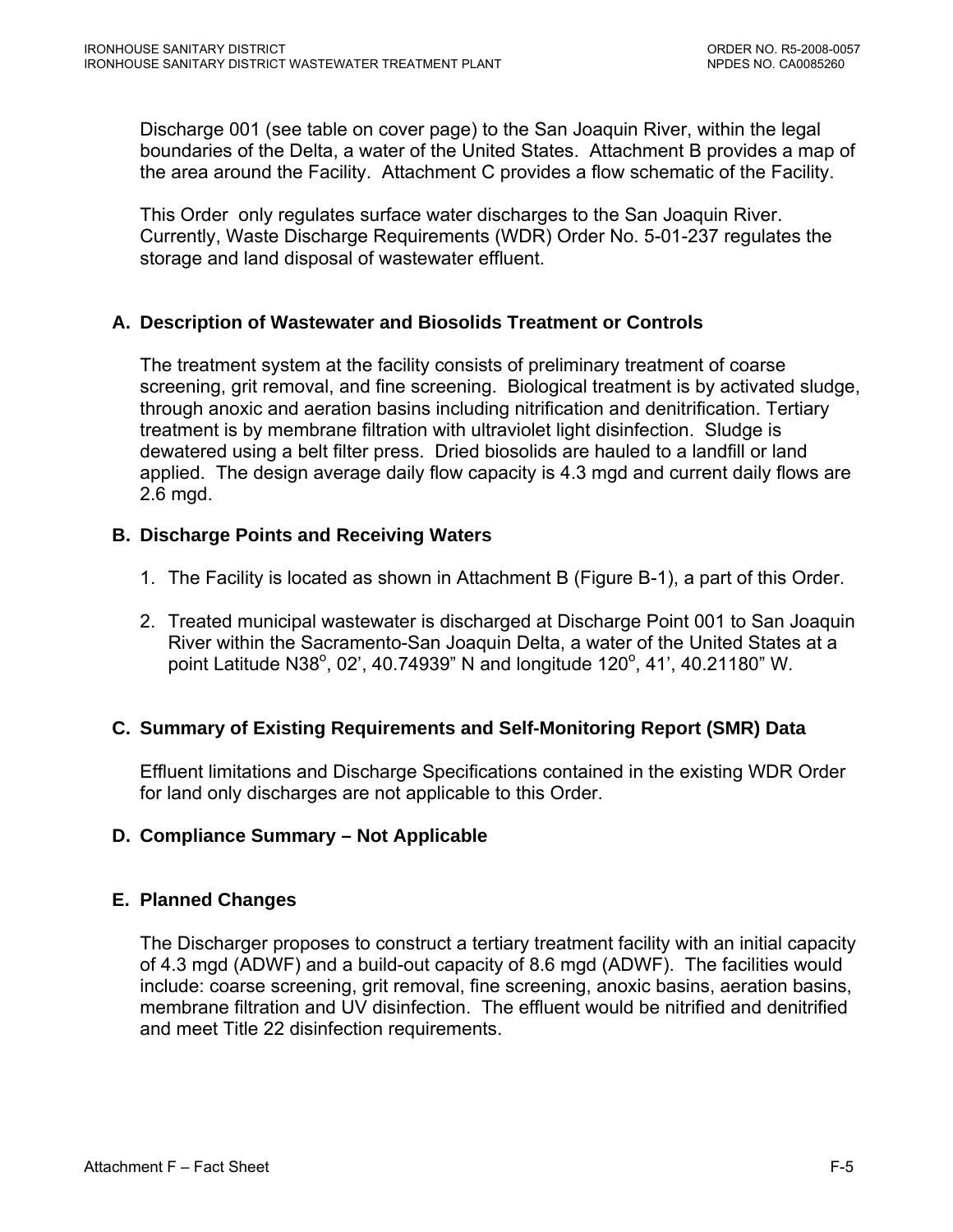Discharge 001 (see table on cover page) to the San Joaquin River, within the legal boundaries of the Delta, a water of the United States. Attachment B provides a map of the area around the Facility. Attachment C provides a flow schematic of the Facility.

This Order only regulates surface water discharges to the San Joaquin River. Currently, Waste Discharge Requirements (WDR) Order No. 5-01-237 regulates the storage and land disposal of wastewater effluent.

### A. Description of Wastewater and Biosolids Treatment or Controls

The treatment system at the facility consists of preliminary treatment of coarse screening, grit removal, and fine screening. Biological treatment is by activated sludge, through anoxic and aeration basins including nitrification and denitrification. Tertiary treatment is by membrane filtration with ultraviolet light disinfection. Sludge is dewatered using a belt filter press. Dried biosolids are hauled to a landfill or land applied. The design average daily flow capacity is 4.3 mgd and current daily flows are 2.6 mgd.

### B. Discharge Points and Receiving Waters

1. The Facility is located as shown in Attachment B (Figure B-1), a part of this Order.

2. Treated municipal wastewater is discharged at Discharge Point 001 to San Joaquin River within the Sacramento-San Joaquin Delta, a water of the United States at a point Latitude N38$^{o}$, 02', 40.74939" N and longitude 120$^{o}$, 41', 40.21180" W.

### C. Summary of Existing Requirements and Self-Monitoring Report (SMR) Data

Effluent limitations and Discharge Specifications contained in the existing WDR Order for land only discharges are not applicable to this Order.

### D. Compliance Summary – Not Applicable

### E. Planned Changes

The Discharger proposes to construct a tertiary treatment facility with an initial capacity of 4.3 mgd (ADWF) and a build-out capacity of 8.6 mgd (ADWF). The facilities would include: coarse screening, grit removal, fine screening, anoxic basins, aeration basins, membrane filtration and UV disinfection. The effluent would be nitrified and denitrified and meet Title 22 disinfection requirements.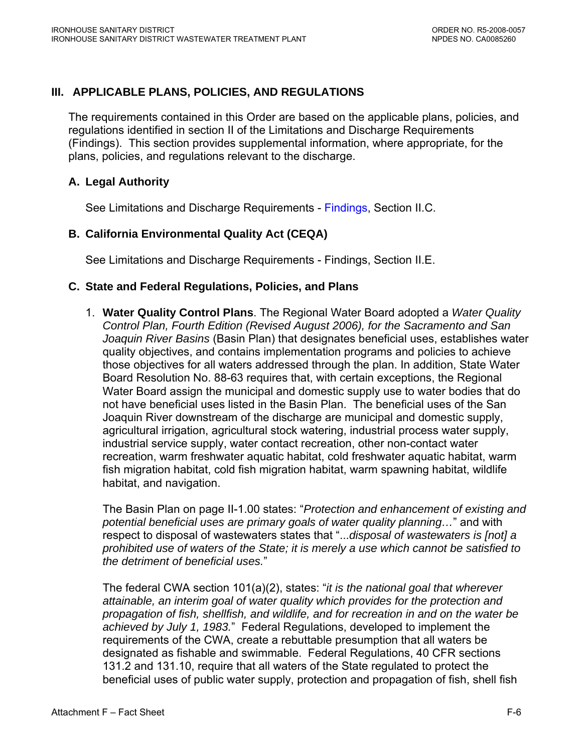## III. APPLICABLE PLANS, POLICIES, AND REGULATIONS

The requirements contained in this Order are based on the applicable plans, policies, and regulations identified in section II of the Limitations and Discharge Requirements (Findings). This section provides supplemental information, where appropriate, for the plans, policies, and regulations relevant to the discharge.

### A. Legal Authority

See Limitations and Discharge Requirements - Findings, Section II.C.

### B. California Environmental Quality Act (CEQA)

See Limitations and Discharge Requirements - Findings, Section II.E.

### C. State and Federal Regulations, Policies, and Plans

1. **Water Quality Control Plans**. The Regional Water Board adopted a *Water Quality Control Plan, Fourth Edition (Revised August 2006), for the Sacramento and San Joaquin River Basins* (Basin Plan) that designates beneficial uses, establishes water quality objectives, and contains implementation programs and policies to achieve those objectives for all waters addressed through the plan. In addition, State Water Board Resolution No. 88-63 requires that, with certain exceptions, the Regional Water Board assign the municipal and domestic supply use to water bodies that do not have beneficial uses listed in the Basin Plan. The beneficial uses of the San Joaquin River downstream of the discharge are municipal and domestic supply, agricultural irrigation, agricultural stock watering, industrial process water supply, industrial service supply, water contact recreation, other non-contact water recreation, warm freshwater aquatic habitat, cold freshwater aquatic habitat, warm fish migration habitat, cold fish migration habitat, warm spawning habitat, wildlife habitat, and navigation.

   The Basin Plan on page II-1.00 states: "*Protection and enhancement of existing and potential beneficial uses are primary goals of water quality planning…*" and with respect to disposal of wastewaters states that "*...disposal of wastewaters is [not] a prohibited use of waters of the State; it is merely a use which cannot be satisfied to the detriment of beneficial uses.*"

   The federal CWA section 101(a)(2), states: "*it is the national goal that wherever attainable, an interim goal of water quality which provides for the protection and propagation of fish, shellfish, and wildlife, and for recreation in and on the water be achieved by July 1, 1983.*" Federal Regulations, developed to implement the requirements of the CWA, create a rebuttable presumption that all waters be designated as fishable and swimmable. Federal Regulations, 40 CFR sections 131.2 and 131.10, require that all waters of the State regulated to protect the beneficial uses of public water supply, protection and propagation of fish, shell fish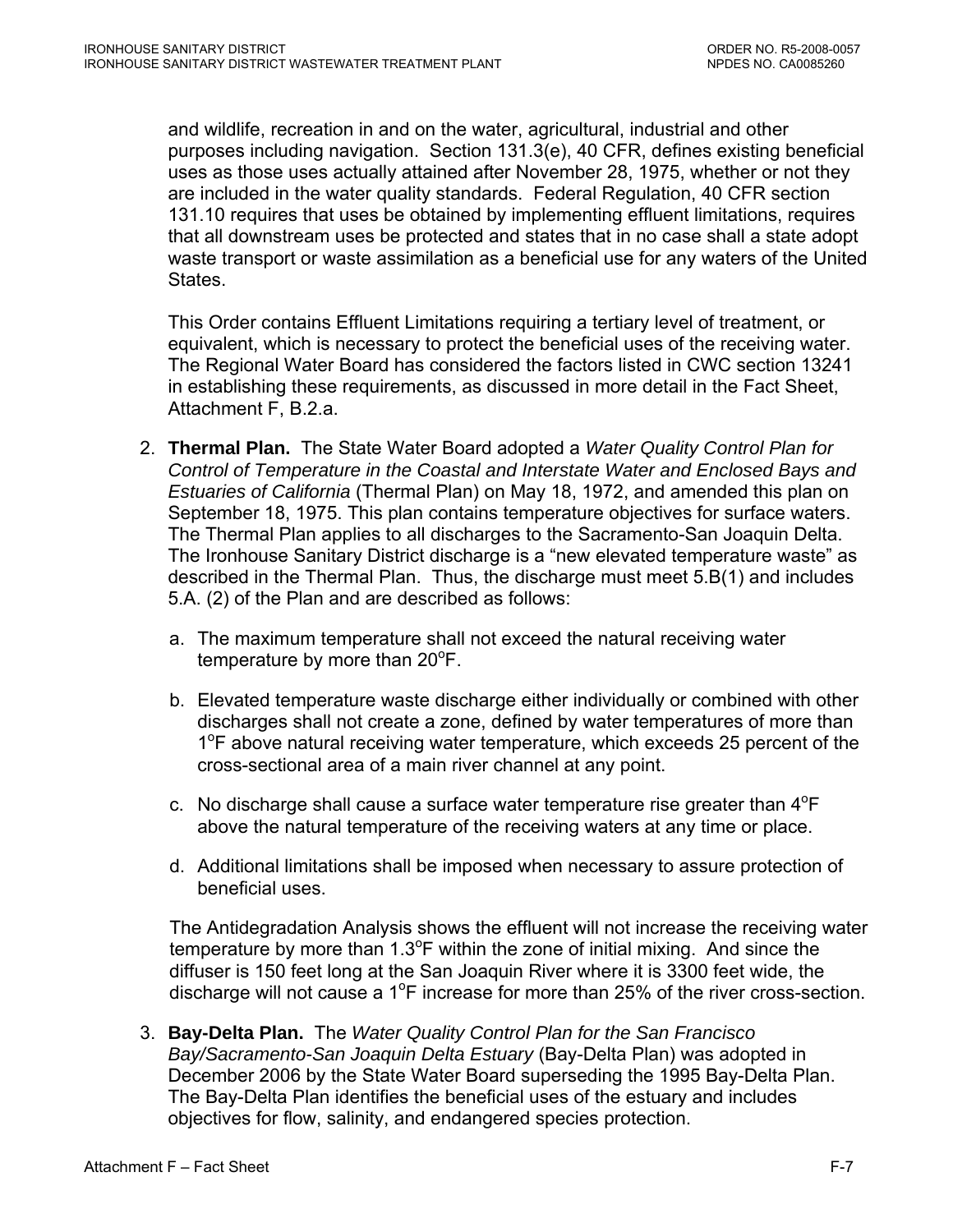and wildlife, recreation in and on the water, agricultural, industrial and other purposes including navigation. Section 131.3(e), 40 CFR, defines existing beneficial uses as those uses actually attained after November 28, 1975, whether or not they are included in the water quality standards. Federal Regulation, 40 CFR section 131.10 requires that uses be obtained by implementing effluent limitations, requires that all downstream uses be protected and states that in no case shall a state adopt waste transport or waste assimilation as a beneficial use for any waters of the United States.

This Order contains Effluent Limitations requiring a tertiary level of treatment, or equivalent, which is necessary to protect the beneficial uses of the receiving water. The Regional Water Board has considered the factors listed in CWC section 13241 in establishing these requirements, as discussed in more detail in the Fact Sheet, Attachment F, B.2.a.

2. **Thermal Plan.** The State Water Board adopted a *Water Quality Control Plan for Control of Temperature in the Coastal and Interstate Water and Enclosed Bays and Estuaries of California* (Thermal Plan) on May 18, 1972, and amended this plan on September 18, 1975. This plan contains temperature objectives for surface waters. The Thermal Plan applies to all discharges to the Sacramento-San Joaquin Delta. The Ironhouse Sanitary District discharge is a "new elevated temperature waste" as described in the Thermal Plan. Thus, the discharge must meet 5.B(1) and includes 5.A. (2) of the Plan and are described as follows:

   a. The maximum temperature shall not exceed the natural receiving water temperature by more than 20°F.

   b. Elevated temperature waste discharge either individually or combined with other discharges shall not create a zone, defined by water temperatures of more than 1°F above natural receiving water temperature, which exceeds 25 percent of the cross-sectional area of a main river channel at any point.

   c. No discharge shall cause a surface water temperature rise greater than 4°F above the natural temperature of the receiving waters at any time or place.

   d. Additional limitations shall be imposed when necessary to assure protection of beneficial uses.

   The Antidegradation Analysis shows the effluent will not increase the receiving water temperature by more than 1.3°F within the zone of initial mixing. And since the diffuser is 150 feet long at the San Joaquin River where it is 3300 feet wide, the discharge will not cause a 1°F increase for more than 25% of the river cross-section.

3. **Bay-Delta Plan.** The *Water Quality Control Plan for the San Francisco Bay/Sacramento-San Joaquin Delta Estuary* (Bay-Delta Plan) was adopted in December 2006 by the State Water Board superseding the 1995 Bay-Delta Plan. The Bay-Delta Plan identifies the beneficial uses of the estuary and includes objectives for flow, salinity, and endangered species protection.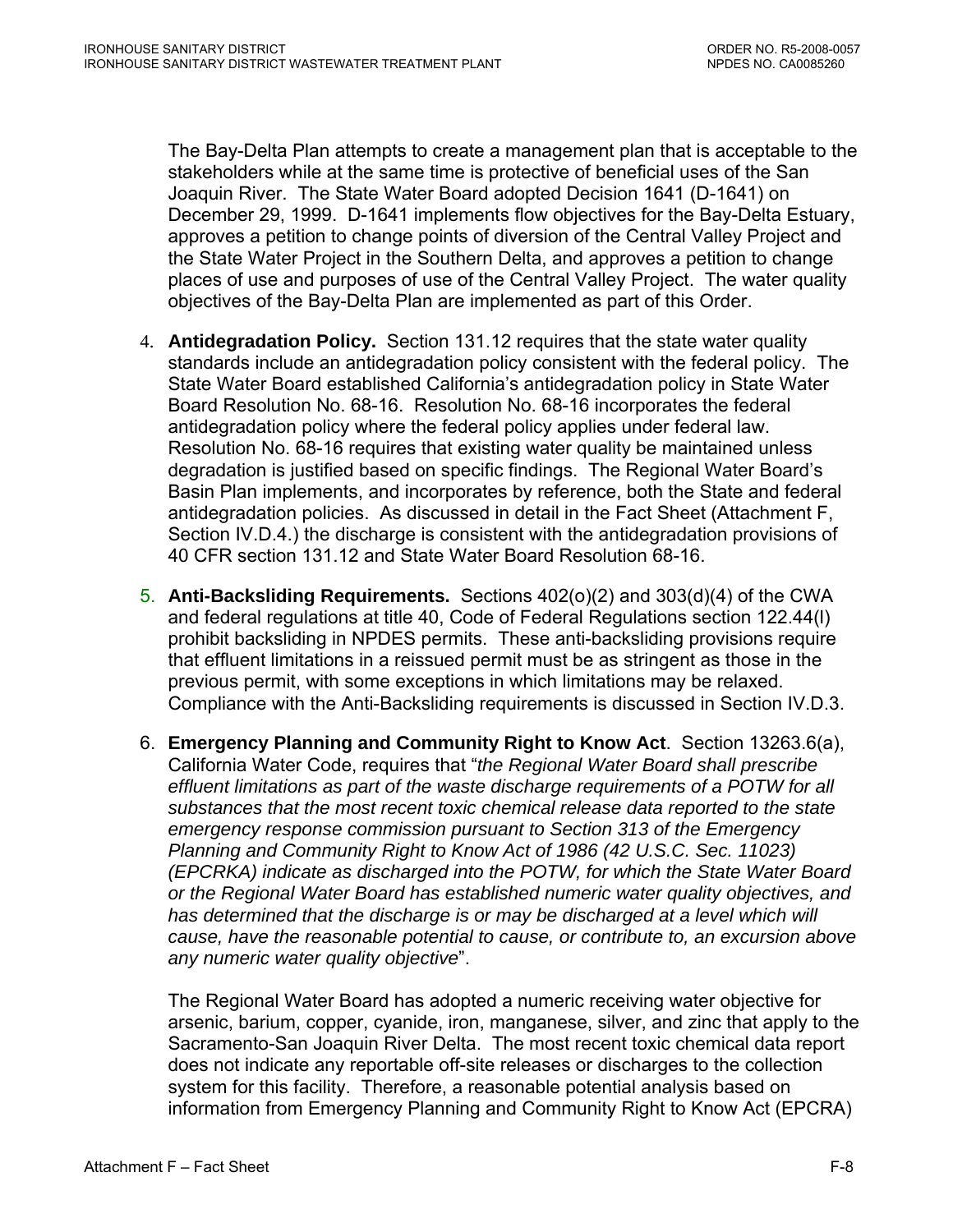The Bay-Delta Plan attempts to create a management plan that is acceptable to the stakeholders while at the same time is protective of beneficial uses of the San Joaquin River. The State Water Board adopted Decision 1641 (D-1641) on December 29, 1999. D-1641 implements flow objectives for the Bay-Delta Estuary, approves a petition to change points of diversion of the Central Valley Project and the State Water Project in the Southern Delta, and approves a petition to change places of use and purposes of use of the Central Valley Project. The water quality objectives of the Bay-Delta Plan are implemented as part of this Order.

4. **Antidegradation Policy.** Section 131.12 requires that the state water quality standards include an antidegradation policy consistent with the federal policy. The State Water Board established California's antidegradation policy in State Water Board Resolution No. 68-16. Resolution No. 68-16 incorporates the federal antidegradation policy where the federal policy applies under federal law. Resolution No. 68-16 requires that existing water quality be maintained unless degradation is justified based on specific findings. The Regional Water Board's Basin Plan implements, and incorporates by reference, both the State and federal antidegradation policies. As discussed in detail in the Fact Sheet (Attachment F, Section IV.D.4.) the discharge is consistent with the antidegradation provisions of 40 CFR section 131.12 and State Water Board Resolution 68-16.

5. **Anti-Backsliding Requirements.** Sections 402(o)(2) and 303(d)(4) of the CWA and federal regulations at title 40, Code of Federal Regulations section 122.44(l) prohibit backsliding in NPDES permits. These anti-backsliding provisions require that effluent limitations in a reissued permit must be as stringent as those in the previous permit, with some exceptions in which limitations may be relaxed. Compliance with the Anti-Backsliding requirements is discussed in Section IV.D.3.

6. **Emergency Planning and Community Right to Know Act**. Section 13263.6(a), California Water Code, requires that "*the Regional Water Board shall prescribe effluent limitations as part of the waste discharge requirements of a POTW for all substances that the most recent toxic chemical release data reported to the state emergency response commission pursuant to Section 313 of the Emergency Planning and Community Right to Know Act of 1986 (42 U.S.C. Sec. 11023) (EPCRKA) indicate as discharged into the POTW, for which the State Water Board or the Regional Water Board has established numeric water quality objectives, and has determined that the discharge is or may be discharged at a level which will cause, have the reasonable potential to cause, or contribute to, an excursion above any numeric water quality objective*".

   The Regional Water Board has adopted a numeric receiving water objective for arsenic, barium, copper, cyanide, iron, manganese, silver, and zinc that apply to the Sacramento-San Joaquin River Delta. The most recent toxic chemical data report does not indicate any reportable off-site releases or discharges to the collection system for this facility. Therefore, a reasonable potential analysis based on information from Emergency Planning and Community Right to Know Act (EPCRA)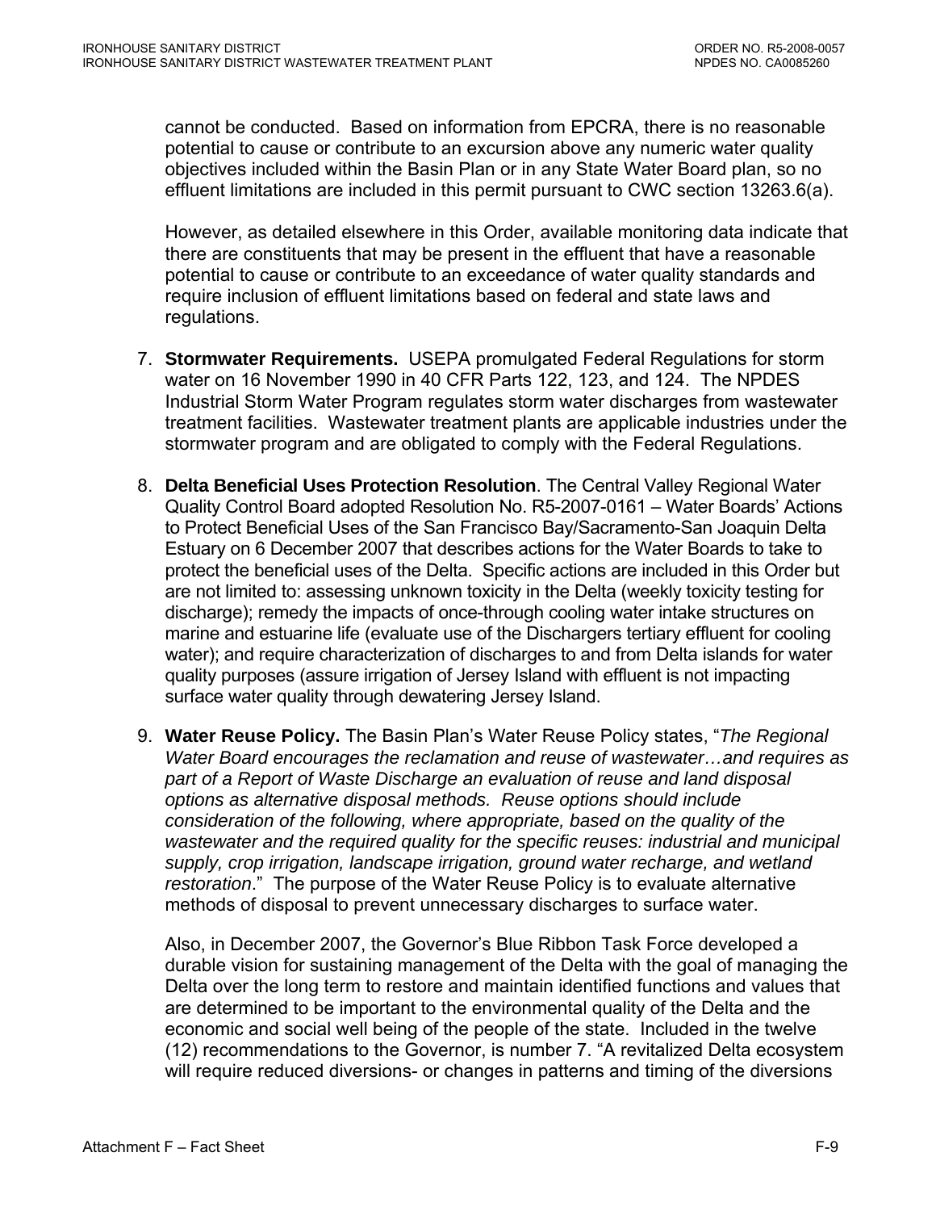cannot be conducted. Based on information from EPCRA, there is no reasonable potential to cause or contribute to an excursion above any numeric water quality objectives included within the Basin Plan or in any State Water Board plan, so no effluent limitations are included in this permit pursuant to CWC section 13263.6(a).

However, as detailed elsewhere in this Order, available monitoring data indicate that there are constituents that may be present in the effluent that have a reasonable potential to cause or contribute to an exceedance of water quality standards and require inclusion of effluent limitations based on federal and state laws and regulations.

7. **Stormwater Requirements.** USEPA promulgated Federal Regulations for storm water on 16 November 1990 in 40 CFR Parts 122, 123, and 124. The NPDES Industrial Storm Water Program regulates storm water discharges from wastewater treatment facilities. Wastewater treatment plants are applicable industries under the stormwater program and are obligated to comply with the Federal Regulations.

8. **Delta Beneficial Uses Protection Resolution**. The Central Valley Regional Water Quality Control Board adopted Resolution No. R5-2007-0161 – Water Boards' Actions to Protect Beneficial Uses of the San Francisco Bay/Sacramento-San Joaquin Delta Estuary on 6 December 2007 that describes actions for the Water Boards to take to protect the beneficial uses of the Delta. Specific actions are included in this Order but are not limited to: assessing unknown toxicity in the Delta (weekly toxicity testing for discharge); remedy the impacts of once-through cooling water intake structures on marine and estuarine life (evaluate use of the Dischargers tertiary effluent for cooling water); and require characterization of discharges to and from Delta islands for water quality purposes (assure irrigation of Jersey Island with effluent is not impacting surface water quality through dewatering Jersey Island.

9. **Water Reuse Policy.** The Basin Plan's Water Reuse Policy states, "*The Regional Water Board encourages the reclamation and reuse of wastewater…and requires as part of a Report of Waste Discharge an evaluation of reuse and land disposal options as alternative disposal methods. Reuse options should include consideration of the following, where appropriate, based on the quality of the wastewater and the required quality for the specific reuses: industrial and municipal supply, crop irrigation, landscape irrigation, ground water recharge, and wetland restoration*." The purpose of the Water Reuse Policy is to evaluate alternative methods of disposal to prevent unnecessary discharges to surface water.

   Also, in December 2007, the Governor's Blue Ribbon Task Force developed a durable vision for sustaining management of the Delta with the goal of managing the Delta over the long term to restore and maintain identified functions and values that are determined to be important to the environmental quality of the Delta and the economic and social well being of the people of the state. Included in the twelve (12) recommendations to the Governor, is number 7. "A revitalized Delta ecosystem will require reduced diversions- or changes in patterns and timing of the diversions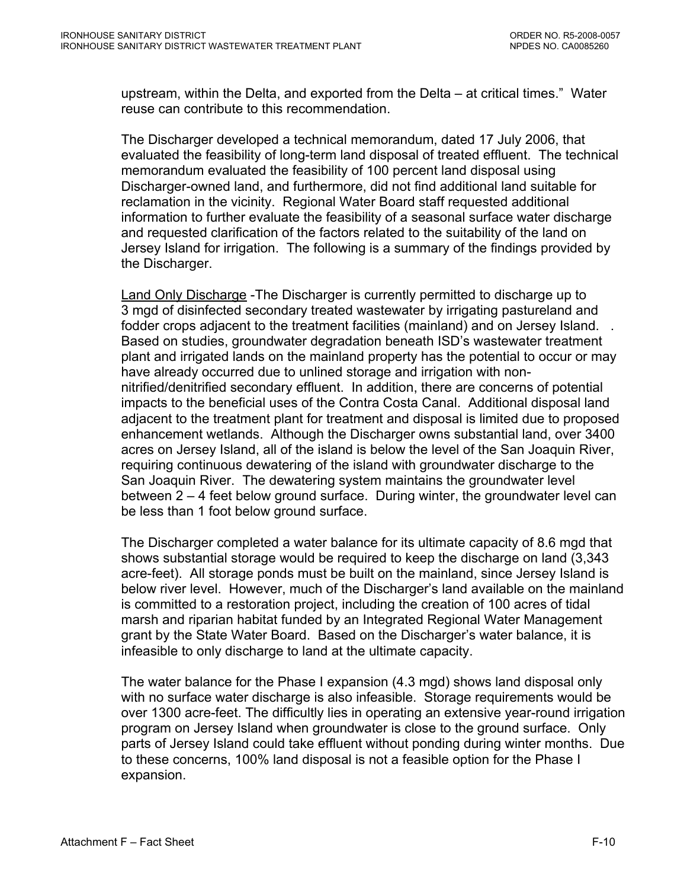upstream, within the Delta, and exported from the Delta – at critical times." Water reuse can contribute to this recommendation.

The Discharger developed a technical memorandum, dated 17 July 2006, that evaluated the feasibility of long-term land disposal of treated effluent. The technical memorandum evaluated the feasibility of 100 percent land disposal using Discharger-owned land, and furthermore, did not find additional land suitable for reclamation in the vicinity. Regional Water Board staff requested additional information to further evaluate the feasibility of a seasonal surface water discharge and requested clarification of the factors related to the suitability of the land on Jersey Island for irrigation. The following is a summary of the findings provided by the Discharger.

<u>Land Only Discharge</u> -The Discharger is currently permitted to discharge up to 3 mgd of disinfected secondary treated wastewater by irrigating pastureland and fodder crops adjacent to the treatment facilities (mainland) and on Jersey Island. . Based on studies, groundwater degradation beneath ISD's wastewater treatment plant and irrigated lands on the mainland property has the potential to occur or may have already occurred due to unlined storage and irrigation with non-nitrified/denitrified secondary effluent. In addition, there are concerns of potential impacts to the beneficial uses of the Contra Costa Canal. Additional disposal land adjacent to the treatment plant for treatment and disposal is limited due to proposed enhancement wetlands. Although the Discharger owns substantial land, over 3400 acres on Jersey Island, all of the island is below the level of the San Joaquin River, requiring continuous dewatering of the island with groundwater discharge to the San Joaquin River. The dewatering system maintains the groundwater level between 2 – 4 feet below ground surface. During winter, the groundwater level can be less than 1 foot below ground surface.

The Discharger completed a water balance for its ultimate capacity of 8.6 mgd that shows substantial storage would be required to keep the discharge on land (3,343 acre-feet). All storage ponds must be built on the mainland, since Jersey Island is below river level. However, much of the Discharger's land available on the mainland is committed to a restoration project, including the creation of 100 acres of tidal marsh and riparian habitat funded by an Integrated Regional Water Management grant by the State Water Board. Based on the Discharger's water balance, it is infeasible to only discharge to land at the ultimate capacity.

The water balance for the Phase I expansion (4.3 mgd) shows land disposal only with no surface water discharge is also infeasible. Storage requirements would be over 1300 acre-feet. The difficultly lies in operating an extensive year-round irrigation program on Jersey Island when groundwater is close to the ground surface. Only parts of Jersey Island could take effluent without ponding during winter months. Due to these concerns, 100% land disposal is not a feasible option for the Phase I expansion.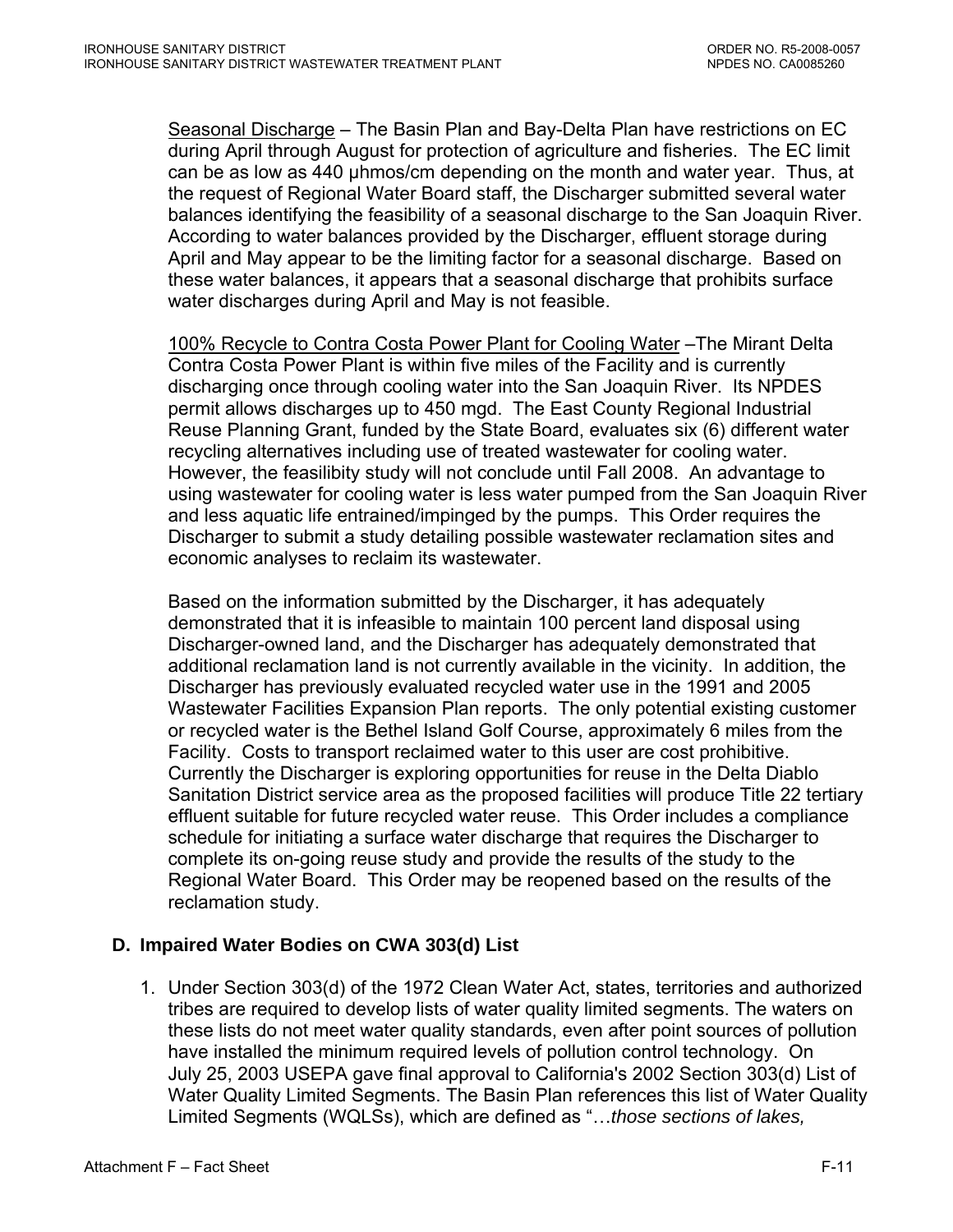Seasonal Discharge – The Basin Plan and Bay-Delta Plan have restrictions on EC during April through August for protection of agriculture and fisheries. The EC limit can be as low as 440 µhmos/cm depending on the month and water year. Thus, at the request of Regional Water Board staff, the Discharger submitted several water balances identifying the feasibility of a seasonal discharge to the San Joaquin River. According to water balances provided by the Discharger, effluent storage during April and May appear to be the limiting factor for a seasonal discharge. Based on these water balances, it appears that a seasonal discharge that prohibits surface water discharges during April and May is not feasible.

100% Recycle to Contra Costa Power Plant for Cooling Water –The Mirant Delta Contra Costa Power Plant is within five miles of the Facility and is currently discharging once through cooling water into the San Joaquin River. Its NPDES permit allows discharges up to 450 mgd. The East County Regional Industrial Reuse Planning Grant, funded by the State Board, evaluates six (6) different water recycling alternatives including use of treated wastewater for cooling water. However, the feasilibity study will not conclude until Fall 2008. An advantage to using wastewater for cooling water is less water pumped from the San Joaquin River and less aquatic life entrained/impinged by the pumps. This Order requires the Discharger to submit a study detailing possible wastewater reclamation sites and economic analyses to reclaim its wastewater.

Based on the information submitted by the Discharger, it has adequately demonstrated that it is infeasible to maintain 100 percent land disposal using Discharger-owned land, and the Discharger has adequately demonstrated that additional reclamation land is not currently available in the vicinity. In addition, the Discharger has previously evaluated recycled water use in the 1991 and 2005 Wastewater Facilities Expansion Plan reports. The only potential existing customer or recycled water is the Bethel Island Golf Course, approximately 6 miles from the Facility. Costs to transport reclaimed water to this user are cost prohibitive. Currently the Discharger is exploring opportunities for reuse in the Delta Diablo Sanitation District service area as the proposed facilities will produce Title 22 tertiary effluent suitable for future recycled water reuse. This Order includes a compliance schedule for initiating a surface water discharge that requires the Discharger to complete its on-going reuse study and provide the results of the study to the Regional Water Board. This Order may be reopened based on the results of the reclamation study.

## D. Impaired Water Bodies on CWA 303(d) List

1. Under Section 303(d) of the 1972 Clean Water Act, states, territories and authorized tribes are required to develop lists of water quality limited segments. The waters on these lists do not meet water quality standards, even after point sources of pollution have installed the minimum required levels of pollution control technology. On July 25, 2003 USEPA gave final approval to California's 2002 Section 303(d) List of Water Quality Limited Segments. The Basin Plan references this list of Water Quality Limited Segments (WQLSs), which are defined as "…*those sections of lakes,*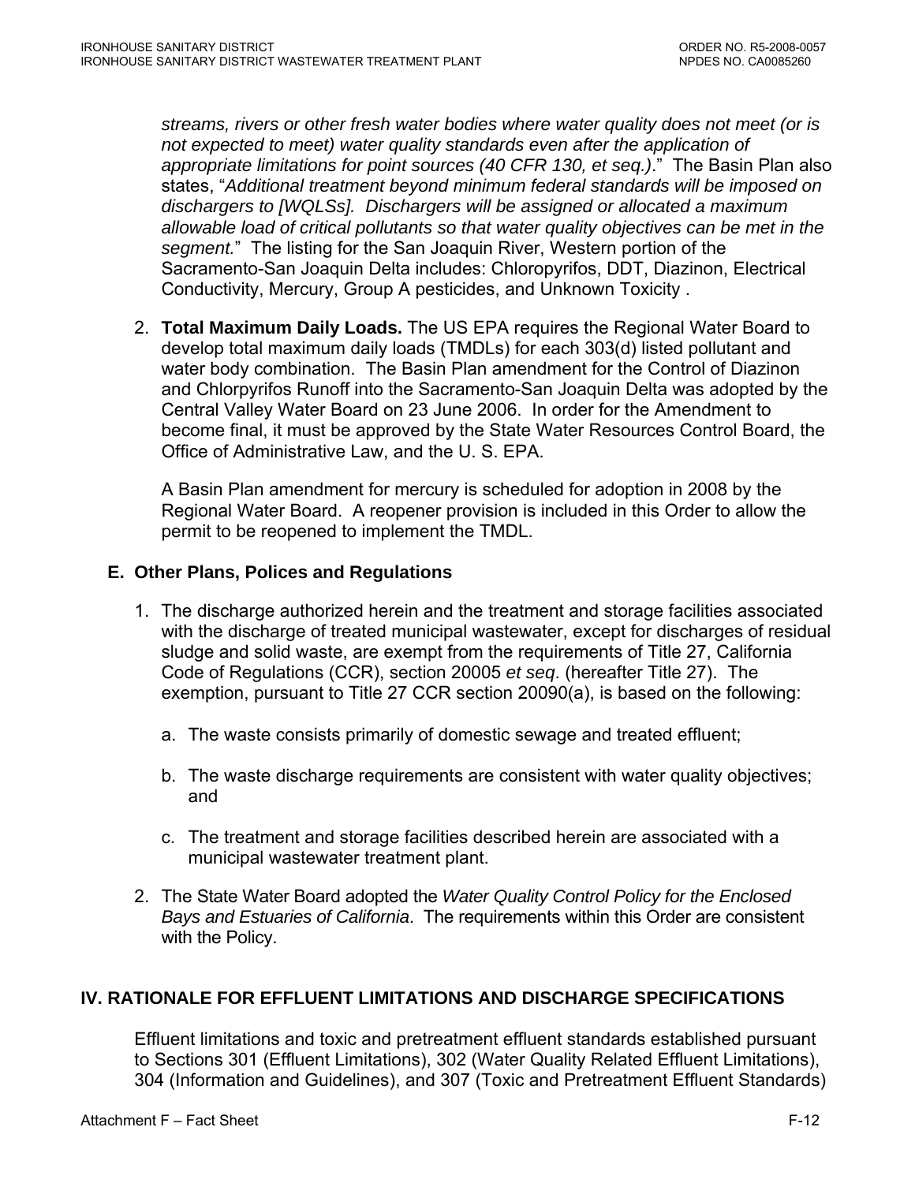*streams, rivers or other fresh water bodies where water quality does not meet (or is not expected to meet) water quality standards even after the application of appropriate limitations for point sources (40 CFR 130, et seq.)*." The Basin Plan also states, "*Additional treatment beyond minimum federal standards will be imposed on dischargers to [WQLSs]. Dischargers will be assigned or allocated a maximum allowable load of critical pollutants so that water quality objectives can be met in the segment.*" The listing for the San Joaquin River, Western portion of the Sacramento-San Joaquin Delta includes: Chloropyrifos, DDT, Diazinon, Electrical Conductivity, Mercury, Group A pesticides, and Unknown Toxicity .

2. **Total Maximum Daily Loads.** The US EPA requires the Regional Water Board to develop total maximum daily loads (TMDLs) for each 303(d) listed pollutant and water body combination. The Basin Plan amendment for the Control of Diazinon and Chlorpyrifos Runoff into the Sacramento-San Joaquin Delta was adopted by the Central Valley Water Board on 23 June 2006. In order for the Amendment to become final, it must be approved by the State Water Resources Control Board, the Office of Administrative Law, and the U. S. EPA.

   A Basin Plan amendment for mercury is scheduled for adoption in 2008 by the Regional Water Board. A reopener provision is included in this Order to allow the permit to be reopened to implement the TMDL.

### E. Other Plans, Polices and Regulations

1. The discharge authorized herein and the treatment and storage facilities associated with the discharge of treated municipal wastewater, except for discharges of residual sludge and solid waste, are exempt from the requirements of Title 27, California Code of Regulations (CCR), section 20005 *et seq*. (hereafter Title 27). The exemption, pursuant to Title 27 CCR section 20090(a), is based on the following:

   a. The waste consists primarily of domestic sewage and treated effluent;

   b. The waste discharge requirements are consistent with water quality objectives; and

   c. The treatment and storage facilities described herein are associated with a municipal wastewater treatment plant.

2. The State Water Board adopted the *Water Quality Control Policy for the Enclosed Bays and Estuaries of California*. The requirements within this Order are consistent with the Policy.

## IV. RATIONALE FOR EFFLUENT LIMITATIONS AND DISCHARGE SPECIFICATIONS

Effluent limitations and toxic and pretreatment effluent standards established pursuant to Sections 301 (Effluent Limitations), 302 (Water Quality Related Effluent Limitations), 304 (Information and Guidelines), and 307 (Toxic and Pretreatment Effluent Standards)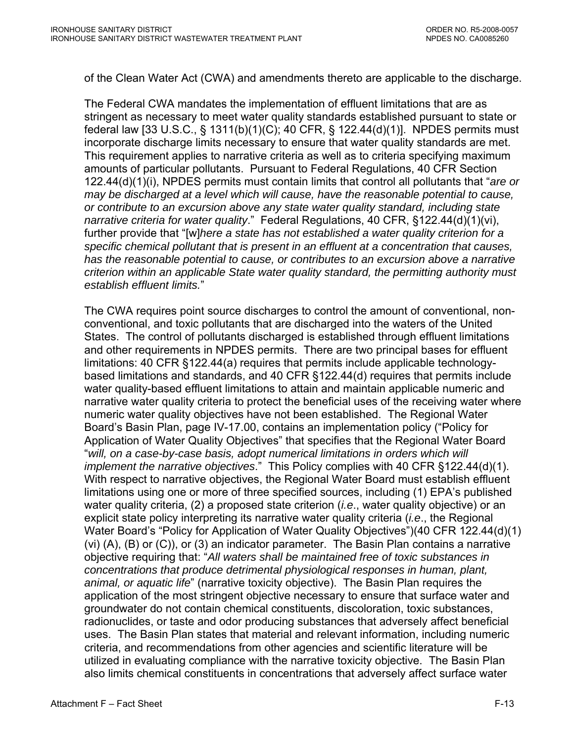of the Clean Water Act (CWA) and amendments thereto are applicable to the discharge.

The Federal CWA mandates the implementation of effluent limitations that are as stringent as necessary to meet water quality standards established pursuant to state or federal law [33 U.S.C., § 1311(b)(1)(C); 40 CFR, § 122.44(d)(1)]. NPDES permits must incorporate discharge limits necessary to ensure that water quality standards are met. This requirement applies to narrative criteria as well as to criteria specifying maximum amounts of particular pollutants. Pursuant to Federal Regulations, 40 CFR Section 122.44(d)(1)(i), NPDES permits must contain limits that control all pollutants that "*are or may be discharged at a level which will cause, have the reasonable potential to cause, or contribute to an excursion above any state water quality standard, including state narrative criteria for water quality*." Federal Regulations, 40 CFR, §122.44(d)(1)(vi), further provide that "[w]*here a state has not established a water quality criterion for a specific chemical pollutant that is present in an effluent at a concentration that causes, has the reasonable potential to cause, or contributes to an excursion above a narrative criterion within an applicable State water quality standard, the permitting authority must establish effluent limits.*"

The CWA requires point source discharges to control the amount of conventional, non-conventional, and toxic pollutants that are discharged into the waters of the United States. The control of pollutants discharged is established through effluent limitations and other requirements in NPDES permits. There are two principal bases for effluent limitations: 40 CFR §122.44(a) requires that permits include applicable technology-based limitations and standards, and 40 CFR §122.44(d) requires that permits include water quality-based effluent limitations to attain and maintain applicable numeric and narrative water quality criteria to protect the beneficial uses of the receiving water where numeric water quality objectives have not been established. The Regional Water Board's Basin Plan, page IV-17.00, contains an implementation policy ("Policy for Application of Water Quality Objectives" that specifies that the Regional Water Board "*will, on a case-by-case basis, adopt numerical limitations in orders which will implement the narrative objectives*." This Policy complies with 40 CFR §122.44(d)(1). With respect to narrative objectives, the Regional Water Board must establish effluent limitations using one or more of three specified sources, including (1) EPA's published water quality criteria, (2) a proposed state criterion (*i.e*., water quality objective) or an explicit state policy interpreting its narrative water quality criteria (*i.e*., the Regional Water Board's "Policy for Application of Water Quality Objectives")(40 CFR 122.44(d)(1)(vi) (A), (B) or (C)), or (3) an indicator parameter. The Basin Plan contains a narrative objective requiring that: "*All waters shall be maintained free of toxic substances in concentrations that produce detrimental physiological responses in human, plant, animal, or aquatic life*" (narrative toxicity objective). The Basin Plan requires the application of the most stringent objective necessary to ensure that surface water and groundwater do not contain chemical constituents, discoloration, toxic substances, radionuclides, or taste and odor producing substances that adversely affect beneficial uses. The Basin Plan states that material and relevant information, including numeric criteria, and recommendations from other agencies and scientific literature will be utilized in evaluating compliance with the narrative toxicity objective. The Basin Plan also limits chemical constituents in concentrations that adversely affect surface water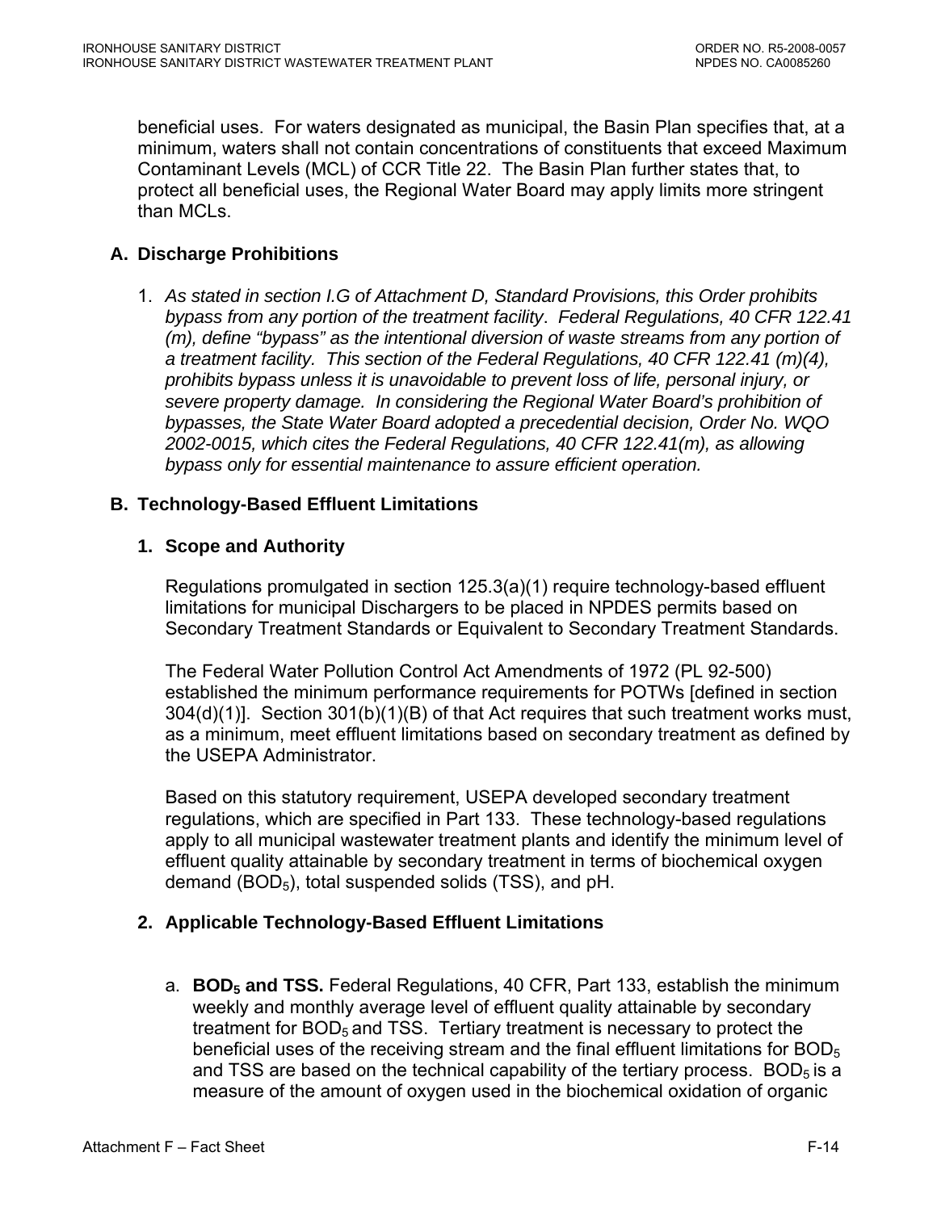beneficial uses. For waters designated as municipal, the Basin Plan specifies that, at a minimum, waters shall not contain concentrations of constituents that exceed Maximum Contaminant Levels (MCL) of CCR Title 22. The Basin Plan further states that, to protect all beneficial uses, the Regional Water Board may apply limits more stringent than MCLs.

### A. Discharge Prohibitions

1. *As stated in section I.G of Attachment D, Standard Provisions, this Order prohibits bypass from any portion of the treatment facility. Federal Regulations, 40 CFR 122.41 (m), define "bypass" as the intentional diversion of waste streams from any portion of a treatment facility. This section of the Federal Regulations, 40 CFR 122.41 (m)(4), prohibits bypass unless it is unavoidable to prevent loss of life, personal injury, or severe property damage. In considering the Regional Water Board's prohibition of bypasses, the State Water Board adopted a precedential decision, Order No. WQO 2002-0015, which cites the Federal Regulations, 40 CFR 122.41(m), as allowing bypass only for essential maintenance to assure efficient operation.*

### B. Technology-Based Effluent Limitations

#### 1. Scope and Authority

Regulations promulgated in section 125.3(a)(1) require technology-based effluent limitations for municipal Dischargers to be placed in NPDES permits based on Secondary Treatment Standards or Equivalent to Secondary Treatment Standards.

The Federal Water Pollution Control Act Amendments of 1972 (PL 92-500) established the minimum performance requirements for POTWs [defined in section 304(d)(1)]. Section 301(b)(1)(B) of that Act requires that such treatment works must, as a minimum, meet effluent limitations based on secondary treatment as defined by the USEPA Administrator.

Based on this statutory requirement, USEPA developed secondary treatment regulations, which are specified in Part 133. These technology-based regulations apply to all municipal wastewater treatment plants and identify the minimum level of effluent quality attainable by secondary treatment in terms of biochemical oxygen demand ($BOD_5$), total suspended solids (TSS), and pH.

#### 2. Applicable Technology-Based Effluent Limitations

a. **$BOD_5$ and TSS.** Federal Regulations, 40 CFR, Part 133, establish the minimum weekly and monthly average level of effluent quality attainable by secondary treatment for $BOD_5$ and TSS. Tertiary treatment is necessary to protect the beneficial uses of the receiving stream and the final effluent limitations for $BOD_5$ and TSS are based on the technical capability of the tertiary process. $BOD_5$ is a measure of the amount of oxygen used in the biochemical oxidation of organic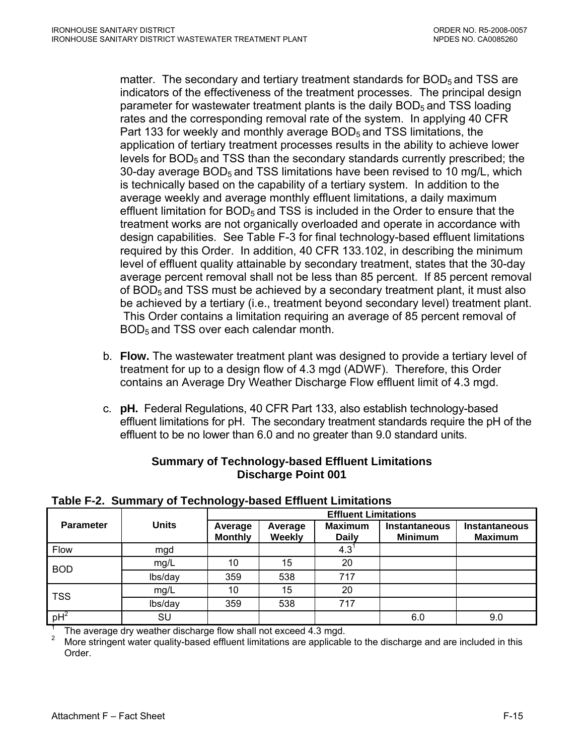matter. The secondary and tertiary treatment standards for $BOD_5$ and TSS are indicators of the effectiveness of the treatment processes. The principal design parameter for wastewater treatment plants is the daily $BOD_5$ and TSS loading rates and the corresponding removal rate of the system. In applying 40 CFR Part 133 for weekly and monthly average $BOD_5$ and TSS limitations, the application of tertiary treatment processes results in the ability to achieve lower levels for $BOD_5$ and TSS than the secondary standards currently prescribed; the 30-day average $BOD_5$ and TSS limitations have been revised to 10 mg/L, which is technically based on the capability of a tertiary system. In addition to the average weekly and average monthly effluent limitations, a daily maximum effluent limitation for $BOD_5$ and TSS is included in the Order to ensure that the treatment works are not organically overloaded and operate in accordance with design capabilities. See Table F-3 for final technology-based effluent limitations required by this Order. In addition, 40 CFR 133.102, in describing the minimum level of effluent quality attainable by secondary treatment, states that the 30-day average percent removal shall not be less than 85 percent. If 85 percent removal of $BOD_5$ and TSS must be achieved by a secondary treatment plant, it must also be achieved by a tertiary (i.e., treatment beyond secondary level) treatment plant. This Order contains a limitation requiring an average of 85 percent removal of $BOD_5$ and TSS over each calendar month.

b. **Flow.** The wastewater treatment plant was designed to provide a tertiary level of treatment for up to a design flow of 4.3 mgd (ADWF). Therefore, this Order contains an Average Dry Weather Discharge Flow effluent limit of 4.3 mgd.

c. **pH.** Federal Regulations, 40 CFR Part 133, also establish technology-based effluent limitations for pH. The secondary treatment standards require the pH of the effluent to be no lower than 6.0 and no greater than 9.0 standard units.

**Summary of Technology-based Effluent Limitations**
**Discharge Point 001**

**Table F-2. Summary of Technology-based Effluent Limitations**

| Parameter | Units | Effluent Limitations | | | | |
|---|---|---|---|---|---|---|
| | | Average Monthly | Average Weekly | Maximum Daily | Instantaneous Minimum | Instantaneous Maximum |
| Flow | mgd | | | 4.3[1] | | |
| BOD | mg/L | 10 | 15 | 20 | | |
| | lbs/day | 359 | 538 | 717 | | |
| TSS | mg/L | 10 | 15 | 20 | | |
| | lbs/day | 359 | 538 | 717 | | |
| pH[2] | SU | | | | 6.0 | 9.0 |

[1] The average dry weather discharge flow shall not exceed 4.3 mgd.
[2] More stringent water quality-based effluent limitations are applicable to the discharge and are included in this Order.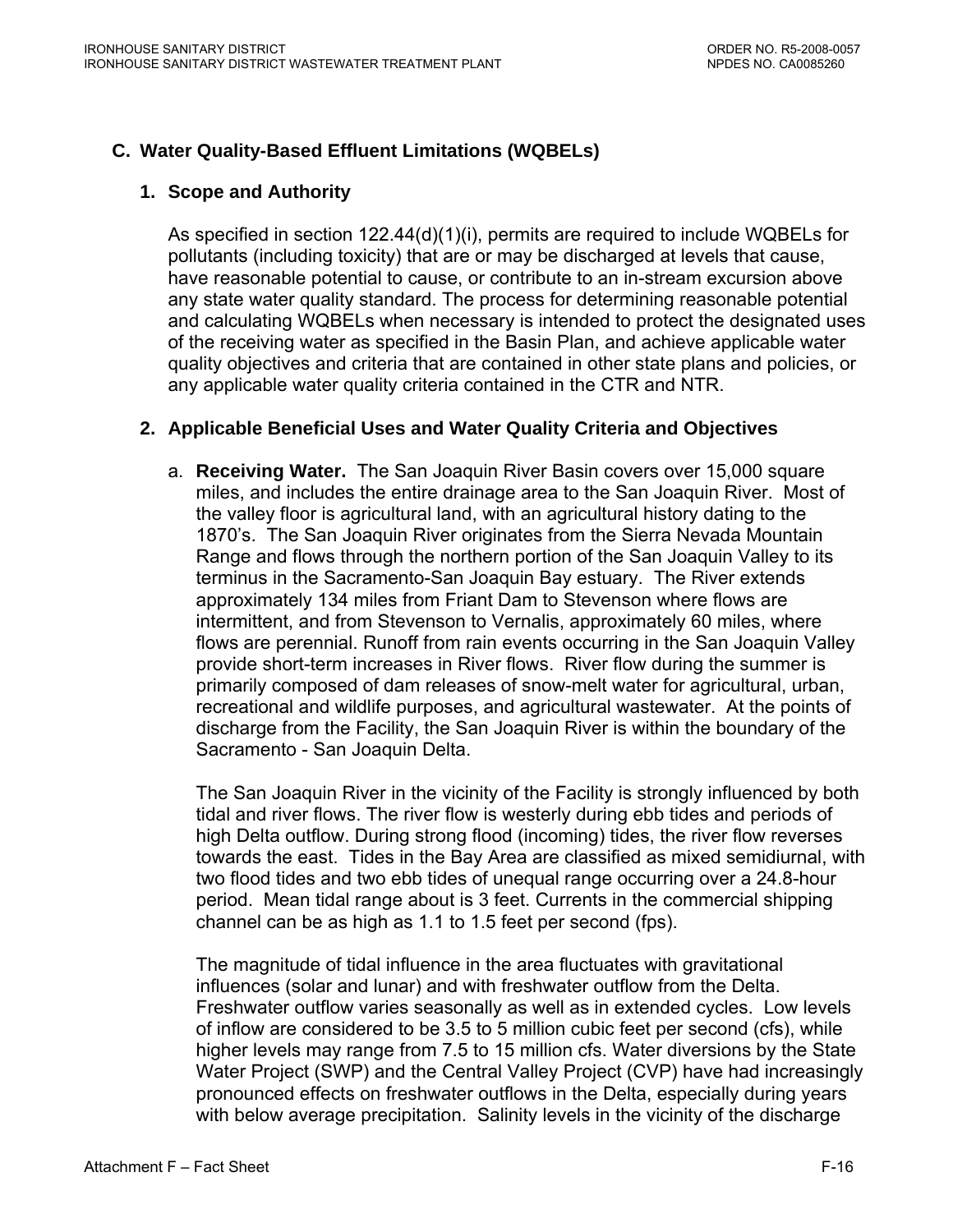## C. Water Quality-Based Effluent Limitations (WQBELs)

### 1. Scope and Authority

As specified in section 122.44(d)(1)(i), permits are required to include WQBELs for pollutants (including toxicity) that are or may be discharged at levels that cause, have reasonable potential to cause, or contribute to an in-stream excursion above any state water quality standard. The process for determining reasonable potential and calculating WQBELs when necessary is intended to protect the designated uses of the receiving water as specified in the Basin Plan, and achieve applicable water quality objectives and criteria that are contained in other state plans and policies, or any applicable water quality criteria contained in the CTR and NTR.

### 2. Applicable Beneficial Uses and Water Quality Criteria and Objectives

a. **Receiving Water.** The San Joaquin River Basin covers over 15,000 square miles, and includes the entire drainage area to the San Joaquin River. Most of the valley floor is agricultural land, with an agricultural history dating to the 1870's. The San Joaquin River originates from the Sierra Nevada Mountain Range and flows through the northern portion of the San Joaquin Valley to its terminus in the Sacramento-San Joaquin Bay estuary. The River extends approximately 134 miles from Friant Dam to Stevenson where flows are intermittent, and from Stevenson to Vernalis, approximately 60 miles, where flows are perennial. Runoff from rain events occurring in the San Joaquin Valley provide short-term increases in River flows. River flow during the summer is primarily composed of dam releases of snow-melt water for agricultural, urban, recreational and wildlife purposes, and agricultural wastewater. At the points of discharge from the Facility, the San Joaquin River is within the boundary of the Sacramento - San Joaquin Delta.

The San Joaquin River in the vicinity of the Facility is strongly influenced by both tidal and river flows. The river flow is westerly during ebb tides and periods of high Delta outflow. During strong flood (incoming) tides, the river flow reverses towards the east. Tides in the Bay Area are classified as mixed semidiurnal, with two flood tides and two ebb tides of unequal range occurring over a 24.8-hour period. Mean tidal range about is 3 feet. Currents in the commercial shipping channel can be as high as 1.1 to 1.5 feet per second (fps).

The magnitude of tidal influence in the area fluctuates with gravitational influences (solar and lunar) and with freshwater outflow from the Delta. Freshwater outflow varies seasonally as well as in extended cycles. Low levels of inflow are considered to be 3.5 to 5 million cubic feet per second (cfs), while higher levels may range from 7.5 to 15 million cfs. Water diversions by the State Water Project (SWP) and the Central Valley Project (CVP) have had increasingly pronounced effects on freshwater outflows in the Delta, especially during years with below average precipitation. Salinity levels in the vicinity of the discharge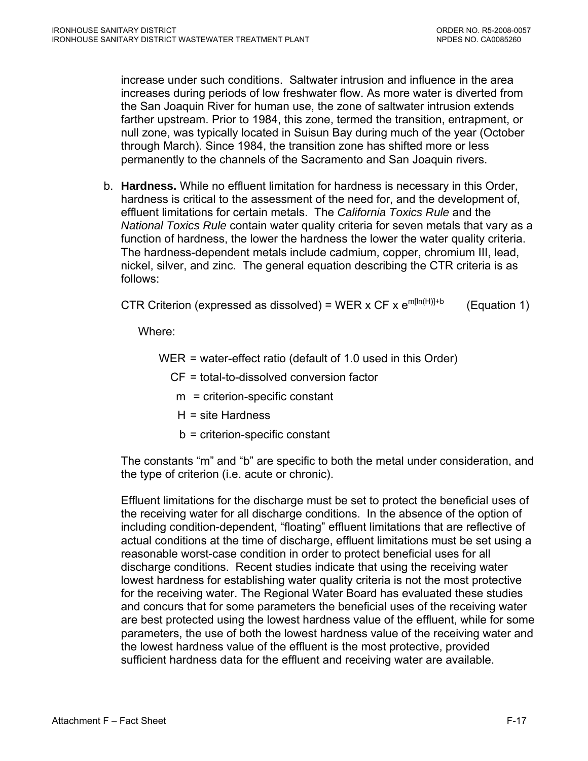increase under such conditions. Saltwater intrusion and influence in the area increases during periods of low freshwater flow. As more water is diverted from the San Joaquin River for human use, the zone of saltwater intrusion extends farther upstream. Prior to 1984, this zone, termed the transition, entrapment, or null zone, was typically located in Suisun Bay during much of the year (October through March). Since 1984, the transition zone has shifted more or less permanently to the channels of the Sacramento and San Joaquin rivers.

b. **Hardness.** While no effluent limitation for hardness is necessary in this Order, hardness is critical to the assessment of the need for, and the development of, effluent limitations for certain metals. The *California Toxics Rule* and the *National Toxics Rule* contain water quality criteria for seven metals that vary as a function of hardness, the lower the hardness the lower the water quality criteria. The hardness-dependent metals include cadmium, copper, chromium III, lead, nickel, silver, and zinc. The general equation describing the CTR criteria is as follows:

   CTR Criterion (expressed as dissolved) = WER x CF x $e^{m[\ln(H)]+b}$ (Equation 1)

   Where:

   WER = water-effect ratio (default of 1.0 used in this Order)
   CF = total-to-dissolved conversion factor
   m = criterion-specific constant
   H = site Hardness
   b = criterion-specific constant

   The constants "m" and "b" are specific to both the metal under consideration, and the type of criterion (i.e. acute or chronic).

   Effluent limitations for the discharge must be set to protect the beneficial uses of the receiving water for all discharge conditions. In the absence of the option of including condition-dependent, "floating" effluent limitations that are reflective of actual conditions at the time of discharge, effluent limitations must be set using a reasonable worst-case condition in order to protect beneficial uses for all discharge conditions. Recent studies indicate that using the receiving water lowest hardness for establishing water quality criteria is not the most protective for the receiving water. The Regional Water Board has evaluated these studies and concurs that for some parameters the beneficial uses of the receiving water are best protected using the lowest hardness value of the effluent, while for some parameters, the use of both the lowest hardness value of the receiving water and the lowest hardness value of the effluent is the most protective, provided sufficient hardness data for the effluent and receiving water are available.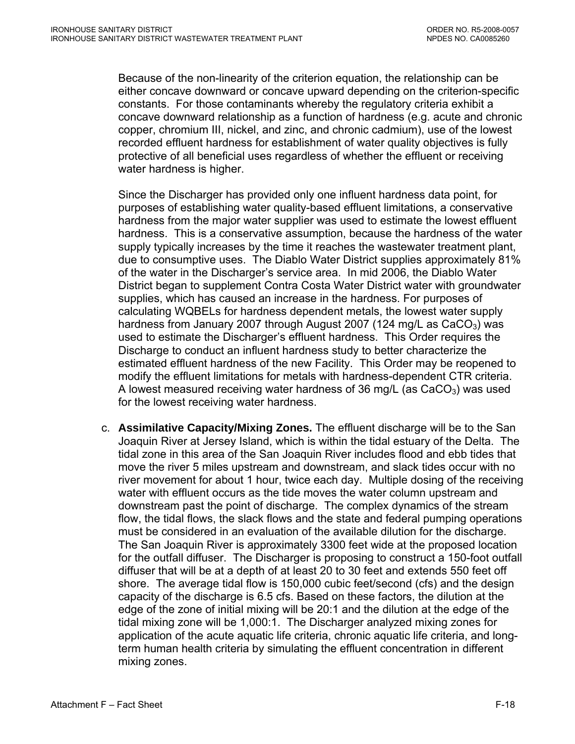Because of the non-linearity of the criterion equation, the relationship can be either concave downward or concave upward depending on the criterion-specific constants. For those contaminants whereby the regulatory criteria exhibit a concave downward relationship as a function of hardness (e.g. acute and chronic copper, chromium III, nickel, and zinc, and chronic cadmium), use of the lowest recorded effluent hardness for establishment of water quality objectives is fully protective of all beneficial uses regardless of whether the effluent or receiving water hardness is higher.

Since the Discharger has provided only one influent hardness data point, for purposes of establishing water quality-based effluent limitations, a conservative hardness from the major water supplier was used to estimate the lowest effluent hardness. This is a conservative assumption, because the hardness of the water supply typically increases by the time it reaches the wastewater treatment plant, due to consumptive uses. The Diablo Water District supplies approximately 81% of the water in the Discharger's service area. In mid 2006, the Diablo Water District began to supplement Contra Costa Water District water with groundwater supplies, which has caused an increase in the hardness. For purposes of calculating WQBELs for hardness dependent metals, the lowest water supply hardness from January 2007 through August 2007 (124 mg/L as $CaCO_3$) was used to estimate the Discharger's effluent hardness. This Order requires the Discharge to conduct an influent hardness study to better characterize the estimated effluent hardness of the new Facility. This Order may be reopened to modify the effluent limitations for metals with hardness-dependent CTR criteria. A lowest measured receiving water hardness of 36 mg/L (as $CaCO_3$) was used for the lowest receiving water hardness.

c. **Assimilative Capacity/Mixing Zones.** The effluent discharge will be to the San Joaquin River at Jersey Island, which is within the tidal estuary of the Delta. The tidal zone in this area of the San Joaquin River includes flood and ebb tides that move the river 5 miles upstream and downstream, and slack tides occur with no river movement for about 1 hour, twice each day. Multiple dosing of the receiving water with effluent occurs as the tide moves the water column upstream and downstream past the point of discharge. The complex dynamics of the stream flow, the tidal flows, the slack flows and the state and federal pumping operations must be considered in an evaluation of the available dilution for the discharge. The San Joaquin River is approximately 3300 feet wide at the proposed location for the outfall diffuser. The Discharger is proposing to construct a 150-foot outfall diffuser that will be at a depth of at least 20 to 30 feet and extends 550 feet off shore. The average tidal flow is 150,000 cubic feet/second (cfs) and the design capacity of the discharge is 6.5 cfs. Based on these factors, the dilution at the edge of the zone of initial mixing will be 20:1 and the dilution at the edge of the tidal mixing zone will be 1,000:1. The Discharger analyzed mixing zones for application of the acute aquatic life criteria, chronic aquatic life criteria, and long-term human health criteria by simulating the effluent concentration in different mixing zones.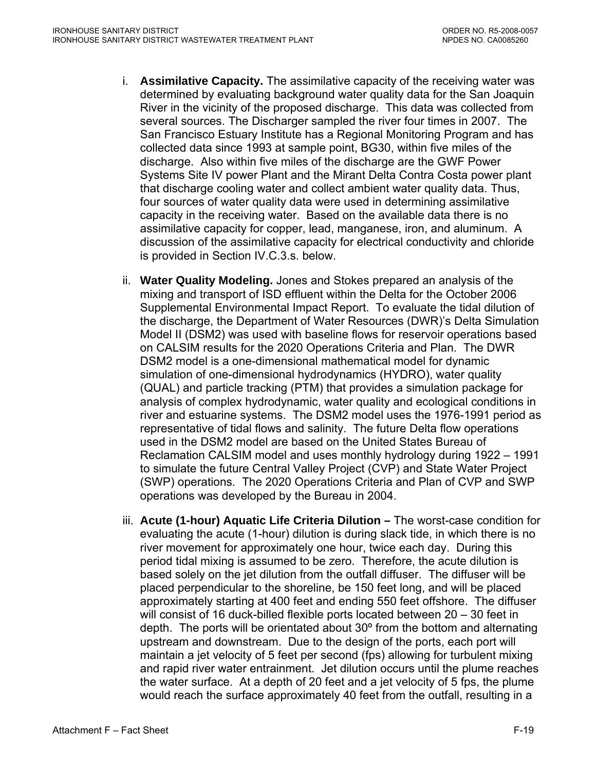i. **Assimilative Capacity.** The assimilative capacity of the receiving water was determined by evaluating background water quality data for the San Joaquin River in the vicinity of the proposed discharge. This data was collected from several sources. The Discharger sampled the river four times in 2007. The San Francisco Estuary Institute has a Regional Monitoring Program and has collected data since 1993 at sample point, BG30, within five miles of the discharge. Also within five miles of the discharge are the GWF Power Systems Site IV power Plant and the Mirant Delta Contra Costa power plant that discharge cooling water and collect ambient water quality data. Thus, four sources of water quality data were used in determining assimilative capacity in the receiving water. Based on the available data there is no assimilative capacity for copper, lead, manganese, iron, and aluminum. A discussion of the assimilative capacity for electrical conductivity and chloride is provided in Section IV.C.3.s. below.

ii. **Water Quality Modeling.** Jones and Stokes prepared an analysis of the mixing and transport of ISD effluent within the Delta for the October 2006 Supplemental Environmental Impact Report. To evaluate the tidal dilution of the discharge, the Department of Water Resources (DWR)'s Delta Simulation Model II (DSM2) was used with baseline flows for reservoir operations based on CALSIM results for the 2020 Operations Criteria and Plan. The DWR DSM2 model is a one-dimensional mathematical model for dynamic simulation of one-dimensional hydrodynamics (HYDRO), water quality (QUAL) and particle tracking (PTM) that provides a simulation package for analysis of complex hydrodynamic, water quality and ecological conditions in river and estuarine systems. The DSM2 model uses the 1976-1991 period as representative of tidal flows and salinity. The future Delta flow operations used in the DSM2 model are based on the United States Bureau of Reclamation CALSIM model and uses monthly hydrology during 1922 – 1991 to simulate the future Central Valley Project (CVP) and State Water Project (SWP) operations. The 2020 Operations Criteria and Plan of CVP and SWP operations was developed by the Bureau in 2004.

iii. **Acute (1-hour) Aquatic Life Criteria Dilution –** The worst-case condition for evaluating the acute (1-hour) dilution is during slack tide, in which there is no river movement for approximately one hour, twice each day. During this period tidal mixing is assumed to be zero. Therefore, the acute dilution is based solely on the jet dilution from the outfall diffuser. The diffuser will be placed perpendicular to the shoreline, be 150 feet long, and will be placed approximately starting at 400 feet and ending 550 feet offshore. The diffuser will consist of 16 duck-billed flexible ports located between 20 – 30 feet in depth. The ports will be orientated about 30º from the bottom and alternating upstream and downstream. Due to the design of the ports, each port will maintain a jet velocity of 5 feet per second (fps) allowing for turbulent mixing and rapid river water entrainment. Jet dilution occurs until the plume reaches the water surface. At a depth of 20 feet and a jet velocity of 5 fps, the plume would reach the surface approximately 40 feet from the outfall, resulting in a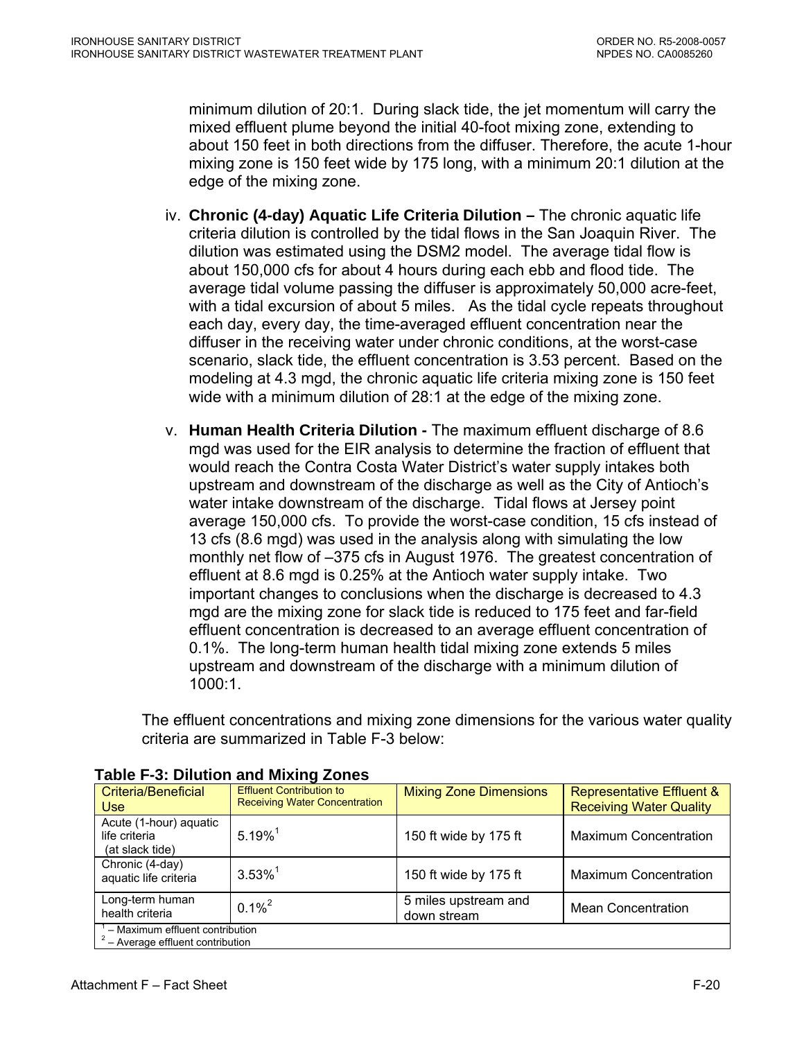minimum dilution of 20:1. During slack tide, the jet momentum will carry the mixed effluent plume beyond the initial 40-foot mixing zone, extending to about 150 feet in both directions from the diffuser. Therefore, the acute 1-hour mixing zone is 150 feet wide by 175 long, with a minimum 20:1 dilution at the edge of the mixing zone.

iv. **Chronic (4-day) Aquatic Life Criteria Dilution –** The chronic aquatic life criteria dilution is controlled by the tidal flows in the San Joaquin River. The dilution was estimated using the DSM2 model. The average tidal flow is about 150,000 cfs for about 4 hours during each ebb and flood tide. The average tidal volume passing the diffuser is approximately 50,000 acre-feet, with a tidal excursion of about 5 miles. As the tidal cycle repeats throughout each day, every day, the time-averaged effluent concentration near the diffuser in the receiving water under chronic conditions, at the worst-case scenario, slack tide, the effluent concentration is 3.53 percent. Based on the modeling at 4.3 mgd, the chronic aquatic life criteria mixing zone is 150 feet wide with a minimum dilution of 28:1 at the edge of the mixing zone.

v. **Human Health Criteria Dilution -** The maximum effluent discharge of 8.6 mgd was used for the EIR analysis to determine the fraction of effluent that would reach the Contra Costa Water District's water supply intakes both upstream and downstream of the discharge as well as the City of Antioch's water intake downstream of the discharge. Tidal flows at Jersey point average 150,000 cfs. To provide the worst-case condition, 15 cfs instead of 13 cfs (8.6 mgd) was used in the analysis along with simulating the low monthly net flow of –375 cfs in August 1976. The greatest concentration of effluent at 8.6 mgd is 0.25% at the Antioch water supply intake. Two important changes to conclusions when the discharge is decreased to 4.3 mgd are the mixing zone for slack tide is reduced to 175 feet and far-field effluent concentration is decreased to an average effluent concentration of 0.1%. The long-term human health tidal mixing zone extends 5 miles upstream and downstream of the discharge with a minimum dilution of 1000:1.

The effluent concentrations and mixing zone dimensions for the various water quality criteria are summarized in Table F-3 below:

**Table F-3: Dilution and Mixing Zones**

| Criteria/Beneficial Use | Effluent Contribution to Receiving Water Concentration | Mixing Zone Dimensions | Representative Effluent & Receiving Water Quality |
|---|---|---|---|
| Acute (1-hour) aquatic life criteria (at slack tide) | 5.19%[1] | 150 ft wide by 175 ft | Maximum Concentration |
| Chronic (4-day) aquatic life criteria | 3.53%[1] | 150 ft wide by 175 ft | Maximum Concentration |
| Long-term human health criteria | 0.1%[2] | 5 miles upstream and down stream | Mean Concentration |

[1] – Maximum effluent contribution
[2] – Average effluent contribution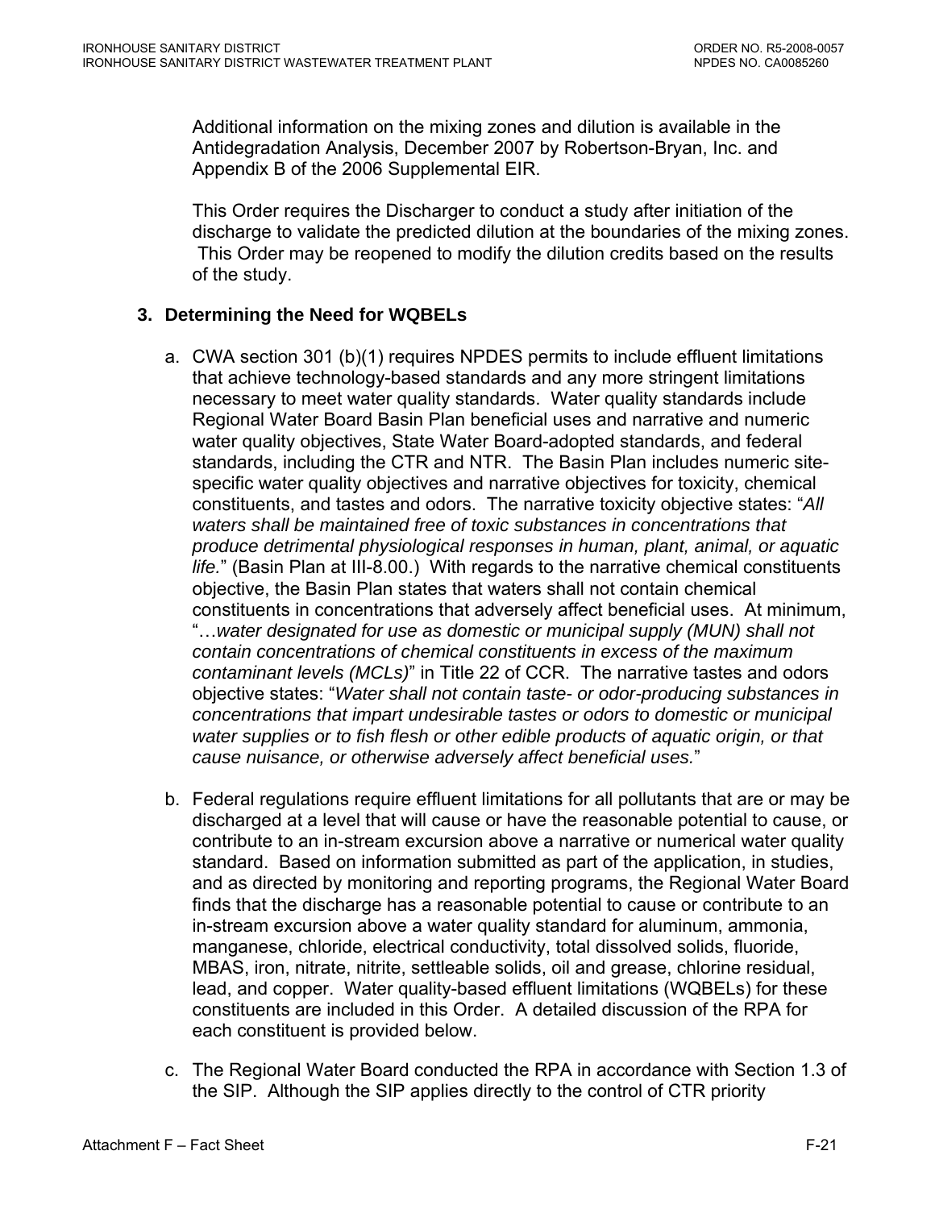Additional information on the mixing zones and dilution is available in the Antidegradation Analysis, December 2007 by Robertson-Bryan, Inc. and Appendix B of the 2006 Supplemental EIR.

This Order requires the Discharger to conduct a study after initiation of the discharge to validate the predicted dilution at the boundaries of the mixing zones. This Order may be reopened to modify the dilution credits based on the results of the study.

### 3. Determining the Need for WQBELs

a. CWA section 301 (b)(1) requires NPDES permits to include effluent limitations that achieve technology-based standards and any more stringent limitations necessary to meet water quality standards. Water quality standards include Regional Water Board Basin Plan beneficial uses and narrative and numeric water quality objectives, State Water Board-adopted standards, and federal standards, including the CTR and NTR. The Basin Plan includes numeric site-specific water quality objectives and narrative objectives for toxicity, chemical constituents, and tastes and odors. The narrative toxicity objective states: "*All waters shall be maintained free of toxic substances in concentrations that produce detrimental physiological responses in human, plant, animal, or aquatic life.*" (Basin Plan at III-8.00.) With regards to the narrative chemical constituents objective, the Basin Plan states that waters shall not contain chemical constituents in concentrations that adversely affect beneficial uses. At minimum, "…*water designated for use as domestic or municipal supply (MUN) shall not contain concentrations of chemical constituents in excess of the maximum contaminant levels (MCLs)*" in Title 22 of CCR. The narrative tastes and odors objective states: "*Water shall not contain taste- or odor-producing substances in concentrations that impart undesirable tastes or odors to domestic or municipal water supplies or to fish flesh or other edible products of aquatic origin, or that cause nuisance, or otherwise adversely affect beneficial uses.*"

b. Federal regulations require effluent limitations for all pollutants that are or may be discharged at a level that will cause or have the reasonable potential to cause, or contribute to an in-stream excursion above a narrative or numerical water quality standard. Based on information submitted as part of the application, in studies, and as directed by monitoring and reporting programs, the Regional Water Board finds that the discharge has a reasonable potential to cause or contribute to an in-stream excursion above a water quality standard for aluminum, ammonia, manganese, chloride, electrical conductivity, total dissolved solids, fluoride, MBAS, iron, nitrate, nitrite, settleable solids, oil and grease, chlorine residual, lead, and copper. Water quality-based effluent limitations (WQBELs) for these constituents are included in this Order. A detailed discussion of the RPA for each constituent is provided below.

c. The Regional Water Board conducted the RPA in accordance with Section 1.3 of the SIP. Although the SIP applies directly to the control of CTR priority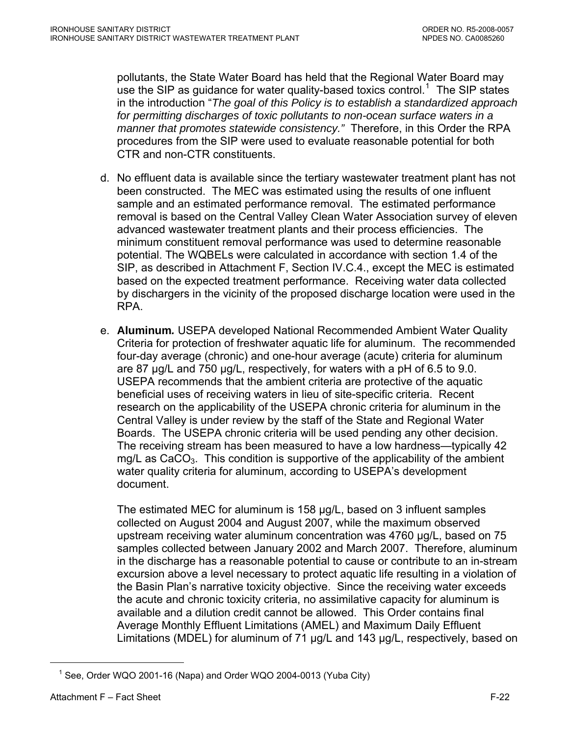pollutants, the State Water Board has held that the Regional Water Board may use the SIP as guidance for water quality-based toxics control.[1] The SIP states in the introduction "*The goal of this Policy is to establish a standardized approach for permitting discharges of toxic pollutants to non-ocean surface waters in a manner that promotes statewide consistency."* Therefore, in this Order the RPA procedures from the SIP were used to evaluate reasonable potential for both CTR and non-CTR constituents.

d. No effluent data is available since the tertiary wastewater treatment plant has not been constructed. The MEC was estimated using the results of one influent sample and an estimated performance removal. The estimated performance removal is based on the Central Valley Clean Water Association survey of eleven advanced wastewater treatment plants and their process efficiencies. The minimum constituent removal performance was used to determine reasonable potential. The WQBELs were calculated in accordance with section 1.4 of the SIP, as described in Attachment F, Section IV.C.4., except the MEC is estimated based on the expected treatment performance. Receiving water data collected by dischargers in the vicinity of the proposed discharge location were used in the RPA.

e. **Aluminum.** USEPA developed National Recommended Ambient Water Quality Criteria for protection of freshwater aquatic life for aluminum. The recommended four-day average (chronic) and one-hour average (acute) criteria for aluminum are 87 µg/L and 750 µg/L, respectively, for waters with a pH of 6.5 to 9.0. USEPA recommends that the ambient criteria are protective of the aquatic beneficial uses of receiving waters in lieu of site-specific criteria. Recent research on the applicability of the USEPA chronic criteria for aluminum in the Central Valley is under review by the staff of the State and Regional Water Boards. The USEPA chronic criteria will be used pending any other decision. The receiving stream has been measured to have a low hardness—typically 42 mg/L as $CaCO_3$. This condition is supportive of the applicability of the ambient water quality criteria for aluminum, according to USEPA's development document.

The estimated MEC for aluminum is 158 µg/L, based on 3 influent samples collected on August 2004 and August 2007, while the maximum observed upstream receiving water aluminum concentration was 4760 µg/L, based on 75 samples collected between January 2002 and March 2007. Therefore, aluminum in the discharge has a reasonable potential to cause or contribute to an in-stream excursion above a level necessary to protect aquatic life resulting in a violation of the Basin Plan's narrative toxicity objective. Since the receiving water exceeds the acute and chronic toxicity criteria, no assimilative capacity for aluminum is available and a dilution credit cannot be allowed. This Order contains final Average Monthly Effluent Limitations (AMEL) and Maximum Daily Effluent Limitations (MDEL) for aluminum of 71 µg/L and 143 µg/L, respectively, based on

[1] See, Order WQO 2001-16 (Napa) and Order WQO 2004-0013 (Yuba City)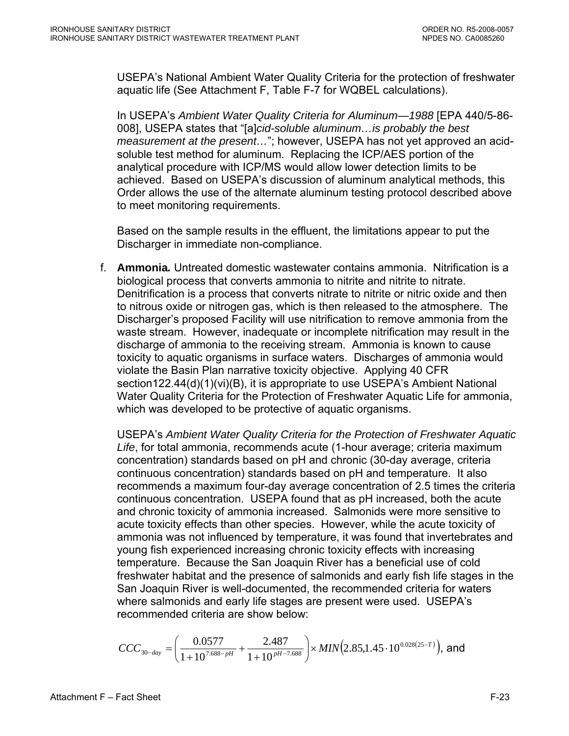USEPA's National Ambient Water Quality Criteria for the protection of freshwater aquatic life (See Attachment F, Table F-7 for WQBEL calculations).

In USEPA's *Ambient Water Quality Criteria for Aluminum—1988* [EPA 440/5-86-008], USEPA states that "[a]*cid-soluble aluminum…is probably the best measurement at the present…*"; however, USEPA has not yet approved an acid-soluble test method for aluminum. Replacing the ICP/AES portion of the analytical procedure with ICP/MS would allow lower detection limits to be achieved. Based on USEPA's discussion of aluminum analytical methods, this Order allows the use of the alternate aluminum testing protocol described above to meet monitoring requirements.

Based on the sample results in the effluent, the limitations appear to put the Discharger in immediate non-compliance.

f. **Ammonia.** Untreated domestic wastewater contains ammonia. Nitrification is a biological process that converts ammonia to nitrite and nitrite to nitrate. Denitrification is a process that converts nitrate to nitrite or nitric oxide and then to nitrous oxide or nitrogen gas, which is then released to the atmosphere. The Discharger's proposed Facility will use nitrification to remove ammonia from the waste stream. However, inadequate or incomplete nitrification may result in the discharge of ammonia to the receiving stream. Ammonia is known to cause toxicity to aquatic organisms in surface waters. Discharges of ammonia would violate the Basin Plan narrative toxicity objective. Applying 40 CFR section122.44(d)(1)(vi)(B), it is appropriate to use USEPA's Ambient National Water Quality Criteria for the Protection of Freshwater Aquatic Life for ammonia, which was developed to be protective of aquatic organisms.

USEPA's *Ambient Water Quality Criteria for the Protection of Freshwater Aquatic Life*, for total ammonia, recommends acute (1-hour average; criteria maximum concentration) standards based on pH and chronic (30-day average, criteria continuous concentration) standards based on pH and temperature. It also recommends a maximum four-day average concentration of 2.5 times the criteria continuous concentration. USEPA found that as pH increased, both the acute and chronic toxicity of ammonia increased. Salmonids were more sensitive to acute toxicity effects than other species. However, while the acute toxicity of ammonia was not influenced by temperature, it was found that invertebrates and young fish experienced increasing chronic toxicity effects with increasing temperature. Because the San Joaquin River has a beneficial use of cold freshwater habitat and the presence of salmonids and early fish life stages in the San Joaquin River is well-documented, the recommended criteria for waters where salmonids and early life stages are present were used. USEPA's recommended criteria are show below:

$$CCC_{30-day} = \left( \frac{0.0577}{1+10^{7.688-pH}} + \frac{2.487}{1+10^{pH-7.688}} \right) \times MIN\left(2.85, 1.45 \cdot 10^{0.028(25-T)}\right), \text{ and}$$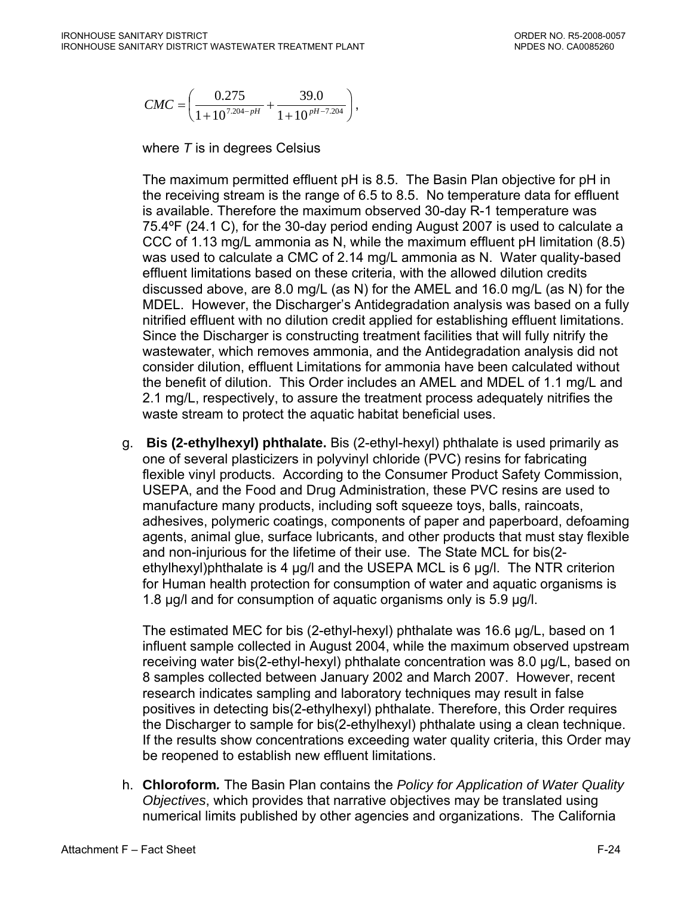$$CMC = \left( \frac{0.275}{1+10^{7.204-pH}} + \frac{39.0}{1+10^{pH-7.204}} \right),$$

where *T* is in degrees Celsius

The maximum permitted effluent pH is 8.5. The Basin Plan objective for pH in the receiving stream is the range of 6.5 to 8.5. No temperature data for effluent is available. Therefore the maximum observed 30-day R-1 temperature was 75.4ºF (24.1 C), for the 30-day period ending August 2007 is used to calculate a CCC of 1.13 mg/L ammonia as N, while the maximum effluent pH limitation (8.5) was used to calculate a CMC of 2.14 mg/L ammonia as N. Water quality-based effluent limitations based on these criteria, with the allowed dilution credits discussed above, are 8.0 mg/L (as N) for the AMEL and 16.0 mg/L (as N) for the MDEL. However, the Discharger's Antidegradation analysis was based on a fully nitrified effluent with no dilution credit applied for establishing effluent limitations. Since the Discharger is constructing treatment facilities that will fully nitrify the wastewater, which removes ammonia, and the Antidegradation analysis did not consider dilution, effluent Limitations for ammonia have been calculated without the benefit of dilution. This Order includes an AMEL and MDEL of 1.1 mg/L and 2.1 mg/L, respectively, to assure the treatment process adequately nitrifies the waste stream to protect the aquatic habitat beneficial uses.

g. **Bis (2-ethylhexyl) phthalate.** Bis (2-ethyl-hexyl) phthalate is used primarily as one of several plasticizers in polyvinyl chloride (PVC) resins for fabricating flexible vinyl products. According to the Consumer Product Safety Commission, USEPA, and the Food and Drug Administration, these PVC resins are used to manufacture many products, including soft squeeze toys, balls, raincoats, adhesives, polymeric coatings, components of paper and paperboard, defoaming agents, animal glue, surface lubricants, and other products that must stay flexible and non-injurious for the lifetime of their use. The State MCL for bis(2-ethylhexyl)phthalate is 4 µg/l and the USEPA MCL is 6 µg/l. The NTR criterion for Human health protection for consumption of water and aquatic organisms is 1.8 µg/l and for consumption of aquatic organisms only is 5.9 µg/l.

   The estimated MEC for bis (2-ethyl-hexyl) phthalate was 16.6 µg/L, based on 1 influent sample collected in August 2004, while the maximum observed upstream receiving water bis(2-ethyl-hexyl) phthalate concentration was 8.0 µg/L, based on 8 samples collected between January 2002 and March 2007. However, recent research indicates sampling and laboratory techniques may result in false positives in detecting bis(2-ethylhexyl) phthalate. Therefore, this Order requires the Discharger to sample for bis(2-ethylhexyl) phthalate using a clean technique. If the results show concentrations exceeding water quality criteria, this Order may be reopened to establish new effluent limitations.

h. **Chloroform.** The Basin Plan contains the *Policy for Application of Water Quality Objectives*, which provides that narrative objectives may be translated using numerical limits published by other agencies and organizations. The California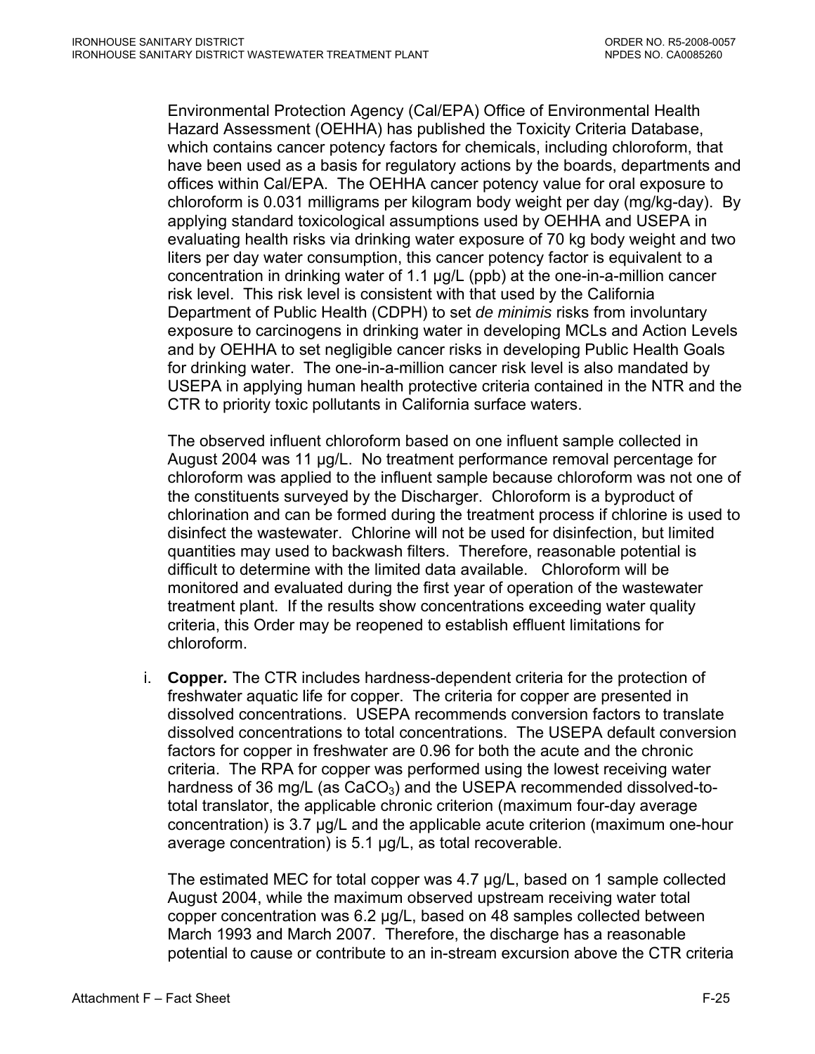Environmental Protection Agency (Cal/EPA) Office of Environmental Health Hazard Assessment (OEHHA) has published the Toxicity Criteria Database, which contains cancer potency factors for chemicals, including chloroform, that have been used as a basis for regulatory actions by the boards, departments and offices within Cal/EPA. The OEHHA cancer potency value for oral exposure to chloroform is 0.031 milligrams per kilogram body weight per day (mg/kg-day). By applying standard toxicological assumptions used by OEHHA and USEPA in evaluating health risks via drinking water exposure of 70 kg body weight and two liters per day water consumption, this cancer potency factor is equivalent to a concentration in drinking water of 1.1 µg/L (ppb) at the one-in-a-million cancer risk level. This risk level is consistent with that used by the California Department of Public Health (CDPH) to set *de minimis* risks from involuntary exposure to carcinogens in drinking water in developing MCLs and Action Levels and by OEHHA to set negligible cancer risks in developing Public Health Goals for drinking water. The one-in-a-million cancer risk level is also mandated by USEPA in applying human health protective criteria contained in the NTR and the CTR to priority toxic pollutants in California surface waters.

The observed influent chloroform based on one influent sample collected in August 2004 was 11 µg/L. No treatment performance removal percentage for chloroform was applied to the influent sample because chloroform was not one of the constituents surveyed by the Discharger. Chloroform is a byproduct of chlorination and can be formed during the treatment process if chlorine is used to disinfect the wastewater. Chlorine will not be used for disinfection, but limited quantities may used to backwash filters. Therefore, reasonable potential is difficult to determine with the limited data available. Chloroform will be monitored and evaluated during the first year of operation of the wastewater treatment plant. If the results show concentrations exceeding water quality criteria, this Order may be reopened to establish effluent limitations for chloroform.

i. **Copper.** The CTR includes hardness-dependent criteria for the protection of freshwater aquatic life for copper. The criteria for copper are presented in dissolved concentrations. USEPA recommends conversion factors to translate dissolved concentrations to total concentrations. The USEPA default conversion factors for copper in freshwater are 0.96 for both the acute and the chronic criteria. The RPA for copper was performed using the lowest receiving water hardness of 36 mg/L (as $CaCO_3$) and the USEPA recommended dissolved-to-total translator, the applicable chronic criterion (maximum four-day average concentration) is 3.7 µg/L and the applicable acute criterion (maximum one-hour average concentration) is 5.1 µg/L, as total recoverable.

   The estimated MEC for total copper was 4.7 µg/L, based on 1 sample collected August 2004, while the maximum observed upstream receiving water total copper concentration was 6.2 µg/L, based on 48 samples collected between March 1993 and March 2007. Therefore, the discharge has a reasonable potential to cause or contribute to an in-stream excursion above the CTR criteria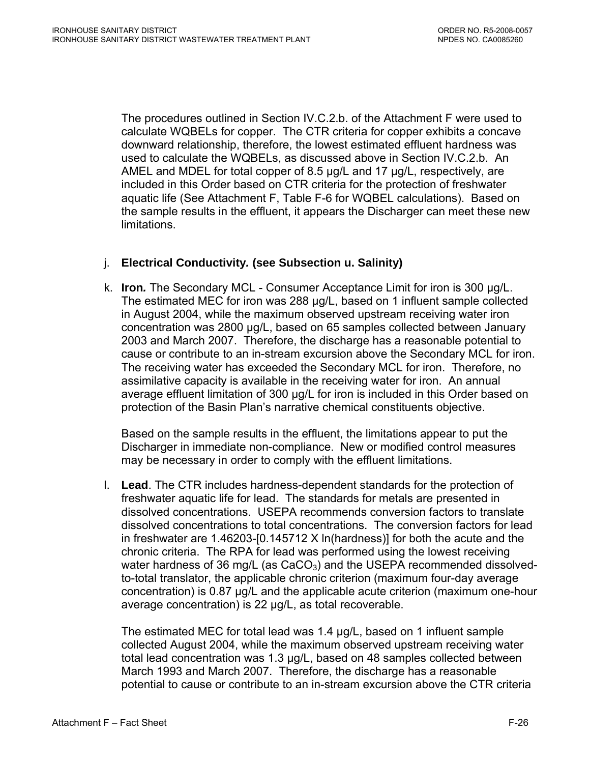The procedures outlined in Section IV.C.2.b. of the Attachment F were used to calculate WQBELs for copper. The CTR criteria for copper exhibits a concave downward relationship, therefore, the lowest estimated effluent hardness was used to calculate the WQBELs, as discussed above in Section IV.C.2.b. An AMEL and MDEL for total copper of 8.5 µg/L and 17 µg/L, respectively, are included in this Order based on CTR criteria for the protection of freshwater aquatic life (See Attachment F, Table F-6 for WQBEL calculations). Based on the sample results in the effluent, it appears the Discharger can meet these new limitations.

j. **Electrical Conductivity. (see Subsection u. Salinity)**

k. **Iron.** The Secondary MCL - Consumer Acceptance Limit for iron is 300 µg/L. The estimated MEC for iron was 288 µg/L, based on 1 influent sample collected in August 2004, while the maximum observed upstream receiving water iron concentration was 2800 µg/L, based on 65 samples collected between January 2003 and March 2007. Therefore, the discharge has a reasonable potential to cause or contribute to an in-stream excursion above the Secondary MCL for iron. The receiving water has exceeded the Secondary MCL for iron. Therefore, no assimilative capacity is available in the receiving water for iron. An annual average effluent limitation of 300 µg/L for iron is included in this Order based on protection of the Basin Plan's narrative chemical constituents objective.

   Based on the sample results in the effluent, the limitations appear to put the Discharger in immediate non-compliance. New or modified control measures may be necessary in order to comply with the effluent limitations.

l. **Lead**. The CTR includes hardness-dependent standards for the protection of freshwater aquatic life for lead. The standards for metals are presented in dissolved concentrations. USEPA recommends conversion factors to translate dissolved concentrations to total concentrations. The conversion factors for lead in freshwater are 1.46203-[0.145712 X ln(hardness)] for both the acute and the chronic criteria. The RPA for lead was performed using the lowest receiving water hardness of 36 mg/L (as $CaCO_3$) and the USEPA recommended dissolved-to-total translator, the applicable chronic criterion (maximum four-day average concentration) is 0.87 µg/L and the applicable acute criterion (maximum one-hour average concentration) is 22 µg/L, as total recoverable.

   The estimated MEC for total lead was 1.4 µg/L, based on 1 influent sample collected August 2004, while the maximum observed upstream receiving water total lead concentration was 1.3 µg/L, based on 48 samples collected between March 1993 and March 2007. Therefore, the discharge has a reasonable potential to cause or contribute to an in-stream excursion above the CTR criteria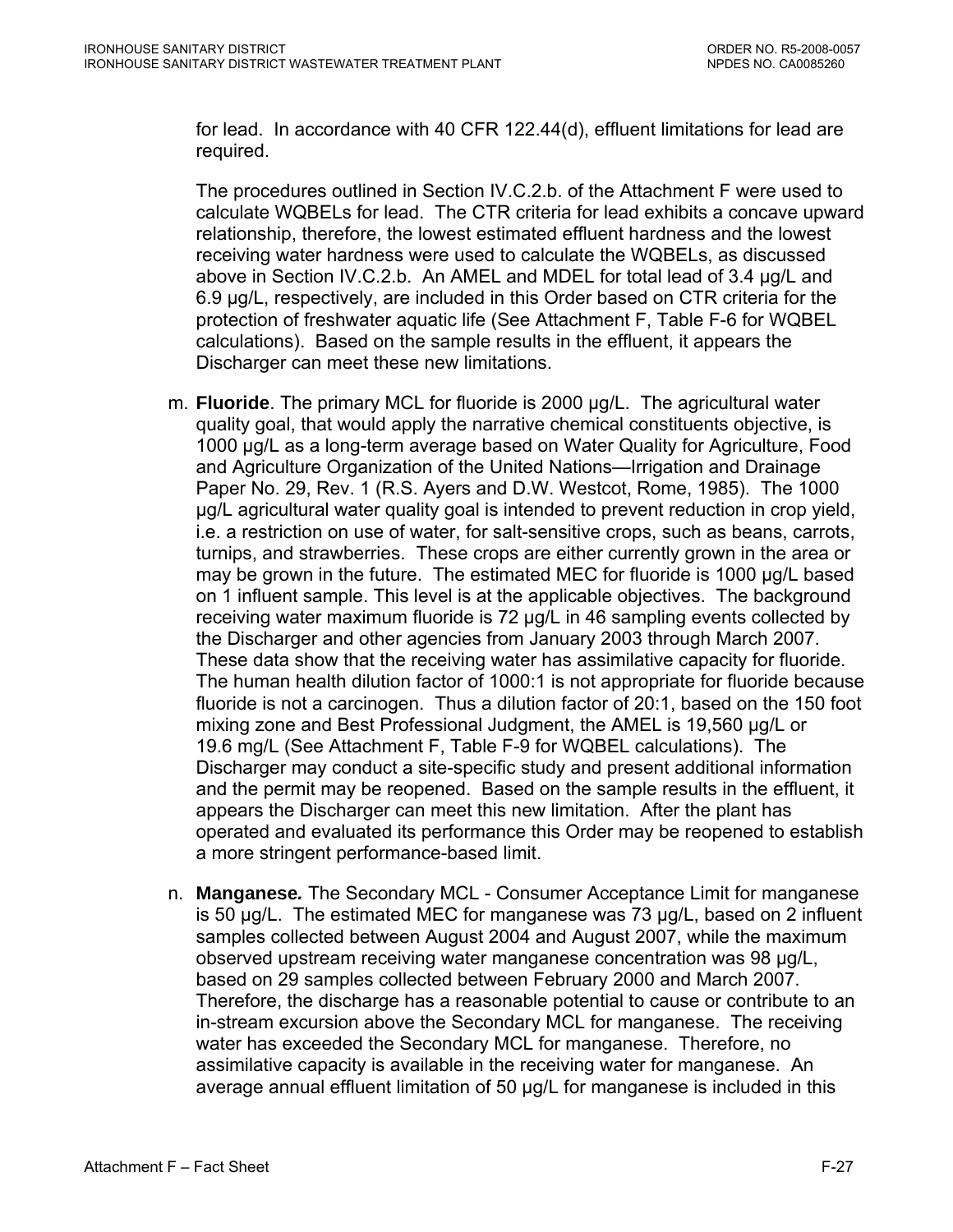for lead. In accordance with 40 CFR 122.44(d), effluent limitations for lead are required.

The procedures outlined in Section IV.C.2.b. of the Attachment F were used to calculate WQBELs for lead. The CTR criteria for lead exhibits a concave upward relationship, therefore, the lowest estimated effluent hardness and the lowest receiving water hardness were used to calculate the WQBELs, as discussed above in Section IV.C.2.b. An AMEL and MDEL for total lead of 3.4 µg/L and 6.9 µg/L, respectively, are included in this Order based on CTR criteria for the protection of freshwater aquatic life (See Attachment F, Table F-6 for WQBEL calculations). Based on the sample results in the effluent, it appears the Discharger can meet these new limitations.

m. **Fluoride**. The primary MCL for fluoride is 2000 µg/L. The agricultural water quality goal, that would apply the narrative chemical constituents objective, is 1000 µg/L as a long-term average based on Water Quality for Agriculture, Food and Agriculture Organization of the United Nations—Irrigation and Drainage Paper No. 29, Rev. 1 (R.S. Ayers and D.W. Westcot, Rome, 1985). The 1000 µg/L agricultural water quality goal is intended to prevent reduction in crop yield, i.e. a restriction on use of water, for salt-sensitive crops, such as beans, carrots, turnips, and strawberries. These crops are either currently grown in the area or may be grown in the future. The estimated MEC for fluoride is 1000 µg/L based on 1 influent sample. This level is at the applicable objectives. The background receiving water maximum fluoride is 72 µg/L in 46 sampling events collected by the Discharger and other agencies from January 2003 through March 2007. These data show that the receiving water has assimilative capacity for fluoride. The human health dilution factor of 1000:1 is not appropriate for fluoride because fluoride is not a carcinogen. Thus a dilution factor of 20:1, based on the 150 foot mixing zone and Best Professional Judgment, the AMEL is 19,560 µg/L or 19.6 mg/L (See Attachment F, Table F-9 for WQBEL calculations). The Discharger may conduct a site-specific study and present additional information and the permit may be reopened. Based on the sample results in the effluent, it appears the Discharger can meet this new limitation. After the plant has operated and evaluated its performance this Order may be reopened to establish a more stringent performance-based limit.

n. ***Manganese.*** The Secondary MCL - Consumer Acceptance Limit for manganese is 50 µg/L. The estimated MEC for manganese was 73 µg/L, based on 2 influent samples collected between August 2004 and August 2007, while the maximum observed upstream receiving water manganese concentration was 98 µg/L, based on 29 samples collected between February 2000 and March 2007. Therefore, the discharge has a reasonable potential to cause or contribute to an in-stream excursion above the Secondary MCL for manganese. The receiving water has exceeded the Secondary MCL for manganese. Therefore, no assimilative capacity is available in the receiving water for manganese. An average annual effluent limitation of 50 µg/L for manganese is included in this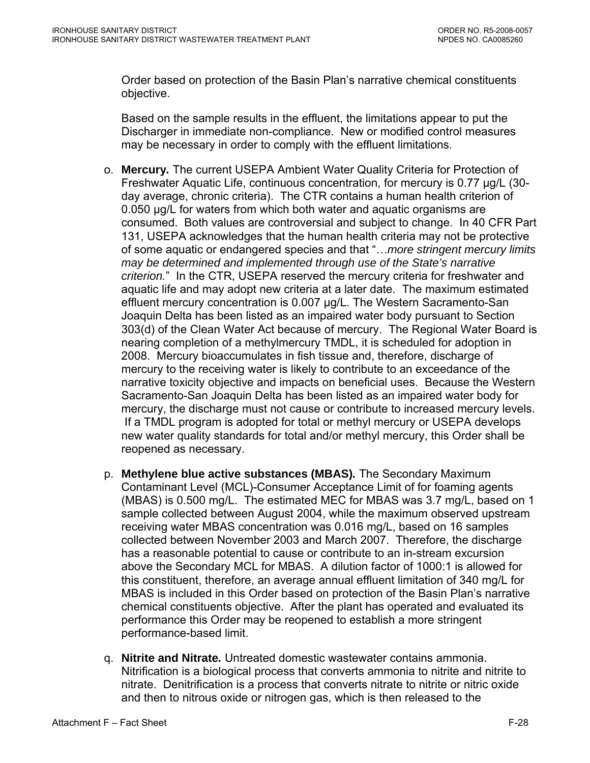Order based on protection of the Basin Plan's narrative chemical constituents objective.

Based on the sample results in the effluent, the limitations appear to put the Discharger in immediate non-compliance. New or modified control measures may be necessary in order to comply with the effluent limitations.

o. **Mercury.** The current USEPA Ambient Water Quality Criteria for Protection of Freshwater Aquatic Life, continuous concentration, for mercury is 0.77 µg/L (30-day average, chronic criteria). The CTR contains a human health criterion of 0.050 µg/L for waters from which both water and aquatic organisms are consumed. Both values are controversial and subject to change. In 40 CFR Part 131, USEPA acknowledges that the human health criteria may not be protective of some aquatic or endangered species and that "…*more stringent mercury limits may be determined and implemented through use of the State's narrative criterion.*" In the CTR, USEPA reserved the mercury criteria for freshwater and aquatic life and may adopt new criteria at a later date. The maximum estimated effluent mercury concentration is 0.007 µg/L. The Western Sacramento-San Joaquin Delta has been listed as an impaired water body pursuant to Section 303(d) of the Clean Water Act because of mercury. The Regional Water Board is nearing completion of a methylmercury TMDL, it is scheduled for adoption in 2008. Mercury bioaccumulates in fish tissue and, therefore, discharge of mercury to the receiving water is likely to contribute to an exceedance of the narrative toxicity objective and impacts on beneficial uses. Because the Western Sacramento-San Joaquin Delta has been listed as an impaired water body for mercury, the discharge must not cause or contribute to increased mercury levels. If a TMDL program is adopted for total or methyl mercury or USEPA develops new water quality standards for total and/or methyl mercury, this Order shall be reopened as necessary.

p. **Methylene blue active substances (MBAS).** The Secondary Maximum Contaminant Level (MCL)-Consumer Acceptance Limit of for foaming agents (MBAS) is 0.500 mg/L. The estimated MEC for MBAS was 3.7 mg/L, based on 1 sample collected between August 2004, while the maximum observed upstream receiving water MBAS concentration was 0.016 mg/L, based on 16 samples collected between November 2003 and March 2007. Therefore, the discharge has a reasonable potential to cause or contribute to an in-stream excursion above the Secondary MCL for MBAS. A dilution factor of 1000:1 is allowed for this constituent, therefore, an average annual effluent limitation of 340 mg/L for MBAS is included in this Order based on protection of the Basin Plan's narrative chemical constituents objective. After the plant has operated and evaluated its performance this Order may be reopened to establish a more stringent performance-based limit.

q. **Nitrite and Nitrate.** Untreated domestic wastewater contains ammonia. Nitrification is a biological process that converts ammonia to nitrite and nitrite to nitrate. Denitrification is a process that converts nitrate to nitrite or nitric oxide and then to nitrous oxide or nitrogen gas, which is then released to the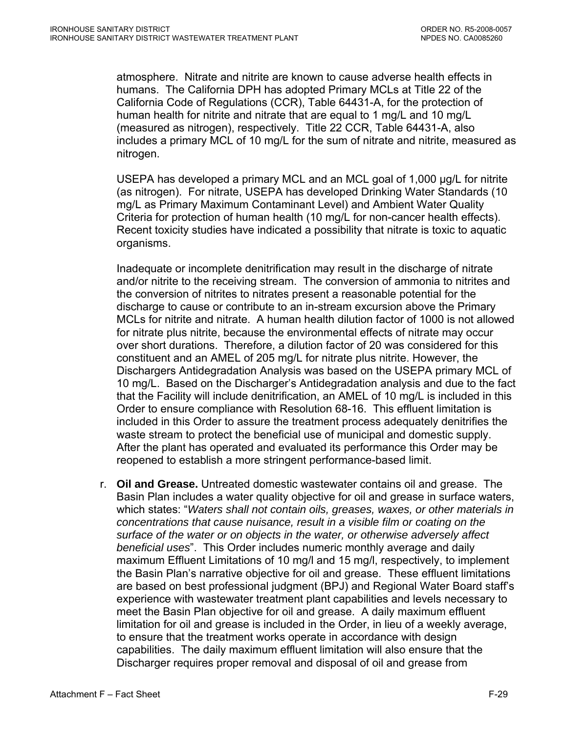atmosphere. Nitrate and nitrite are known to cause adverse health effects in humans. The California DPH has adopted Primary MCLs at Title 22 of the California Code of Regulations (CCR), Table 64431-A, for the protection of human health for nitrite and nitrate that are equal to 1 mg/L and 10 mg/L (measured as nitrogen), respectively. Title 22 CCR, Table 64431-A, also includes a primary MCL of 10 mg/L for the sum of nitrate and nitrite, measured as nitrogen.

USEPA has developed a primary MCL and an MCL goal of 1,000 µg/L for nitrite (as nitrogen). For nitrate, USEPA has developed Drinking Water Standards (10 mg/L as Primary Maximum Contaminant Level) and Ambient Water Quality Criteria for protection of human health (10 mg/L for non-cancer health effects). Recent toxicity studies have indicated a possibility that nitrate is toxic to aquatic organisms.

Inadequate or incomplete denitrification may result in the discharge of nitrate and/or nitrite to the receiving stream. The conversion of ammonia to nitrites and the conversion of nitrites to nitrates present a reasonable potential for the discharge to cause or contribute to an in-stream excursion above the Primary MCLs for nitrite and nitrate. A human health dilution factor of 1000 is not allowed for nitrate plus nitrite, because the environmental effects of nitrate may occur over short durations. Therefore, a dilution factor of 20 was considered for this constituent and an AMEL of 205 mg/L for nitrate plus nitrite. However, the Dischargers Antidegradation Analysis was based on the USEPA primary MCL of 10 mg/L. Based on the Discharger's Antidegradation analysis and due to the fact that the Facility will include denitrification, an AMEL of 10 mg/L is included in this Order to ensure compliance with Resolution 68-16. This effluent limitation is included in this Order to assure the treatment process adequately denitrifies the waste stream to protect the beneficial use of municipal and domestic supply. After the plant has operated and evaluated its performance this Order may be reopened to establish a more stringent performance-based limit.

r. **Oil and Grease.** Untreated domestic wastewater contains oil and grease. The Basin Plan includes a water quality objective for oil and grease in surface waters, which states: "*Waters shall not contain oils, greases, waxes, or other materials in concentrations that cause nuisance, result in a visible film or coating on the surface of the water or on objects in the water, or otherwise adversely affect beneficial uses*". This Order includes numeric monthly average and daily maximum Effluent Limitations of 10 mg/l and 15 mg/l, respectively, to implement the Basin Plan's narrative objective for oil and grease. These effluent limitations are based on best professional judgment (BPJ) and Regional Water Board staff's experience with wastewater treatment plant capabilities and levels necessary to meet the Basin Plan objective for oil and grease. A daily maximum effluent limitation for oil and grease is included in the Order, in lieu of a weekly average, to ensure that the treatment works operate in accordance with design capabilities. The daily maximum effluent limitation will also ensure that the Discharger requires proper removal and disposal of oil and grease from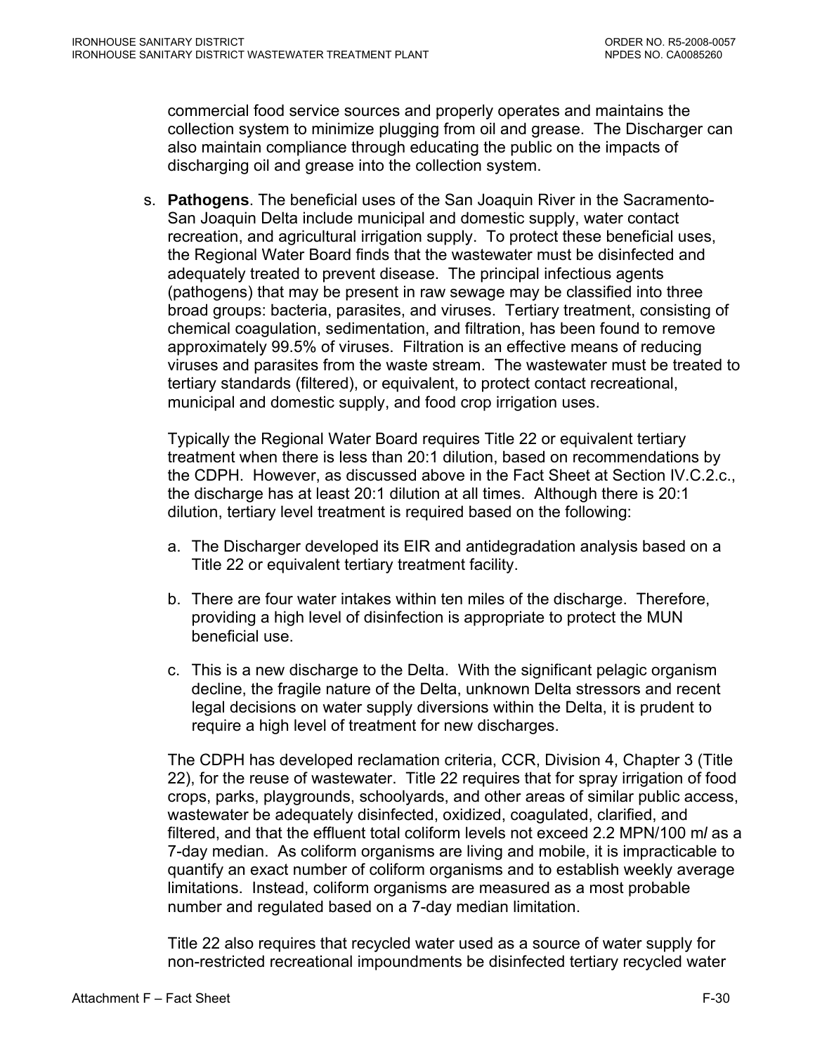commercial food service sources and properly operates and maintains the collection system to minimize plugging from oil and grease. The Discharger can also maintain compliance through educating the public on the impacts of discharging oil and grease into the collection system.

s. **Pathogens**. The beneficial uses of the San Joaquin River in the Sacramento-San Joaquin Delta include municipal and domestic supply, water contact recreation, and agricultural irrigation supply. To protect these beneficial uses, the Regional Water Board finds that the wastewater must be disinfected and adequately treated to prevent disease. The principal infectious agents (pathogens) that may be present in raw sewage may be classified into three broad groups: bacteria, parasites, and viruses. Tertiary treatment, consisting of chemical coagulation, sedimentation, and filtration, has been found to remove approximately 99.5% of viruses. Filtration is an effective means of reducing viruses and parasites from the waste stream. The wastewater must be treated to tertiary standards (filtered), or equivalent, to protect contact recreational, municipal and domestic supply, and food crop irrigation uses.

   Typically the Regional Water Board requires Title 22 or equivalent tertiary treatment when there is less than 20:1 dilution, based on recommendations by the CDPH. However, as discussed above in the Fact Sheet at Section IV.C.2.c., the discharge has at least 20:1 dilution at all times. Although there is 20:1 dilution, tertiary level treatment is required based on the following:

   a. The Discharger developed its EIR and antidegradation analysis based on a Title 22 or equivalent tertiary treatment facility.

   b. There are four water intakes within ten miles of the discharge. Therefore, providing a high level of disinfection is appropriate to protect the MUN beneficial use.

   c. This is a new discharge to the Delta. With the significant pelagic organism decline, the fragile nature of the Delta, unknown Delta stressors and recent legal decisions on water supply diversions within the Delta, it is prudent to require a high level of treatment for new discharges.

   The CDPH has developed reclamation criteria, CCR, Division 4, Chapter 3 (Title 22), for the reuse of wastewater. Title 22 requires that for spray irrigation of food crops, parks, playgrounds, schoolyards, and other areas of similar public access, wastewater be adequately disinfected, oxidized, coagulated, clarified, and filtered, and that the effluent total coliform levels not exceed 2.2 MPN/100 m*l* as a 7-day median. As coliform organisms are living and mobile, it is impracticable to quantify an exact number of coliform organisms and to establish weekly average limitations. Instead, coliform organisms are measured as a most probable number and regulated based on a 7-day median limitation.

   Title 22 also requires that recycled water used as a source of water supply for non-restricted recreational impoundments be disinfected tertiary recycled water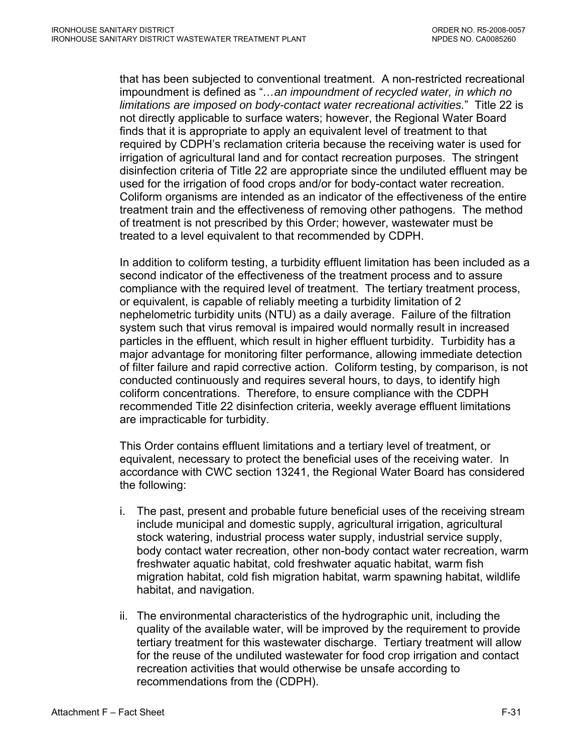that has been subjected to conventional treatment. A non-restricted recreational impoundment is defined as "*…an impoundment of recycled water, in which no limitations are imposed on body-contact water recreational activities.*" Title 22 is not directly applicable to surface waters; however, the Regional Water Board finds that it is appropriate to apply an equivalent level of treatment to that required by CDPH's reclamation criteria because the receiving water is used for irrigation of agricultural land and for contact recreation purposes. The stringent disinfection criteria of Title 22 are appropriate since the undiluted effluent may be used for the irrigation of food crops and/or for body-contact water recreation. Coliform organisms are intended as an indicator of the effectiveness of the entire treatment train and the effectiveness of removing other pathogens. The method of treatment is not prescribed by this Order; however, wastewater must be treated to a level equivalent to that recommended by CDPH.

In addition to coliform testing, a turbidity effluent limitation has been included as a second indicator of the effectiveness of the treatment process and to assure compliance with the required level of treatment. The tertiary treatment process, or equivalent, is capable of reliably meeting a turbidity limitation of 2 nephelometric turbidity units (NTU) as a daily average. Failure of the filtration system such that virus removal is impaired would normally result in increased particles in the effluent, which result in higher effluent turbidity. Turbidity has a major advantage for monitoring filter performance, allowing immediate detection of filter failure and rapid corrective action. Coliform testing, by comparison, is not conducted continuously and requires several hours, to days, to identify high coliform concentrations. Therefore, to ensure compliance with the CDPH recommended Title 22 disinfection criteria, weekly average effluent limitations are impracticable for turbidity.

This Order contains effluent limitations and a tertiary level of treatment, or equivalent, necessary to protect the beneficial uses of the receiving water. In accordance with CWC section 13241, the Regional Water Board has considered the following:

i. The past, present and probable future beneficial uses of the receiving stream include municipal and domestic supply, agricultural irrigation, agricultural stock watering, industrial process water supply, industrial service supply, body contact water recreation, other non-body contact water recreation, warm freshwater aquatic habitat, cold freshwater aquatic habitat, warm fish migration habitat, cold fish migration habitat, warm spawning habitat, wildlife habitat, and navigation.

ii. The environmental characteristics of the hydrographic unit, including the quality of the available water, will be improved by the requirement to provide tertiary treatment for this wastewater discharge. Tertiary treatment will allow for the reuse of the undiluted wastewater for food crop irrigation and contact recreation activities that would otherwise be unsafe according to recommendations from the (CDPH).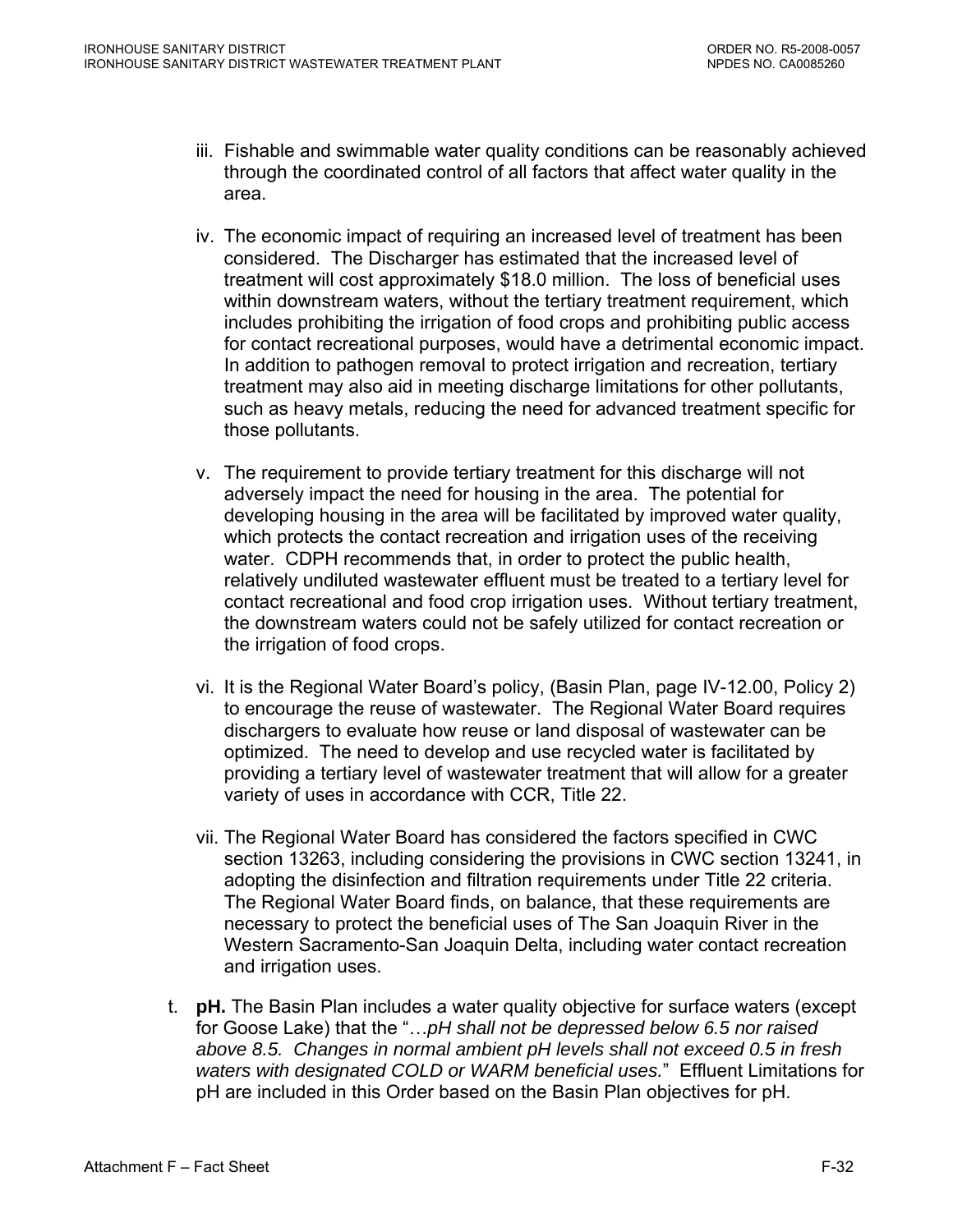iii. Fishable and swimmable water quality conditions can be reasonably achieved through the coordinated control of all factors that affect water quality in the area.

iv. The economic impact of requiring an increased level of treatment has been considered. The Discharger has estimated that the increased level of treatment will cost approximately $18.0 million. The loss of beneficial uses within downstream waters, without the tertiary treatment requirement, which includes prohibiting the irrigation of food crops and prohibiting public access for contact recreational purposes, would have a detrimental economic impact. In addition to pathogen removal to protect irrigation and recreation, tertiary treatment may also aid in meeting discharge limitations for other pollutants, such as heavy metals, reducing the need for advanced treatment specific for those pollutants.

v. The requirement to provide tertiary treatment for this discharge will not adversely impact the need for housing in the area. The potential for developing housing in the area will be facilitated by improved water quality, which protects the contact recreation and irrigation uses of the receiving water. CDPH recommends that, in order to protect the public health, relatively undiluted wastewater effluent must be treated to a tertiary level for contact recreational and food crop irrigation uses. Without tertiary treatment, the downstream waters could not be safely utilized for contact recreation or the irrigation of food crops.

vi. It is the Regional Water Board's policy, (Basin Plan, page IV-12.00, Policy 2) to encourage the reuse of wastewater. The Regional Water Board requires dischargers to evaluate how reuse or land disposal of wastewater can be optimized. The need to develop and use recycled water is facilitated by providing a tertiary level of wastewater treatment that will allow for a greater variety of uses in accordance with CCR, Title 22.

vii. The Regional Water Board has considered the factors specified in CWC section 13263, including considering the provisions in CWC section 13241, in adopting the disinfection and filtration requirements under Title 22 criteria. The Regional Water Board finds, on balance, that these requirements are necessary to protect the beneficial uses of The San Joaquin River in the Western Sacramento-San Joaquin Delta, including water contact recreation and irrigation uses.

t. **pH.** The Basin Plan includes a water quality objective for surface waters (except for Goose Lake) that the "*…pH shall not be depressed below 6.5 nor raised above 8.5. Changes in normal ambient pH levels shall not exceed 0.5 in fresh waters with designated COLD or WARM beneficial uses.*" Effluent Limitations for pH are included in this Order based on the Basin Plan objectives for pH.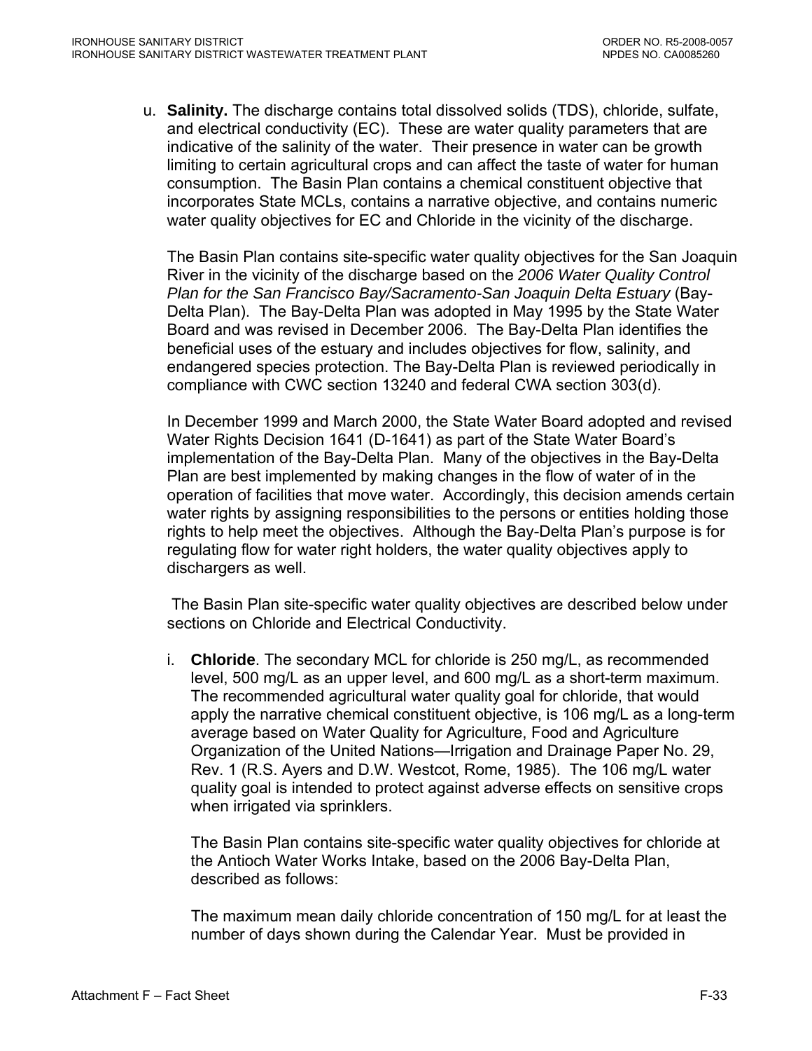u. **Salinity.** The discharge contains total dissolved solids (TDS), chloride, sulfate, and electrical conductivity (EC). These are water quality parameters that are indicative of the salinity of the water. Their presence in water can be growth limiting to certain agricultural crops and can affect the taste of water for human consumption. The Basin Plan contains a chemical constituent objective that incorporates State MCLs, contains a narrative objective, and contains numeric water quality objectives for EC and Chloride in the vicinity of the discharge.

The Basin Plan contains site-specific water quality objectives for the San Joaquin River in the vicinity of the discharge based on the *2006 Water Quality Control Plan for the San Francisco Bay/Sacramento-San Joaquin Delta Estuary* (Bay-Delta Plan). The Bay-Delta Plan was adopted in May 1995 by the State Water Board and was revised in December 2006. The Bay-Delta Plan identifies the beneficial uses of the estuary and includes objectives for flow, salinity, and endangered species protection. The Bay-Delta Plan is reviewed periodically in compliance with CWC section 13240 and federal CWA section 303(d).

In December 1999 and March 2000, the State Water Board adopted and revised Water Rights Decision 1641 (D-1641) as part of the State Water Board's implementation of the Bay-Delta Plan. Many of the objectives in the Bay-Delta Plan are best implemented by making changes in the flow of water of in the operation of facilities that move water. Accordingly, this decision amends certain water rights by assigning responsibilities to the persons or entities holding those rights to help meet the objectives. Although the Bay-Delta Plan's purpose is for regulating flow for water right holders, the water quality objectives apply to dischargers as well.

The Basin Plan site-specific water quality objectives are described below under sections on Chloride and Electrical Conductivity.

i. **Chloride**. The secondary MCL for chloride is 250 mg/L, as recommended level, 500 mg/L as an upper level, and 600 mg/L as a short-term maximum. The recommended agricultural water quality goal for chloride, that would apply the narrative chemical constituent objective, is 106 mg/L as a long-term average based on Water Quality for Agriculture, Food and Agriculture Organization of the United Nations—Irrigation and Drainage Paper No. 29, Rev. 1 (R.S. Ayers and D.W. Westcot, Rome, 1985). The 106 mg/L water quality goal is intended to protect against adverse effects on sensitive crops when irrigated via sprinklers.

The Basin Plan contains site-specific water quality objectives for chloride at the Antioch Water Works Intake, based on the 2006 Bay-Delta Plan, described as follows:

The maximum mean daily chloride concentration of 150 mg/L for at least the number of days shown during the Calendar Year. Must be provided in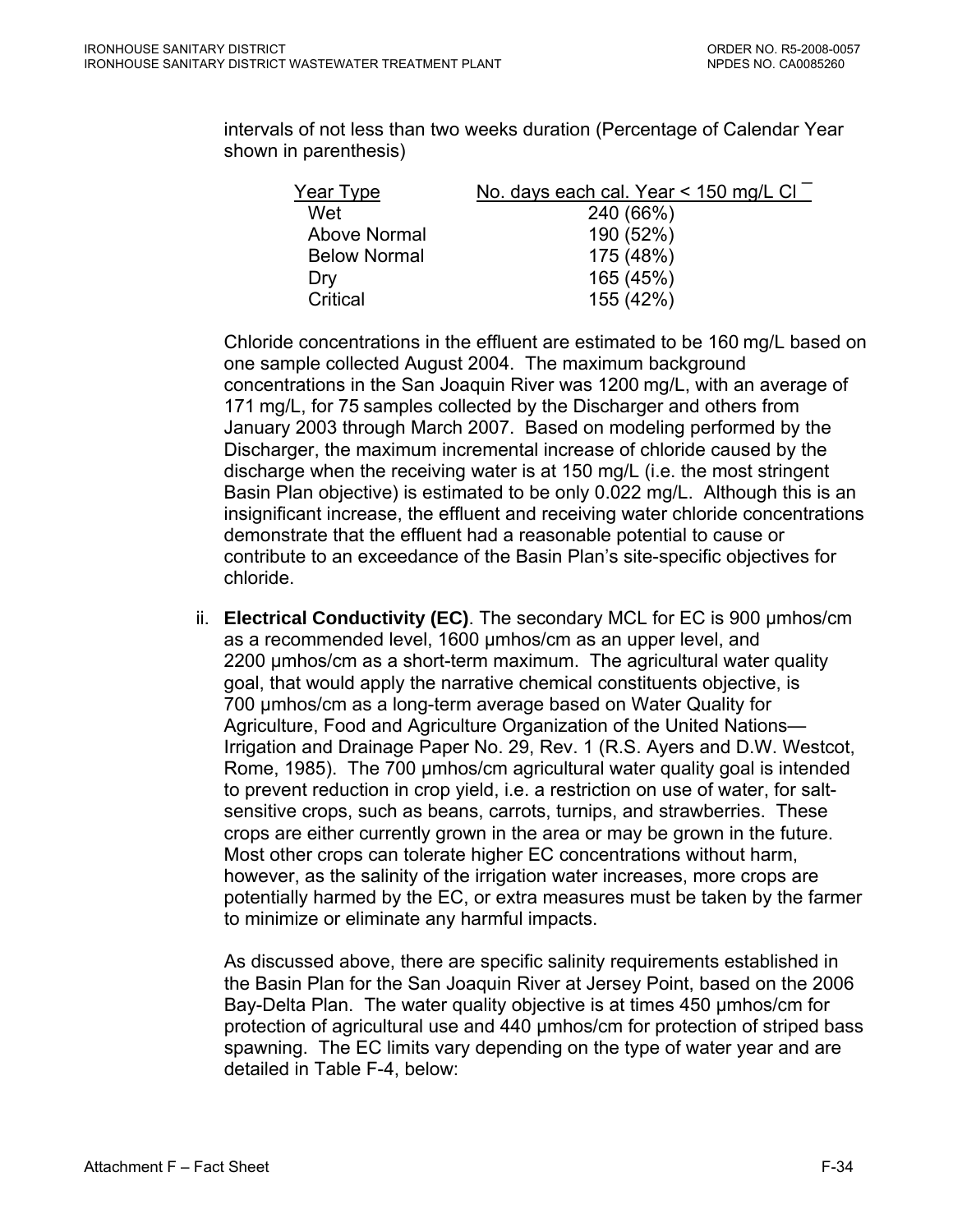intervals of not less than two weeks duration (Percentage of Calendar Year shown in parenthesis)

| Year Type | No. days each cal. Year < 150 mg/L $Cl^-$ |
|---|---|
| Wet | 240 (66%) |
| Above Normal | 190 (52%) |
| Below Normal | 175 (48%) |
| Dry | 165 (45%) |
| Critical | 155 (42%) |

Chloride concentrations in the effluent are estimated to be 160 mg/L based on one sample collected August 2004. The maximum background concentrations in the San Joaquin River was 1200 mg/L, with an average of 171 mg/L, for 75 samples collected by the Discharger and others from January 2003 through March 2007. Based on modeling performed by the Discharger, the maximum incremental increase of chloride caused by the discharge when the receiving water is at 150 mg/L (i.e. the most stringent Basin Plan objective) is estimated to be only 0.022 mg/L. Although this is an insignificant increase, the effluent and receiving water chloride concentrations demonstrate that the effluent had a reasonable potential to cause or contribute to an exceedance of the Basin Plan's site-specific objectives for chloride.

ii. **Electrical Conductivity (EC)**. The secondary MCL for EC is 900 µmhos/cm as a recommended level, 1600 µmhos/cm as an upper level, and 2200 µmhos/cm as a short-term maximum. The agricultural water quality goal, that would apply the narrative chemical constituents objective, is 700 µmhos/cm as a long-term average based on Water Quality for Agriculture, Food and Agriculture Organization of the United Nations—Irrigation and Drainage Paper No. 29, Rev. 1 (R.S. Ayers and D.W. Westcot, Rome, 1985). The 700 µmhos/cm agricultural water quality goal is intended to prevent reduction in crop yield, i.e. a restriction on use of water, for salt-sensitive crops, such as beans, carrots, turnips, and strawberries. These crops are either currently grown in the area or may be grown in the future. Most other crops can tolerate higher EC concentrations without harm, however, as the salinity of the irrigation water increases, more crops are potentially harmed by the EC, or extra measures must be taken by the farmer to minimize or eliminate any harmful impacts.

As discussed above, there are specific salinity requirements established in the Basin Plan for the San Joaquin River at Jersey Point, based on the 2006 Bay-Delta Plan. The water quality objective is at times 450 µmhos/cm for protection of agricultural use and 440 µmhos/cm for protection of striped bass spawning. The EC limits vary depending on the type of water year and are detailed in Table F-4, below: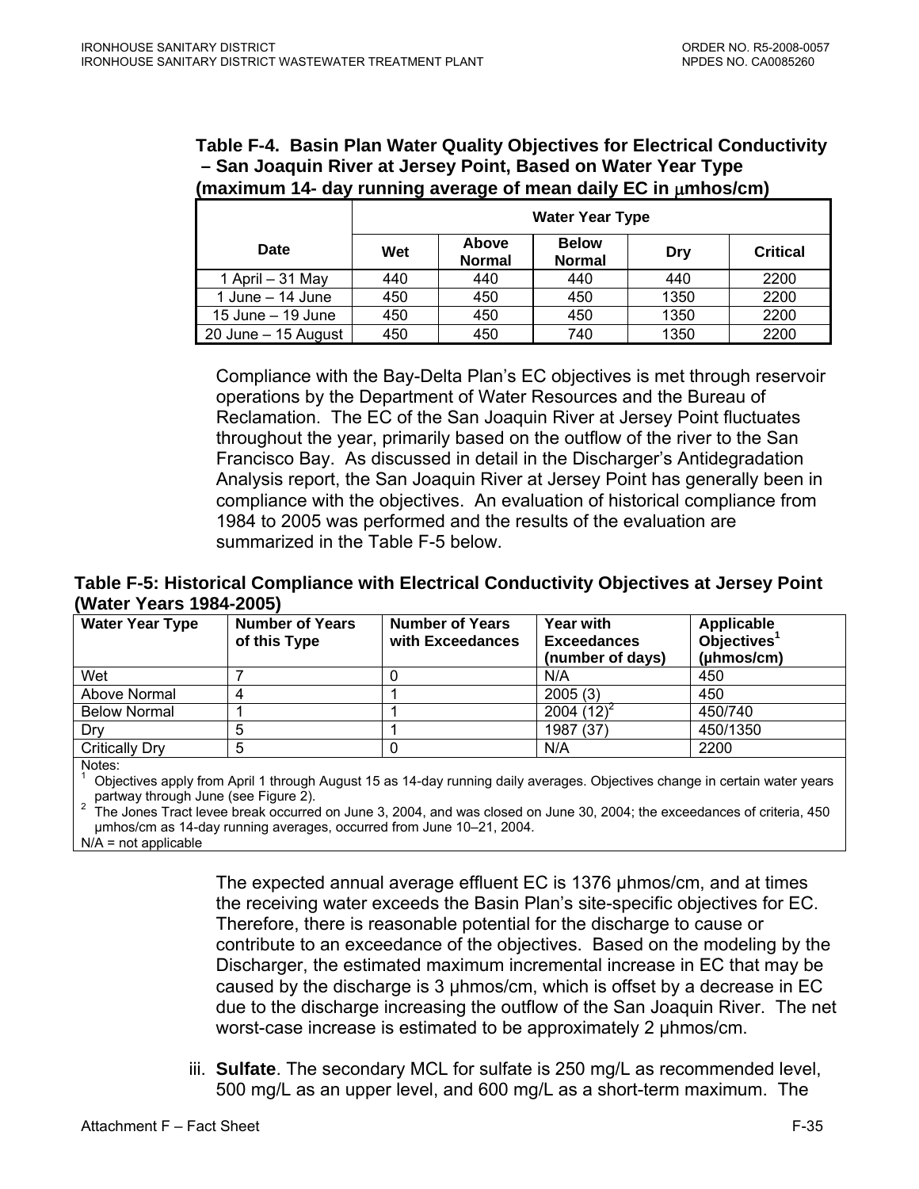**Table F-4. Basin Plan Water Quality Objectives for Electrical Conductivity – San Joaquin River at Jersey Point, Based on Water Year Type (maximum 14- day running average of mean daily EC in μmhos/cm)**

| Date | Water Year Type | | | | |
|---|---|---|---|---|---|
| | Wet | Above Normal | Below Normal | Dry | Critical |
| 1 April – 31 May | 440 | 440 | 440 | 440 | 2200 |
| 1 June – 14 June | 450 | 450 | 450 | 1350 | 2200 |
| 15 June – 19 June | 450 | 450 | 450 | 1350 | 2200 |
| 20 June – 15 August | 450 | 450 | 740 | 1350 | 2200 |

Compliance with the Bay-Delta Plan's EC objectives is met through reservoir operations by the Department of Water Resources and the Bureau of Reclamation. The EC of the San Joaquin River at Jersey Point fluctuates throughout the year, primarily based on the outflow of the river to the San Francisco Bay. As discussed in detail in the Discharger's Antidegradation Analysis report, the San Joaquin River at Jersey Point has generally been in compliance with the objectives. An evaluation of historical compliance from 1984 to 2005 was performed and the results of the evaluation are summarized in the Table F-5 below.

**Table F-5: Historical Compliance with Electrical Conductivity Objectives at Jersey Point (Water Years 1984-2005)**

| Water Year Type | Number of Years of this Type | Number of Years with Exceedances | Year with Exceedances (number of days) | Applicable Objectives[1] (μhmos/cm) |
|---|---|---|---|---|
| Wet | 7 | 0 | N/A | 450 |
| Above Normal | 4 | 1 | 2005 (3) | 450 |
| Below Normal | 1 | 1 | 2004 (12)[2] | 450/740 |
| Dry | 5 | 1 | 1987 (37) | 450/1350 |
| Critically Dry | 5 | 0 | N/A | 2200 |

Notes:
[1] Objectives apply from April 1 through August 15 as 14-day running daily averages. Objectives change in certain water years partway through June (see Figure 2).
[2] The Jones Tract levee break occurred on June 3, 2004, and was closed on June 30, 2004; the exceedances of criteria, 450 μmhos/cm as 14-day running averages, occurred from June 10–21, 2004.
N/A = not applicable

The expected annual average effluent EC is 1376 μhmos/cm, and at times the receiving water exceeds the Basin Plan's site-specific objectives for EC. Therefore, there is reasonable potential for the discharge to cause or contribute to an exceedance of the objectives. Based on the modeling by the Discharger, the estimated maximum incremental increase in EC that may be caused by the discharge is 3 μhmos/cm, which is offset by a decrease in EC due to the discharge increasing the outflow of the San Joaquin River. The net worst-case increase is estimated to be approximately 2 μhmos/cm.

iii. **Sulfate**. The secondary MCL for sulfate is 250 mg/L as recommended level, 500 mg/L as an upper level, and 600 mg/L as a short-term maximum. The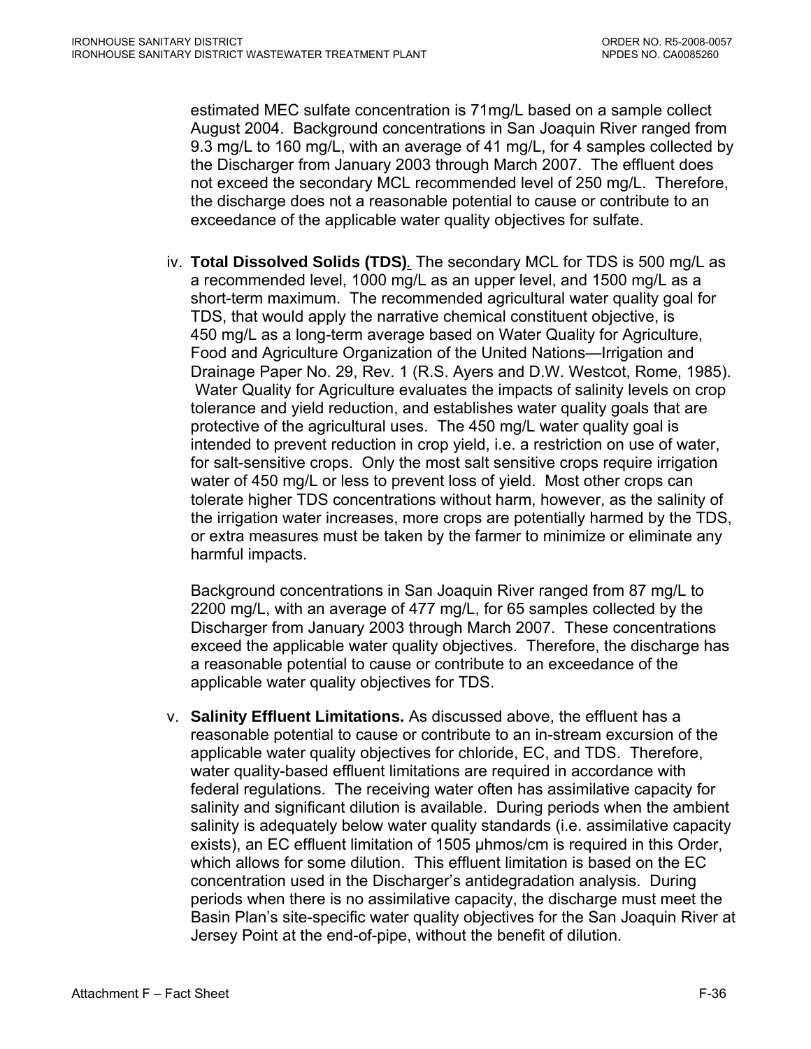estimated MEC sulfate concentration is 71mg/L based on a sample collect August 2004. Background concentrations in San Joaquin River ranged from 9.3 mg/L to 160 mg/L, with an average of 41 mg/L, for 4 samples collected by the Discharger from January 2003 through March 2007. The effluent does not exceed the secondary MCL recommended level of 250 mg/L. Therefore, the discharge does not a reasonable potential to cause or contribute to an exceedance of the applicable water quality objectives for sulfate.

iv. **Total Dissolved Solids (TDS)**. The secondary MCL for TDS is 500 mg/L as a recommended level, 1000 mg/L as an upper level, and 1500 mg/L as a short-term maximum. The recommended agricultural water quality goal for TDS, that would apply the narrative chemical constituent objective, is 450 mg/L as a long-term average based on Water Quality for Agriculture, Food and Agriculture Organization of the United Nations—Irrigation and Drainage Paper No. 29, Rev. 1 (R.S. Ayers and D.W. Westcot, Rome, 1985). Water Quality for Agriculture evaluates the impacts of salinity levels on crop tolerance and yield reduction, and establishes water quality goals that are protective of the agricultural uses. The 450 mg/L water quality goal is intended to prevent reduction in crop yield, i.e. a restriction on use of water, for salt-sensitive crops. Only the most salt sensitive crops require irrigation water of 450 mg/L or less to prevent loss of yield. Most other crops can tolerate higher TDS concentrations without harm, however, as the salinity of the irrigation water increases, more crops are potentially harmed by the TDS, or extra measures must be taken by the farmer to minimize or eliminate any harmful impacts.

Background concentrations in San Joaquin River ranged from 87 mg/L to 2200 mg/L, with an average of 477 mg/L, for 65 samples collected by the Discharger from January 2003 through March 2007. These concentrations exceed the applicable water quality objectives. Therefore, the discharge has a reasonable potential to cause or contribute to an exceedance of the applicable water quality objectives for TDS.

v. **Salinity Effluent Limitations.** As discussed above, the effluent has a reasonable potential to cause or contribute to an in-stream excursion of the applicable water quality objectives for chloride, EC, and TDS. Therefore, water quality-based effluent limitations are required in accordance with federal regulations. The receiving water often has assimilative capacity for salinity and significant dilution is available. During periods when the ambient salinity is adequately below water quality standards (i.e. assimilative capacity exists), an EC effluent limitation of 1505 µhmos/cm is required in this Order, which allows for some dilution. This effluent limitation is based on the EC concentration used in the Discharger's antidegradation analysis. During periods when there is no assimilative capacity, the discharge must meet the Basin Plan's site-specific water quality objectives for the San Joaquin River at Jersey Point at the end-of-pipe, without the benefit of dilution.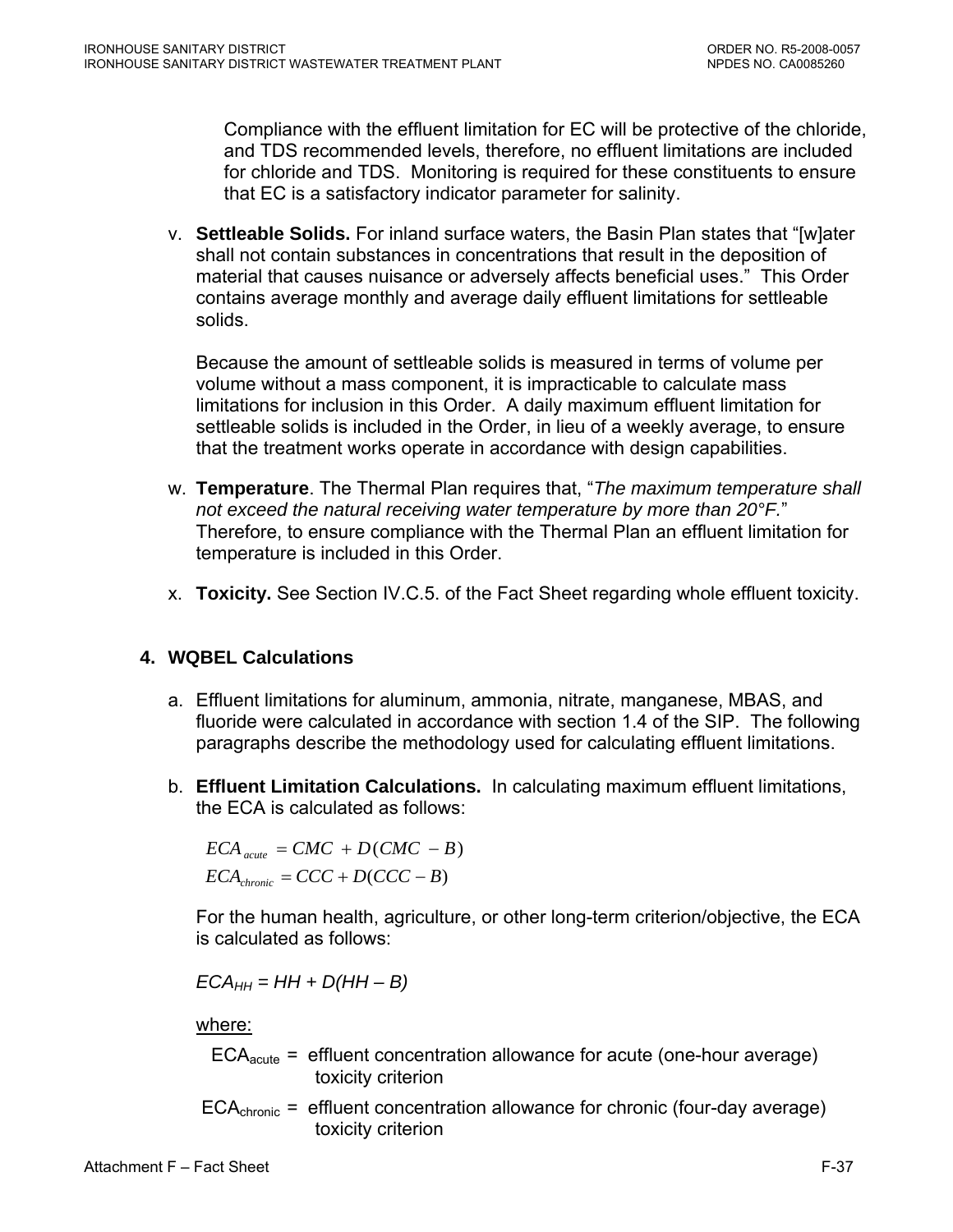Compliance with the effluent limitation for EC will be protective of the chloride, and TDS recommended levels, therefore, no effluent limitations are included for chloride and TDS. Monitoring is required for these constituents to ensure that EC is a satisfactory indicator parameter for salinity.

v. **Settleable Solids.** For inland surface waters, the Basin Plan states that "[w]ater shall not contain substances in concentrations that result in the deposition of material that causes nuisance or adversely affects beneficial uses." This Order contains average monthly and average daily effluent limitations for settleable solids.

   Because the amount of settleable solids is measured in terms of volume per volume without a mass component, it is impracticable to calculate mass limitations for inclusion in this Order. A daily maximum effluent limitation for settleable solids is included in the Order, in lieu of a weekly average, to ensure that the treatment works operate in accordance with design capabilities.

w. **Temperature**. The Thermal Plan requires that, "*The maximum temperature shall not exceed the natural receiving water temperature by more than 20°F.*" Therefore, to ensure compliance with the Thermal Plan an effluent limitation for temperature is included in this Order.

x. **Toxicity.** See Section IV.C.5. of the Fact Sheet regarding whole effluent toxicity.

### 4. WQBEL Calculations

a. Effluent limitations for aluminum, ammonia, nitrate, manganese, MBAS, and fluoride were calculated in accordance with section 1.4 of the SIP. The following paragraphs describe the methodology used for calculating effluent limitations.

b. **Effluent Limitation Calculations.** In calculating maximum effluent limitations, the ECA is calculated as follows:

$$ECA_{acute} = CMC + D(CMC - B)$$
$$ECA_{chronic} = CCC + D(CCC - B)$$

For the human health, agriculture, or other long-term criterion/objective, the ECA is calculated as follows:

$$ECA_{HH} = HH + D(HH - B)$$

<u>where:</u>

$ECA_{acute}$ = effluent concentration allowance for acute (one-hour average) toxicity criterion

$ECA_{chronic}$ = effluent concentration allowance for chronic (four-day average) toxicity criterion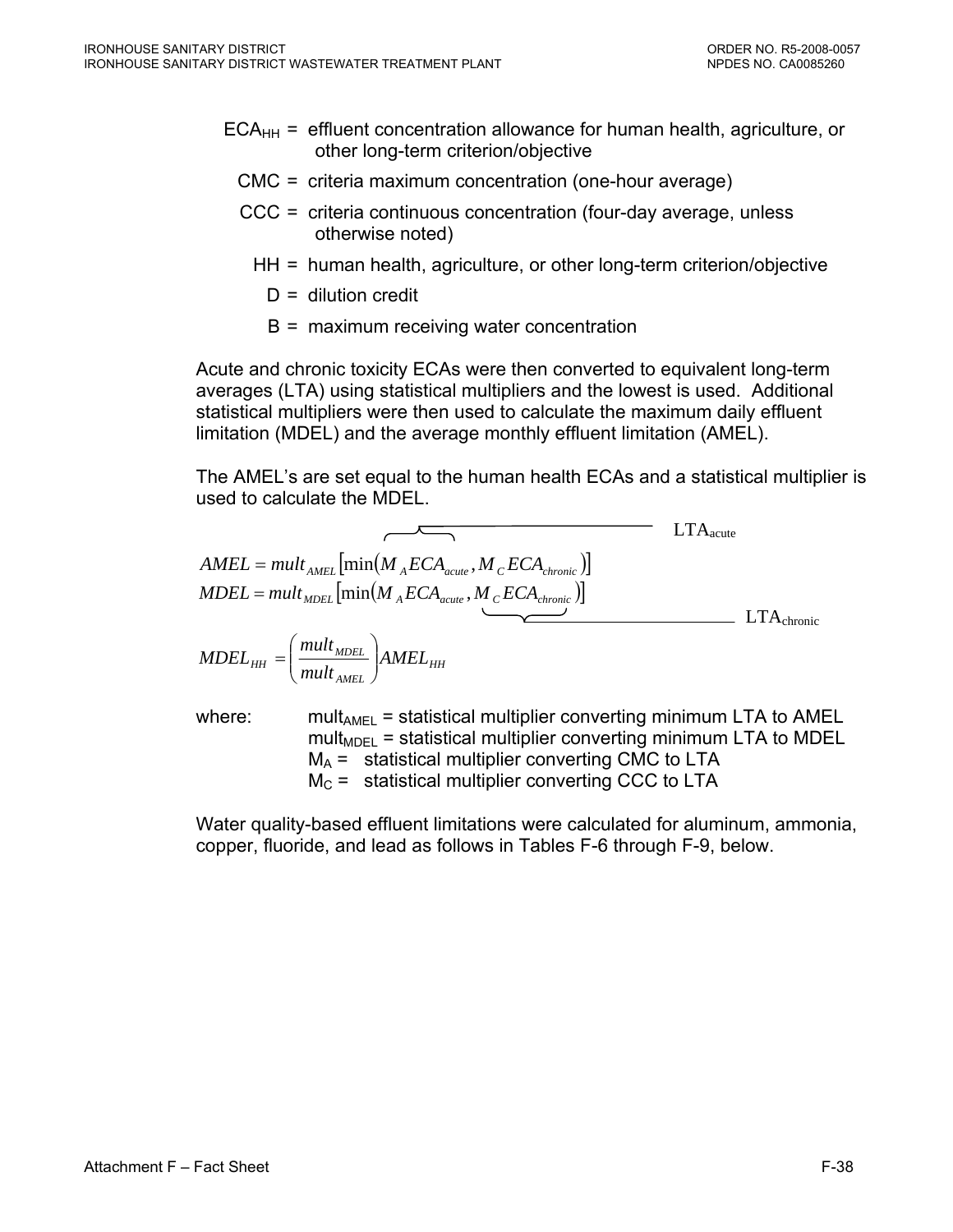$ECA_{HH}$ = effluent concentration allowance for human health, agriculture, or other long-term criterion/objective

CMC = criteria maximum concentration (one-hour average)

CCC = criteria continuous concentration (four-day average, unless otherwise noted)

HH = human health, agriculture, or other long-term criterion/objective

D = dilution credit

B = maximum receiving water concentration

Acute and chronic toxicity ECAs were then converted to equivalent long-term averages (LTA) using statistical multipliers and the lowest is used. Additional statistical multipliers were then used to calculate the maximum daily effluent limitation (MDEL) and the average monthly effluent limitation (AMEL).

The AMEL's are set equal to the human health ECAs and a statistical multiplier is used to calculate the MDEL.

$$AMEL = mult_{AMEL}\left[\min\left(\overbrace{M_A ECA_{acute}}^{LTA_{acute}}, M_C ECA_{chronic}\right)\right]$$

$$MDEL = mult_{MDEL}\left[\min\left(M_A ECA_{acute}, \underbrace{M_C ECA_{chronic}}_{LTA_{chronic}}\right)\right]$$

$$MDEL_{HH} = \left(\frac{mult_{MDEL}}{mult_{AMEL}}\right) AMEL_{HH}$$

where:
- $mult_{AMEL}$ = statistical multiplier converting minimum LTA to AMEL
- $mult_{MDEL}$ = statistical multiplier converting minimum LTA to MDEL
- $M_A$ = statistical multiplier converting CMC to LTA
- $M_C$ = statistical multiplier converting CCC to LTA

Water quality-based effluent limitations were calculated for aluminum, ammonia, copper, fluoride, and lead as follows in Tables F-6 through F-9, below.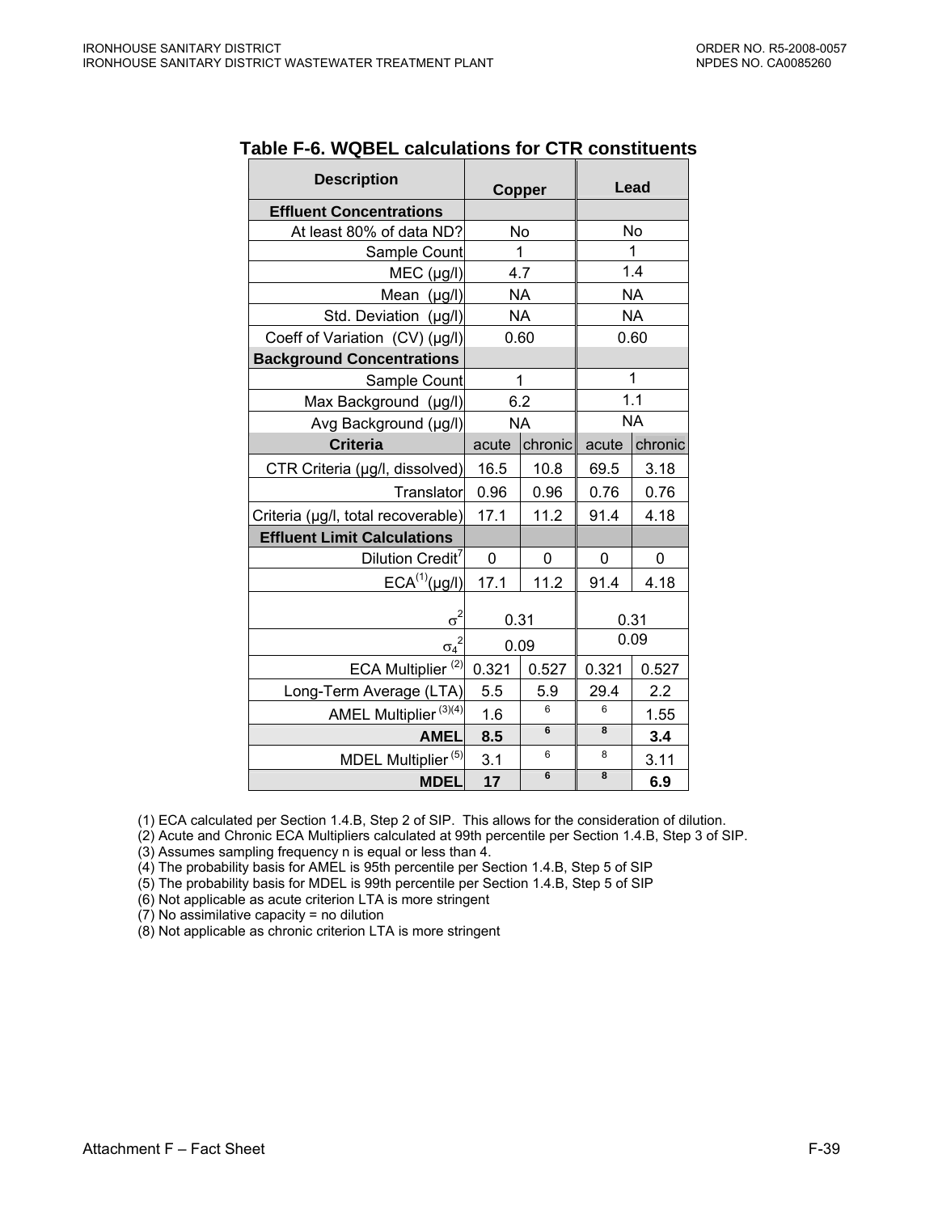**Table F-6. WQBEL calculations for CTR constituents**

| Description | Copper | | Lead | |
|---|---|---|---|---|
| **Effluent Concentrations** | | | | |
| At least 80% of data ND? | No | | No | |
| Sample Count | 1 | | 1 | |
| MEC (µg/l) | 4.7 | | 1.4 | |
| Mean (µg/l) | NA | | NA | |
| Std. Deviation (µg/l) | NA | | NA | |
| Coeff of Variation (CV) (µg/l) | 0.60 | | 0.60 | |
| **Background Concentrations** | | | | |
| Sample Count | 1 | | 1 | |
| Max Background (µg/l) | 6.2 | | 1.1 | |
| Avg Background (µg/l) | NA | | NA | |
| **Criteria** | acute | chronic | acute | chronic |
| CTR Criteria (µg/l, dissolved) | 16.5 | 10.8 | 69.5 | 3.18 |
| Translator | 0.96 | 0.96 | 0.76 | 0.76 |
| Criteria (µg/l, total recoverable) | 17.1 | 11.2 | 91.4 | 4.18 |
| **Effluent Limit Calculations** | | | | |
| Dilution Credit[7] | 0 | 0 | 0 | 0 |
| ECA[(1)](µg/l) | 17.1 | 11.2 | 91.4 | 4.18 |
| $\sigma^2$ | 0.31 | | 0.31 | |
| $\sigma_4^2$ | 0.09 | | 0.09 | |
| ECA Multiplier [(2)] | 0.321 | 0.527 | 0.321 | 0.527 |
| Long-Term Average (LTA) | 5.5 | 5.9 | 29.4 | 2.2 |
| AMEL Multiplier [(3)(4)] | 1.6 | 6 | 6 | 1.55 |
| **AMEL** | **8.5** | **6** | **8** | **3.4** |
| MDEL Multiplier [(5)] | 3.1 | 6 | 8 | 3.11 |
| **MDEL** | **17** | **6** | **8** | **6.9** |

(1) ECA calculated per Section 1.4.B, Step 2 of SIP. This allows for the consideration of dilution.
(2) Acute and Chronic ECA Multipliers calculated at 99th percentile per Section 1.4.B, Step 3 of SIP.
(3) Assumes sampling frequency n is equal or less than 4.
(4) The probability basis for AMEL is 95th percentile per Section 1.4.B, Step 5 of SIP
(5) The probability basis for MDEL is 99th percentile per Section 1.4.B, Step 5 of SIP
(6) Not applicable as acute criterion LTA is more stringent
(7) No assimilative capacity = no dilution
(8) Not applicable as chronic criterion LTA is more stringent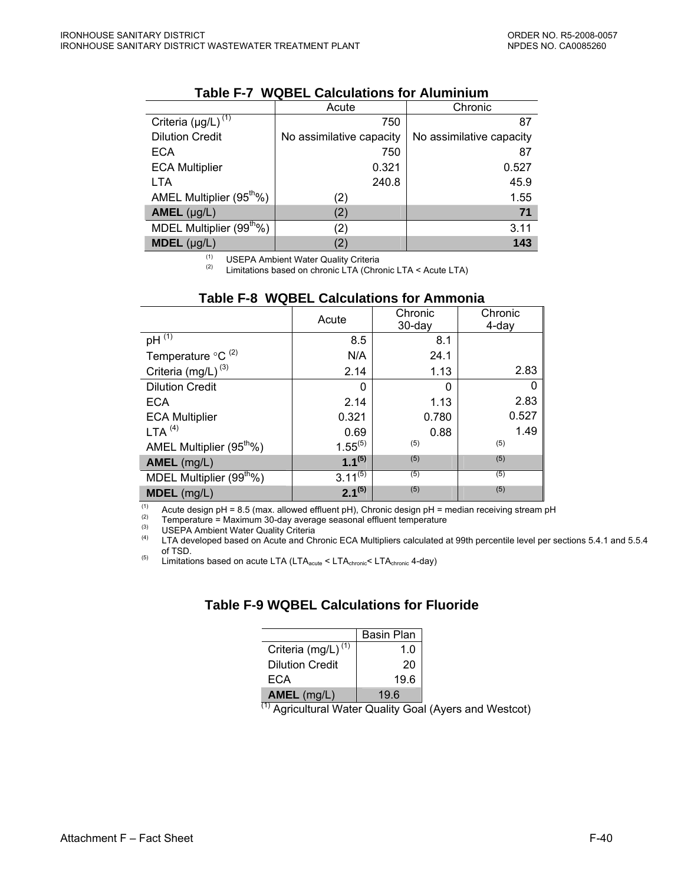### Table F-7 WQBEL Calculations for Aluminium

| | Acute | Chronic |
|---|---|---|
| Criteria (µg/L) [(1)] | 750 | 87 |
| Dilution Credit | No assimilative capacity | No assimilative capacity |
| ECA | 750 | 87 |
| ECA Multiplier | 0.321 | 0.527 |
| LTA | 240.8 | 45.9 |
| AMEL Multiplier ($95^{th}$%) | (2) | 1.55 |
| **AMEL** (µg/L) | (2) | **71** |
| MDEL Multiplier ($99^{th}$%) | (2) | 3.11 |
| **MDEL** (µg/L) | (2) | **143** |

(1) USEPA Ambient Water Quality Criteria
(2) Limitations based on chronic LTA (Chronic LTA < Acute LTA)

### Table F-8 WQBEL Calculations for Ammonia

| | Acute | Chronic 30-day | Chronic 4-day |
|---|---|---|---|
| pH [(1)] | 8.5 | 8.1 | |
| Temperature °C [(2)] | N/A | 24.1 | |
| Criteria (mg/L) [(3)] | 2.14 | 1.13 | 2.83 |
| Dilution Credit | 0 | 0 | 0 |
| ECA | 2.14 | 1.13 | 2.83 |
| ECA Multiplier | 0.321 | 0.780 | 0.527 |
| LTA [(4)] | 0.69 | 0.88 | 1.49 |
| AMEL Multiplier ($95^{th}$%) | 1.55[(5)] | (5) | (5) |
| **AMEL** (mg/L) | **1.1[(5)]** | (5) | (5) |
| MDEL Multiplier ($99^{th}$%) | 3.11[(5)] | (5) | (5) |
| **MDEL** (mg/L) | **2.1[(5)]** | (5) | (5) |

(1) Acute design pH = 8.5 (max. allowed effluent pH), Chronic design pH = median receiving stream pH
(2) Temperature = Maximum 30-day average seasonal effluent temperature
(3) USEPA Ambient Water Quality Criteria
(4) LTA developed based on Acute and Chronic ECA Multipliers calculated at 99th percentile level per sections 5.4.1 and 5.5.4 of TSD.
(5) Limitations based on acute LTA ($LTA_{acute} < LTA_{chronic} < LTA_{chronic}$ 4-day)

### Table F-9 WQBEL Calculations for Fluoride

| | Basin Plan |
|---|---|
| Criteria (mg/L) [(1)] | 1.0 |
| Dilution Credit | 20 |
| ECA | 19.6 |
| **AMEL** (mg/L) | 19.6 |

(1) Agricultural Water Quality Goal (Ayers and Westcot)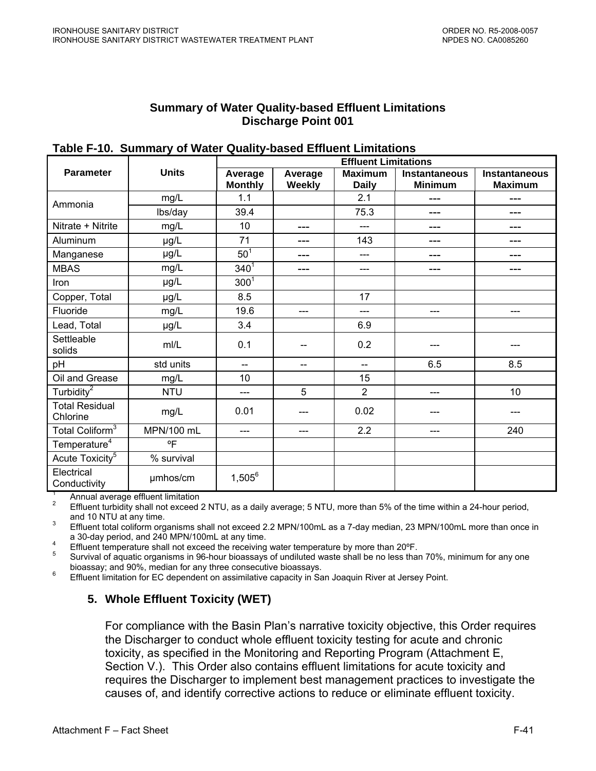**Summary of Water Quality-based Effluent Limitations**
**Discharge Point 001**

**Table F-10. Summary of Water Quality-based Effluent Limitations**

| Parameter | Units | Effluent Limitations | | | | |
|---|---|---|---|---|---|---|
| | | Average Monthly | Average Weekly | Maximum Daily | Instantaneous Minimum | Instantaneous Maximum |
| Ammonia | mg/L | 1.1 | | 2.1 | --- | --- |
| | lbs/day | 39.4 | | 75.3 | --- | --- |
| Nitrate + Nitrite | mg/L | 10 | --- | --- | --- | --- |
| Aluminum | µg/L | 71 | --- | 143 | --- | --- |
| Manganese | µg/L | 50[1] | --- | --- | --- | --- |
| MBAS | mg/L | 340[1] | --- | --- | --- | --- |
| Iron | µg/L | 300[1] | | | | |
| Copper, Total | µg/L | 8.5 | | 17 | | |
| Fluoride | mg/L | 19.6 | --- | --- | --- | --- |
| Lead, Total | µg/L | 3.4 | | 6.9 | | |
| Settleable solids | ml/L | 0.1 | -- | 0.2 | --- | --- |
| pH | std units | -- | -- | -- | 6.5 | 8.5 |
| Oil and Grease | mg/L | 10 | | 15 | | |
| Turbidity[2] | NTU | --- | 5 | 2 | --- | 10 |
| Total Residual Chlorine | mg/L | 0.01 | --- | 0.02 | --- | --- |
| Total Coliform[3] | MPN/100 mL | --- | --- | 2.2 | --- | 240 |
| Temperature[4] | ºF | | | | | |
| Acute Toxicity[5] | % survival | | | | | |
| Electrical Conductivity | µmhos/cm | 1,505[6] | | | | |

[1] Annual average effluent limitation
[2] Effluent turbidity shall not exceed 2 NTU, as a daily average; 5 NTU, more than 5% of the time within a 24-hour period, and 10 NTU at any time.
[3] Effluent total coliform organisms shall not exceed 2.2 MPN/100mL as a 7-day median, 23 MPN/100mL more than once in a 30-day period, and 240 MPN/100mL at any time.
[4] Effluent temperature shall not exceed the receiving water temperature by more than 20ºF.
[5] Survival of aquatic organisms in 96-hour bioassays of undiluted waste shall be no less than 70%, minimum for any one bioassay; and 90%, median for any three consecutive bioassays.
[6] Effluent limitation for EC dependent on assimilative capacity in San Joaquin River at Jersey Point.

### 5. Whole Effluent Toxicity (WET)

For compliance with the Basin Plan's narrative toxicity objective, this Order requires the Discharger to conduct whole effluent toxicity testing for acute and chronic toxicity, as specified in the Monitoring and Reporting Program (Attachment E, Section V.). This Order also contains effluent limitations for acute toxicity and requires the Discharger to implement best management practices to investigate the causes of, and identify corrective actions to reduce or eliminate effluent toxicity.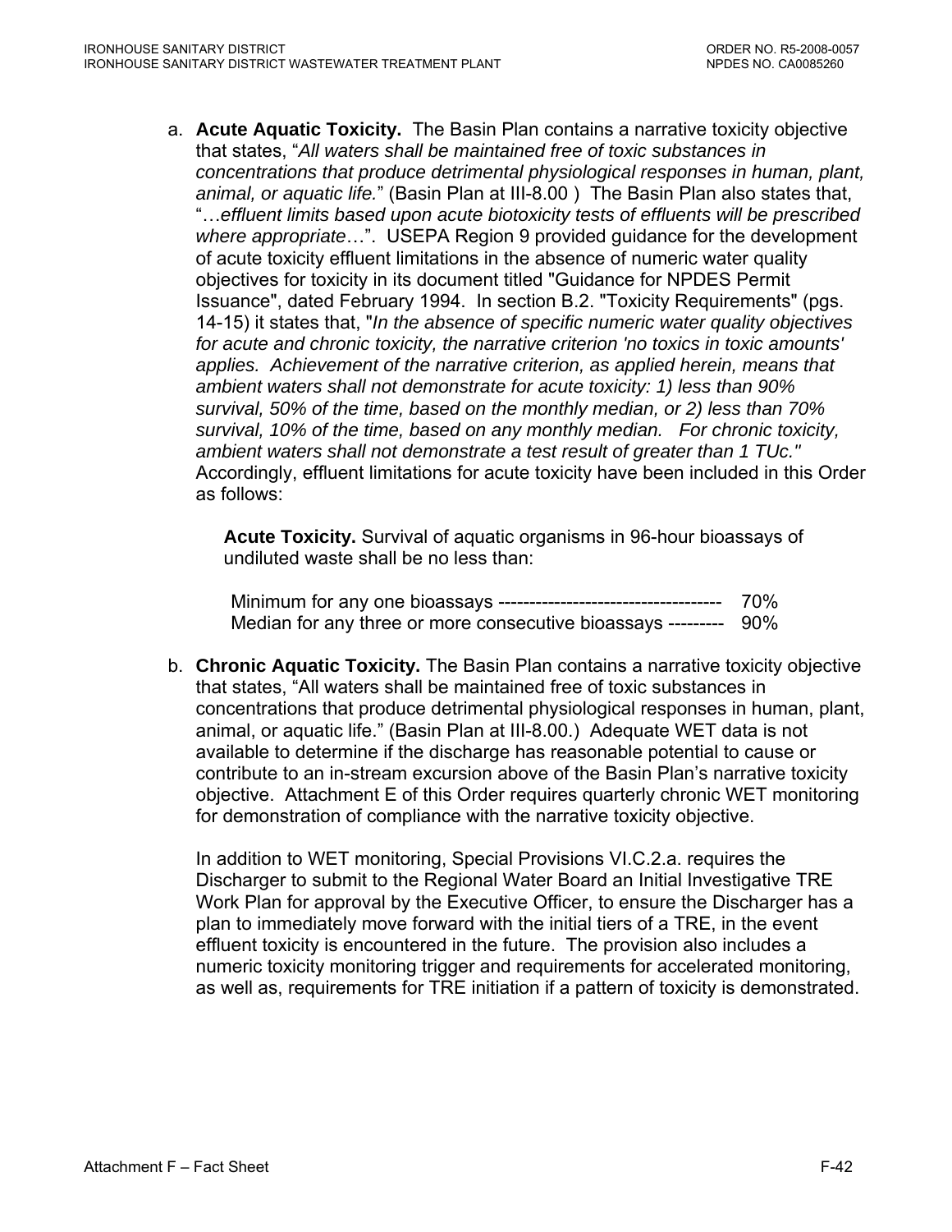a. **Acute Aquatic Toxicity.** The Basin Plan contains a narrative toxicity objective that states, "*All waters shall be maintained free of toxic substances in concentrations that produce detrimental physiological responses in human, plant, animal, or aquatic life.*" (Basin Plan at III-8.00 ) The Basin Plan also states that, "…*effluent limits based upon acute biotoxicity tests of effluents will be prescribed where appropriate*…". USEPA Region 9 provided guidance for the development of acute toxicity effluent limitations in the absence of numeric water quality objectives for toxicity in its document titled "Guidance for NPDES Permit Issuance", dated February 1994. In section B.2. "Toxicity Requirements" (pgs. 14-15) it states that, "*In the absence of specific numeric water quality objectives for acute and chronic toxicity, the narrative criterion 'no toxics in toxic amounts' applies. Achievement of the narrative criterion, as applied herein, means that ambient waters shall not demonstrate for acute toxicity: 1) less than 90% survival, 50% of the time, based on the monthly median, or 2) less than 70% survival, 10% of the time, based on any monthly median. For chronic toxicity, ambient waters shall not demonstrate a test result of greater than 1 TUc.*" Accordingly, effluent limitations for acute toxicity have been included in this Order as follows:

   **Acute Toxicity.** Survival of aquatic organisms in 96-hour bioassays of undiluted waste shall be no less than:

   Minimum for any one bioassays ------------------------------------ 70%
   Median for any three or more consecutive bioassays --------- 90%

b. **Chronic Aquatic Toxicity.** The Basin Plan contains a narrative toxicity objective that states, "All waters shall be maintained free of toxic substances in concentrations that produce detrimental physiological responses in human, plant, animal, or aquatic life." (Basin Plan at III-8.00.) Adequate WET data is not available to determine if the discharge has reasonable potential to cause or contribute to an in-stream excursion above of the Basin Plan's narrative toxicity objective. Attachment E of this Order requires quarterly chronic WET monitoring for demonstration of compliance with the narrative toxicity objective.

   In addition to WET monitoring, Special Provisions VI.C.2.a. requires the Discharger to submit to the Regional Water Board an Initial Investigative TRE Work Plan for approval by the Executive Officer, to ensure the Discharger has a plan to immediately move forward with the initial tiers of a TRE, in the event effluent toxicity is encountered in the future. The provision also includes a numeric toxicity monitoring trigger and requirements for accelerated monitoring, as well as, requirements for TRE initiation if a pattern of toxicity is demonstrated.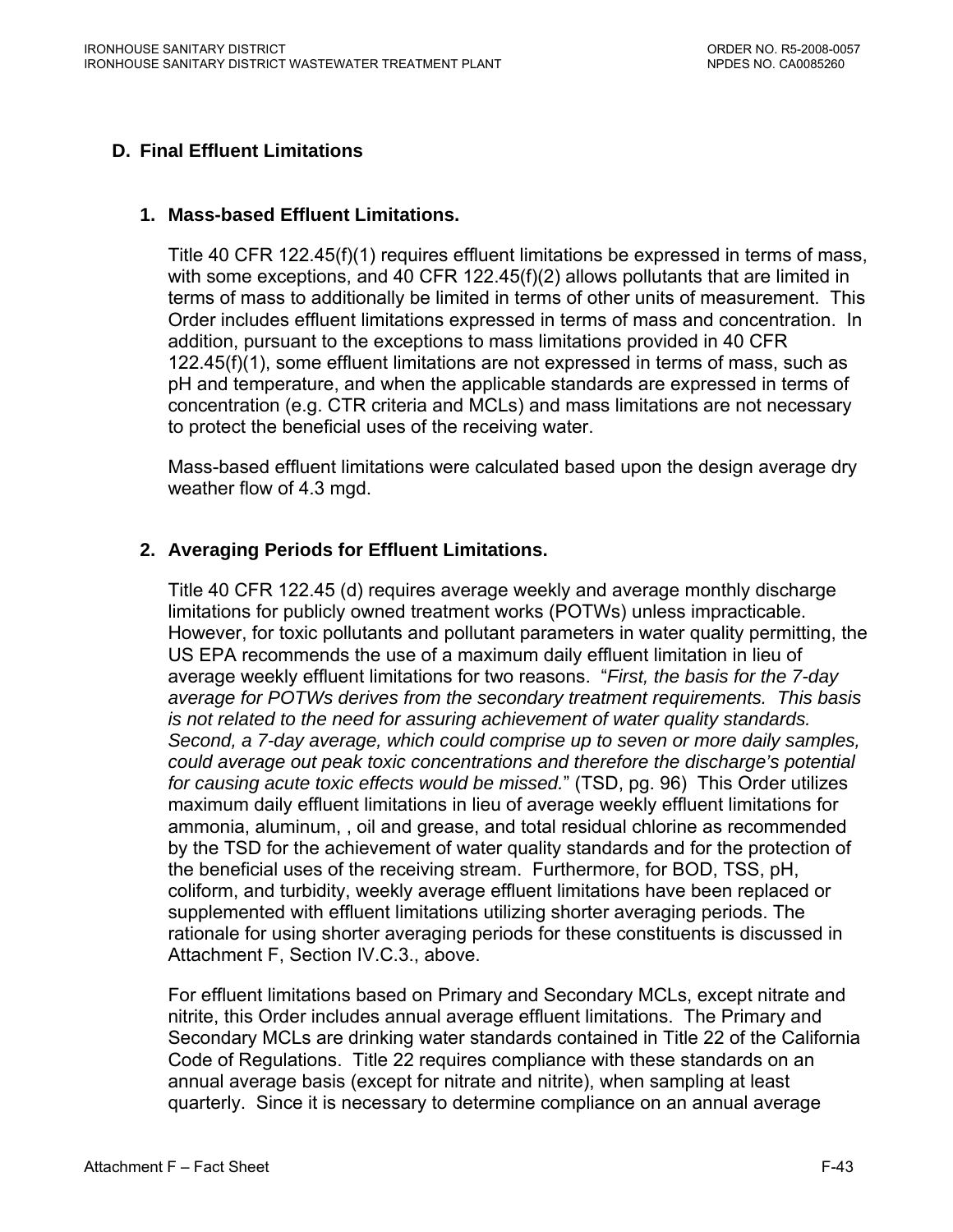## D. Final Effluent Limitations

### 1. Mass-based Effluent Limitations.

Title 40 CFR 122.45(f)(1) requires effluent limitations be expressed in terms of mass, with some exceptions, and 40 CFR 122.45(f)(2) allows pollutants that are limited in terms of mass to additionally be limited in terms of other units of measurement. This Order includes effluent limitations expressed in terms of mass and concentration. In addition, pursuant to the exceptions to mass limitations provided in 40 CFR 122.45(f)(1), some effluent limitations are not expressed in terms of mass, such as pH and temperature, and when the applicable standards are expressed in terms of concentration (e.g. CTR criteria and MCLs) and mass limitations are not necessary to protect the beneficial uses of the receiving water.

Mass-based effluent limitations were calculated based upon the design average dry weather flow of 4.3 mgd.

### 2. Averaging Periods for Effluent Limitations.

Title 40 CFR 122.45 (d) requires average weekly and average monthly discharge limitations for publicly owned treatment works (POTWs) unless impracticable. However, for toxic pollutants and pollutant parameters in water quality permitting, the US EPA recommends the use of a maximum daily effluent limitation in lieu of average weekly effluent limitations for two reasons. "*First, the basis for the 7-day average for POTWs derives from the secondary treatment requirements. This basis is not related to the need for assuring achievement of water quality standards. Second, a 7-day average, which could comprise up to seven or more daily samples, could average out peak toxic concentrations and therefore the discharge's potential for causing acute toxic effects would be missed.*" (TSD, pg. 96) This Order utilizes maximum daily effluent limitations in lieu of average weekly effluent limitations for ammonia, aluminum, , oil and grease, and total residual chlorine as recommended by the TSD for the achievement of water quality standards and for the protection of the beneficial uses of the receiving stream. Furthermore, for BOD, TSS, pH, coliform, and turbidity, weekly average effluent limitations have been replaced or supplemented with effluent limitations utilizing shorter averaging periods. The rationale for using shorter averaging periods for these constituents is discussed in Attachment F, Section IV.C.3., above.

For effluent limitations based on Primary and Secondary MCLs, except nitrate and nitrite, this Order includes annual average effluent limitations. The Primary and Secondary MCLs are drinking water standards contained in Title 22 of the California Code of Regulations. Title 22 requires compliance with these standards on an annual average basis (except for nitrate and nitrite), when sampling at least quarterly. Since it is necessary to determine compliance on an annual average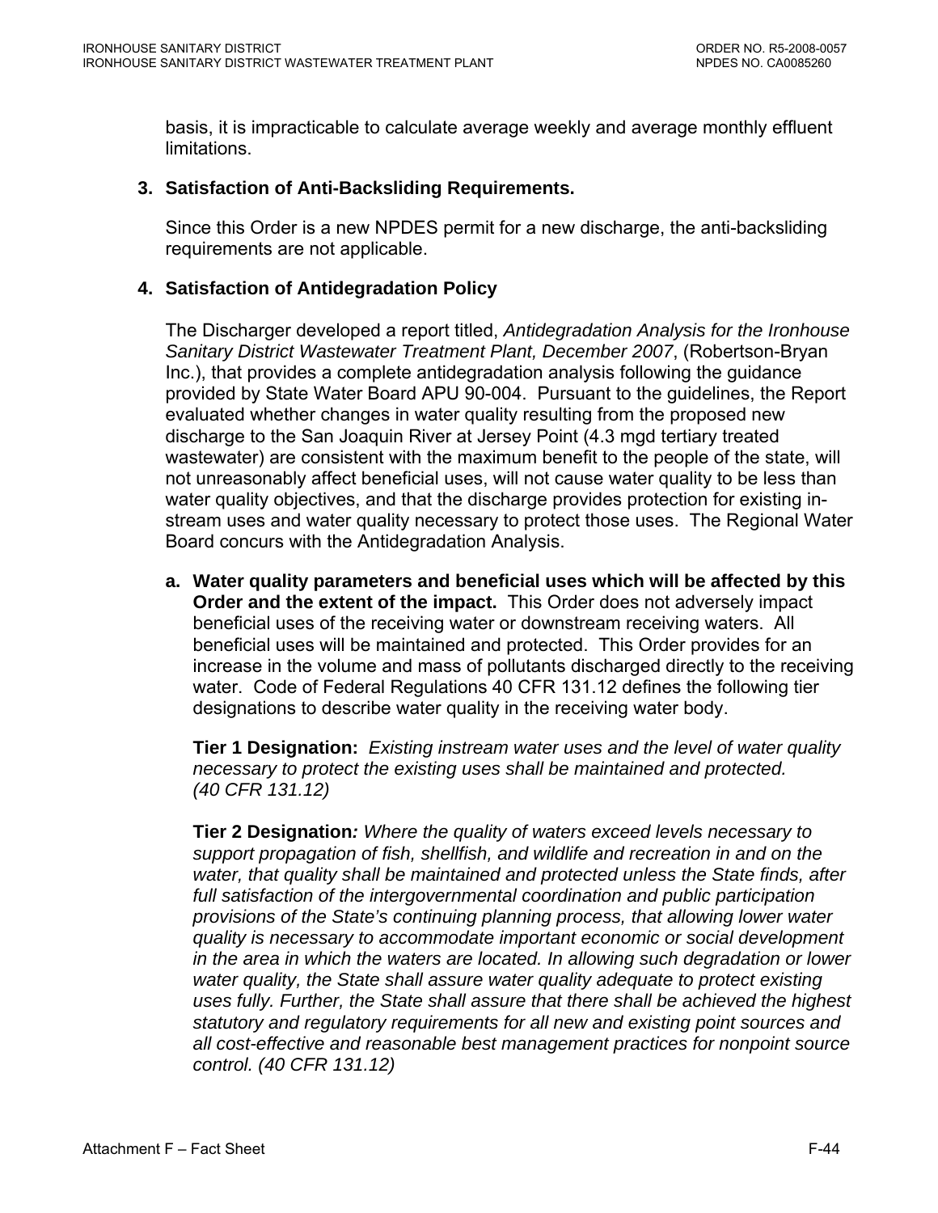basis, it is impracticable to calculate average weekly and average monthly effluent limitations.

### 3. Satisfaction of Anti-Backsliding Requirements.

Since this Order is a new NPDES permit for a new discharge, the anti-backsliding requirements are not applicable.

### 4. Satisfaction of Antidegradation Policy

The Discharger developed a report titled, *Antidegradation Analysis for the Ironhouse Sanitary District Wastewater Treatment Plant, December 2007*, (Robertson-Bryan Inc.), that provides a complete antidegradation analysis following the guidance provided by State Water Board APU 90-004. Pursuant to the guidelines, the Report evaluated whether changes in water quality resulting from the proposed new discharge to the San Joaquin River at Jersey Point (4.3 mgd tertiary treated wastewater) are consistent with the maximum benefit to the people of the state, will not unreasonably affect beneficial uses, will not cause water quality to be less than water quality objectives, and that the discharge provides protection for existing in-stream uses and water quality necessary to protect those uses. The Regional Water Board concurs with the Antidegradation Analysis.

a. **Water quality parameters and beneficial uses which will be affected by this Order and the extent of the impact.** This Order does not adversely impact beneficial uses of the receiving water or downstream receiving waters. All beneficial uses will be maintained and protected. This Order provides for an increase in the volume and mass of pollutants discharged directly to the receiving water. Code of Federal Regulations 40 CFR 131.12 defines the following tier designations to describe water quality in the receiving water body.

   **Tier 1 Designation:** *Existing instream water uses and the level of water quality necessary to protect the existing uses shall be maintained and protected. (40 CFR 131.12)*

   **Tier 2 Designation***: Where the quality of waters exceed levels necessary to support propagation of fish, shellfish, and wildlife and recreation in and on the water, that quality shall be maintained and protected unless the State finds, after full satisfaction of the intergovernmental coordination and public participation provisions of the State's continuing planning process, that allowing lower water quality is necessary to accommodate important economic or social development in the area in which the waters are located. In allowing such degradation or lower water quality, the State shall assure water quality adequate to protect existing uses fully. Further, the State shall assure that there shall be achieved the highest statutory and regulatory requirements for all new and existing point sources and all cost-effective and reasonable best management practices for nonpoint source control. (40 CFR 131.12)*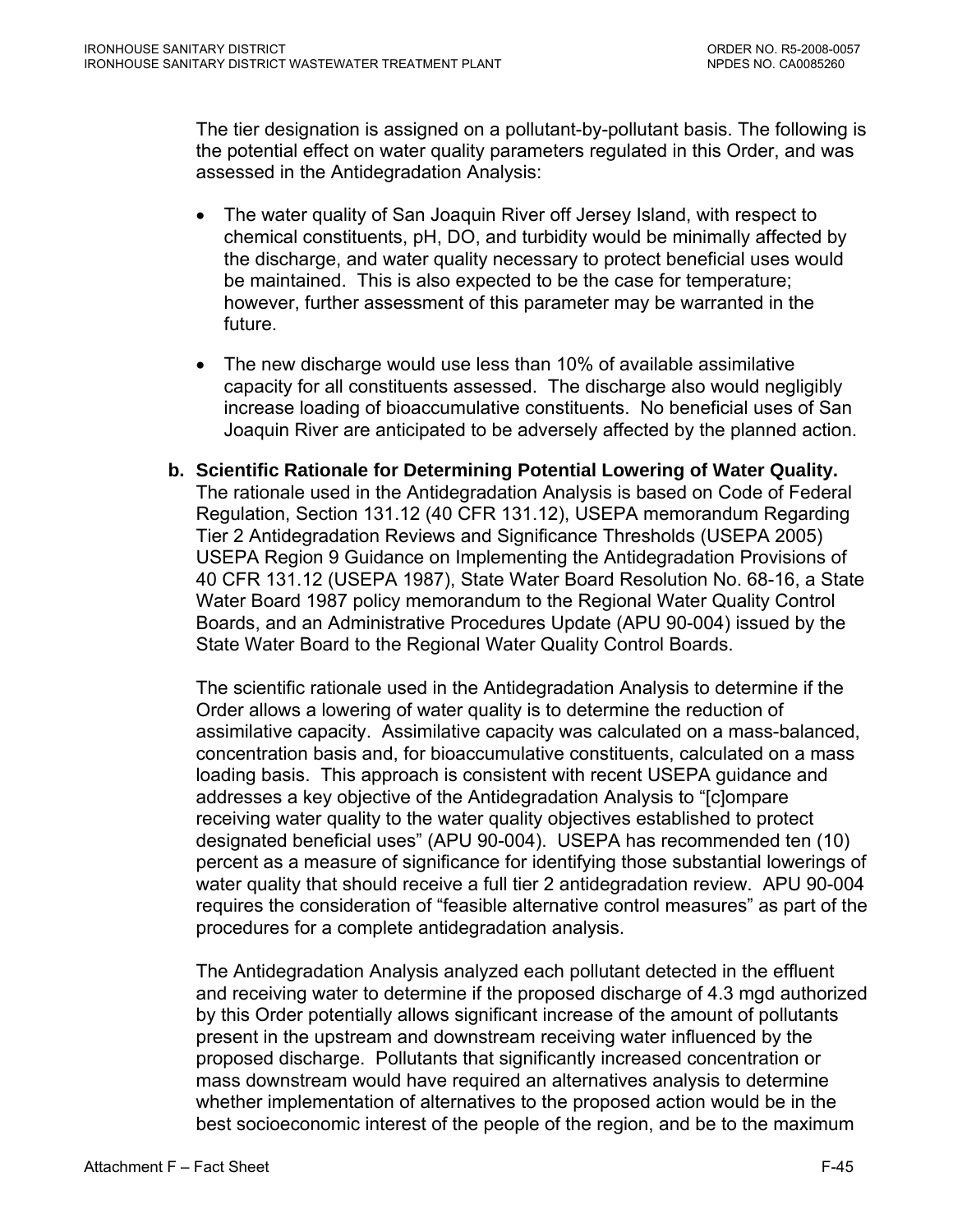The tier designation is assigned on a pollutant-by-pollutant basis. The following is the potential effect on water quality parameters regulated in this Order, and was assessed in the Antidegradation Analysis:

- The water quality of San Joaquin River off Jersey Island, with respect to chemical constituents, pH, DO, and turbidity would be minimally affected by the discharge, and water quality necessary to protect beneficial uses would be maintained. This is also expected to be the case for temperature; however, further assessment of this parameter may be warranted in the future.
- The new discharge would use less than 10% of available assimilative capacity for all constituents assessed. The discharge also would negligibly increase loading of bioaccumulative constituents. No beneficial uses of San Joaquin River are anticipated to be adversely affected by the planned action.

**b. Scientific Rationale for Determining Potential Lowering of Water Quality.** The rationale used in the Antidegradation Analysis is based on Code of Federal Regulation, Section 131.12 (40 CFR 131.12), USEPA memorandum Regarding Tier 2 Antidegradation Reviews and Significance Thresholds (USEPA 2005) USEPA Region 9 Guidance on Implementing the Antidegradation Provisions of 40 CFR 131.12 (USEPA 1987), State Water Board Resolution No. 68-16, a State Water Board 1987 policy memorandum to the Regional Water Quality Control Boards, and an Administrative Procedures Update (APU 90-004) issued by the State Water Board to the Regional Water Quality Control Boards.

The scientific rationale used in the Antidegradation Analysis to determine if the Order allows a lowering of water quality is to determine the reduction of assimilative capacity. Assimilative capacity was calculated on a mass-balanced, concentration basis and, for bioaccumulative constituents, calculated on a mass loading basis. This approach is consistent with recent USEPA guidance and addresses a key objective of the Antidegradation Analysis to "[c]ompare receiving water quality to the water quality objectives established to protect designated beneficial uses" (APU 90-004). USEPA has recommended ten (10) percent as a measure of significance for identifying those substantial lowerings of water quality that should receive a full tier 2 antidegradation review. APU 90-004 requires the consideration of "feasible alternative control measures" as part of the procedures for a complete antidegradation analysis.

The Antidegradation Analysis analyzed each pollutant detected in the effluent and receiving water to determine if the proposed discharge of 4.3 mgd authorized by this Order potentially allows significant increase of the amount of pollutants present in the upstream and downstream receiving water influenced by the proposed discharge. Pollutants that significantly increased concentration or mass downstream would have required an alternatives analysis to determine whether implementation of alternatives to the proposed action would be in the best socioeconomic interest of the people of the region, and be to the maximum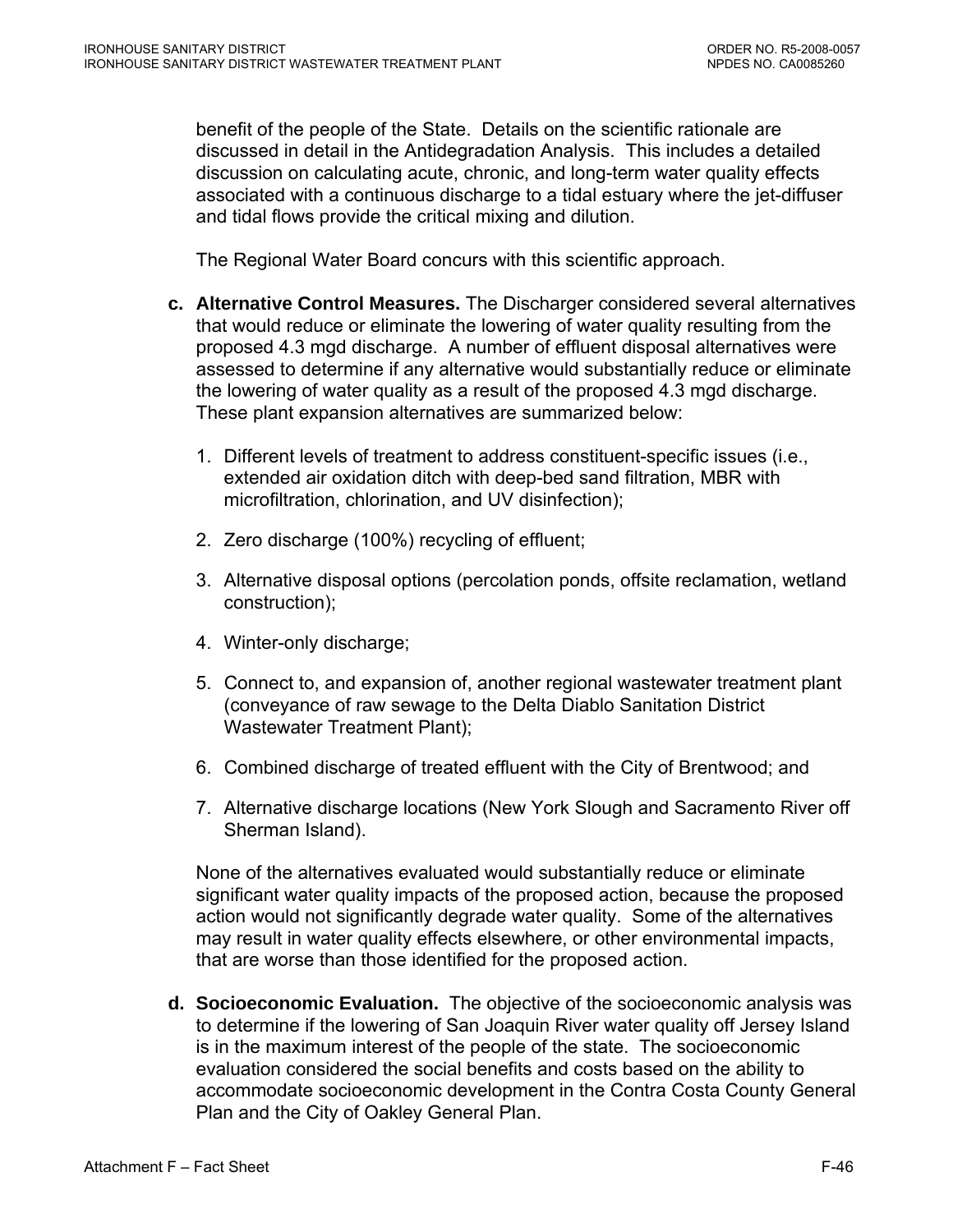benefit of the people of the State. Details on the scientific rationale are discussed in detail in the Antidegradation Analysis. This includes a detailed discussion on calculating acute, chronic, and long-term water quality effects associated with a continuous discharge to a tidal estuary where the jet-diffuser and tidal flows provide the critical mixing and dilution.

The Regional Water Board concurs with this scientific approach.

c. **Alternative Control Measures.** The Discharger considered several alternatives that would reduce or eliminate the lowering of water quality resulting from the proposed 4.3 mgd discharge. A number of effluent disposal alternatives were assessed to determine if any alternative would substantially reduce or eliminate the lowering of water quality as a result of the proposed 4.3 mgd discharge. These plant expansion alternatives are summarized below:

   1. Different levels of treatment to address constituent-specific issues (i.e., extended air oxidation ditch with deep-bed sand filtration, MBR with microfiltration, chlorination, and UV disinfection);

   2. Zero discharge (100%) recycling of effluent;

   3. Alternative disposal options (percolation ponds, offsite reclamation, wetland construction);

   4. Winter-only discharge;

   5. Connect to, and expansion of, another regional wastewater treatment plant (conveyance of raw sewage to the Delta Diablo Sanitation District Wastewater Treatment Plant);

   6. Combined discharge of treated effluent with the City of Brentwood; and

   7. Alternative discharge locations (New York Slough and Sacramento River off Sherman Island).

   None of the alternatives evaluated would substantially reduce or eliminate significant water quality impacts of the proposed action, because the proposed action would not significantly degrade water quality. Some of the alternatives may result in water quality effects elsewhere, or other environmental impacts, that are worse than those identified for the proposed action.

d. **Socioeconomic Evaluation.** The objective of the socioeconomic analysis was to determine if the lowering of San Joaquin River water quality off Jersey Island is in the maximum interest of the people of the state. The socioeconomic evaluation considered the social benefits and costs based on the ability to accommodate socioeconomic development in the Contra Costa County General Plan and the City of Oakley General Plan.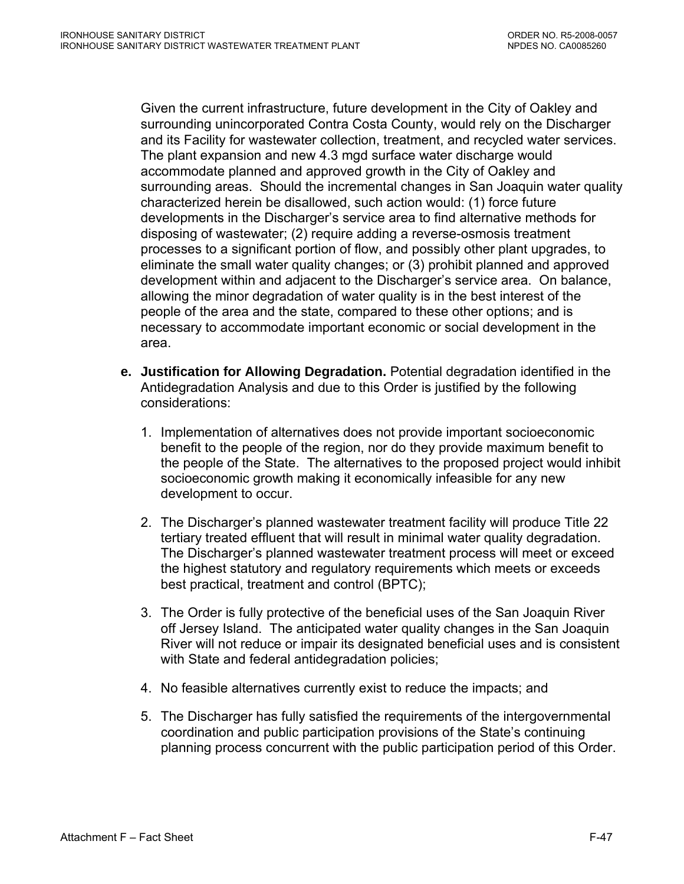Given the current infrastructure, future development in the City of Oakley and surrounding unincorporated Contra Costa County, would rely on the Discharger and its Facility for wastewater collection, treatment, and recycled water services. The plant expansion and new 4.3 mgd surface water discharge would accommodate planned and approved growth in the City of Oakley and surrounding areas. Should the incremental changes in San Joaquin water quality characterized herein be disallowed, such action would: (1) force future developments in the Discharger's service area to find alternative methods for disposing of wastewater; (2) require adding a reverse-osmosis treatment processes to a significant portion of flow, and possibly other plant upgrades, to eliminate the small water quality changes; or (3) prohibit planned and approved development within and adjacent to the Discharger's service area. On balance, allowing the minor degradation of water quality is in the best interest of the people of the area and the state, compared to these other options; and is necessary to accommodate important economic or social development in the area.

e. **Justification for Allowing Degradation.** Potential degradation identified in the Antidegradation Analysis and due to this Order is justified by the following considerations:

1. Implementation of alternatives does not provide important socioeconomic benefit to the people of the region, nor do they provide maximum benefit to the people of the State. The alternatives to the proposed project would inhibit socioeconomic growth making it economically infeasible for any new development to occur.

2. The Discharger's planned wastewater treatment facility will produce Title 22 tertiary treated effluent that will result in minimal water quality degradation. The Discharger's planned wastewater treatment process will meet or exceed the highest statutory and regulatory requirements which meets or exceeds best practical, treatment and control (BPTC);

3. The Order is fully protective of the beneficial uses of the San Joaquin River off Jersey Island. The anticipated water quality changes in the San Joaquin River will not reduce or impair its designated beneficial uses and is consistent with State and federal antidegradation policies;

4. No feasible alternatives currently exist to reduce the impacts; and

5. The Discharger has fully satisfied the requirements of the intergovernmental coordination and public participation provisions of the State's continuing planning process concurrent with the public participation period of this Order.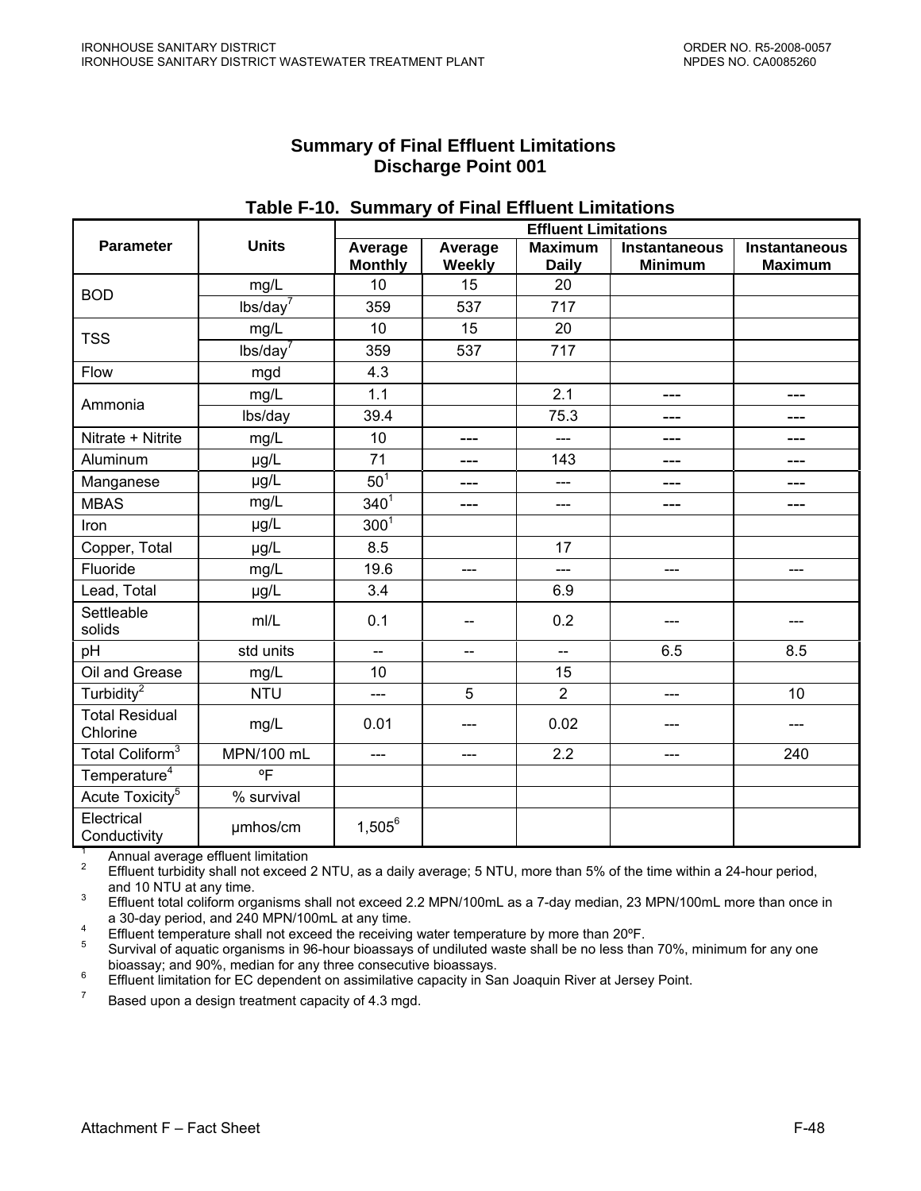## Summary of Final Effluent Limitations
## Discharge Point 001

**Table F-10. Summary of Final Effluent Limitations**

| Parameter | Units | Effluent Limitations | | | | |
|---|---|---|---|---|---|---|
| | | Average Monthly | Average Weekly | Maximum Daily | Instantaneous Minimum | Instantaneous Maximum |
| BOD | mg/L | 10 | 15 | 20 | | |
| | lbs/day[7] | 359 | 537 | 717 | | |
| TSS | mg/L | 10 | 15 | 20 | | |
| | lbs/day[7] | 359 | 537 | 717 | | |
| Flow | mgd | 4.3 | | | | |
| Ammonia | mg/L | 1.1 | | 2.1 | --- | --- |
| | lbs/day | 39.4 | | 75.3 | --- | --- |
| Nitrate + Nitrite | mg/L | 10 | --- | --- | --- | --- |
| Aluminum | µg/L | 71 | --- | 143 | --- | --- |
| Manganese | µg/L | 50[1] | --- | --- | --- | --- |
| MBAS | mg/L | 340[1] | --- | --- | --- | --- |
| Iron | µg/L | 300[1] | | | | |
| Copper, Total | µg/L | 8.5 | | 17 | | |
| Fluoride | mg/L | 19.6 | --- | --- | --- | --- |
| Lead, Total | µg/L | 3.4 | | 6.9 | | |
| Settleable solids | ml/L | 0.1 | -- | 0.2 | --- | --- |
| pH | std units | -- | -- | -- | 6.5 | 8.5 |
| Oil and Grease | mg/L | 10 | | 15 | | |
| Turbidity[2] | NTU | --- | 5 | 2 | --- | 10 |
| Total Residual Chlorine | mg/L | 0.01 | --- | 0.02 | --- | --- |
| Total Coliform[3] | MPN/100 mL | --- | --- | 2.2 | --- | 240 |
| Temperature[4] | ºF | | | | | |
| Acute Toxicity[5] | % survival | | | | | |
| Electrical Conductivity | µmhos/cm | 1,505[6] | | | | |

[1] Annual average effluent limitation
[2] Effluent turbidity shall not exceed 2 NTU, as a daily average; 5 NTU, more than 5% of the time within a 24-hour period, and 10 NTU at any time.
[3] Effluent total coliform organisms shall not exceed 2.2 MPN/100mL as a 7-day median, 23 MPN/100mL more than once in a 30-day period, and 240 MPN/100mL at any time.
[4] Effluent temperature shall not exceed the receiving water temperature by more than 20ºF.
[5] Survival of aquatic organisms in 96-hour bioassays of undiluted waste shall be no less than 70%, minimum for any one bioassay; and 90%, median for any three consecutive bioassays.
[6] Effluent limitation for EC dependent on assimilative capacity in San Joaquin River at Jersey Point.
[7] Based upon a design treatment capacity of 4.3 mgd.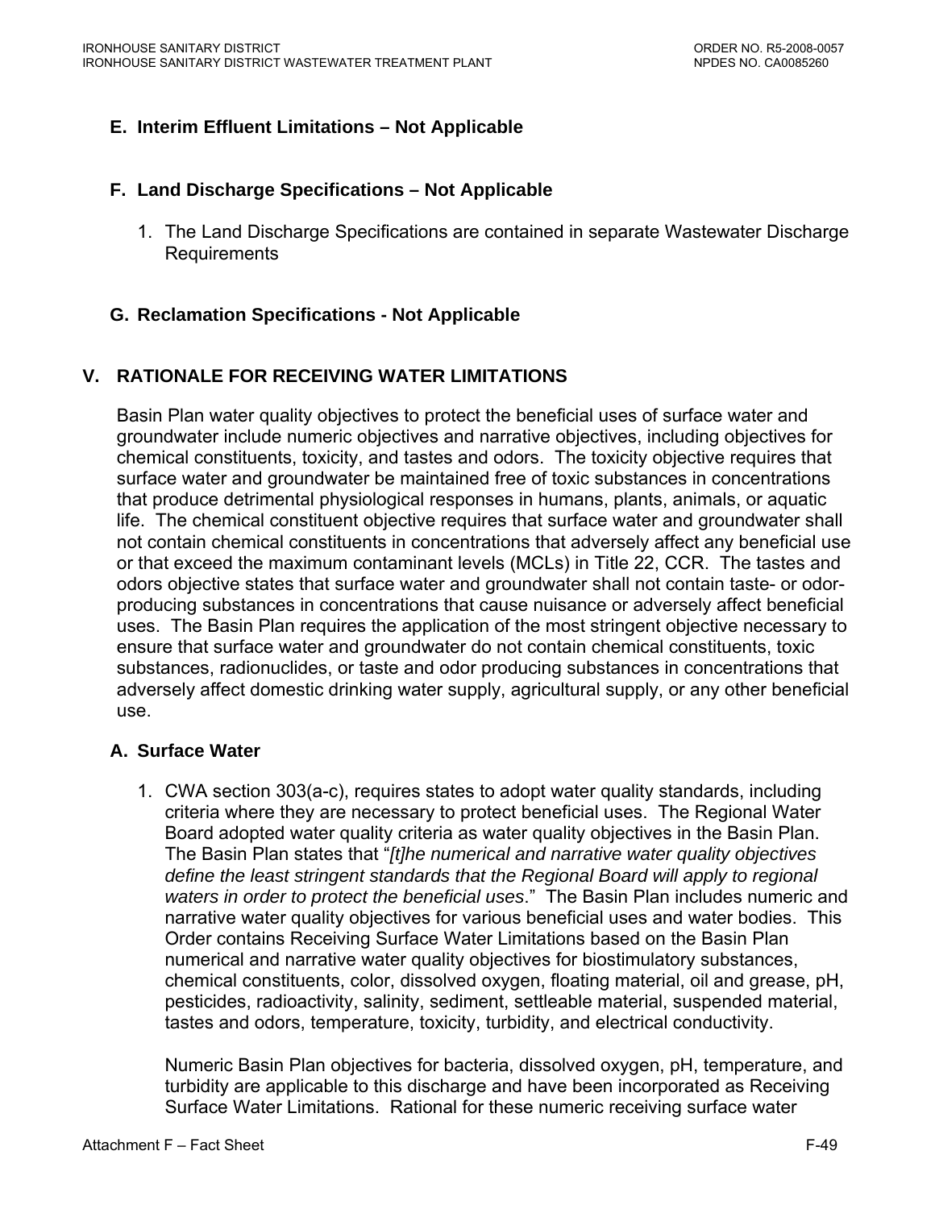## E. Interim Effluent Limitations – Not Applicable

## F. Land Discharge Specifications – Not Applicable

1. The Land Discharge Specifications are contained in separate Wastewater Discharge Requirements

## G. Reclamation Specifications - Not Applicable

# V. RATIONALE FOR RECEIVING WATER LIMITATIONS

Basin Plan water quality objectives to protect the beneficial uses of surface water and groundwater include numeric objectives and narrative objectives, including objectives for chemical constituents, toxicity, and tastes and odors. The toxicity objective requires that surface water and groundwater be maintained free of toxic substances in concentrations that produce detrimental physiological responses in humans, plants, animals, or aquatic life. The chemical constituent objective requires that surface water and groundwater shall not contain chemical constituents in concentrations that adversely affect any beneficial use or that exceed the maximum contaminant levels (MCLs) in Title 22, CCR. The tastes and odors objective states that surface water and groundwater shall not contain taste- or odor-producing substances in concentrations that cause nuisance or adversely affect beneficial uses. The Basin Plan requires the application of the most stringent objective necessary to ensure that surface water and groundwater do not contain chemical constituents, toxic substances, radionuclides, or taste and odor producing substances in concentrations that adversely affect domestic drinking water supply, agricultural supply, or any other beneficial use.

## A. Surface Water

1. CWA section 303(a-c), requires states to adopt water quality standards, including criteria where they are necessary to protect beneficial uses. The Regional Water Board adopted water quality criteria as water quality objectives in the Basin Plan. The Basin Plan states that "*[t]he numerical and narrative water quality objectives define the least stringent standards that the Regional Board will apply to regional waters in order to protect the beneficial uses*." The Basin Plan includes numeric and narrative water quality objectives for various beneficial uses and water bodies. This Order contains Receiving Surface Water Limitations based on the Basin Plan numerical and narrative water quality objectives for biostimulatory substances, chemical constituents, color, dissolved oxygen, floating material, oil and grease, pH, pesticides, radioactivity, salinity, sediment, settleable material, suspended material, tastes and odors, temperature, toxicity, turbidity, and electrical conductivity.

   Numeric Basin Plan objectives for bacteria, dissolved oxygen, pH, temperature, and turbidity are applicable to this discharge and have been incorporated as Receiving Surface Water Limitations. Rational for these numeric receiving surface water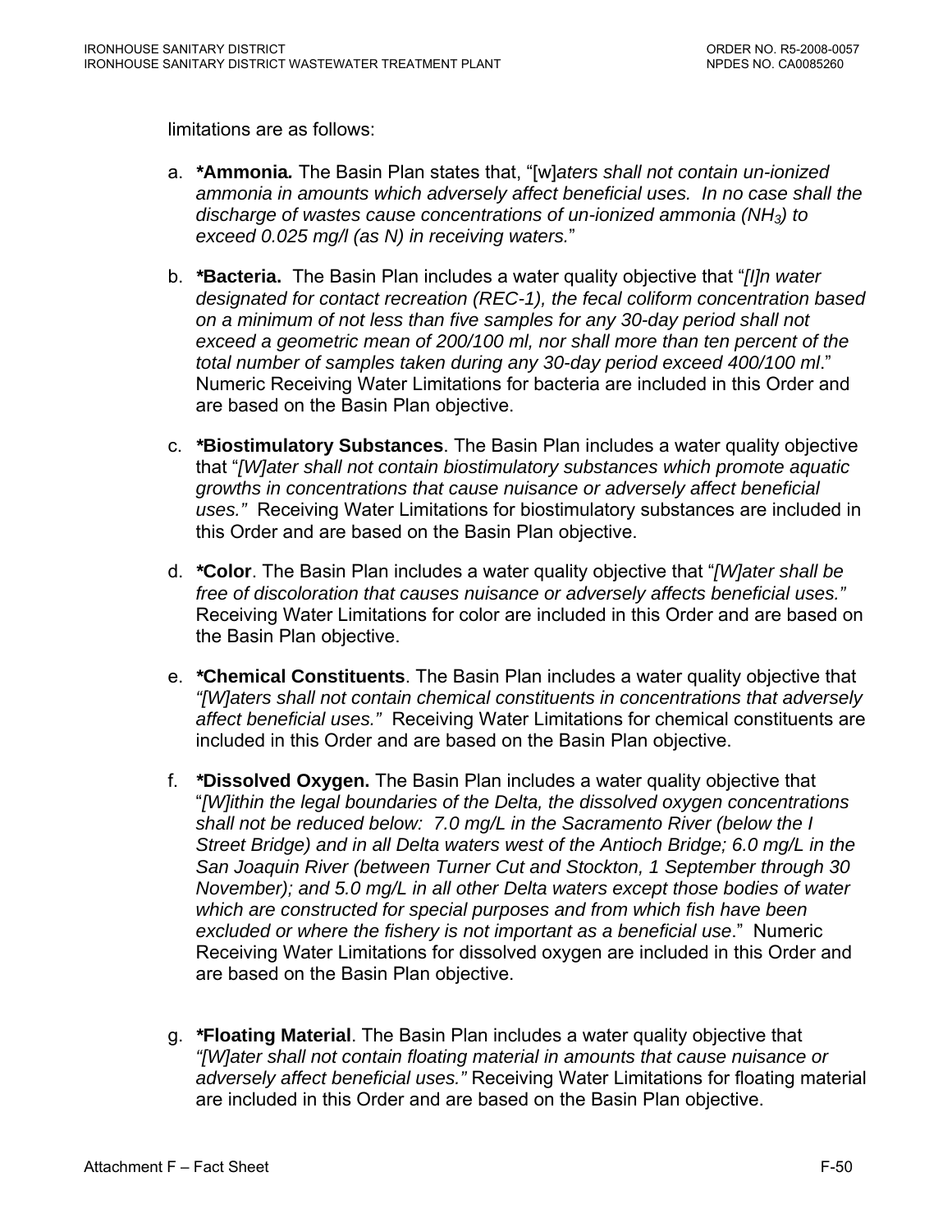limitations are as follows:

a. ***Ammonia.** The Basin Plan states that, "[w]*aters shall not contain un-ionized ammonia in amounts which adversely affect beneficial uses. In no case shall the discharge of wastes cause concentrations of un-ionized ammonia ($NH_3$) to exceed 0.025 mg/l (as N) in receiving waters.*"

b. ***Bacteria.** The Basin Plan includes a water quality objective that "*[I]n water designated for contact recreation (REC-1), the fecal coliform concentration based on a minimum of not less than five samples for any 30-day period shall not exceed a geometric mean of 200/100 ml, nor shall more than ten percent of the total number of samples taken during any 30-day period exceed 400/100 ml*." Numeric Receiving Water Limitations for bacteria are included in this Order and are based on the Basin Plan objective.

c. ***Biostimulatory Substances**. The Basin Plan includes a water quality objective that "*[W]ater shall not contain biostimulatory substances which promote aquatic growths in concentrations that cause nuisance or adversely affect beneficial uses."* Receiving Water Limitations for biostimulatory substances are included in this Order and are based on the Basin Plan objective.

d. ***Color**. The Basin Plan includes a water quality objective that "*[W]ater shall be free of discoloration that causes nuisance or adversely affects beneficial uses."* Receiving Water Limitations for color are included in this Order and are based on the Basin Plan objective.

e. ***Chemical Constituents**. The Basin Plan includes a water quality objective that *"[W]aters shall not contain chemical constituents in concentrations that adversely affect beneficial uses."* Receiving Water Limitations for chemical constituents are included in this Order and are based on the Basin Plan objective.

f. ***Dissolved Oxygen.** The Basin Plan includes a water quality objective that "*[W]ithin the legal boundaries of the Delta, the dissolved oxygen concentrations shall not be reduced below: 7.0 mg/L in the Sacramento River (below the I Street Bridge) and in all Delta waters west of the Antioch Bridge; 6.0 mg/L in the San Joaquin River (between Turner Cut and Stockton, 1 September through 30 November); and 5.0 mg/L in all other Delta waters except those bodies of water which are constructed for special purposes and from which fish have been excluded or where the fishery is not important as a beneficial use*." Numeric Receiving Water Limitations for dissolved oxygen are included in this Order and are based on the Basin Plan objective.

g. ***Floating Material**. The Basin Plan includes a water quality objective that *"[W]ater shall not contain floating material in amounts that cause nuisance or adversely affect beneficial uses."* Receiving Water Limitations for floating material are included in this Order and are based on the Basin Plan objective.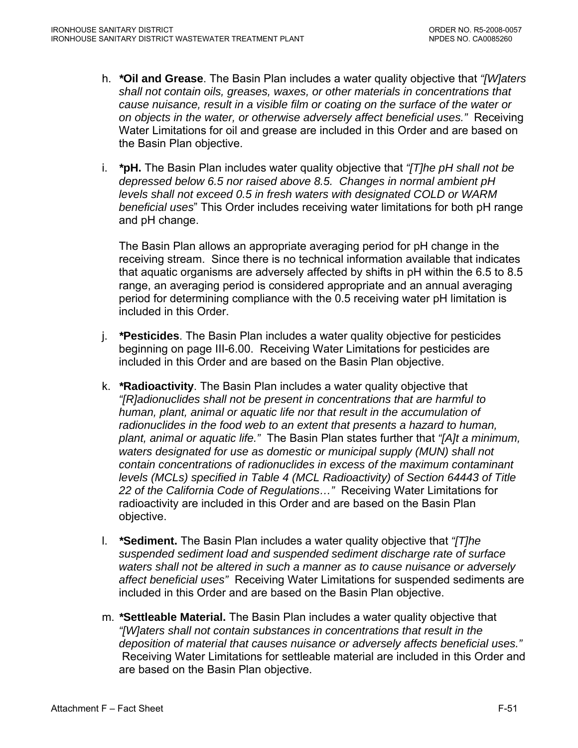h. ***Oil and Grease**. The Basin Plan includes a water quality objective that *"[W]aters shall not contain oils, greases, waxes, or other materials in concentrations that cause nuisance, result in a visible film or coating on the surface of the water or on objects in the water, or otherwise adversely affect beneficial uses."* Receiving Water Limitations for oil and grease are included in this Order and are based on the Basin Plan objective.

i. ***pH.** The Basin Plan includes water quality objective that *"[T]he pH shall not be depressed below 6.5 nor raised above 8.5. Changes in normal ambient pH levels shall not exceed 0.5 in fresh waters with designated COLD or WARM beneficial uses*" This Order includes receiving water limitations for both pH range and pH change.

   The Basin Plan allows an appropriate averaging period for pH change in the receiving stream. Since there is no technical information available that indicates that aquatic organisms are adversely affected by shifts in pH within the 6.5 to 8.5 range, an averaging period is considered appropriate and an annual averaging period for determining compliance with the 0.5 receiving water pH limitation is included in this Order.

j. ***Pesticides**. The Basin Plan includes a water quality objective for pesticides beginning on page III-6.00. Receiving Water Limitations for pesticides are included in this Order and are based on the Basin Plan objective.

k. ***Radioactivity**. The Basin Plan includes a water quality objective that *"[R]adionuclides shall not be present in concentrations that are harmful to human, plant, animal or aquatic life nor that result in the accumulation of radionuclides in the food web to an extent that presents a hazard to human, plant, animal or aquatic life."* The Basin Plan states further that *"[A]t a minimum, waters designated for use as domestic or municipal supply (MUN) shall not contain concentrations of radionuclides in excess of the maximum contaminant levels (MCLs) specified in Table 4 (MCL Radioactivity) of Section 64443 of Title 22 of the California Code of Regulations…"* Receiving Water Limitations for radioactivity are included in this Order and are based on the Basin Plan objective.

l. ***Sediment.** The Basin Plan includes a water quality objective that *"[T]he suspended sediment load and suspended sediment discharge rate of surface waters shall not be altered in such a manner as to cause nuisance or adversely affect beneficial uses"* Receiving Water Limitations for suspended sediments are included in this Order and are based on the Basin Plan objective.

m. ***Settleable Material.** The Basin Plan includes a water quality objective that *"[W]aters shall not contain substances in concentrations that result in the deposition of material that causes nuisance or adversely affects beneficial uses."* Receiving Water Limitations for settleable material are included in this Order and are based on the Basin Plan objective.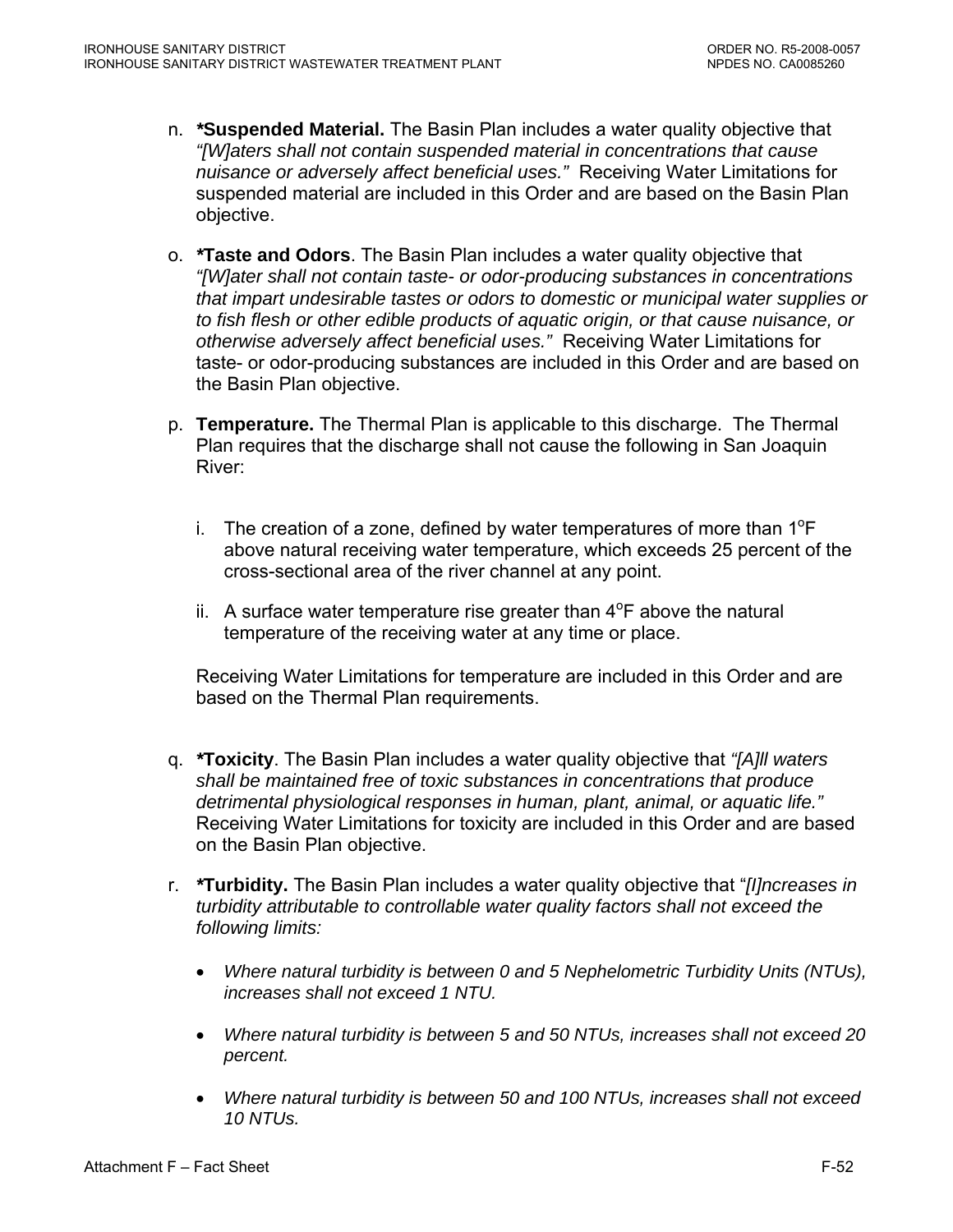n. ***Suspended Material.** The Basin Plan includes a water quality objective that *"[W]aters shall not contain suspended material in concentrations that cause nuisance or adversely affect beneficial uses."* Receiving Water Limitations for suspended material are included in this Order and are based on the Basin Plan objective.

o. ***Taste and Odors**. The Basin Plan includes a water quality objective that *"[W]ater shall not contain taste- or odor-producing substances in concentrations that impart undesirable tastes or odors to domestic or municipal water supplies or to fish flesh or other edible products of aquatic origin, or that cause nuisance, or otherwise adversely affect beneficial uses."* Receiving Water Limitations for taste- or odor-producing substances are included in this Order and are based on the Basin Plan objective.

p. **Temperature.** The Thermal Plan is applicable to this discharge. The Thermal Plan requires that the discharge shall not cause the following in San Joaquin River:

   i. The creation of a zone, defined by water temperatures of more than 1°F above natural receiving water temperature, which exceeds 25 percent of the cross-sectional area of the river channel at any point.

   ii. A surface water temperature rise greater than 4°F above the natural temperature of the receiving water at any time or place.

   Receiving Water Limitations for temperature are included in this Order and are based on the Thermal Plan requirements.

q. ***Toxicity**. The Basin Plan includes a water quality objective that *"[A]ll waters shall be maintained free of toxic substances in concentrations that produce detrimental physiological responses in human, plant, animal, or aquatic life."* Receiving Water Limitations for toxicity are included in this Order and are based on the Basin Plan objective.

r. ***Turbidity.** The Basin Plan includes a water quality objective that "*[I]ncreases in turbidity attributable to controllable water quality factors shall not exceed the following limits:*

   - *Where natural turbidity is between 0 and 5 Nephelometric Turbidity Units (NTUs), increases shall not exceed 1 NTU.*

   - *Where natural turbidity is between 5 and 50 NTUs, increases shall not exceed 20 percent.*

   - *Where natural turbidity is between 50 and 100 NTUs, increases shall not exceed 10 NTUs.*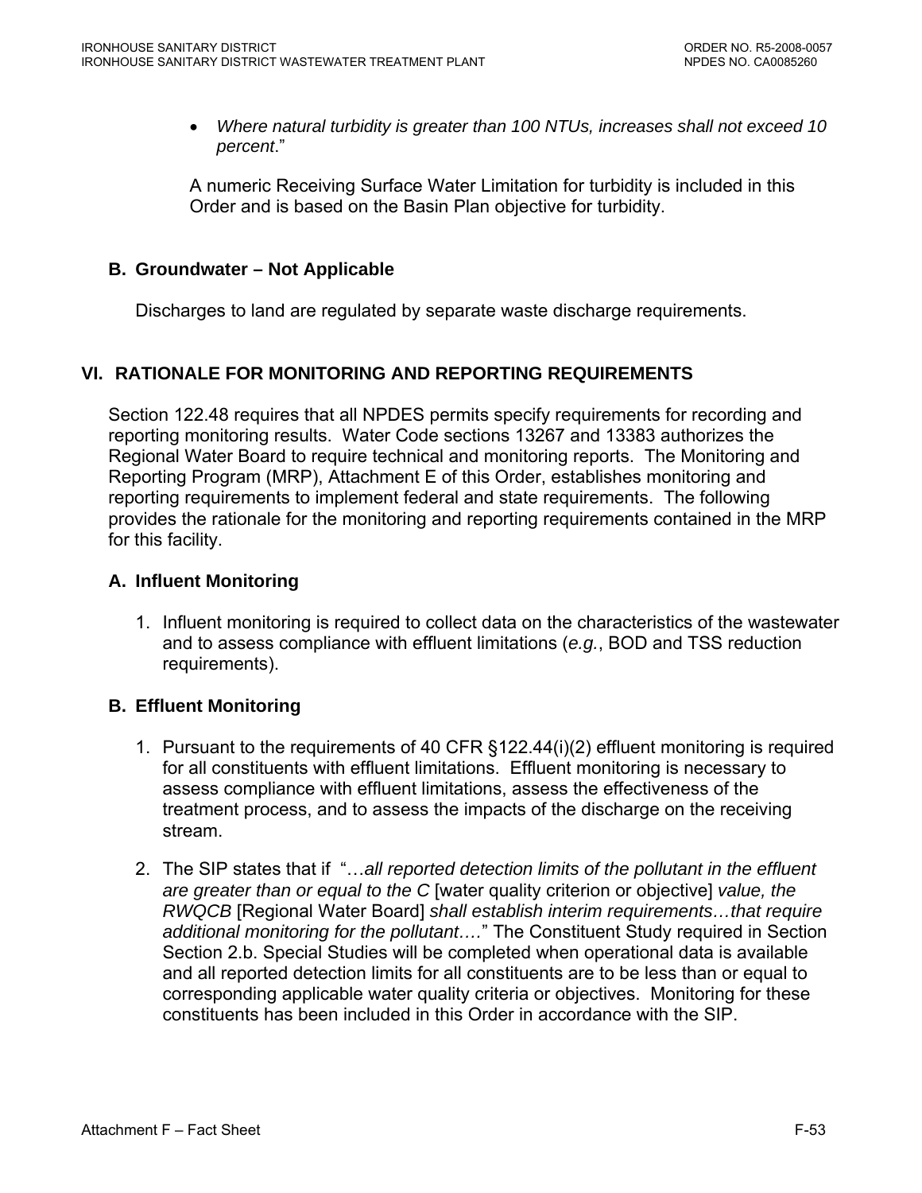- *Where natural turbidity is greater than 100 NTUs, increases shall not exceed 10 percent*."

A numeric Receiving Surface Water Limitation for turbidity is included in this Order and is based on the Basin Plan objective for turbidity.

### B. Groundwater – Not Applicable

Discharges to land are regulated by separate waste discharge requirements.

## VI. RATIONALE FOR MONITORING AND REPORTING REQUIREMENTS

Section 122.48 requires that all NPDES permits specify requirements for recording and reporting monitoring results. Water Code sections 13267 and 13383 authorizes the Regional Water Board to require technical and monitoring reports. The Monitoring and Reporting Program (MRP), Attachment E of this Order, establishes monitoring and reporting requirements to implement federal and state requirements. The following provides the rationale for the monitoring and reporting requirements contained in the MRP for this facility.

### A. Influent Monitoring

1. Influent monitoring is required to collect data on the characteristics of the wastewater and to assess compliance with effluent limitations (*e.g.*, BOD and TSS reduction requirements).

### B. Effluent Monitoring

1. Pursuant to the requirements of 40 CFR §122.44(i)(2) effluent monitoring is required for all constituents with effluent limitations. Effluent monitoring is necessary to assess compliance with effluent limitations, assess the effectiveness of the treatment process, and to assess the impacts of the discharge on the receiving stream.
2. The SIP states that if "…*all reported detection limits of the pollutant in the effluent are greater than or equal to the C* [water quality criterion or objective] *value, the RWQCB* [Regional Water Board] *shall establish interim requirements…that require additional monitoring for the pollutant….*" The Constituent Study required in Section Section 2.b. Special Studies will be completed when operational data is available and all reported detection limits for all constituents are to be less than or equal to corresponding applicable water quality criteria or objectives. Monitoring for these constituents has been included in this Order in accordance with the SIP.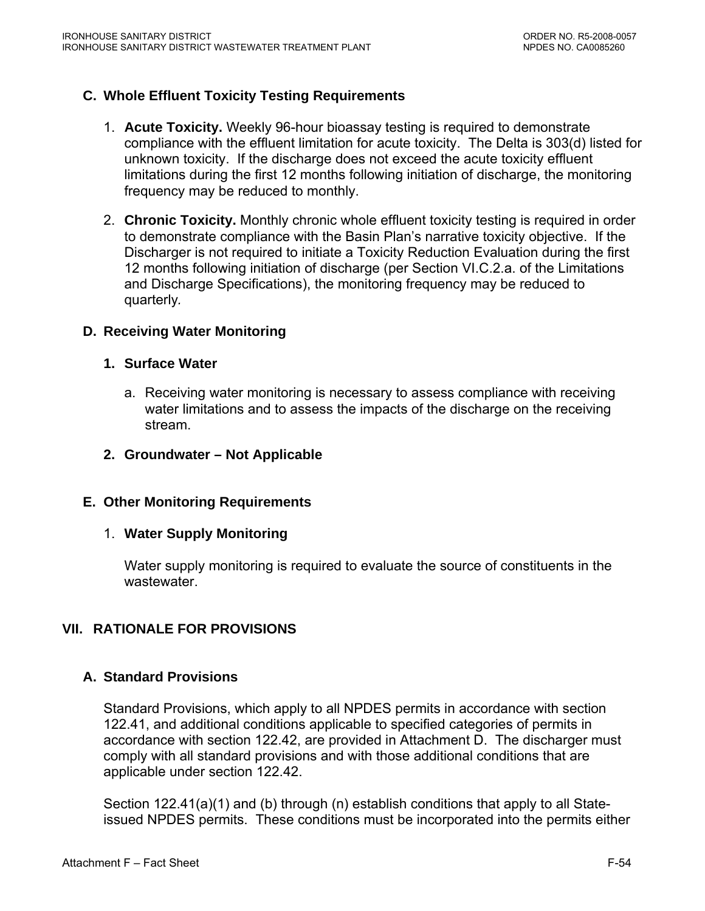### C. Whole Effluent Toxicity Testing Requirements

1. **Acute Toxicity.** Weekly 96-hour bioassay testing is required to demonstrate compliance with the effluent limitation for acute toxicity. The Delta is 303(d) listed for unknown toxicity. If the discharge does not exceed the acute toxicity effluent limitations during the first 12 months following initiation of discharge, the monitoring frequency may be reduced to monthly.

2. **Chronic Toxicity.** Monthly chronic whole effluent toxicity testing is required in order to demonstrate compliance with the Basin Plan's narrative toxicity objective. If the Discharger is not required to initiate a Toxicity Reduction Evaluation during the first 12 months following initiation of discharge (per Section VI.C.2.a. of the Limitations and Discharge Specifications), the monitoring frequency may be reduced to quarterly.

### D. Receiving Water Monitoring

#### 1. Surface Water

a. Receiving water monitoring is necessary to assess compliance with receiving water limitations and to assess the impacts of the discharge on the receiving stream.

#### 2. Groundwater – Not Applicable

### E. Other Monitoring Requirements

1. **Water Supply Monitoring**

   Water supply monitoring is required to evaluate the source of constituents in the wastewater.

## VII. RATIONALE FOR PROVISIONS

### A. Standard Provisions

Standard Provisions, which apply to all NPDES permits in accordance with section 122.41, and additional conditions applicable to specified categories of permits in accordance with section 122.42, are provided in Attachment D. The discharger must comply with all standard provisions and with those additional conditions that are applicable under section 122.42.

Section 122.41(a)(1) and (b) through (n) establish conditions that apply to all State-issued NPDES permits. These conditions must be incorporated into the permits either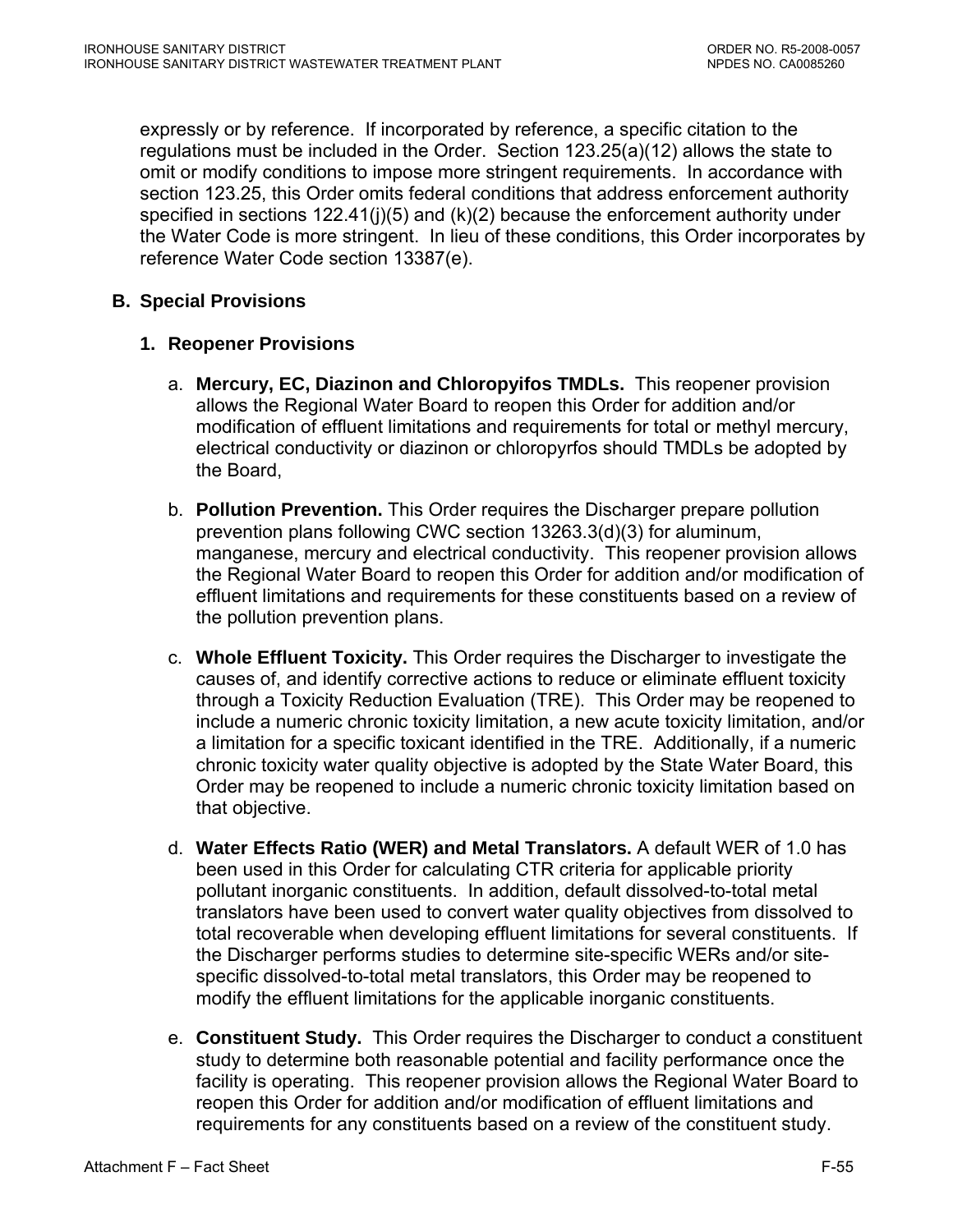expressly or by reference. If incorporated by reference, a specific citation to the regulations must be included in the Order. Section 123.25(a)(12) allows the state to omit or modify conditions to impose more stringent requirements. In accordance with section 123.25, this Order omits federal conditions that address enforcement authority specified in sections 122.41(j)(5) and (k)(2) because the enforcement authority under the Water Code is more stringent. In lieu of these conditions, this Order incorporates by reference Water Code section 13387(e).

## B. Special Provisions

### 1. Reopener Provisions

a. **Mercury, EC, Diazinon and Chloropyifos TMDLs.** This reopener provision allows the Regional Water Board to reopen this Order for addition and/or modification of effluent limitations and requirements for total or methyl mercury, electrical conductivity or diazinon or chloropyrfos should TMDLs be adopted by the Board,

b. **Pollution Prevention.** This Order requires the Discharger prepare pollution prevention plans following CWC section 13263.3(d)(3) for aluminum, manganese, mercury and electrical conductivity. This reopener provision allows the Regional Water Board to reopen this Order for addition and/or modification of effluent limitations and requirements for these constituents based on a review of the pollution prevention plans.

c. **Whole Effluent Toxicity.** This Order requires the Discharger to investigate the causes of, and identify corrective actions to reduce or eliminate effluent toxicity through a Toxicity Reduction Evaluation (TRE). This Order may be reopened to include a numeric chronic toxicity limitation, a new acute toxicity limitation, and/or a limitation for a specific toxicant identified in the TRE. Additionally, if a numeric chronic toxicity water quality objective is adopted by the State Water Board, this Order may be reopened to include a numeric chronic toxicity limitation based on that objective.

d. **Water Effects Ratio (WER) and Metal Translators.** A default WER of 1.0 has been used in this Order for calculating CTR criteria for applicable priority pollutant inorganic constituents. In addition, default dissolved-to-total metal translators have been used to convert water quality objectives from dissolved to total recoverable when developing effluent limitations for several constituents. If the Discharger performs studies to determine site-specific WERs and/or site-specific dissolved-to-total metal translators, this Order may be reopened to modify the effluent limitations for the applicable inorganic constituents.

e. **Constituent Study.** This Order requires the Discharger to conduct a constituent study to determine both reasonable potential and facility performance once the facility is operating. This reopener provision allows the Regional Water Board to reopen this Order for addition and/or modification of effluent limitations and requirements for any constituents based on a review of the constituent study.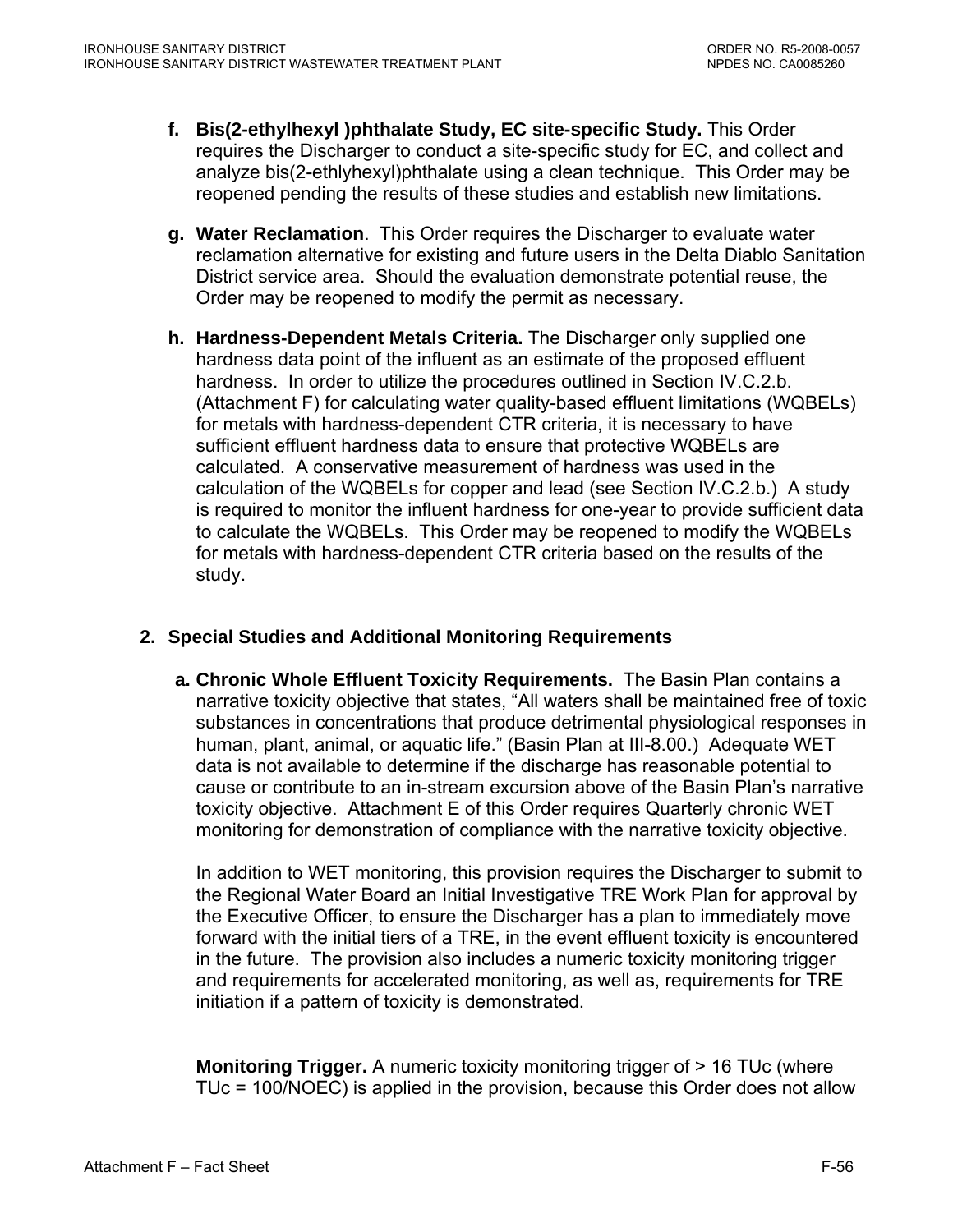f. **Bis(2-ethylhexyl )phthalate Study, EC site-specific Study.** This Order requires the Discharger to conduct a site-specific study for EC, and collect and analyze bis(2-ethlyhexyl)phthalate using a clean technique. This Order may be reopened pending the results of these studies and establish new limitations.

g. **Water Reclamation**. This Order requires the Discharger to evaluate water reclamation alternative for existing and future users in the Delta Diablo Sanitation District service area. Should the evaluation demonstrate potential reuse, the Order may be reopened to modify the permit as necessary.

h. **Hardness-Dependent Metals Criteria.** The Discharger only supplied one hardness data point of the influent as an estimate of the proposed effluent hardness. In order to utilize the procedures outlined in Section IV.C.2.b. (Attachment F) for calculating water quality-based effluent limitations (WQBELs) for metals with hardness-dependent CTR criteria, it is necessary to have sufficient effluent hardness data to ensure that protective WQBELs are calculated. A conservative measurement of hardness was used in the calculation of the WQBELs for copper and lead (see Section IV.C.2.b.) A study is required to monitor the influent hardness for one-year to provide sufficient data to calculate the WQBELs. This Order may be reopened to modify the WQBELs for metals with hardness-dependent CTR criteria based on the results of the study.

**2. Special Studies and Additional Monitoring Requirements**

a. **Chronic Whole Effluent Toxicity Requirements.** The Basin Plan contains a narrative toxicity objective that states, "All waters shall be maintained free of toxic substances in concentrations that produce detrimental physiological responses in human, plant, animal, or aquatic life." (Basin Plan at III-8.00.) Adequate WET data is not available to determine if the discharge has reasonable potential to cause or contribute to an in-stream excursion above of the Basin Plan's narrative toxicity objective. Attachment E of this Order requires Quarterly chronic WET monitoring for demonstration of compliance with the narrative toxicity objective.

In addition to WET monitoring, this provision requires the Discharger to submit to the Regional Water Board an Initial Investigative TRE Work Plan for approval by the Executive Officer, to ensure the Discharger has a plan to immediately move forward with the initial tiers of a TRE, in the event effluent toxicity is encountered in the future. The provision also includes a numeric toxicity monitoring trigger and requirements for accelerated monitoring, as well as, requirements for TRE initiation if a pattern of toxicity is demonstrated.

**Monitoring Trigger.** A numeric toxicity monitoring trigger of > 16 TUc (where TUc = 100/NOEC) is applied in the provision, because this Order does not allow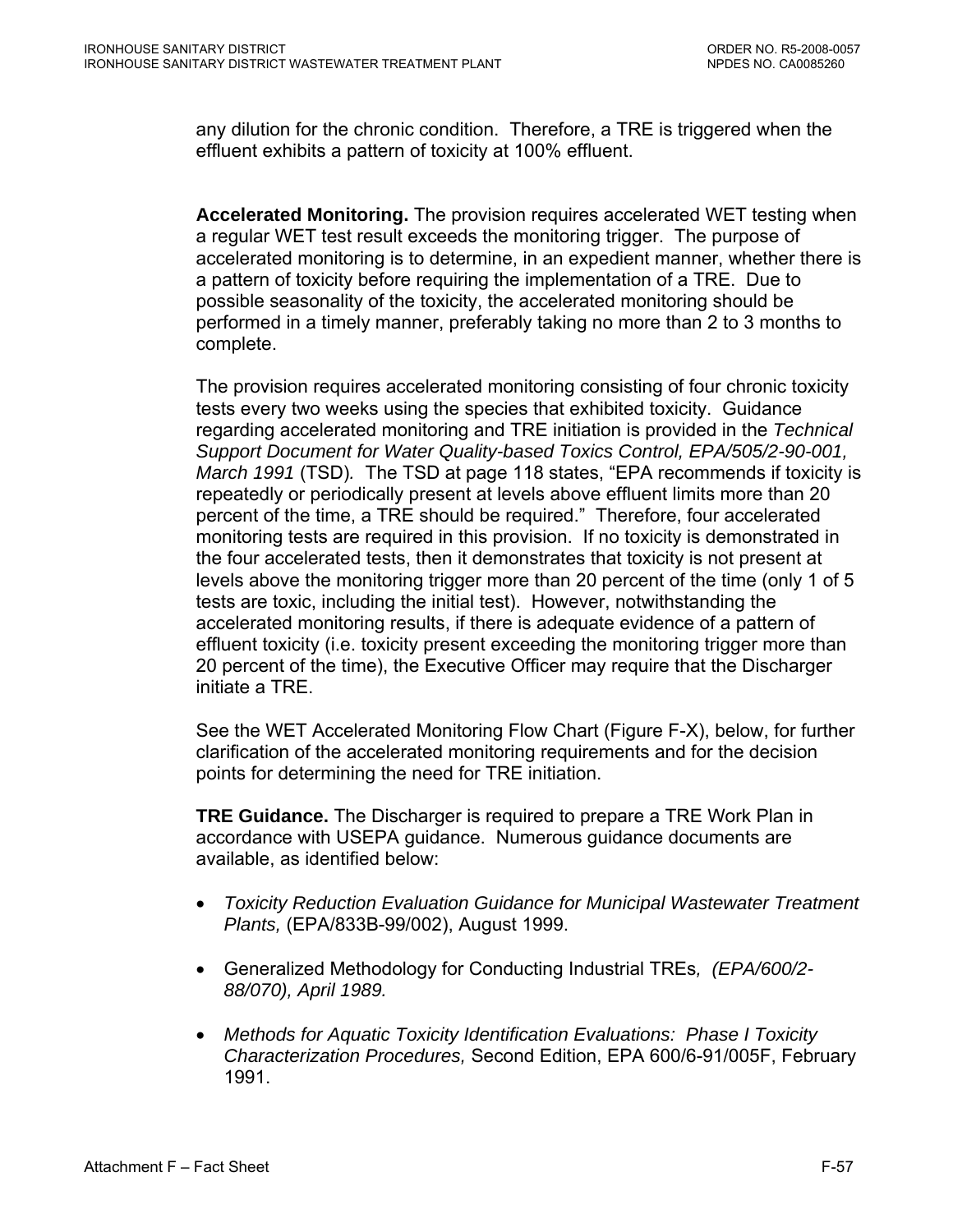any dilution for the chronic condition. Therefore, a TRE is triggered when the effluent exhibits a pattern of toxicity at 100% effluent.

**Accelerated Monitoring.** The provision requires accelerated WET testing when a regular WET test result exceeds the monitoring trigger. The purpose of accelerated monitoring is to determine, in an expedient manner, whether there is a pattern of toxicity before requiring the implementation of a TRE. Due to possible seasonality of the toxicity, the accelerated monitoring should be performed in a timely manner, preferably taking no more than 2 to 3 months to complete.

The provision requires accelerated monitoring consisting of four chronic toxicity tests every two weeks using the species that exhibited toxicity. Guidance regarding accelerated monitoring and TRE initiation is provided in the *Technical Support Document for Water Quality-based Toxics Control, EPA/505/2-90-001, March 1991* (TSD). The TSD at page 118 states, "EPA recommends if toxicity is repeatedly or periodically present at levels above effluent limits more than 20 percent of the time, a TRE should be required." Therefore, four accelerated monitoring tests are required in this provision. If no toxicity is demonstrated in the four accelerated tests, then it demonstrates that toxicity is not present at levels above the monitoring trigger more than 20 percent of the time (only 1 of 5 tests are toxic, including the initial test). However, notwithstanding the accelerated monitoring results, if there is adequate evidence of a pattern of effluent toxicity (i.e. toxicity present exceeding the monitoring trigger more than 20 percent of the time), the Executive Officer may require that the Discharger initiate a TRE.

See the WET Accelerated Monitoring Flow Chart (Figure F-X), below, for further clarification of the accelerated monitoring requirements and for the decision points for determining the need for TRE initiation.

**TRE Guidance.** The Discharger is required to prepare a TRE Work Plan in accordance with USEPA guidance. Numerous guidance documents are available, as identified below:

- *Toxicity Reduction Evaluation Guidance for Municipal Wastewater Treatment Plants,* (EPA/833B-99/002), August 1999.
- Generalized Methodology for Conducting Industrial TREs*, (EPA/600/2-88/070), April 1989.*
- *Methods for Aquatic Toxicity Identification Evaluations: Phase I Toxicity Characterization Procedures,* Second Edition, EPA 600/6-91/005F, February 1991.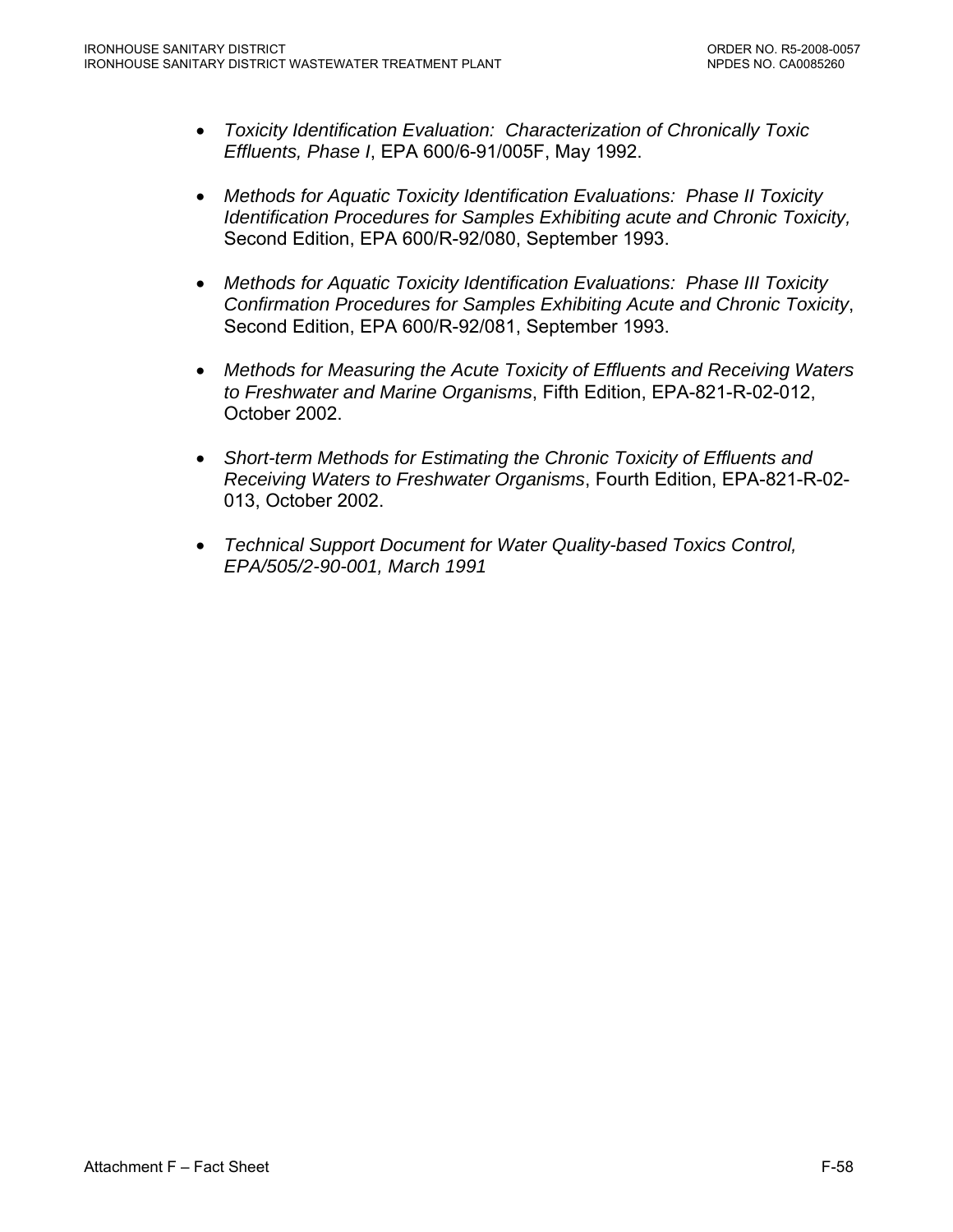- *Toxicity Identification Evaluation: Characterization of Chronically Toxic Effluents, Phase I*, EPA 600/6-91/005F, May 1992.

- *Methods for Aquatic Toxicity Identification Evaluations: Phase II Toxicity Identification Procedures for Samples Exhibiting acute and Chronic Toxicity,* Second Edition, EPA 600/R-92/080, September 1993.

- *Methods for Aquatic Toxicity Identification Evaluations: Phase III Toxicity Confirmation Procedures for Samples Exhibiting Acute and Chronic Toxicity*, Second Edition, EPA 600/R-92/081, September 1993.

- *Methods for Measuring the Acute Toxicity of Effluents and Receiving Waters to Freshwater and Marine Organisms*, Fifth Edition, EPA-821-R-02-012, October 2002.

- *Short-term Methods for Estimating the Chronic Toxicity of Effluents and Receiving Waters to Freshwater Organisms*, Fourth Edition, EPA-821-R-02-013, October 2002.

- *Technical Support Document for Water Quality-based Toxics Control, EPA/505/2-90-001, March 1991*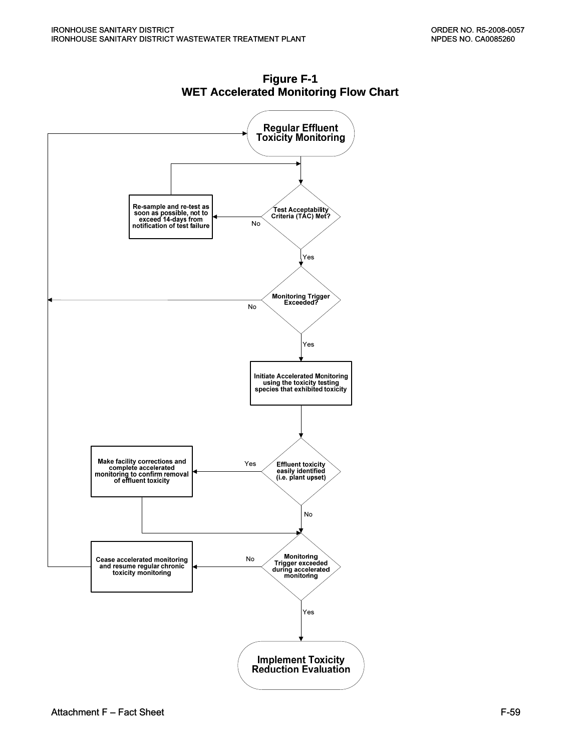**Figure F-1**
**WET Accelerated Monitoring Flow Chart**

Regular Effluent Toxicity Monitoring

Test Acceptability Criteria (TAC) Met?

No

Re-sample and re-test as soon as possible, not to exceed 14-days from notification of test failure

Yes

Monitoring Trigger Exceeded?

No

Yes

Initiate Accelerated Monitoring using the toxicity testing species that exhibited toxicity

Effluent toxicity easily identified (i.e. plant upset)

Yes

Make facility corrections and complete accelerated monitoring to confirm removal of effluent toxicity

No

Monitoring Trigger exceeded during accelerated monitoring

No

Cease accelerated monitoring and resume regular chronic toxicity monitoring

Yes

Implement Toxicity Reduction Evaluation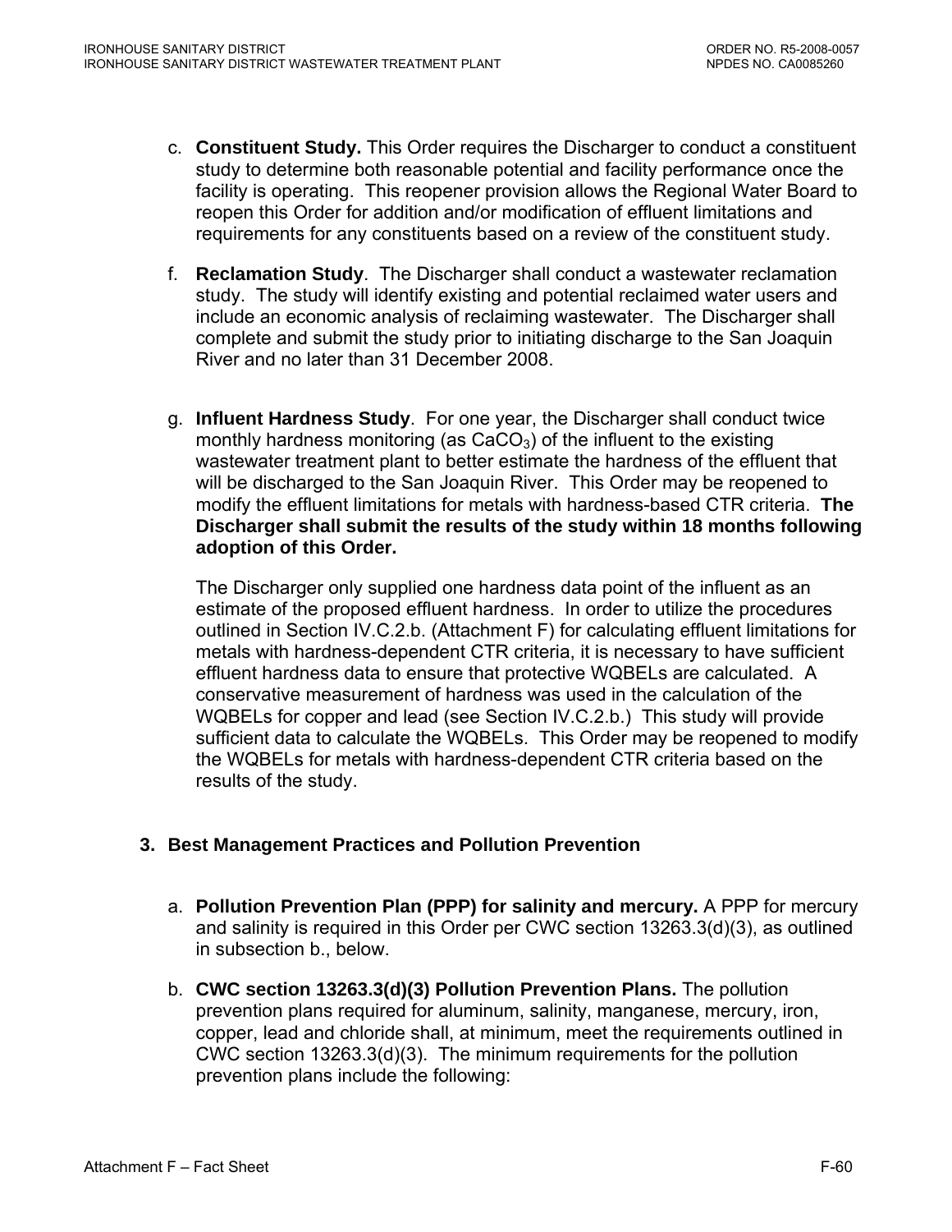c. **Constituent Study.** This Order requires the Discharger to conduct a constituent study to determine both reasonable potential and facility performance once the facility is operating. This reopener provision allows the Regional Water Board to reopen this Order for addition and/or modification of effluent limitations and requirements for any constituents based on a review of the constituent study.

f. **Reclamation Study**. The Discharger shall conduct a wastewater reclamation study. The study will identify existing and potential reclaimed water users and include an economic analysis of reclaiming wastewater. The Discharger shall complete and submit the study prior to initiating discharge to the San Joaquin River and no later than 31 December 2008.

g. **Influent Hardness Study**. For one year, the Discharger shall conduct twice monthly hardness monitoring (as $CaCO_3$) of the influent to the existing wastewater treatment plant to better estimate the hardness of the effluent that will be discharged to the San Joaquin River. This Order may be reopened to modify the effluent limitations for metals with hardness-based CTR criteria. **The Discharger shall submit the results of the study within 18 months following adoption of this Order.**

   The Discharger only supplied one hardness data point of the influent as an estimate of the proposed effluent hardness. In order to utilize the procedures outlined in Section IV.C.2.b. (Attachment F) for calculating effluent limitations for metals with hardness-dependent CTR criteria, it is necessary to have sufficient effluent hardness data to ensure that protective WQBELs are calculated. A conservative measurement of hardness was used in the calculation of the WQBELs for copper and lead (see Section IV.C.2.b.) This study will provide sufficient data to calculate the WQBELs. This Order may be reopened to modify the WQBELs for metals with hardness-dependent CTR criteria based on the results of the study.

### 3. Best Management Practices and Pollution Prevention

a. **Pollution Prevention Plan (PPP) for salinity and mercury.** A PPP for mercury and salinity is required in this Order per CWC section 13263.3(d)(3), as outlined in subsection b., below.

b. **CWC section 13263.3(d)(3) Pollution Prevention Plans.** The pollution prevention plans required for aluminum, salinity, manganese, mercury, iron, copper, lead and chloride shall, at minimum, meet the requirements outlined in CWC section 13263.3(d)(3). The minimum requirements for the pollution prevention plans include the following: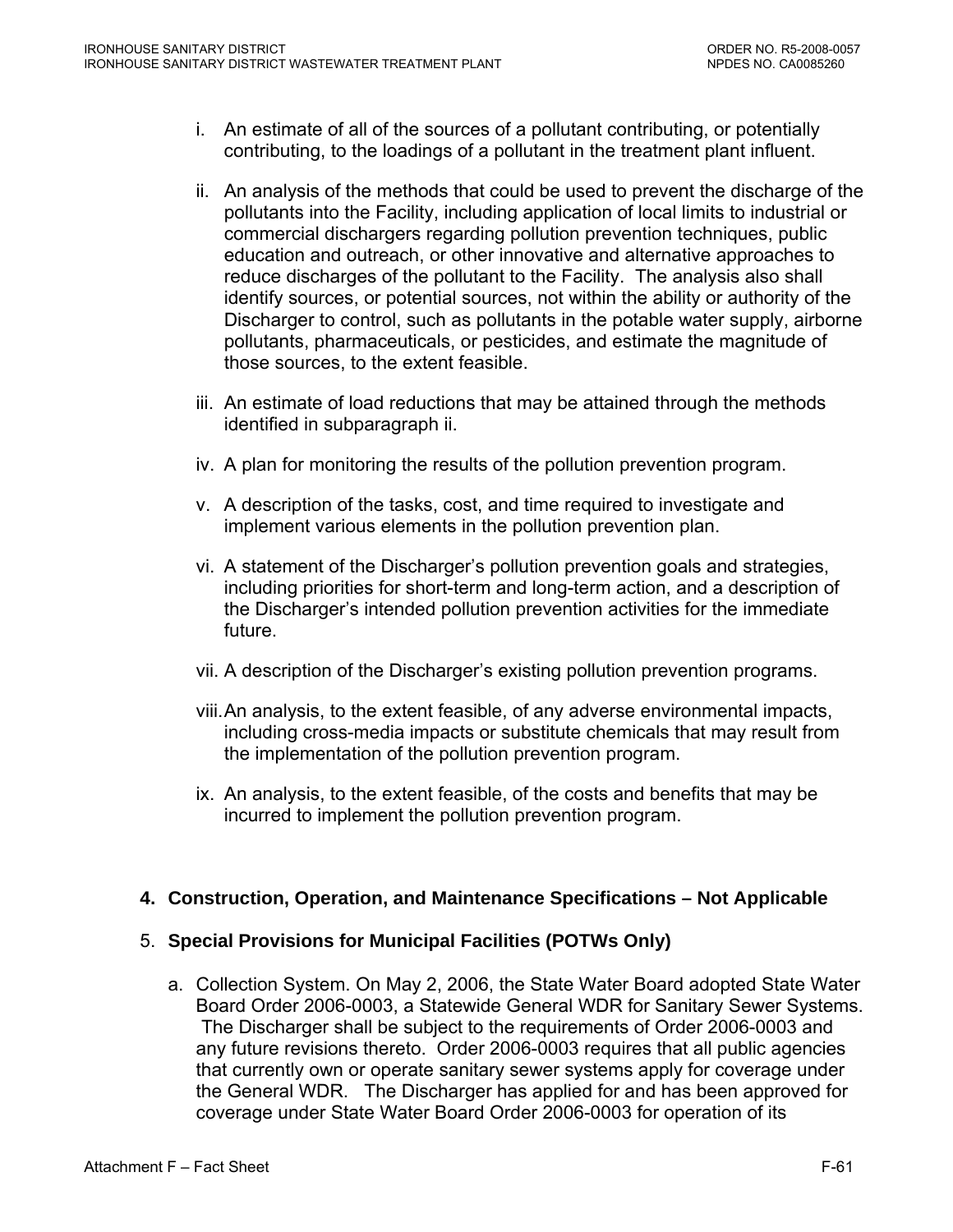i. An estimate of all of the sources of a pollutant contributing, or potentially contributing, to the loadings of a pollutant in the treatment plant influent.

ii. An analysis of the methods that could be used to prevent the discharge of the pollutants into the Facility, including application of local limits to industrial or commercial dischargers regarding pollution prevention techniques, public education and outreach, or other innovative and alternative approaches to reduce discharges of the pollutant to the Facility. The analysis also shall identify sources, or potential sources, not within the ability or authority of the Discharger to control, such as pollutants in the potable water supply, airborne pollutants, pharmaceuticals, or pesticides, and estimate the magnitude of those sources, to the extent feasible.

iii. An estimate of load reductions that may be attained through the methods identified in subparagraph ii.

iv. A plan for monitoring the results of the pollution prevention program.

v. A description of the tasks, cost, and time required to investigate and implement various elements in the pollution prevention plan.

vi. A statement of the Discharger's pollution prevention goals and strategies, including priorities for short-term and long-term action, and a description of the Discharger's intended pollution prevention activities for the immediate future.

vii. A description of the Discharger's existing pollution prevention programs.

viii. An analysis, to the extent feasible, of any adverse environmental impacts, including cross-media impacts or substitute chemicals that may result from the implementation of the pollution prevention program.

ix. An analysis, to the extent feasible, of the costs and benefits that may be incurred to implement the pollution prevention program.

**4. Construction, Operation, and Maintenance Specifications – Not Applicable**

5. **Special Provisions for Municipal Facilities (POTWs Only)**

a. Collection System. On May 2, 2006, the State Water Board adopted State Water Board Order 2006-0003, a Statewide General WDR for Sanitary Sewer Systems. The Discharger shall be subject to the requirements of Order 2006-0003 and any future revisions thereto. Order 2006-0003 requires that all public agencies that currently own or operate sanitary sewer systems apply for coverage under the General WDR. The Discharger has applied for and has been approved for coverage under State Water Board Order 2006-0003 for operation of its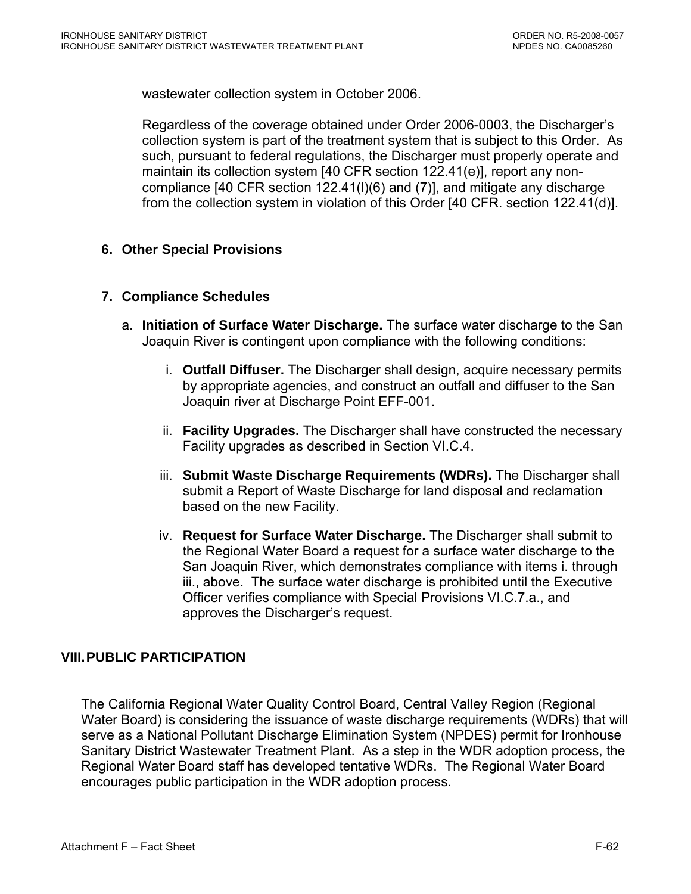wastewater collection system in October 2006.

Regardless of the coverage obtained under Order 2006-0003, the Discharger's collection system is part of the treatment system that is subject to this Order. As such, pursuant to federal regulations, the Discharger must properly operate and maintain its collection system [40 CFR section 122.41(e)], report any non-compliance [40 CFR section 122.41(l)(6) and (7)], and mitigate any discharge from the collection system in violation of this Order [40 CFR. section 122.41(d)].

**6. Other Special Provisions**

**7. Compliance Schedules**

a. **Initiation of Surface Water Discharge.** The surface water discharge to the San Joaquin River is contingent upon compliance with the following conditions:

   i. **Outfall Diffuser.** The Discharger shall design, acquire necessary permits by appropriate agencies, and construct an outfall and diffuser to the San Joaquin river at Discharge Point EFF-001.

   ii. **Facility Upgrades.** The Discharger shall have constructed the necessary Facility upgrades as described in Section VI.C.4.

   iii. **Submit Waste Discharge Requirements (WDRs).** The Discharger shall submit a Report of Waste Discharge for land disposal and reclamation based on the new Facility.

   iv. **Request for Surface Water Discharge.** The Discharger shall submit to the Regional Water Board a request for a surface water discharge to the San Joaquin River, which demonstrates compliance with items i. through iii., above. The surface water discharge is prohibited until the Executive Officer verifies compliance with Special Provisions VI.C.7.a., and approves the Discharger's request.

## VIII. PUBLIC PARTICIPATION

The California Regional Water Quality Control Board, Central Valley Region (Regional Water Board) is considering the issuance of waste discharge requirements (WDRs) that will serve as a National Pollutant Discharge Elimination System (NPDES) permit for Ironhouse Sanitary District Wastewater Treatment Plant. As a step in the WDR adoption process, the Regional Water Board staff has developed tentative WDRs. The Regional Water Board encourages public participation in the WDR adoption process.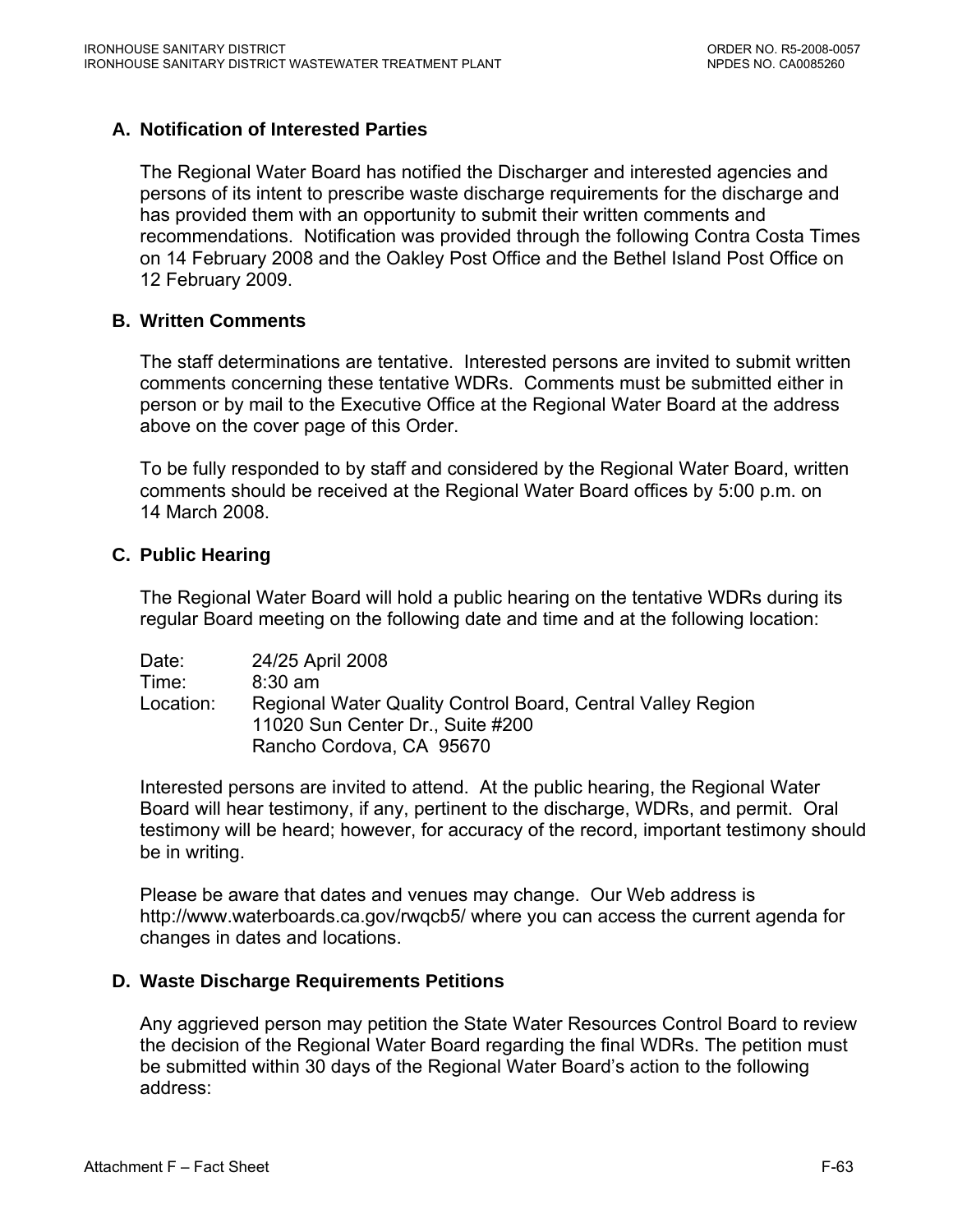### A. Notification of Interested Parties

The Regional Water Board has notified the Discharger and interested agencies and persons of its intent to prescribe waste discharge requirements for the discharge and has provided them with an opportunity to submit their written comments and recommendations. Notification was provided through the following Contra Costa Times on 14 February 2008 and the Oakley Post Office and the Bethel Island Post Office on 12 February 2009.

### B. Written Comments

The staff determinations are tentative. Interested persons are invited to submit written comments concerning these tentative WDRs. Comments must be submitted either in person or by mail to the Executive Office at the Regional Water Board at the address above on the cover page of this Order.

To be fully responded to by staff and considered by the Regional Water Board, written comments should be received at the Regional Water Board offices by 5:00 p.m. on 14 March 2008.

### C. Public Hearing

The Regional Water Board will hold a public hearing on the tentative WDRs during its regular Board meeting on the following date and time and at the following location:

Date: 24/25 April 2008
Time: 8:30 am
Location: Regional Water Quality Control Board, Central Valley Region
11020 Sun Center Dr., Suite #200
Rancho Cordova, CA 95670

Interested persons are invited to attend. At the public hearing, the Regional Water Board will hear testimony, if any, pertinent to the discharge, WDRs, and permit. Oral testimony will be heard; however, for accuracy of the record, important testimony should be in writing.

Please be aware that dates and venues may change. Our Web address is http://www.waterboards.ca.gov/rwqcb5/ where you can access the current agenda for changes in dates and locations.

### D. Waste Discharge Requirements Petitions

Any aggrieved person may petition the State Water Resources Control Board to review the decision of the Regional Water Board regarding the final WDRs. The petition must be submitted within 30 days of the Regional Water Board's action to the following address: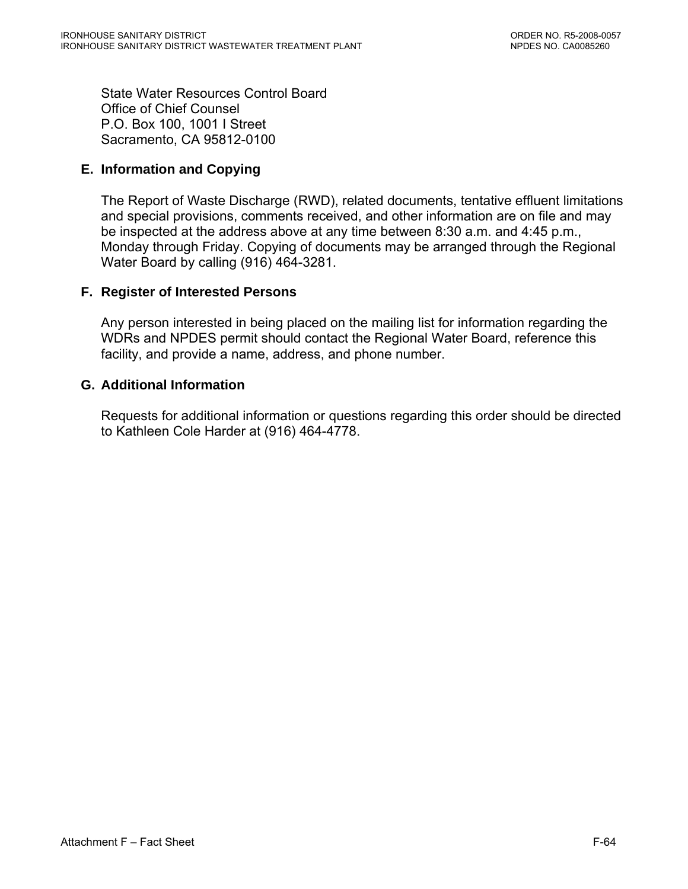State Water Resources Control Board
Office of Chief Counsel
P.O. Box 100, 1001 I Street
Sacramento, CA 95812-0100

### E. Information and Copying

The Report of Waste Discharge (RWD), related documents, tentative effluent limitations and special provisions, comments received, and other information are on file and may be inspected at the address above at any time between 8:30 a.m. and 4:45 p.m., Monday through Friday. Copying of documents may be arranged through the Regional Water Board by calling (916) 464-3281.

### F. Register of Interested Persons

Any person interested in being placed on the mailing list for information regarding the WDRs and NPDES permit should contact the Regional Water Board, reference this facility, and provide a name, address, and phone number.

### G. Additional Information

Requests for additional information or questions regarding this order should be directed to Kathleen Cole Harder at (916) 464-4778.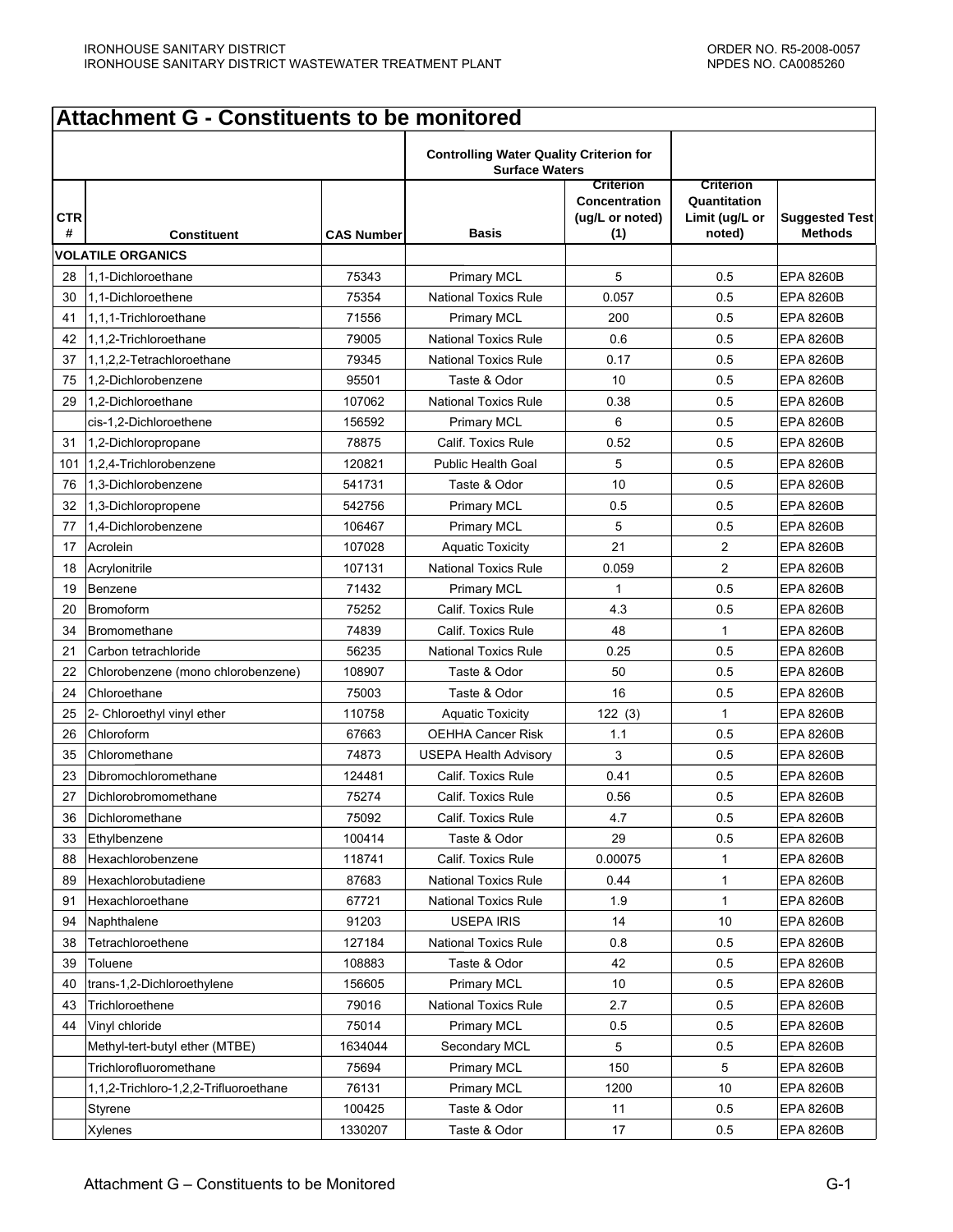## Attachment G - Constituents to be monitored

| CTR # | Constituent | CAS Number | Controlling Water Quality Criterion for Surface Waters | | Criterion Quantitation Limit (ug/L or noted) | Suggested Test Methods |
|---|---|---|---|---|---|---|
| | | | Basis | Criterion Concentration (ug/L or noted) (1) | | |
| **VOLATILE ORGANICS** | | | | | | |
| 28 | 1,1-Dichloroethane | 75343 | Primary MCL | 5 | 0.5 | EPA 8260B |
| 30 | 1,1-Dichloroethene | 75354 | National Toxics Rule | 0.057 | 0.5 | EPA 8260B |
| 41 | 1,1,1-Trichloroethane | 71556 | Primary MCL | 200 | 0.5 | EPA 8260B |
| 42 | 1,1,2-Trichloroethane | 79005 | National Toxics Rule | 0.6 | 0.5 | EPA 8260B |
| 37 | 1,1,2,2-Tetrachloroethane | 79345 | National Toxics Rule | 0.17 | 0.5 | EPA 8260B |
| 75 | 1,2-Dichlorobenzene | 95501 | Taste & Odor | 10 | 0.5 | EPA 8260B |
| 29 | 1,2-Dichloroethane | 107062 | National Toxics Rule | 0.38 | 0.5 | EPA 8260B |
| | cis-1,2-Dichloroethene | 156592 | Primary MCL | 6 | 0.5 | EPA 8260B |
| 31 | 1,2-Dichloropropane | 78875 | Calif. Toxics Rule | 0.52 | 0.5 | EPA 8260B |
| 101 | 1,2,4-Trichlorobenzene | 120821 | Public Health Goal | 5 | 0.5 | EPA 8260B |
| 76 | 1,3-Dichlorobenzene | 541731 | Taste & Odor | 10 | 0.5 | EPA 8260B |
| 32 | 1,3-Dichloropropene | 542756 | Primary MCL | 0.5 | 0.5 | EPA 8260B |
| 77 | 1,4-Dichlorobenzene | 106467 | Primary MCL | 5 | 0.5 | EPA 8260B |
| 17 | Acrolein | 107028 | Aquatic Toxicity | 21 | 2 | EPA 8260B |
| 18 | Acrylonitrile | 107131 | National Toxics Rule | 0.059 | 2 | EPA 8260B |
| 19 | Benzene | 71432 | Primary MCL | 1 | 0.5 | EPA 8260B |
| 20 | Bromoform | 75252 | Calif. Toxics Rule | 4.3 | 0.5 | EPA 8260B |
| 34 | Bromomethane | 74839 | Calif. Toxics Rule | 48 | 1 | EPA 8260B |
| 21 | Carbon tetrachloride | 56235 | National Toxics Rule | 0.25 | 0.5 | EPA 8260B |
| 22 | Chlorobenzene (mono chlorobenzene) | 108907 | Taste & Odor | 50 | 0.5 | EPA 8260B |
| 24 | Chloroethane | 75003 | Taste & Odor | 16 | 0.5 | EPA 8260B |
| 25 | 2- Chloroethyl vinyl ether | 110758 | Aquatic Toxicity | 122 (3) | 1 | EPA 8260B |
| 26 | Chloroform | 67663 | OEHHA Cancer Risk | 1.1 | 0.5 | EPA 8260B |
| 35 | Chloromethane | 74873 | USEPA Health Advisory | 3 | 0.5 | EPA 8260B |
| 23 | Dibromochloromethane | 124481 | Calif. Toxics Rule | 0.41 | 0.5 | EPA 8260B |
| 27 | Dichlorobromomethane | 75274 | Calif. Toxics Rule | 0.56 | 0.5 | EPA 8260B |
| 36 | Dichloromethane | 75092 | Calif. Toxics Rule | 4.7 | 0.5 | EPA 8260B |
| 33 | Ethylbenzene | 100414 | Taste & Odor | 29 | 0.5 | EPA 8260B |
| 88 | Hexachlorobenzene | 118741 | Calif. Toxics Rule | 0.00075 | 1 | EPA 8260B |
| 89 | Hexachlorobutadiene | 87683 | National Toxics Rule | 0.44 | 1 | EPA 8260B |
| 91 | Hexachloroethane | 67721 | National Toxics Rule | 1.9 | 1 | EPA 8260B |
| 94 | Naphthalene | 91203 | USEPA IRIS | 14 | 10 | EPA 8260B |
| 38 | Tetrachloroethene | 127184 | National Toxics Rule | 0.8 | 0.5 | EPA 8260B |
| 39 | Toluene | 108883 | Taste & Odor | 42 | 0.5 | EPA 8260B |
| 40 | trans-1,2-Dichloroethylene | 156605 | Primary MCL | 10 | 0.5 | EPA 8260B |
| 43 | Trichloroethene | 79016 | National Toxics Rule | 2.7 | 0.5 | EPA 8260B |
| 44 | Vinyl chloride | 75014 | Primary MCL | 0.5 | 0.5 | EPA 8260B |
| | Methyl-tert-butyl ether (MTBE) | 1634044 | Secondary MCL | 5 | 0.5 | EPA 8260B |
| | Trichlorofluoromethane | 75694 | Primary MCL | 150 | 5 | EPA 8260B |
| | 1,1,2-Trichloro-1,2,2-Trifluoroethane | 76131 | Primary MCL | 1200 | 10 | EPA 8260B |
| | Styrene | 100425 | Taste & Odor | 11 | 0.5 | EPA 8260B |
| | Xylenes | 1330207 | Taste & Odor | 17 | 0.5 | EPA 8260B |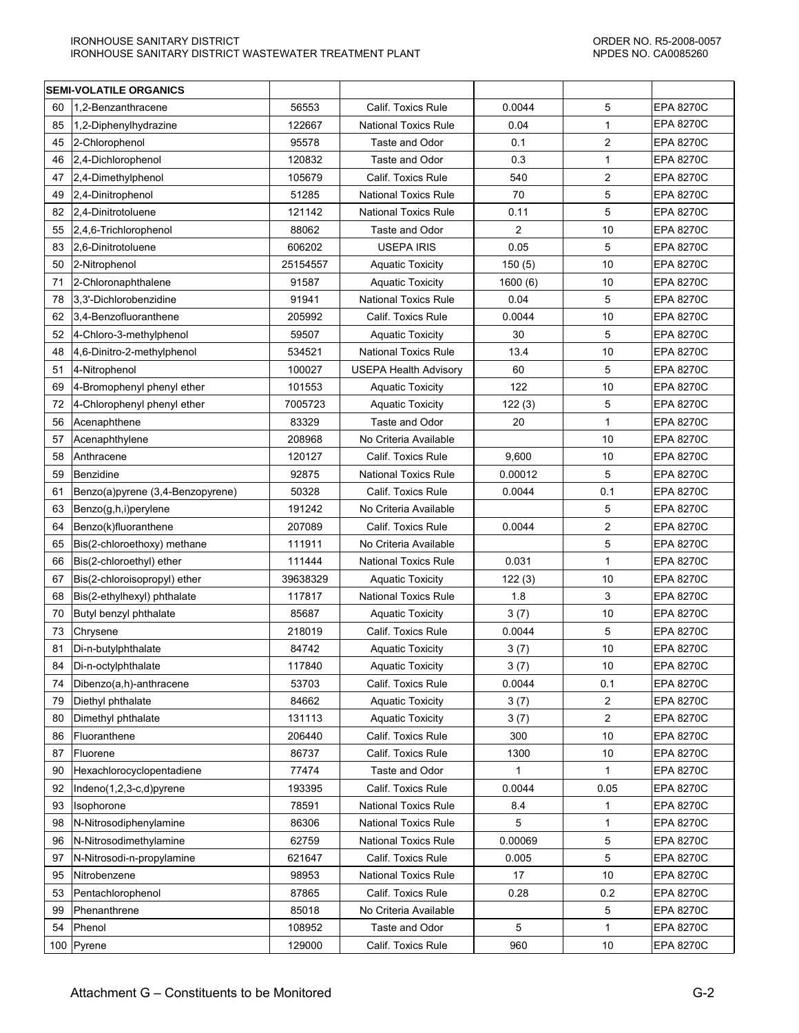| | SEMI-VOLATILE ORGANICS | | | | | |
|---|---|---|---|---|---|---|
| 60 | 1,2-Benzanthracene | 56553 | Calif. Toxics Rule | 0.0044 | 5 | EPA 8270C |
| 85 | 1,2-Diphenylhydrazine | 122667 | National Toxics Rule | 0.04 | 1 | EPA 8270C |
| 45 | 2-Chlorophenol | 95578 | Taste and Odor | 0.1 | 2 | EPA 8270C |
| 46 | 2,4-Dichlorophenol | 120832 | Taste and Odor | 0.3 | 1 | EPA 8270C |
| 47 | 2,4-Dimethylphenol | 105679 | Calif. Toxics Rule | 540 | 2 | EPA 8270C |
| 49 | 2,4-Dinitrophenol | 51285 | National Toxics Rule | 70 | 5 | EPA 8270C |
| 82 | 2,4-Dinitrotoluene | 121142 | National Toxics Rule | 0.11 | 5 | EPA 8270C |
| 55 | 2,4,6-Trichlorophenol | 88062 | Taste and Odor | 2 | 10 | EPA 8270C |
| 83 | 2,6-Dinitrotoluene | 606202 | USEPA IRIS | 0.05 | 5 | EPA 8270C |
| 50 | 2-Nitrophenol | 25154557 | Aquatic Toxicity | 150 (5) | 10 | EPA 8270C |
| 71 | 2-Chloronaphthalene | 91587 | Aquatic Toxicity | 1600 (6) | 10 | EPA 8270C |
| 78 | 3,3'-Dichlorobenzidine | 91941 | National Toxics Rule | 0.04 | 5 | EPA 8270C |
| 62 | 3,4-Benzofluoranthene | 205992 | Calif. Toxics Rule | 0.0044 | 10 | EPA 8270C |
| 52 | 4-Chloro-3-methylphenol | 59507 | Aquatic Toxicity | 30 | 5 | EPA 8270C |
| 48 | 4,6-Dinitro-2-methylphenol | 534521 | National Toxics Rule | 13.4 | 10 | EPA 8270C |
| 51 | 4-Nitrophenol | 100027 | USEPA Health Advisory | 60 | 5 | EPA 8270C |
| 69 | 4-Bromophenyl phenyl ether | 101553 | Aquatic Toxicity | 122 | 10 | EPA 8270C |
| 72 | 4-Chlorophenyl phenyl ether | 7005723 | Aquatic Toxicity | 122 (3) | 5 | EPA 8270C |
| 56 | Acenaphthene | 83329 | Taste and Odor | 20 | 1 | EPA 8270C |
| 57 | Acenaphthylene | 208968 | No Criteria Available | | 10 | EPA 8270C |
| 58 | Anthracene | 120127 | Calif. Toxics Rule | 9,600 | 10 | EPA 8270C |
| 59 | Benzidine | 92875 | National Toxics Rule | 0.00012 | 5 | EPA 8270C |
| 61 | Benzo(a)pyrene (3,4-Benzopyrene) | 50328 | Calif. Toxics Rule | 0.0044 | 0.1 | EPA 8270C |
| 63 | Benzo(g,h,i)perylene | 191242 | No Criteria Available | | 5 | EPA 8270C |
| 64 | Benzo(k)fluoranthene | 207089 | Calif. Toxics Rule | 0.0044 | 2 | EPA 8270C |
| 65 | Bis(2-chloroethoxy) methane | 111911 | No Criteria Available | | 5 | EPA 8270C |
| 66 | Bis(2-chloroethyl) ether | 111444 | National Toxics Rule | 0.031 | 1 | EPA 8270C |
| 67 | Bis(2-chloroisopropyl) ether | 39638329 | Aquatic Toxicity | 122 (3) | 10 | EPA 8270C |
| 68 | Bis(2-ethylhexyl) phthalate | 117817 | National Toxics Rule | 1.8 | 3 | EPA 8270C |
| 70 | Butyl benzyl phthalate | 85687 | Aquatic Toxicity | 3 (7) | 10 | EPA 8270C |
| 73 | Chrysene | 218019 | Calif. Toxics Rule | 0.0044 | 5 | EPA 8270C |
| 81 | Di-n-butylphthalate | 84742 | Aquatic Toxicity | 3 (7) | 10 | EPA 8270C |
| 84 | Di-n-octylphthalate | 117840 | Aquatic Toxicity | 3 (7) | 10 | EPA 8270C |
| 74 | Dibenzo(a,h)-anthracene | 53703 | Calif. Toxics Rule | 0.0044 | 0.1 | EPA 8270C |
| 79 | Diethyl phthalate | 84662 | Aquatic Toxicity | 3 (7) | 2 | EPA 8270C |
| 80 | Dimethyl phthalate | 131113 | Aquatic Toxicity | 3 (7) | 2 | EPA 8270C |
| 86 | Fluoranthene | 206440 | Calif. Toxics Rule | 300 | 10 | EPA 8270C |
| 87 | Fluorene | 86737 | Calif. Toxics Rule | 1300 | 10 | EPA 8270C |
| 90 | Hexachlorocyclopentadiene | 77474 | Taste and Odor | 1 | 1 | EPA 8270C |
| 92 | Indeno(1,2,3-c,d)pyrene | 193395 | Calif. Toxics Rule | 0.0044 | 0.05 | EPA 8270C |
| 93 | Isophorone | 78591 | National Toxics Rule | 8.4 | 1 | EPA 8270C |
| 98 | N-Nitrosodiphenylamine | 86306 | National Toxics Rule | 5 | 1 | EPA 8270C |
| 96 | N-Nitrosodimethylamine | 62759 | National Toxics Rule | 0.00069 | 5 | EPA 8270C |
| 97 | N-Nitrosodi-n-propylamine | 621647 | Calif. Toxics Rule | 0.005 | 5 | EPA 8270C |
| 95 | Nitrobenzene | 98953 | National Toxics Rule | 17 | 10 | EPA 8270C |
| 53 | Pentachlorophenol | 87865 | Calif. Toxics Rule | 0.28 | 0.2 | EPA 8270C |
| 99 | Phenanthrene | 85018 | No Criteria Available | | 5 | EPA 8270C |
| 54 | Phenol | 108952 | Taste and Odor | 5 | 1 | EPA 8270C |
| 100 | Pyrene | 129000 | Calif. Toxics Rule | 960 | 10 | EPA 8270C |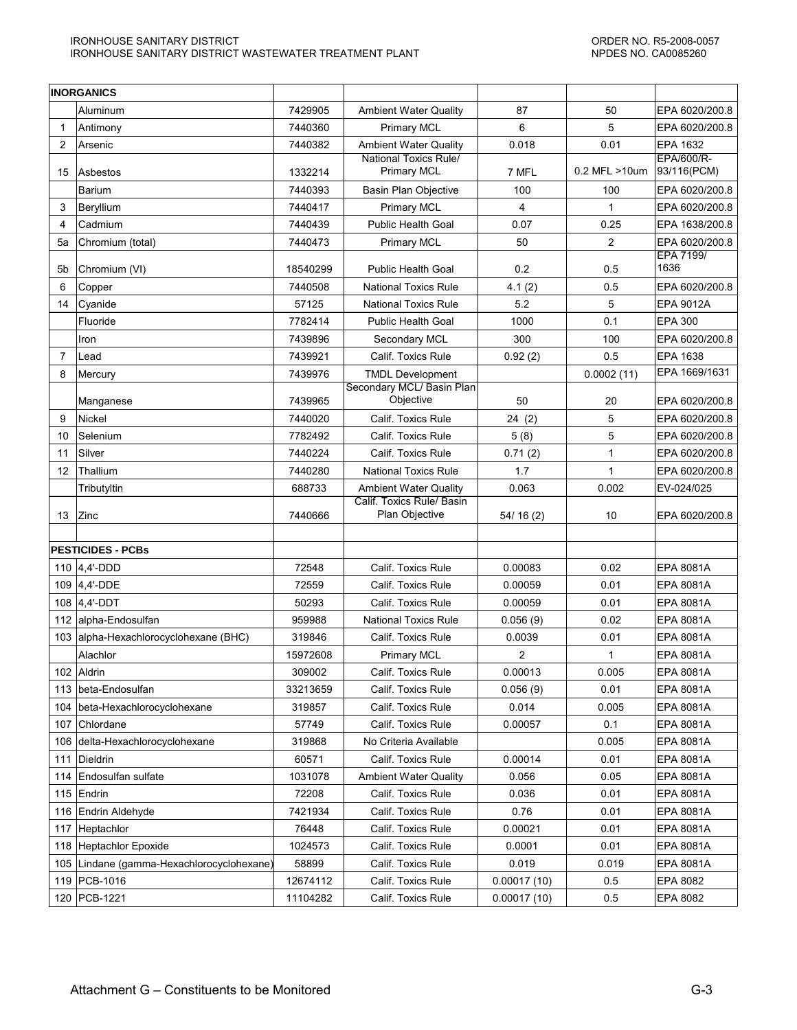| | | | | | | |
|---|---|---|---|---|---|---|
| | **INORGANICS** | | | | | |
| | Aluminum | 7429905 | Ambient Water Quality | 87 | 50 | EPA 6020/200.8 |
| 1 | Antimony | 7440360 | Primary MCL | 6 | 5 | EPA 6020/200.8 |
| 2 | Arsenic | 7440382 | Ambient Water Quality | 0.018 | 0.01 | EPA 1632 |
| 15 | Asbestos | 1332214 | National Toxics Rule/ Primary MCL | 7 MFL | 0.2 MFL >10um | EPA/600/R-93/116(PCM) |
| | Barium | 7440393 | Basin Plan Objective | 100 | 100 | EPA 6020/200.8 |
| 3 | Beryllium | 7440417 | Primary MCL | 4 | 1 | EPA 6020/200.8 |
| 4 | Cadmium | 7440439 | Public Health Goal | 0.07 | 0.25 | EPA 1638/200.8 |
| 5a | Chromium (total) | 7440473 | Primary MCL | 50 | 2 | EPA 6020/200.8 |
| 5b | Chromium (VI) | 18540299 | Public Health Goal | 0.2 | 0.5 | EPA 7199/ 1636 |
| 6 | Copper | 7440508 | National Toxics Rule | 4.1 (2) | 0.5 | EPA 6020/200.8 |
| 14 | Cyanide | 57125 | National Toxics Rule | 5.2 | 5 | EPA 9012A |
| | Fluoride | 7782414 | Public Health Goal | 1000 | 0.1 | EPA 300 |
| | Iron | 7439896 | Secondary MCL | 300 | 100 | EPA 6020/200.8 |
| 7 | Lead | 7439921 | Calif. Toxics Rule | 0.92 (2) | 0.5 | EPA 1638 |
| 8 | Mercury | 7439976 | TMDL Development | | 0.0002 (11) | EPA 1669/1631 |
| | Manganese | 7439965 | Secondary MCL/ Basin Plan Objective | 50 | 20 | EPA 6020/200.8 |
| 9 | Nickel | 7440020 | Calif. Toxics Rule | 24 (2) | 5 | EPA 6020/200.8 |
| 10 | Selenium | 7782492 | Calif. Toxics Rule | 5 (8) | 5 | EPA 6020/200.8 |
| 11 | Silver | 7440224 | Calif. Toxics Rule | 0.71 (2) | 1 | EPA 6020/200.8 |
| 12 | Thallium | 7440280 | National Toxics Rule | 1.7 | 1 | EPA 6020/200.8 |
| | Tributyltin | 688733 | Ambient Water Quality | 0.063 | 0.002 | EV-024/025 |
| 13 | Zinc | 7440666 | Calif. Toxics Rule/ Basin Plan Objective | 54/ 16 (2) | 10 | EPA 6020/200.8 |
| | | | | | | |
| | **PESTICIDES - PCBs** | | | | | |
| 110 | 4,4'-DDD | 72548 | Calif. Toxics Rule | 0.00083 | 0.02 | EPA 8081A |
| 109 | 4,4'-DDE | 72559 | Calif. Toxics Rule | 0.00059 | 0.01 | EPA 8081A |
| 108 | 4,4'-DDT | 50293 | Calif. Toxics Rule | 0.00059 | 0.01 | EPA 8081A |
| 112 | alpha-Endosulfan | 959988 | National Toxics Rule | 0.056 (9) | 0.02 | EPA 8081A |
| 103 | alpha-Hexachlorocyclohexane (BHC) | 319846 | Calif. Toxics Rule | 0.0039 | 0.01 | EPA 8081A |
| | Alachlor | 15972608 | Primary MCL | 2 | 1 | EPA 8081A |
| 102 | Aldrin | 309002 | Calif. Toxics Rule | 0.00013 | 0.005 | EPA 8081A |
| 113 | beta-Endosulfan | 33213659 | Calif. Toxics Rule | 0.056 (9) | 0.01 | EPA 8081A |
| 104 | beta-Hexachlorocyclohexane | 319857 | Calif. Toxics Rule | 0.014 | 0.005 | EPA 8081A |
| 107 | Chlordane | 57749 | Calif. Toxics Rule | 0.00057 | 0.1 | EPA 8081A |
| 106 | delta-Hexachlorocyclohexane | 319868 | No Criteria Available | | 0.005 | EPA 8081A |
| 111 | Dieldrin | 60571 | Calif. Toxics Rule | 0.00014 | 0.01 | EPA 8081A |
| 114 | Endosulfan sulfate | 1031078 | Ambient Water Quality | 0.056 | 0.05 | EPA 8081A |
| 115 | Endrin | 72208 | Calif. Toxics Rule | 0.036 | 0.01 | EPA 8081A |
| 116 | Endrin Aldehyde | 7421934 | Calif. Toxics Rule | 0.76 | 0.01 | EPA 8081A |
| 117 | Heptachlor | 76448 | Calif. Toxics Rule | 0.00021 | 0.01 | EPA 8081A |
| 118 | Heptachlor Epoxide | 1024573 | Calif. Toxics Rule | 0.0001 | 0.01 | EPA 8081A |
| 105 | Lindane (gamma-Hexachlorocyclohexane) | 58899 | Calif. Toxics Rule | 0.019 | 0.019 | EPA 8081A |
| 119 | PCB-1016 | 12674112 | Calif. Toxics Rule | 0.00017 (10) | 0.5 | EPA 8082 |
| 120 | PCB-1221 | 11104282 | Calif. Toxics Rule | 0.00017 (10) | 0.5 | EPA 8082 |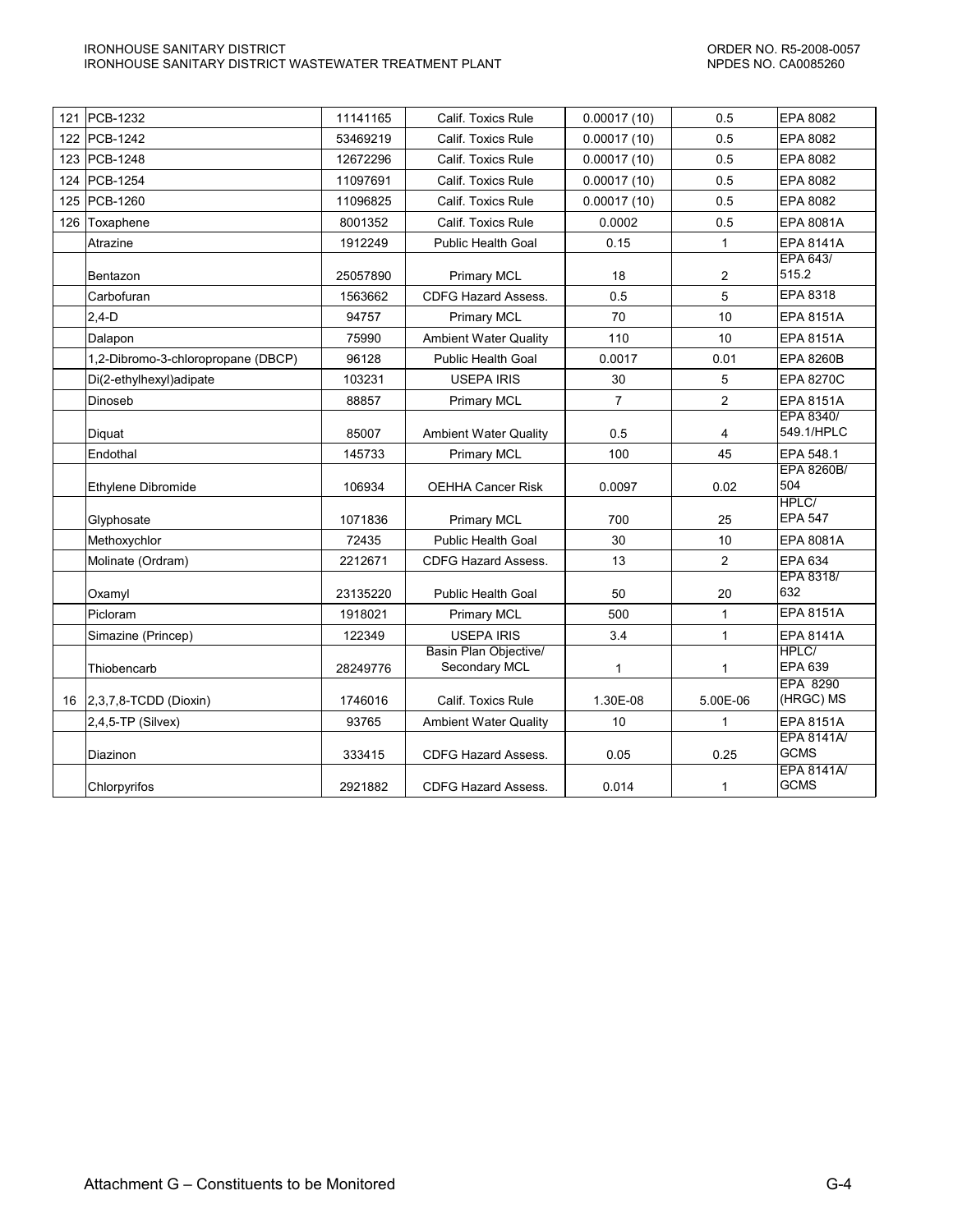| 121 | PCB-1232 | 11141165 | Calif. Toxics Rule | 0.00017 (10) | 0.5 | EPA 8082 |
|---|---|---|---|---|---|---|
| 122 | PCB-1242 | 53469219 | Calif. Toxics Rule | 0.00017 (10) | 0.5 | EPA 8082 |
| 123 | PCB-1248 | 12672296 | Calif. Toxics Rule | 0.00017 (10) | 0.5 | EPA 8082 |
| 124 | PCB-1254 | 11097691 | Calif. Toxics Rule | 0.00017 (10) | 0.5 | EPA 8082 |
| 125 | PCB-1260 | 11096825 | Calif. Toxics Rule | 0.00017 (10) | 0.5 | EPA 8082 |
| 126 | Toxaphene | 8001352 | Calif. Toxics Rule | 0.0002 | 0.5 | EPA 8081A |
| | Atrazine | 1912249 | Public Health Goal | 0.15 | 1 | EPA 8141A |
| | Bentazon | 25057890 | Primary MCL | 18 | 2 | EPA 643/ 515.2 |
| | Carbofuran | 1563662 | CDFG Hazard Assess. | 0.5 | 5 | EPA 8318 |
| | 2,4-D | 94757 | Primary MCL | 70 | 10 | EPA 8151A |
| | Dalapon | 75990 | Ambient Water Quality | 110 | 10 | EPA 8151A |
| | 1,2-Dibromo-3-chloropropane (DBCP) | 96128 | Public Health Goal | 0.0017 | 0.01 | EPA 8260B |
| | Di(2-ethylhexyl)adipate | 103231 | USEPA IRIS | 30 | 5 | EPA 8270C |
| | Dinoseb | 88857 | Primary MCL | 7 | 2 | EPA 8151A |
| | Diquat | 85007 | Ambient Water Quality | 0.5 | 4 | EPA 8340/ 549.1/HPLC |
| | Endothal | 145733 | Primary MCL | 100 | 45 | EPA 548.1 |
| | Ethylene Dibromide | 106934 | OEHHA Cancer Risk | 0.0097 | 0.02 | EPA 8260B/ 504 |
| | Glyphosate | 1071836 | Primary MCL | 700 | 25 | HPLC/ EPA 547 |
| | Methoxychlor | 72435 | Public Health Goal | 30 | 10 | EPA 8081A |
| | Molinate (Ordram) | 2212671 | CDFG Hazard Assess. | 13 | 2 | EPA 634 |
| | Oxamyl | 23135220 | Public Health Goal | 50 | 20 | EPA 8318/ 632 |
| | Picloram | 1918021 | Primary MCL | 500 | 1 | EPA 8151A |
| | Simazine (Princep) | 122349 | USEPA IRIS | 3.4 | 1 | EPA 8141A |
| | Thiobencarb | 28249776 | Basin Plan Objective/ Secondary MCL | 1 | 1 | HPLC/ EPA 639 |
| 16 | 2,3,7,8-TCDD (Dioxin) | 1746016 | Calif. Toxics Rule | 1.30E-08 | 5.00E-06 | EPA 8290 (HRGC) MS |
| | 2,4,5-TP (Silvex) | 93765 | Ambient Water Quality | 10 | 1 | EPA 8151A |
| | Diazinon | 333415 | CDFG Hazard Assess. | 0.05 | 0.25 | EPA 8141A/ GCMS |
| | Chlorpyrifos | 2921882 | CDFG Hazard Assess. | 0.014 | 1 | EPA 8141A/ GCMS |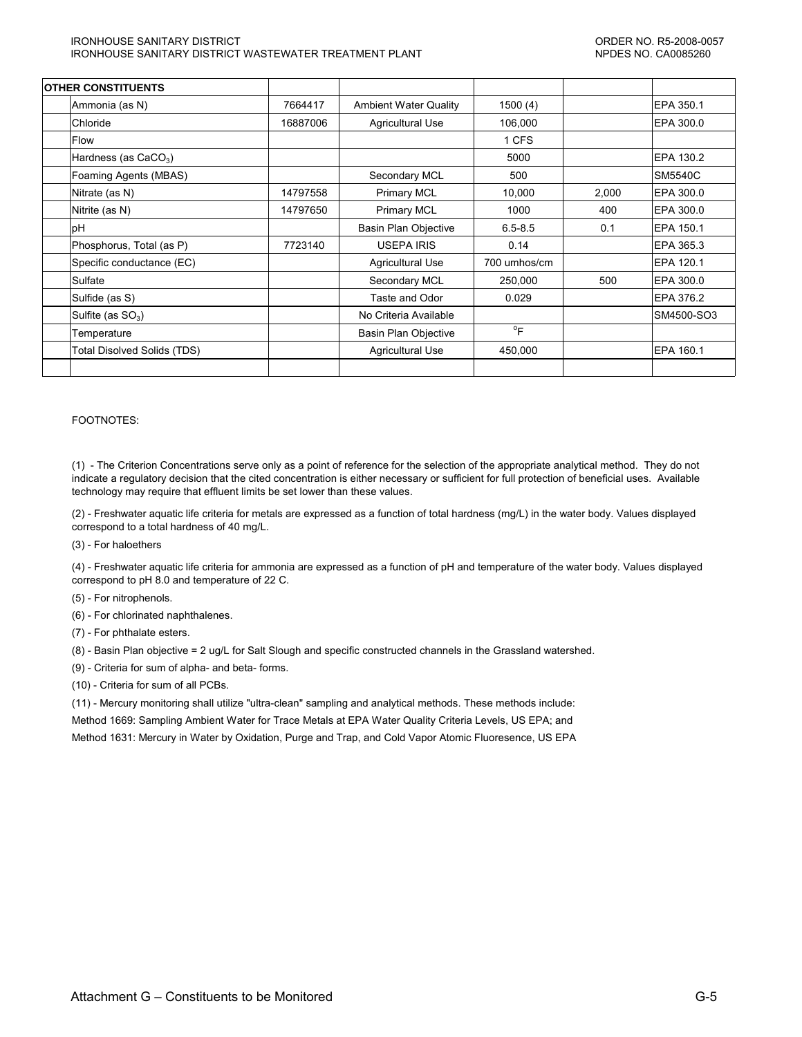| OTHER CONSTITUENTS | | | | | | |
|---|---|---|---|---|---|---|
| | Ammonia (as N) | 7664417 | Ambient Water Quality | 1500 (4) | | EPA 350.1 |
| | Chloride | 16887006 | Agricultural Use | 106,000 | | EPA 300.0 |
| | Flow | | | 1 CFS | | |
| | Hardness (as $CaCO_3$) | | | 5000 | | EPA 130.2 |
| | Foaming Agents (MBAS) | | Secondary MCL | 500 | | SM5540C |
| | Nitrate (as N) | 14797558 | Primary MCL | 10,000 | 2,000 | EPA 300.0 |
| | Nitrite (as N) | 14797650 | Primary MCL | 1000 | 400 | EPA 300.0 |
| | pH | | Basin Plan Objective | 6.5-8.5 | 0.1 | EPA 150.1 |
| | Phosphorus, Total (as P) | 7723140 | USEPA IRIS | 0.14 | | EPA 365.3 |
| | Specific conductance (EC) | | Agricultural Use | 700 umhos/cm | | EPA 120.1 |
| | Sulfate | | Secondary MCL | 250,000 | 500 | EPA 300.0 |
| | Sulfide (as S) | | Taste and Odor | 0.029 | | EPA 376.2 |
| | Sulfite (as $SO_3$) | | No Criteria Available | | | SM4500-SO3 |
| | Temperature | | Basin Plan Objective | $^{o}F$ | | |
| | Total Disolved Solids (TDS) | | Agricultural Use | 450,000 | | EPA 160.1 |
| | | | | | | |

FOOTNOTES:

(1) - The Criterion Concentrations serve only as a point of reference for the selection of the appropriate analytical method. They do not indicate a regulatory decision that the cited concentration is either necessary or sufficient for full protection of beneficial uses. Available technology may require that effluent limits be set lower than these values.

(2) - Freshwater aquatic life criteria for metals are expressed as a function of total hardness (mg/L) in the water body. Values displayed correspond to a total hardness of 40 mg/L.

(3) - For haloethers

(4) - Freshwater aquatic life criteria for ammonia are expressed as a function of pH and temperature of the water body. Values displayed correspond to pH 8.0 and temperature of 22 C.

(5) - For nitrophenols.

(6) - For chlorinated naphthalenes.

(7) - For phthalate esters.

(8) - Basin Plan objective = 2 ug/L for Salt Slough and specific constructed channels in the Grassland watershed.

(9) - Criteria for sum of alpha- and beta- forms.

(10) - Criteria for sum of all PCBs.

(11) - Mercury monitoring shall utilize "ultra-clean" sampling and analytical methods. These methods include:

Method 1669: Sampling Ambient Water for Trace Metals at EPA Water Quality Criteria Levels, US EPA; and

Method 1631: Mercury in Water by Oxidation, Purge and Trap, and Cold Vapor Atomic Fluoresence, US EPA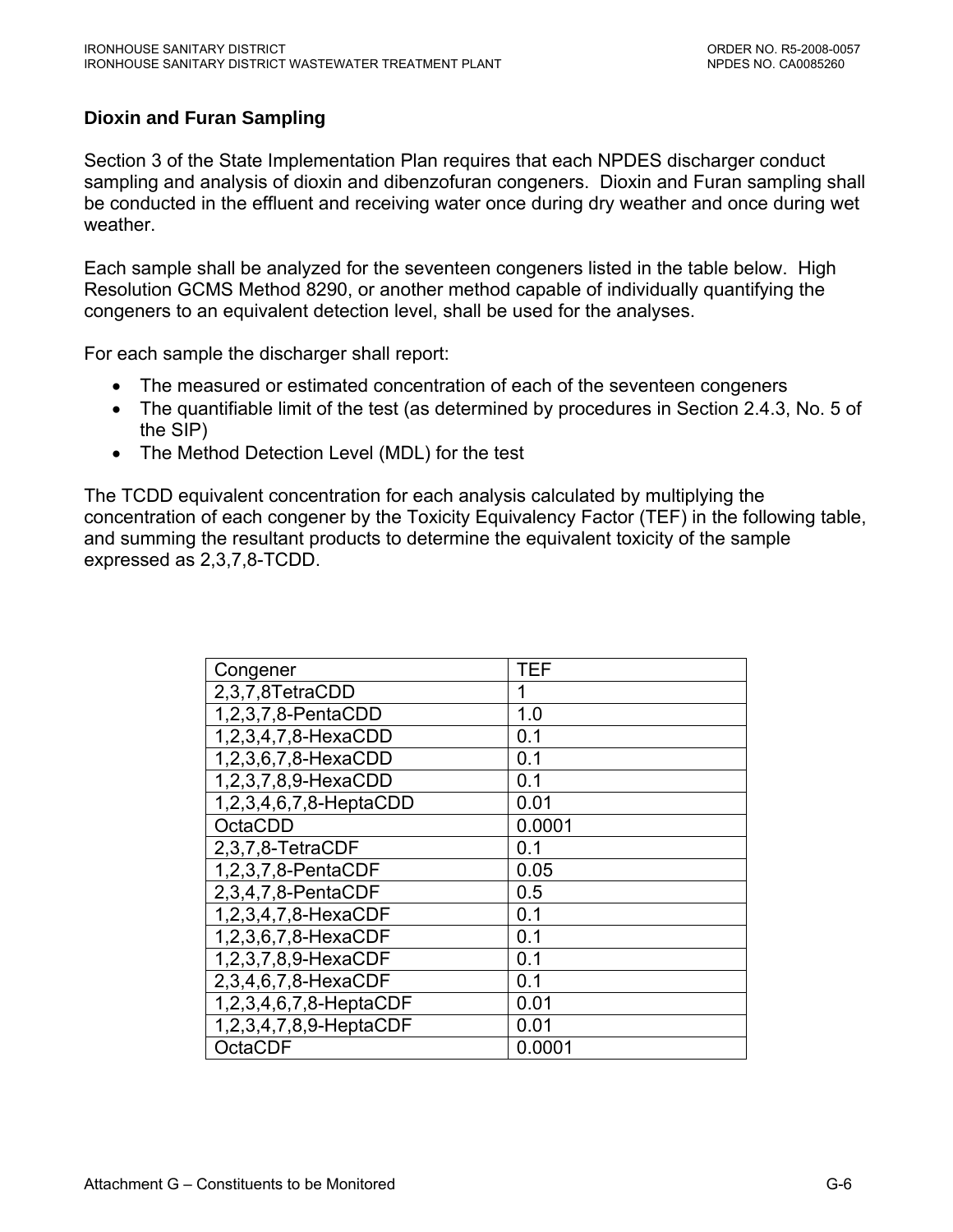### Dioxin and Furan Sampling

Section 3 of the State Implementation Plan requires that each NPDES discharger conduct sampling and analysis of dioxin and dibenzofuran congeners. Dioxin and Furan sampling shall be conducted in the effluent and receiving water once during dry weather and once during wet weather.

Each sample shall be analyzed for the seventeen congeners listed in the table below. High Resolution GCMS Method 8290, or another method capable of individually quantifying the congeners to an equivalent detection level, shall be used for the analyses.

For each sample the discharger shall report:

- The measured or estimated concentration of each of the seventeen congeners
- The quantifiable limit of the test (as determined by procedures in Section 2.4.3, No. 5 of the SIP)
- The Method Detection Level (MDL) for the test

The TCDD equivalent concentration for each analysis calculated by multiplying the concentration of each congener by the Toxicity Equivalency Factor (TEF) in the following table, and summing the resultant products to determine the equivalent toxicity of the sample expressed as 2,3,7,8-TCDD.

| Congener | TEF |
|---|---|
| 2,3,7,8TetraCDD | 1 |
| 1,2,3,7,8-PentaCDD | 1.0 |
| 1,2,3,4,7,8-HexaCDD | 0.1 |
| 1,2,3,6,7,8-HexaCDD | 0.1 |
| 1,2,3,7,8,9-HexaCDD | 0.1 |
| 1,2,3,4,6,7,8-HeptaCDD | 0.01 |
| OctaCDD | 0.0001 |
| 2,3,7,8-TetraCDF | 0.1 |
| 1,2,3,7,8-PentaCDF | 0.05 |
| 2,3,4,7,8-PentaCDF | 0.5 |
| 1,2,3,4,7,8-HexaCDF | 0.1 |
| 1,2,3,6,7,8-HexaCDF | 0.1 |
| 1,2,3,7,8,9-HexaCDF | 0.1 |
| 2,3,4,6,7,8-HexaCDF | 0.1 |
| 1,2,3,4,6,7,8-HeptaCDF | 0.01 |
| 1,2,3,4,7,8,9-HeptaCDF | 0.01 |
| OctaCDF | 0.0001 |